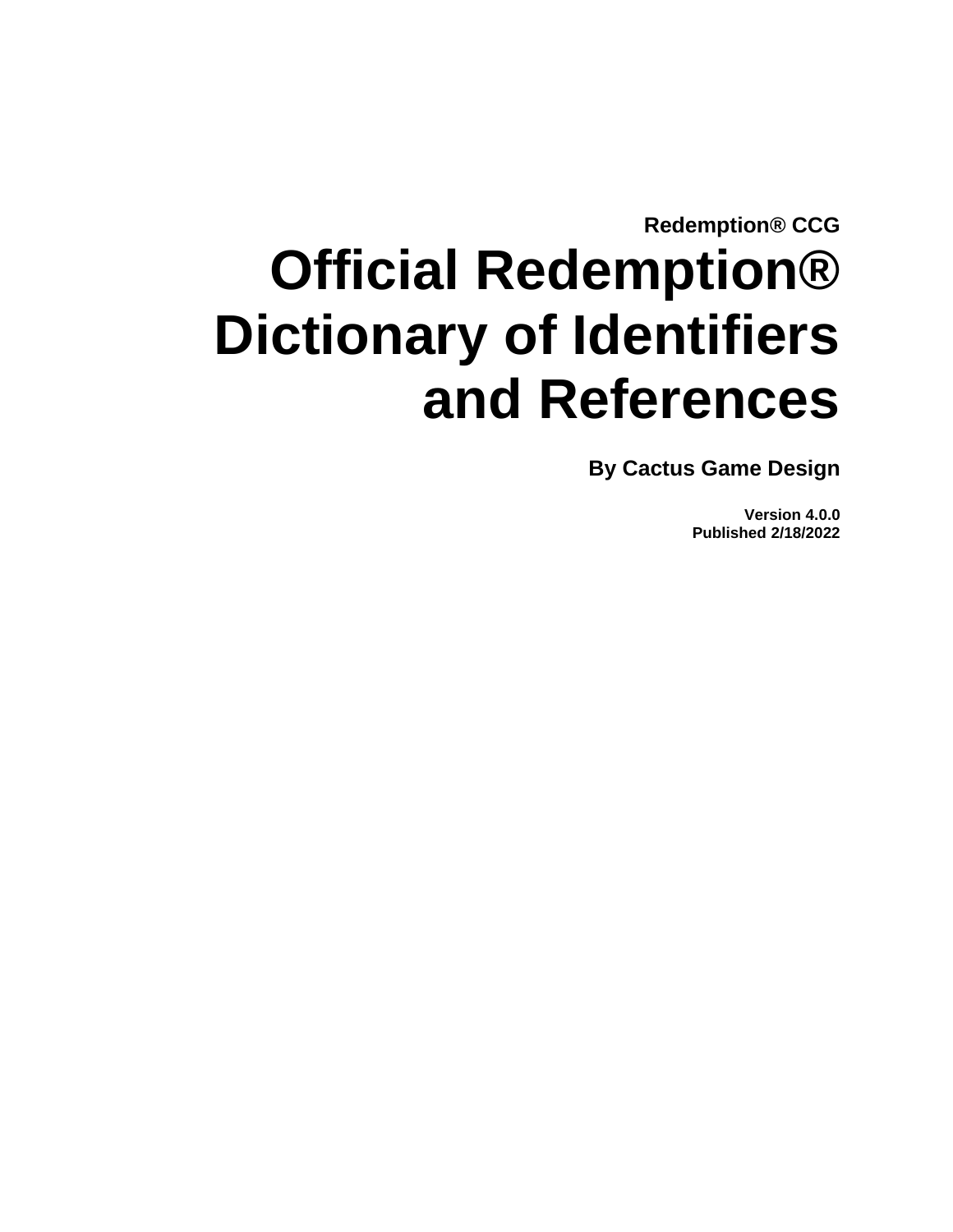**Redemption® CCG**

# Official Redemption® Dictionary of Identifiers and References

**By Cactus Game Design**

**Version 4.0.0**
**Published 2/18/2022**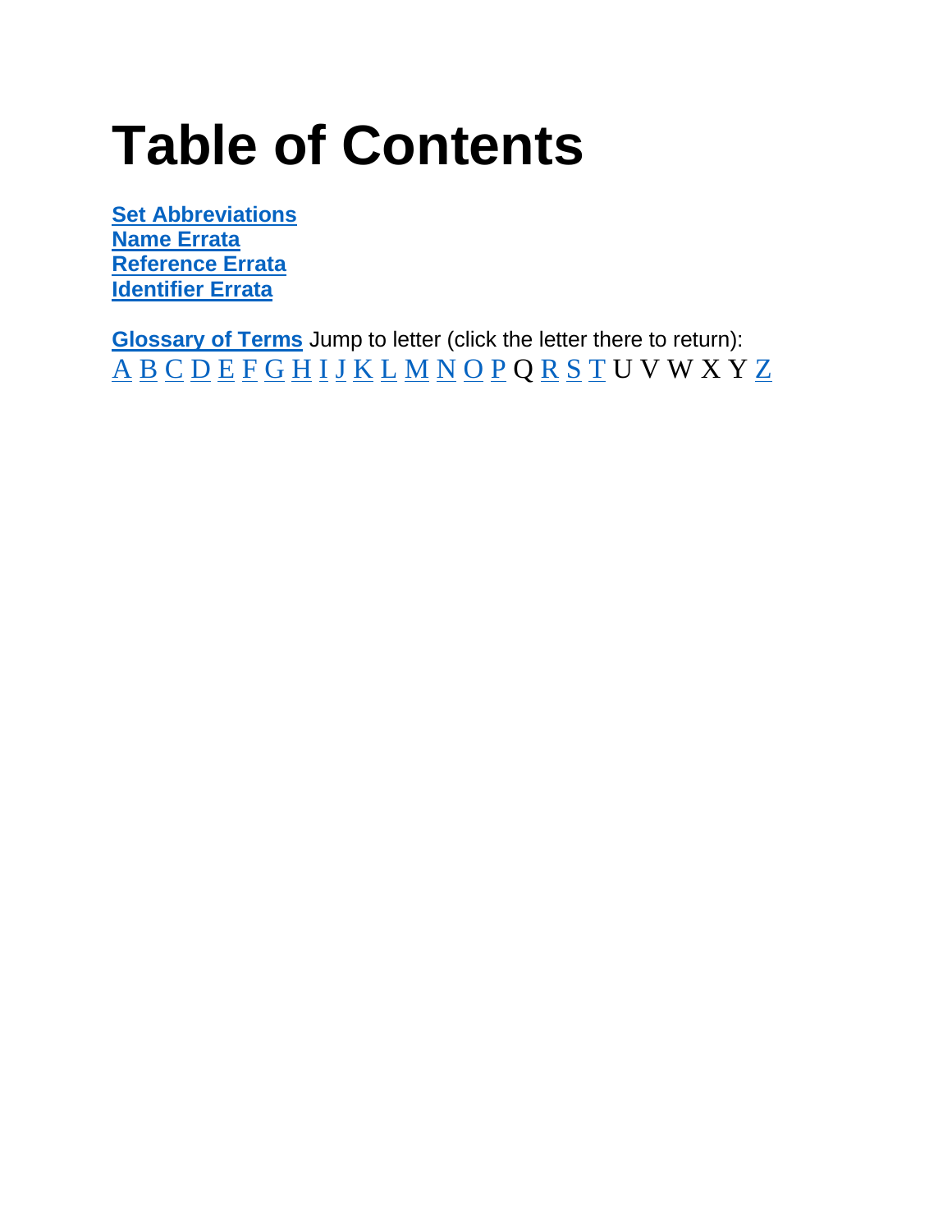# Table of Contents

**Set Abbreviations**
**Name Errata**
**Reference Errata**
**Identifier Errata**

**Glossary of Terms** Jump to letter (click the letter there to return):
A B C D E F G H I J K L M N O P Q R S T U V W X Y Z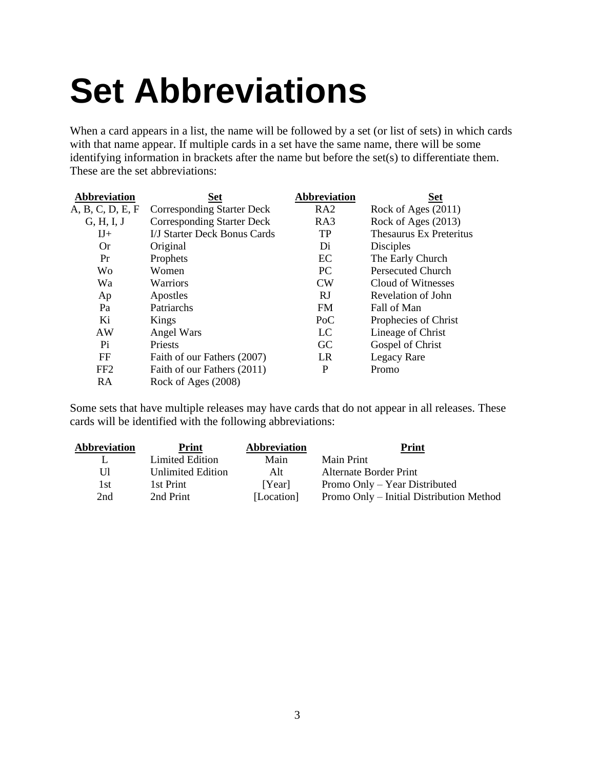# Set Abbreviations

When a card appears in a list, the name will be followed by a set (or list of sets) in which cards with that name appear. If multiple cards in a set have the same name, there will be some identifying information in brackets after the name but before the set(s) to differentiate them. These are the set abbreviations:

| Abbreviation | Set | Abbreviation | Set |
|---|---|---|---|
| A, B, C, D, E, F | Corresponding Starter Deck | RA2 | Rock of Ages (2011) |
| G, H, I, J | Corresponding Starter Deck | RA3 | Rock of Ages (2013) |
| IJ+ | I/J Starter Deck Bonus Cards | TP | Thesaurus Ex Preteritus |
| Or | Original | Di | Disciples |
| Pr | Prophets | EC | The Early Church |
| Wo | Women | PC | Persecuted Church |
| Wa | Warriors | CW | Cloud of Witnesses |
| Ap | Apostles | RJ | Revelation of John |
| Pa | Patriarchs | FM | Fall of Man |
| Ki | Kings | PoC | Prophecies of Christ |
| AW | Angel Wars | LC | Lineage of Christ |
| Pi | Priests | GC | Gospel of Christ |
| FF | Faith of our Fathers (2007) | LR | Legacy Rare |
| FF2 | Faith of our Fathers (2011) | P | Promo |
| RA | Rock of Ages (2008) | | |

Some sets that have multiple releases may have cards that do not appear in all releases. These cards will be identified with the following abbreviations:

| Abbreviation | Print | Abbreviation | Print |
|---|---|---|---|
| L | Limited Edition | Main | Main Print |
| Ul | Unlimited Edition | Alt | Alternate Border Print |
| 1st | 1st Print | [Year] | Promo Only – Year Distributed |
| 2nd | 2nd Print | [Location] | Promo Only – Initial Distribution Method |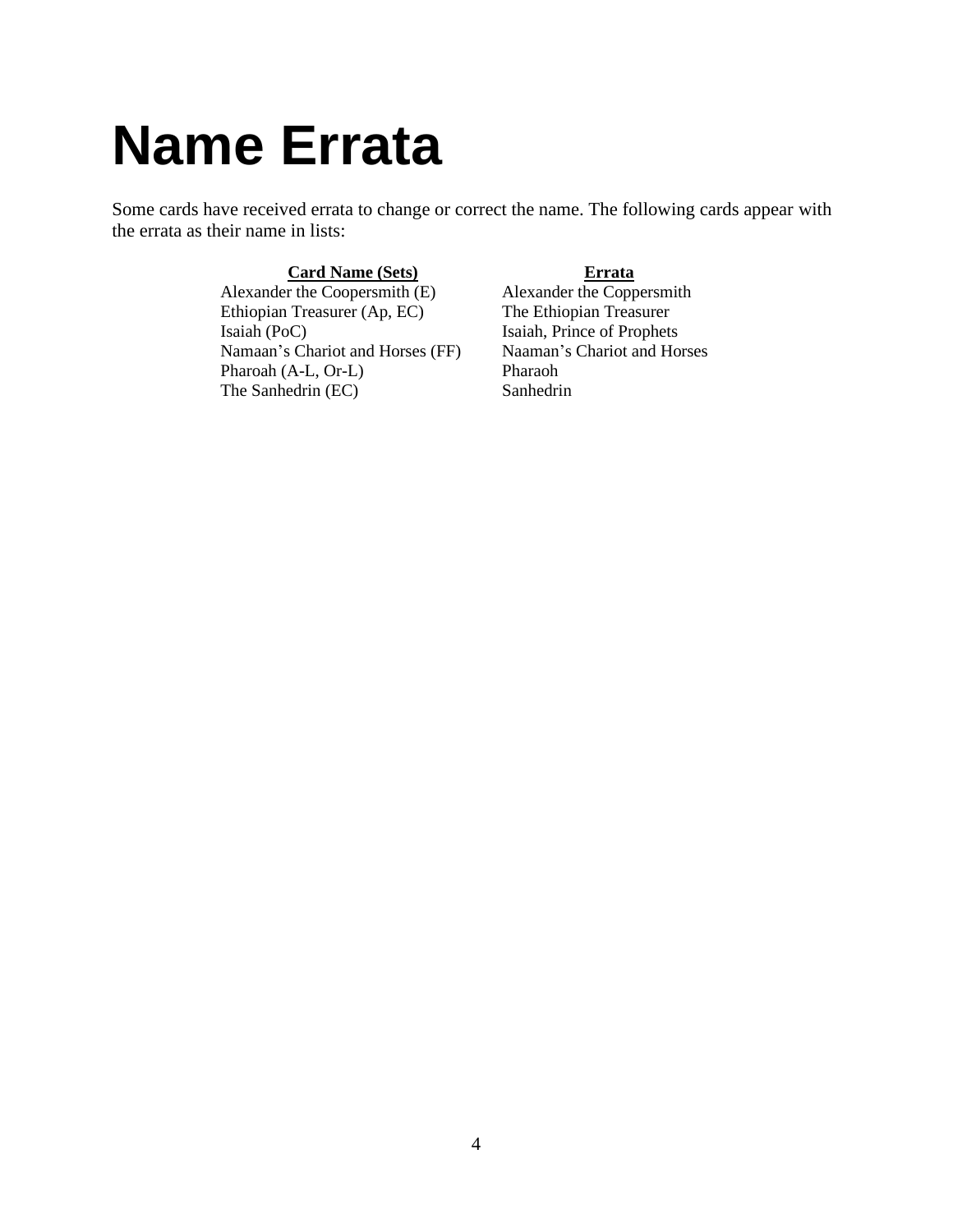# Name Errata

Some cards have received errata to change or correct the name. The following cards appear with the errata as their name in lists:

| Card Name (Sets) | Errata |
| --- | --- |
| Alexander the Coopersmith (E) | Alexander the Coppersmith |
| Ethiopian Treasurer (Ap, EC) | The Ethiopian Treasurer |
| Isaiah (PoC) | Isaiah, Prince of Prophets |
| Namaan's Chariot and Horses (FF) | Naaman's Chariot and Horses |
| Pharoah (A-L, Or-L) | Pharaoh |
| The Sanhedrin (EC) | Sanhedrin |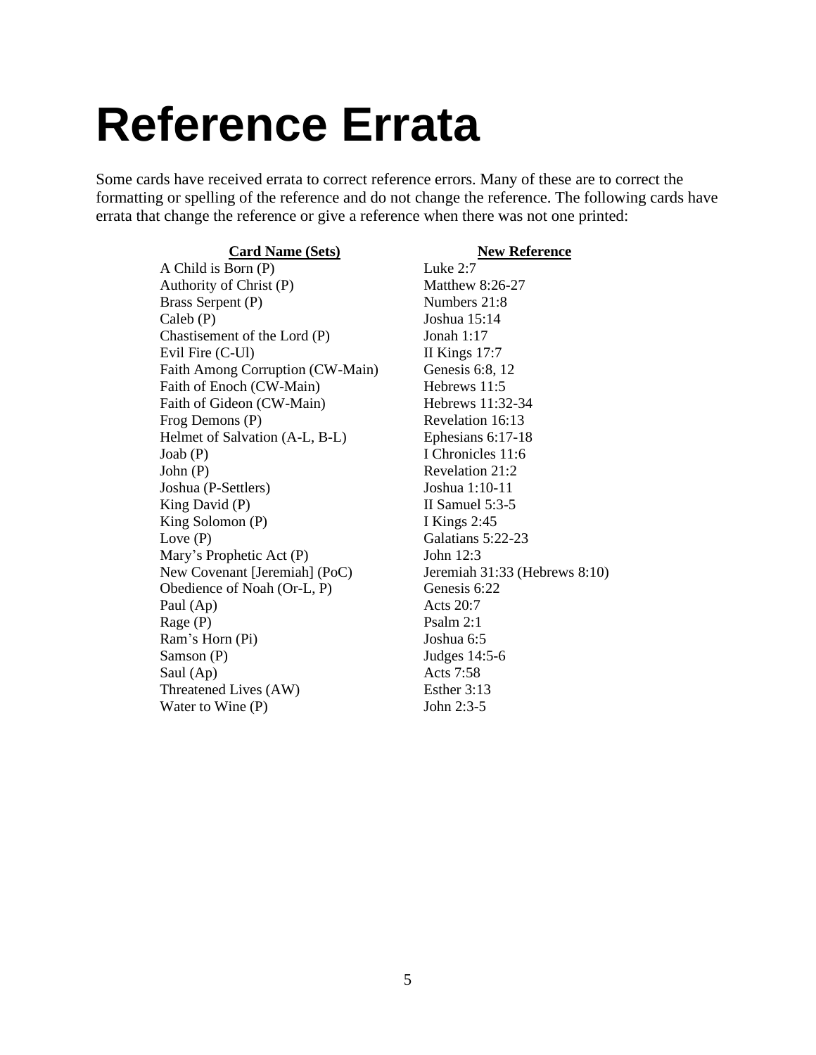# Reference Errata

Some cards have received errata to correct reference errors. Many of these are to correct the formatting or spelling of the reference and do not change the reference. The following cards have errata that change the reference or give a reference when there was not one printed:

| Card Name (Sets) | New Reference |
|---|---|
| A Child is Born (P) | Luke 2:7 |
| Authority of Christ (P) | Matthew 8:26-27 |
| Brass Serpent (P) | Numbers 21:8 |
| Caleb (P) | Joshua 15:14 |
| Chastisement of the Lord (P) | Jonah 1:17 |
| Evil Fire (C-Ul) | II Kings 17:7 |
| Faith Among Corruption (CW-Main) | Genesis 6:8, 12 |
| Faith of Enoch (CW-Main) | Hebrews 11:5 |
| Faith of Gideon (CW-Main) | Hebrews 11:32-34 |
| Frog Demons (P) | Revelation 16:13 |
| Helmet of Salvation (A-L, B-L) | Ephesians 6:17-18 |
| Joab (P) | I Chronicles 11:6 |
| John (P) | Revelation 21:2 |
| Joshua (P-Settlers) | Joshua 1:10-11 |
| King David (P) | II Samuel 5:3-5 |
| King Solomon (P) | I Kings 2:45 |
| Love (P) | Galatians 5:22-23 |
| Mary's Prophetic Act (P) | John 12:3 |
| New Covenant [Jeremiah] (PoC) | Jeremiah 31:33 (Hebrews 8:10) |
| Obedience of Noah (Or-L, P) | Genesis 6:22 |
| Paul (Ap) | Acts 20:7 |
| Rage (P) | Psalm 2:1 |
| Ram's Horn (Pi) | Joshua 6:5 |
| Samson (P) | Judges 14:5-6 |
| Saul (Ap) | Acts 7:58 |
| Threatened Lives (AW) | Esther 3:13 |
| Water to Wine (P) | John 2:3-5 |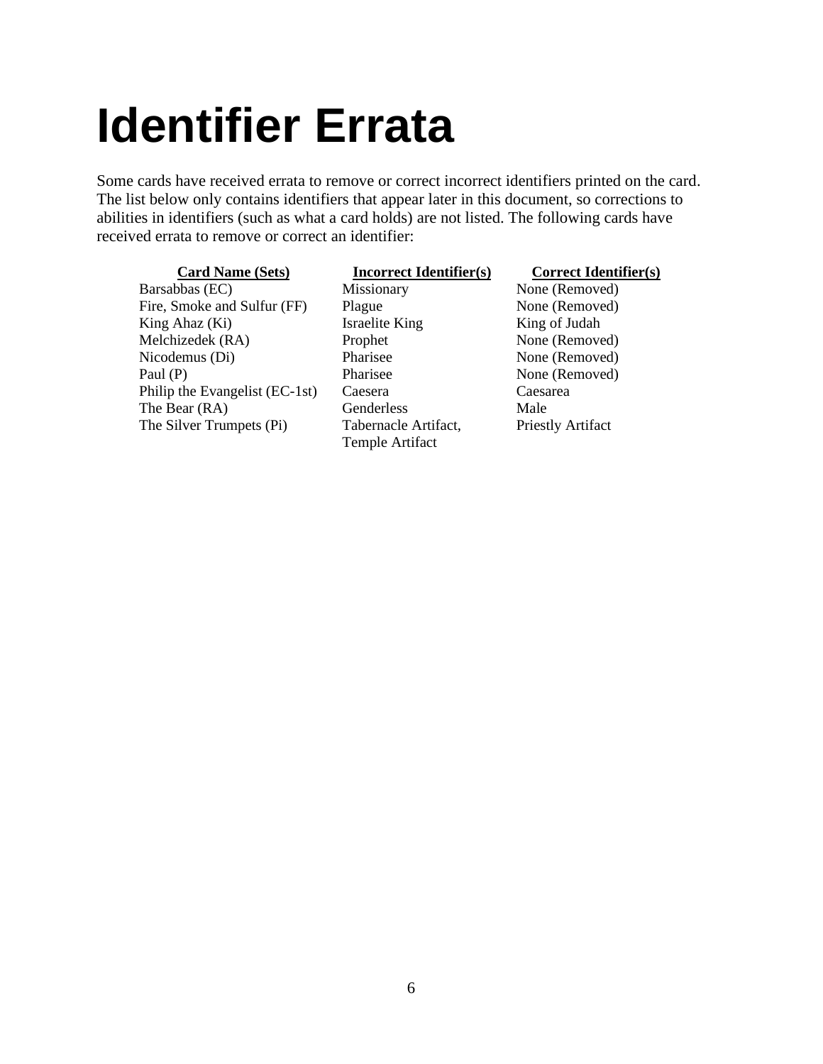# Identifier Errata

Some cards have received errata to remove or correct incorrect identifiers printed on the card. The list below only contains identifiers that appear later in this document, so corrections to abilities in identifiers (such as what a card holds) are not listed. The following cards have received errata to remove or correct an identifier:

| Card Name (Sets) | Incorrect Identifier(s) | Correct Identifier(s) |
|---|---|---|
| Barsabbas (EC) | Missionary | None (Removed) |
| Fire, Smoke and Sulfur (FF) | Plague | None (Removed) |
| King Ahaz (Ki) | Israelite King | King of Judah |
| Melchizedek (RA) | Prophet | None (Removed) |
| Nicodemus (Di) | Pharisee | None (Removed) |
| Paul (P) | Pharisee | None (Removed) |
| Philip the Evangelist (EC-1st) | Caesera | Caesarea |
| The Bear (RA) | Genderless | Male |
| The Silver Trumpets (Pi) | Tabernacle Artifact, Temple Artifact | Priestly Artifact |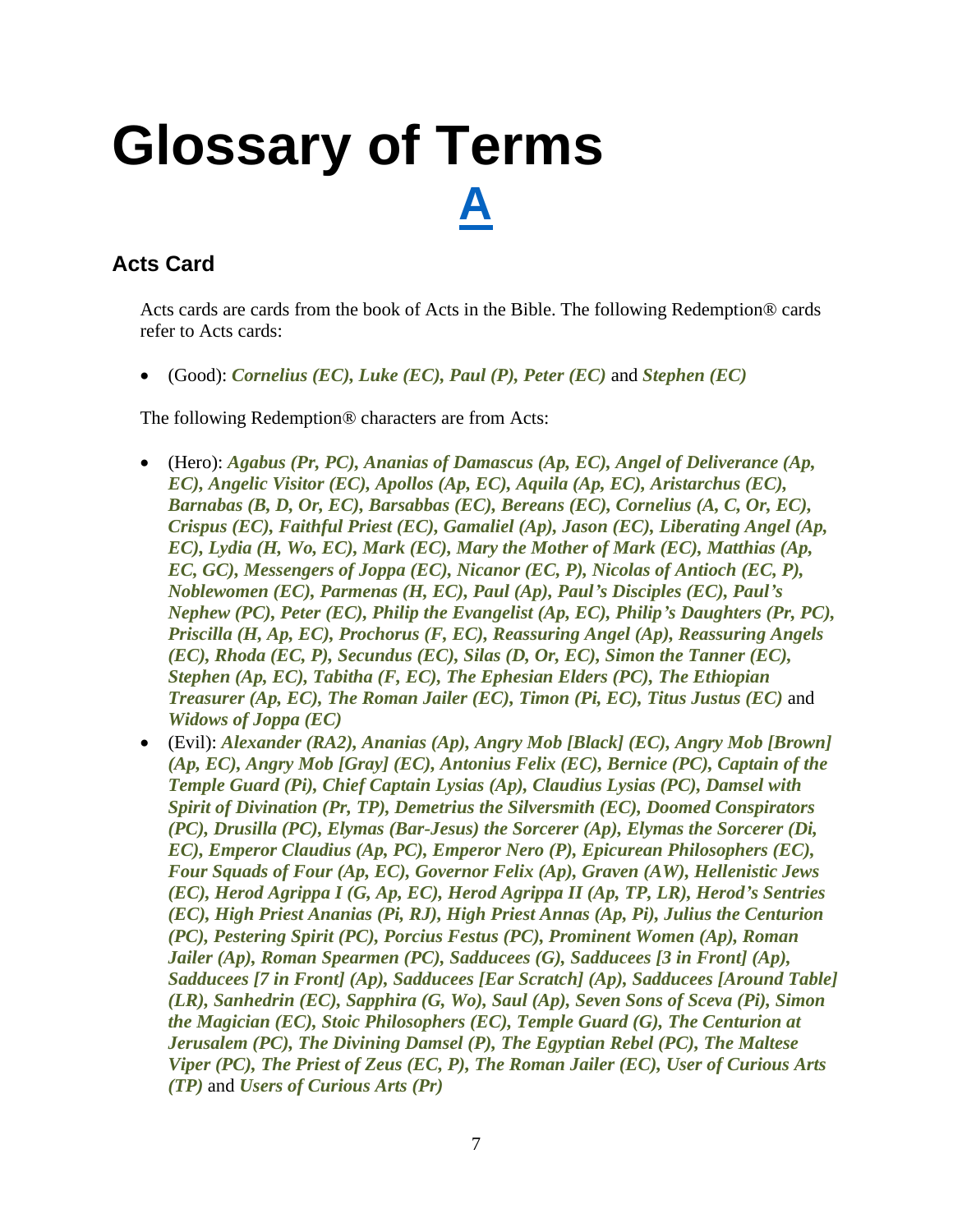# Glossary of Terms

## A

### Acts Card

Acts cards are cards from the book of Acts in the Bible. The following Redemption® cards refer to Acts cards:

- (Good): ***Cornelius (EC), Luke (EC), Paul (P), Peter (EC)*** and ***Stephen (EC)***

The following Redemption® characters are from Acts:

- (Hero): ***Agabus (Pr, PC), Ananias of Damascus (Ap, EC), Angel of Deliverance (Ap, EC), Angelic Visitor (EC), Apollos (Ap, EC), Aquila (Ap, EC), Aristarchus (EC), Barnabas (B, D, Or, EC), Barsabbas (EC), Bereans (EC), Cornelius (A, C, Or, EC), Crispus (EC), Faithful Priest (EC), Gamaliel (Ap), Jason (EC), Liberating Angel (Ap, EC), Lydia (H, Wo, EC), Mark (EC), Mary the Mother of Mark (EC), Matthias (Ap, EC, GC), Messengers of Joppa (EC), Nicanor (EC, P), Nicolas of Antioch (EC, P), Noblewomen (EC), Parmenas (H, EC), Paul (Ap), Paul's Disciples (EC), Paul's Nephew (PC), Peter (EC), Philip the Evangelist (Ap, EC), Philip's Daughters (Pr, PC), Priscilla (H, Ap, EC), Prochorus (F, EC), Reassuring Angel (Ap), Reassuring Angels (EC), Rhoda (EC, P), Secundus (EC), Silas (D, Or, EC), Simon the Tanner (EC), Stephen (Ap, EC), Tabitha (F, EC), The Ephesian Elders (PC), The Ethiopian Treasurer (Ap, EC), The Roman Jailer (EC), Timon (Pi, EC), Titus Justus (EC)*** and ***Widows of Joppa (EC)***
- (Evil): ***Alexander (RA2), Ananias (Ap), Angry Mob [Black] (EC), Angry Mob [Brown] (Ap, EC), Angry Mob [Gray] (EC), Antonius Felix (EC), Bernice (PC), Captain of the Temple Guard (Pi), Chief Captain Lysias (Ap), Claudius Lysias (PC), Damsel with Spirit of Divination (Pr, TP), Demetrius the Silversmith (EC), Doomed Conspirators (PC), Drusilla (PC), Elymas (Bar-Jesus) the Sorcerer (Ap), Elymas the Sorcerer (Di, EC), Emperor Claudius (Ap, PC), Emperor Nero (P), Epicurean Philosophers (EC), Four Squads of Four (Ap, EC), Governor Felix (Ap), Graven (AW), Hellenistic Jews (EC), Herod Agrippa I (G, Ap, EC), Herod Agrippa II (Ap, TP, LR), Herod's Sentries (EC), High Priest Ananias (Pi, RJ), High Priest Annas (Ap, Pi), Julius the Centurion (PC), Pestering Spirit (PC), Porcius Festus (PC), Prominent Women (Ap), Roman Jailer (Ap), Roman Spearmen (PC), Sadducees (G), Sadducees [3 in Front] (Ap), Sadducees [7 in Front] (Ap), Sadducees [Ear Scratch] (Ap), Sadducees [Around Table] (LR), Sanhedrin (EC), Sapphira (G, Wo), Saul (Ap), Seven Sons of Sceva (Pi), Simon the Magician (EC), Stoic Philosophers (EC), Temple Guard (G), The Centurion at Jerusalem (PC), The Divining Damsel (P), The Egyptian Rebel (PC), The Maltese Viper (PC), The Priest of Zeus (EC, P), The Roman Jailer (EC), User of Curious Arts (TP)*** and ***Users of Curious Arts (Pr)***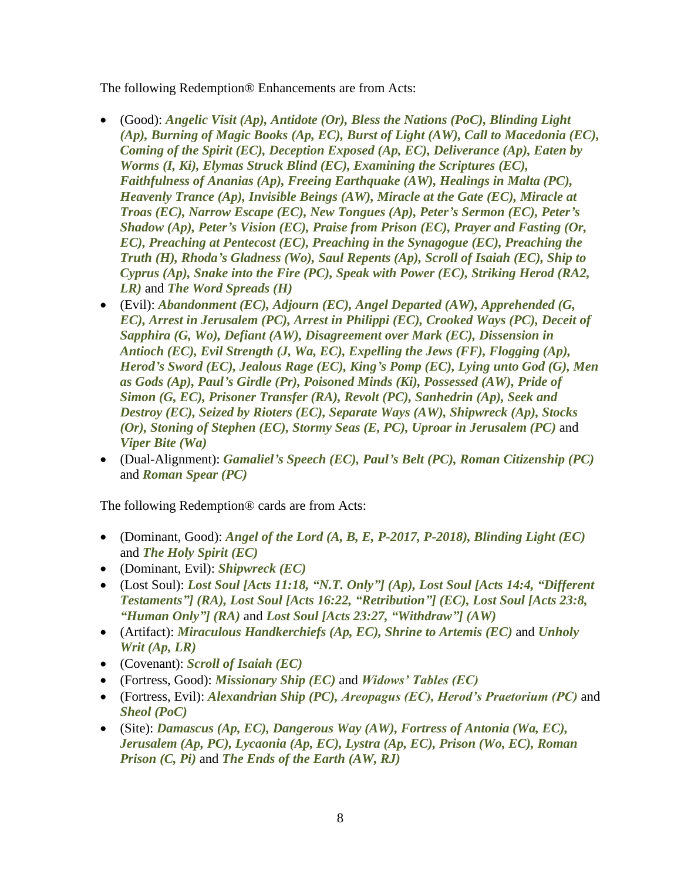The following Redemption® Enhancements are from Acts:

- (Good): ***Angelic Visit (Ap), Antidote (Or), Bless the Nations (PoC), Blinding Light (Ap), Burning of Magic Books (Ap, EC), Burst of Light (AW), Call to Macedonia (EC), Coming of the Spirit (EC), Deception Exposed (Ap, EC), Deliverance (Ap), Eaten by Worms (I, Ki), Elymas Struck Blind (EC), Examining the Scriptures (EC), Faithfulness of Ananias (Ap), Freeing Earthquake (AW), Healings in Malta (PC), Heavenly Trance (Ap), Invisible Beings (AW), Miracle at the Gate (EC), Miracle at Troas (EC), Narrow Escape (EC), New Tongues (Ap), Peter's Sermon (EC), Peter's Shadow (Ap), Peter's Vision (EC), Praise from Prison (EC), Prayer and Fasting (Or, EC), Preaching at Pentecost (EC), Preaching in the Synagogue (EC), Preaching the Truth (H), Rhoda's Gladness (Wo), Saul Repents (Ap), Scroll of Isaiah (EC), Ship to Cyprus (Ap), Snake into the Fire (PC), Speak with Power (EC), Striking Herod (RA2, LR)*** and ***The Word Spreads (H)***
- (Evil): ***Abandonment (EC), Adjourn (EC), Angel Departed (AW), Apprehended (G, EC), Arrest in Jerusalem (PC), Arrest in Philippi (EC), Crooked Ways (PC), Deceit of Sapphira (G, Wo), Defiant (AW), Disagreement over Mark (EC), Dissension in Antioch (EC), Evil Strength (J, Wa, EC), Expelling the Jews (FF), Flogging (Ap), Herod's Sword (EC), Jealous Rage (EC), King's Pomp (EC), Lying unto God (G), Men as Gods (Ap), Paul's Girdle (Pr), Poisoned Minds (Ki), Possessed (AW), Pride of Simon (G, EC), Prisoner Transfer (RA), Revolt (PC), Sanhedrin (Ap), Seek and Destroy (EC), Seized by Rioters (EC), Separate Ways (AW), Shipwreck (Ap), Stocks (Or), Stoning of Stephen (EC), Stormy Seas (E, PC), Uproar in Jerusalem (PC)*** and ***Viper Bite (Wa)***
- (Dual-Alignment): ***Gamaliel's Speech (EC), Paul's Belt (PC), Roman Citizenship (PC)*** and ***Roman Spear (PC)***

The following Redemption® cards are from Acts:

- (Dominant, Good): ***Angel of the Lord (A, B, E, P-2017, P-2018), Blinding Light (EC)*** and ***The Holy Spirit (EC)***
- (Dominant, Evil): ***Shipwreck (EC)***
- (Lost Soul): ***Lost Soul [Acts 11:18, "N.T. Only"] (Ap), Lost Soul [Acts 14:4, "Different Testaments"] (RA), Lost Soul [Acts 16:22, "Retribution"] (EC), Lost Soul [Acts 23:8, "Human Only"] (RA)*** and ***Lost Soul [Acts 23:27, "Withdraw"] (AW)***
- (Artifact): ***Miraculous Handkerchiefs (Ap, EC), Shrine to Artemis (EC)*** and ***Unholy Writ (Ap, LR)***
- (Covenant): ***Scroll of Isaiah (EC)***
- (Fortress, Good): ***Missionary Ship (EC)*** and ***Widows' Tables (EC)***
- (Fortress, Evil): ***Alexandrian Ship (PC), Areopagus (EC), Herod's Praetorium (PC)*** and ***Sheol (PoC)***
- (Site): ***Damascus (Ap, EC), Dangerous Way (AW), Fortress of Antonia (Wa, EC), Jerusalem (Ap, PC), Lycaonia (Ap, EC), Lystra (Ap, EC), Prison (Wo, EC), Roman Prison (C, Pi)*** and ***The Ends of the Earth (AW, RJ)***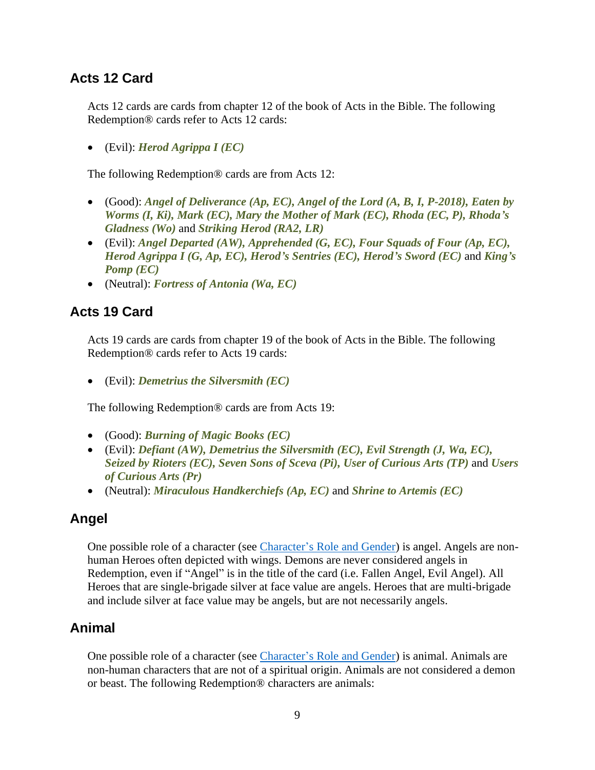## Acts 12 Card

Acts 12 cards are cards from chapter 12 of the book of Acts in the Bible. The following Redemption® cards refer to Acts 12 cards:

- (Evil): ***Herod Agrippa I (EC)***

The following Redemption® cards are from Acts 12:

- (Good): ***Angel of Deliverance (Ap, EC), Angel of the Lord (A, B, I, P-2018), Eaten by Worms (I, Ki), Mark (EC), Mary the Mother of Mark (EC), Rhoda (EC, P), Rhoda's Gladness (Wo)*** and ***Striking Herod (RA2, LR)***
- (Evil): ***Angel Departed (AW), Apprehended (G, EC), Four Squads of Four (Ap, EC), Herod Agrippa I (G, Ap, EC), Herod's Sentries (EC), Herod's Sword (EC)*** and ***King's Pomp (EC)***
- (Neutral): ***Fortress of Antonia (Wa, EC)***

## Acts 19 Card

Acts 19 cards are cards from chapter 19 of the book of Acts in the Bible. The following Redemption® cards refer to Acts 19 cards:

- (Evil): ***Demetrius the Silversmith (EC)***

The following Redemption® cards are from Acts 19:

- (Good): ***Burning of Magic Books (EC)***
- (Evil): ***Defiant (AW), Demetrius the Silversmith (EC), Evil Strength (J, Wa, EC), Seized by Rioters (EC), Seven Sons of Sceva (Pi), User of Curious Arts (TP)*** and ***Users of Curious Arts (Pr)***
- (Neutral): ***Miraculous Handkerchiefs (Ap, EC)*** and ***Shrine to Artemis (EC)***

## Angel

One possible role of a character (see Character's Role and Gender) is angel. Angels are non-human Heroes often depicted with wings. Demons are never considered angels in Redemption, even if "Angel" is in the title of the card (i.e. Fallen Angel, Evil Angel). All Heroes that are single-brigade silver at face value are angels. Heroes that are multi-brigade and include silver at face value may be angels, but are not necessarily angels.

## Animal

One possible role of a character (see Character's Role and Gender) is animal. Animals are non-human characters that are not of a spiritual origin. Animals are not considered a demon or beast. The following Redemption® characters are animals: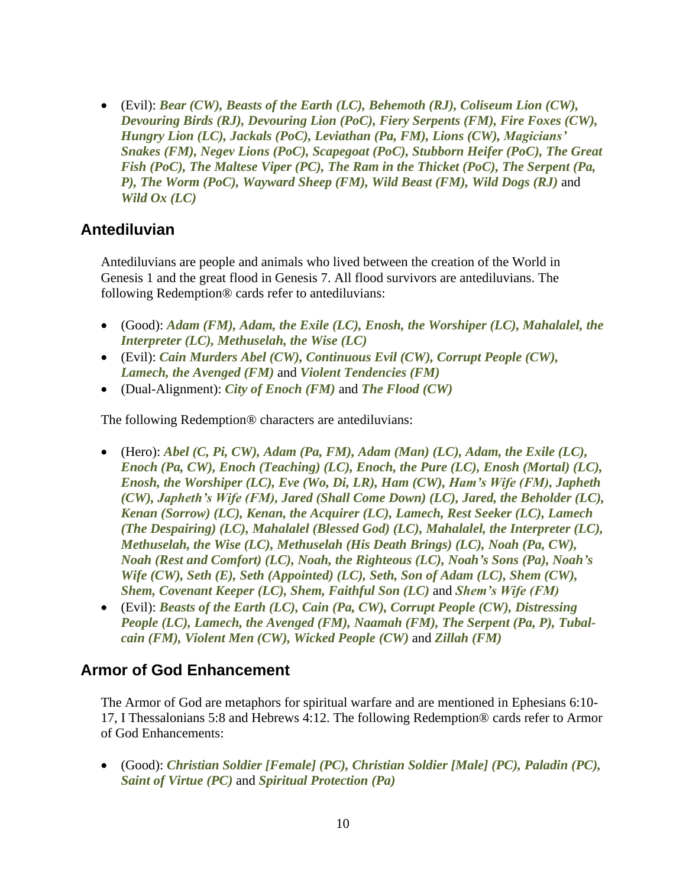- (Evil): ***Bear (CW), Beasts of the Earth (LC), Behemoth (RJ), Coliseum Lion (CW), Devouring Birds (RJ), Devouring Lion (PoC), Fiery Serpents (FM), Fire Foxes (CW), Hungry Lion (LC), Jackals (PoC), Leviathan (Pa, FM), Lions (CW), Magicians' Snakes (FM), Negev Lions (PoC), Scapegoat (PoC), Stubborn Heifer (PoC), The Great Fish (PoC), The Maltese Viper (PC), The Ram in the Thicket (PoC), The Serpent (Pa, P), The Worm (PoC), Wayward Sheep (FM), Wild Beast (FM), Wild Dogs (RJ)*** and ***Wild Ox (LC)***

## Antediluvian

Antediluvians are people and animals who lived between the creation of the World in Genesis 1 and the great flood in Genesis 7. All flood survivors are antediluvians. The following Redemption® cards refer to antediluvians:

- (Good): ***Adam (FM), Adam, the Exile (LC), Enosh, the Worshiper (LC), Mahalalel, the Interpreter (LC), Methuselah, the Wise (LC)***
- (Evil): ***Cain Murders Abel (CW), Continuous Evil (CW), Corrupt People (CW), Lamech, the Avenged (FM)*** and ***Violent Tendencies (FM)***
- (Dual-Alignment): ***City of Enoch (FM)*** and ***The Flood (CW)***

The following Redemption® characters are antediluvians:

- (Hero): ***Abel (C, Pi, CW), Adam (Pa, FM), Adam (Man) (LC), Adam, the Exile (LC), Enoch (Pa, CW), Enoch (Teaching) (LC), Enoch, the Pure (LC), Enosh (Mortal) (LC), Enosh, the Worshiper (LC), Eve (Wo, Di, LR), Ham (CW), Ham's Wife (FM), Japheth (CW), Japheth's Wife (FM), Jared (Shall Come Down) (LC), Jared, the Beholder (LC), Kenan (Sorrow) (LC), Kenan, the Acquirer (LC), Lamech, Rest Seeker (LC), Lamech (The Despairing) (LC), Mahalalel (Blessed God) (LC), Mahalalel, the Interpreter (LC), Methuselah, the Wise (LC), Methuselah (His Death Brings) (LC), Noah (Pa, CW), Noah (Rest and Comfort) (LC), Noah, the Righteous (LC), Noah's Sons (Pa), Noah's Wife (CW), Seth (E), Seth (Appointed) (LC), Seth, Son of Adam (LC), Shem (CW), Shem, Covenant Keeper (LC), Shem, Faithful Son (LC)*** and ***Shem's Wife (FM)***
- (Evil): ***Beasts of the Earth (LC), Cain (Pa, CW), Corrupt People (CW), Distressing People (LC), Lamech, the Avenged (FM), Naamah (FM), The Serpent (Pa, P), Tubal-cain (FM), Violent Men (CW), Wicked People (CW)*** and ***Zillah (FM)***

## Armor of God Enhancement

The Armor of God are metaphors for spiritual warfare and are mentioned in Ephesians 6:10-17, I Thessalonians 5:8 and Hebrews 4:12. The following Redemption® cards refer to Armor of God Enhancements:

- (Good): ***Christian Soldier [Female] (PC), Christian Soldier [Male] (PC), Paladin (PC), Saint of Virtue (PC)*** and ***Spiritual Protection (Pa)***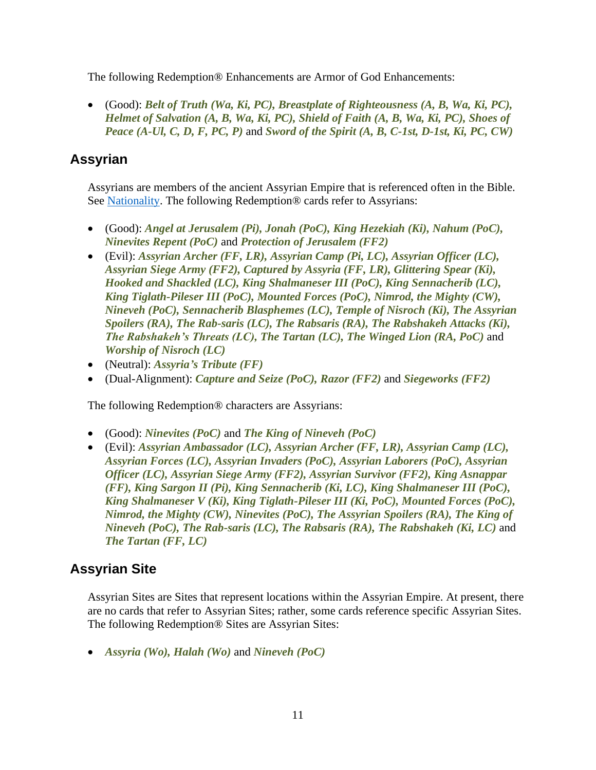The following Redemption® Enhancements are Armor of God Enhancements:

- (Good): ***Belt of Truth (Wa, Ki, PC), Breastplate of Righteousness (A, B, Wa, Ki, PC), Helmet of Salvation (A, B, Wa, Ki, PC), Shield of Faith (A, B, Wa, Ki, PC), Shoes of Peace (A-Ul, C, D, F, PC, P)*** and ***Sword of the Spirit (A, B, C-1st, D-1st, Ki, PC, CW)***

## Assyrian

Assyrians are members of the ancient Assyrian Empire that is referenced often in the Bible. See Nationality. The following Redemption® cards refer to Assyrians:

- (Good): ***Angel at Jerusalem (Pi), Jonah (PoC), King Hezekiah (Ki), Nahum (PoC), Ninevites Repent (PoC)*** and ***Protection of Jerusalem (FF2)***
- (Evil): ***Assyrian Archer (FF, LR), Assyrian Camp (Pi, LC), Assyrian Officer (LC), Assyrian Siege Army (FF2), Captured by Assyria (FF, LR), Glittering Spear (Ki), Hooked and Shackled (LC), King Shalmaneser III (PoC), King Sennacherib (LC), King Tiglath-Pileser III (PoC), Mounted Forces (PoC), Nimrod, the Mighty (CW), Nineveh (PoC), Sennacherib Blasphemes (LC), Temple of Nisroch (Ki), The Assyrian Spoilers (RA), The Rab-saris (LC), The Rabsaris (RA), The Rabshakeh Attacks (Ki), The Rabshakeh's Threats (LC), The Tartan (LC), The Winged Lion (RA, PoC)*** and ***Worship of Nisroch (LC)***
- (Neutral): ***Assyria's Tribute (FF)***
- (Dual-Alignment): ***Capture and Seize (PoC), Razor (FF2)*** and ***Siegeworks (FF2)***

The following Redemption® characters are Assyrians:

- (Good): ***Ninevites (PoC)*** and ***The King of Nineveh (PoC)***
- (Evil): ***Assyrian Ambassador (LC), Assyrian Archer (FF, LR), Assyrian Camp (LC), Assyrian Forces (LC), Assyrian Invaders (PoC), Assyrian Laborers (PoC), Assyrian Officer (LC), Assyrian Siege Army (FF2), Assyrian Survivor (FF2), King Asnappar (FF), King Sargon II (Pi), King Sennacherib (Ki, LC), King Shalmaneser III (PoC), King Shalmaneser V (Ki), King Tiglath-Pileser III (Ki, PoC), Mounted Forces (PoC), Nimrod, the Mighty (CW), Ninevites (PoC), The Assyrian Spoilers (RA), The King of Nineveh (PoC), The Rab-saris (LC), The Rabsaris (RA), The Rabshakeh (Ki, LC)*** and ***The Tartan (FF, LC)***

## Assyrian Site

Assyrian Sites are Sites that represent locations within the Assyrian Empire. At present, there are no cards that refer to Assyrian Sites; rather, some cards reference specific Assyrian Sites. The following Redemption® Sites are Assyrian Sites:

- ***Assyria (Wo), Halah (Wo)*** and ***Nineveh (PoC)***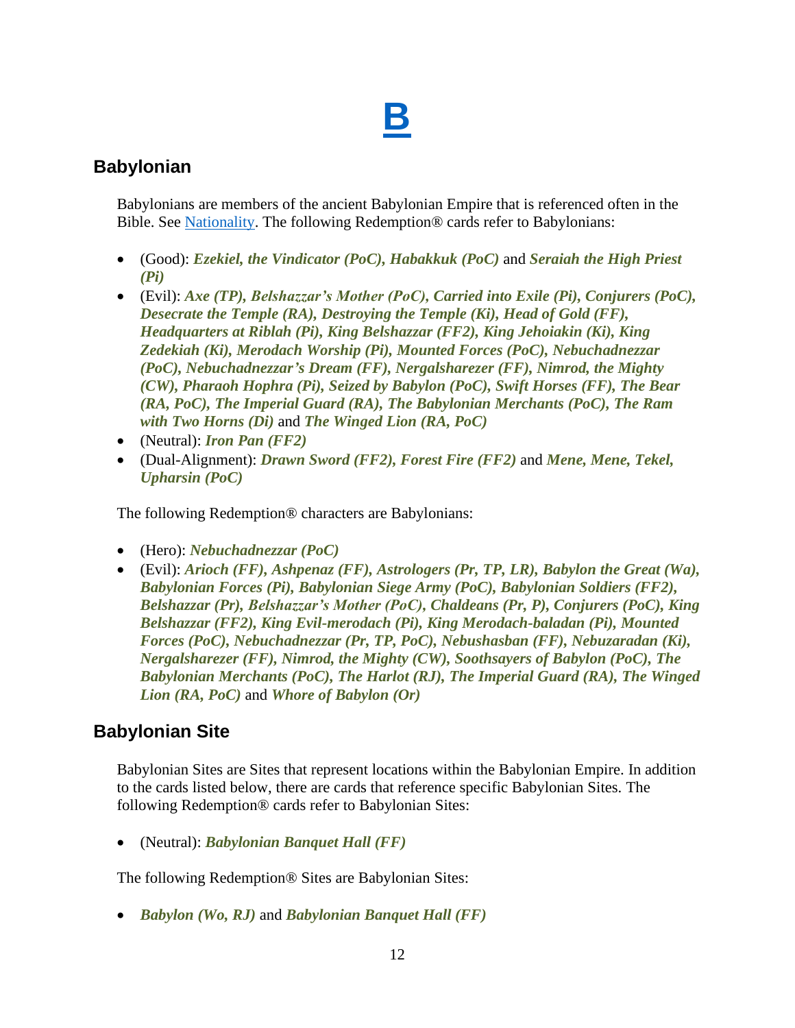# [B]()

## Babylonian

Babylonians are members of the ancient Babylonian Empire that is referenced often in the Bible. See [Nationality](). The following Redemption® cards refer to Babylonians:

- (Good): ***Ezekiel, the Vindicator (PoC), Habakkuk (PoC)*** and ***Seraiah the High Priest (Pi)***
- (Evil): ***Axe (TP), Belshazzar's Mother (PoC), Carried into Exile (Pi), Conjurers (PoC), Desecrate the Temple (RA), Destroying the Temple (Ki), Head of Gold (FF), Headquarters at Riblah (Pi), King Belshazzar (FF2), King Jehoiakin (Ki), King Zedekiah (Ki), Merodach Worship (Pi), Mounted Forces (PoC), Nebuchadnezzar (PoC), Nebuchadnezzar's Dream (FF), Nergalsharezer (FF), Nimrod, the Mighty (CW), Pharaoh Hophra (Pi), Seized by Babylon (PoC), Swift Horses (FF), The Bear (RA, PoC), The Imperial Guard (RA), The Babylonian Merchants (PoC), The Ram with Two Horns (Di)*** and ***The Winged Lion (RA, PoC)***
- (Neutral): ***Iron Pan (FF2)***
- (Dual-Alignment): ***Drawn Sword (FF2), Forest Fire (FF2)*** and ***Mene, Mene, Tekel, Upharsin (PoC)***

The following Redemption® characters are Babylonians:

- (Hero): ***Nebuchadnezzar (PoC)***
- (Evil): ***Arioch (FF), Ashpenaz (FF), Astrologers (Pr, TP, LR), Babylon the Great (Wa), Babylonian Forces (Pi), Babylonian Siege Army (PoC), Babylonian Soldiers (FF2), Belshazzar (Pr), Belshazzar's Mother (PoC), Chaldeans (Pr, P), Conjurers (PoC), King Belshazzar (FF2), King Evil-merodach (Pi), King Merodach-baladan (Pi), Mounted Forces (PoC), Nebuchadnezzar (Pr, TP, PoC), Nebushasban (FF), Nebuzaradan (Ki), Nergalsharezer (FF), Nimrod, the Mighty (CW), Soothsayers of Babylon (PoC), The Babylonian Merchants (PoC), The Harlot (RJ), The Imperial Guard (RA), The Winged Lion (RA, PoC)*** and ***Whore of Babylon (Or)***

## Babylonian Site

Babylonian Sites are Sites that represent locations within the Babylonian Empire. In addition to the cards listed below, there are cards that reference specific Babylonian Sites. The following Redemption® cards refer to Babylonian Sites:

- (Neutral): ***Babylonian Banquet Hall (FF)***

The following Redemption® Sites are Babylonian Sites:

- ***Babylon (Wo, RJ)*** and ***Babylonian Banquet Hall (FF)***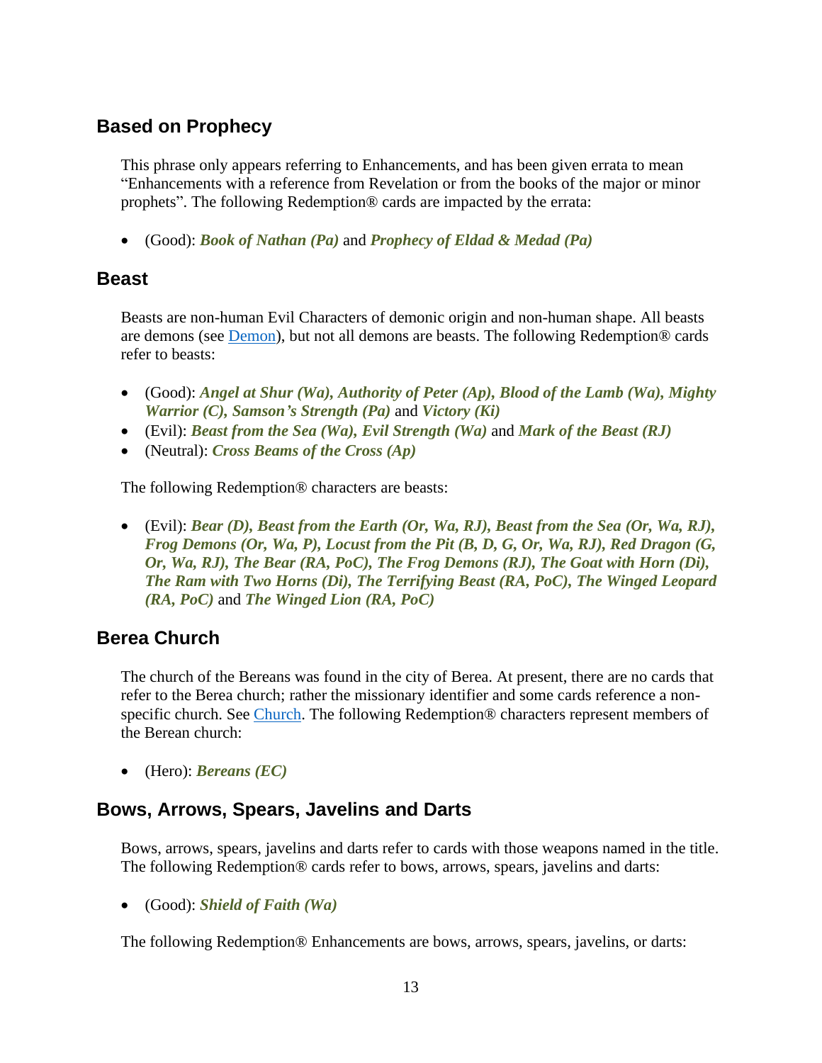## Based on Prophecy

This phrase only appears referring to Enhancements, and has been given errata to mean "Enhancements with a reference from Revelation or from the books of the major or minor prophets". The following Redemption® cards are impacted by the errata:

- (Good): ***Book of Nathan (Pa)*** and ***Prophecy of Eldad & Medad (Pa)***

## Beast

Beasts are non-human Evil Characters of demonic origin and non-human shape. All beasts are demons (see Demon), but not all demons are beasts. The following Redemption® cards refer to beasts:

- (Good): ***Angel at Shur (Wa), Authority of Peter (Ap), Blood of the Lamb (Wa), Mighty Warrior (C), Samson's Strength (Pa)*** and ***Victory (Ki)***
- (Evil): ***Beast from the Sea (Wa), Evil Strength (Wa)*** and ***Mark of the Beast (RJ)***
- (Neutral): ***Cross Beams of the Cross (Ap)***

The following Redemption® characters are beasts:

- (Evil): ***Bear (D), Beast from the Earth (Or, Wa, RJ), Beast from the Sea (Or, Wa, RJ), Frog Demons (Or, Wa, P), Locust from the Pit (B, D, G, Or, Wa, RJ), Red Dragon (G, Or, Wa, RJ), The Bear (RA, PoC), The Frog Demons (RJ), The Goat with Horn (Di), The Ram with Two Horns (Di), The Terrifying Beast (RA, PoC), The Winged Leopard (RA, PoC)*** and ***The Winged Lion (RA, PoC)***

## Berea Church

The church of the Bereans was found in the city of Berea. At present, there are no cards that refer to the Berea church; rather the missionary identifier and some cards reference a non-specific church. See Church. The following Redemption® characters represent members of the Berean church:

- (Hero): ***Bereans (EC)***

## Bows, Arrows, Spears, Javelins and Darts

Bows, arrows, spears, javelins and darts refer to cards with those weapons named in the title. The following Redemption® cards refer to bows, arrows, spears, javelins and darts:

- (Good): ***Shield of Faith (Wa)***

The following Redemption® Enhancements are bows, arrows, spears, javelins, or darts: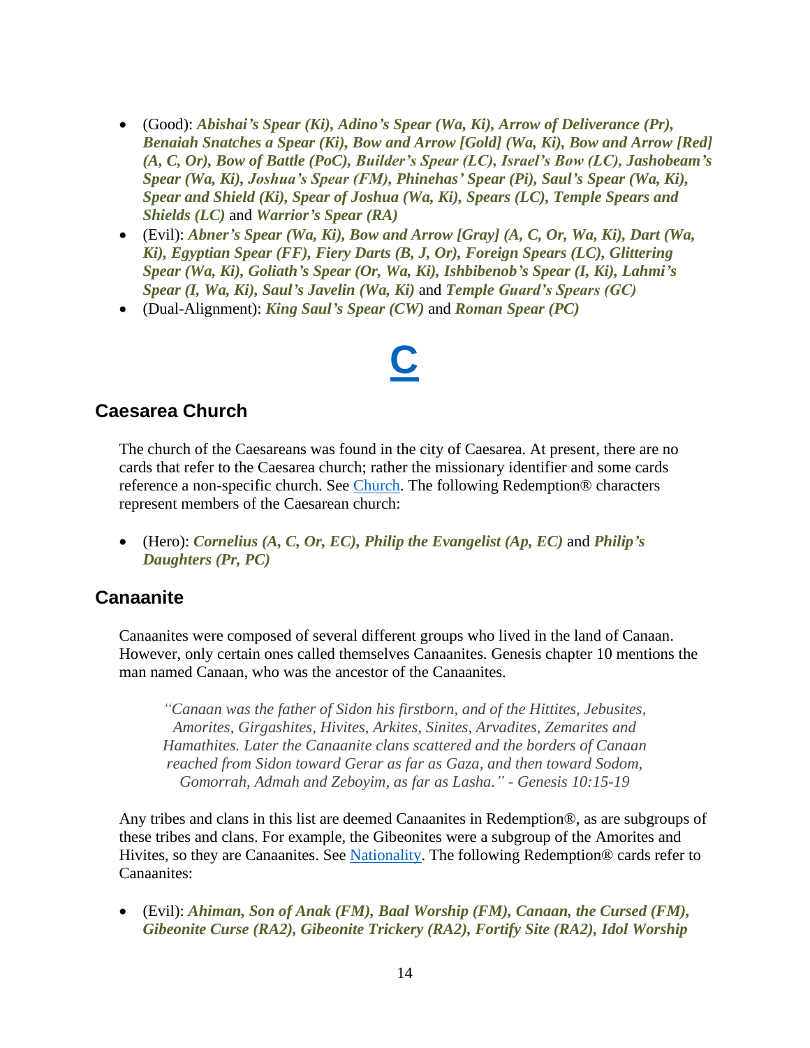- (Good): ***Abishai's Spear (Ki), Adino's Spear (Wa, Ki), Arrow of Deliverance (Pr), Benaiah Snatches a Spear (Ki), Bow and Arrow [Gold] (Wa, Ki), Bow and Arrow [Red] (A, C, Or), Bow of Battle (PoC), Builder's Spear (LC), Israel's Bow (LC), Jashobeam's Spear (Wa, Ki), Joshua's Spear (FM), Phinehas' Spear (Pi), Saul's Spear (Wa, Ki), Spear and Shield (Ki), Spear of Joshua (Wa, Ki), Spears (LC), Temple Spears and Shields (LC)*** and ***Warrior's Spear (RA)***
- (Evil): ***Abner's Spear (Wa, Ki), Bow and Arrow [Gray] (A, C, Or, Wa, Ki), Dart (Wa, Ki), Egyptian Spear (FF), Fiery Darts (B, J, Or), Foreign Spears (LC), Glittering Spear (Wa, Ki), Goliath's Spear (Or, Wa, Ki), Ishbibenob's Spear (I, Ki), Lahmi's Spear (I, Wa, Ki), Saul's Javelin (Wa, Ki)*** and ***Temple Guard's Spears (GC)***
- (Dual-Alignment): ***King Saul's Spear (CW)*** and ***Roman Spear (PC)***

# C

## Caesarea Church

The church of the Caesareans was found in the city of Caesarea. At present, there are no cards that refer to the Caesarea church; rather the missionary identifier and some cards reference a non-specific church. See Church. The following Redemption® characters represent members of the Caesarean church:

- (Hero): ***Cornelius (A, C, Or, EC), Philip the Evangelist (Ap, EC)*** and ***Philip's Daughters (Pr, PC)***

## Canaanite

Canaanites were composed of several different groups who lived in the land of Canaan. However, only certain ones called themselves Canaanites. Genesis chapter 10 mentions the man named Canaan, who was the ancestor of the Canaanites.

> *"Canaan was the father of Sidon his firstborn, and of the Hittites, Jebusites, Amorites, Girgashites, Hivites, Arkites, Sinites, Arvadites, Zemarites and Hamathites. Later the Canaanite clans scattered and the borders of Canaan reached from Sidon toward Gerar as far as Gaza, and then toward Sodom, Gomorrah, Admah and Zeboyim, as far as Lasha." - Genesis 10:15-19*

Any tribes and clans in this list are deemed Canaanites in Redemption®, as are subgroups of these tribes and clans. For example, the Gibeonites were a subgroup of the Amorites and Hivites, so they are Canaanites. See Nationality. The following Redemption® cards refer to Canaanites:

- (Evil): ***Ahiman, Son of Anak (FM), Baal Worship (FM), Canaan, the Cursed (FM), Gibeonite Curse (RA2), Gibeonite Trickery (RA2), Fortify Site (RA2), Idol Worship***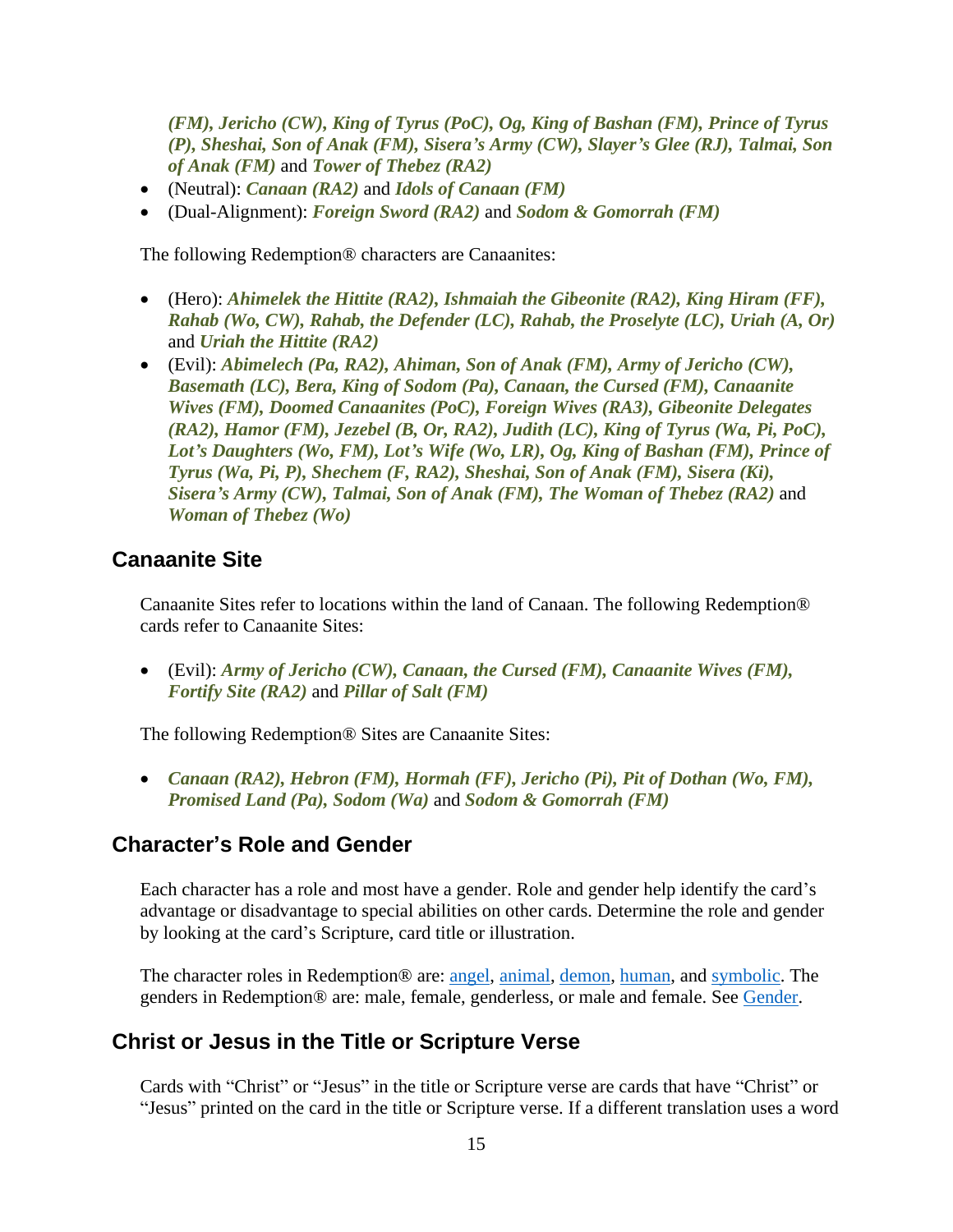***(FM), Jericho (CW), King of Tyrus (PoC), Og, King of Bashan (FM), Prince of Tyrus (P), Sheshai, Son of Anak (FM), Sisera's Army (CW), Slayer's Glee (RJ), Talmai, Son of Anak (FM)*** and ***Tower of Thebez (RA2)***

- (Neutral): ***Canaan (RA2)*** and ***Idols of Canaan (FM)***
- (Dual-Alignment): ***Foreign Sword (RA2)*** and ***Sodom & Gomorrah (FM)***

The following Redemption® characters are Canaanites:

- (Hero): ***Ahimelek the Hittite (RA2), Ishmaiah the Gibeonite (RA2), King Hiram (FF), Rahab (Wo, CW), Rahab, the Defender (LC), Rahab, the Proselyte (LC), Uriah (A, Or)*** and ***Uriah the Hittite (RA2)***
- (Evil): ***Abimelech (Pa, RA2), Ahiman, Son of Anak (FM), Army of Jericho (CW), Basemath (LC), Bera, King of Sodom (Pa), Canaan, the Cursed (FM), Canaanite Wives (FM), Doomed Canaanites (PoC), Foreign Wives (RA3), Gibeonite Delegates (RA2), Hamor (FM), Jezebel (B, Or, RA2), Judith (LC), King of Tyrus (Wa, Pi, PoC), Lot's Daughters (Wo, FM), Lot's Wife (Wo, LR), Og, King of Bashan (FM), Prince of Tyrus (Wa, Pi, P), Shechem (F, RA2), Sheshai, Son of Anak (FM), Sisera (Ki), Sisera's Army (CW), Talmai, Son of Anak (FM), The Woman of Thebez (RA2)*** and ***Woman of Thebez (Wo)***

## Canaanite Site

Canaanite Sites refer to locations within the land of Canaan. The following Redemption® cards refer to Canaanite Sites:

- (Evil): ***Army of Jericho (CW), Canaan, the Cursed (FM), Canaanite Wives (FM), Fortify Site (RA2)*** and ***Pillar of Salt (FM)***

The following Redemption® Sites are Canaanite Sites:

- ***Canaan (RA2), Hebron (FM), Hormah (FF), Jericho (Pi), Pit of Dothan (Wo, FM), Promised Land (Pa), Sodom (Wa)*** and ***Sodom & Gomorrah (FM)***

## Character's Role and Gender

Each character has a role and most have a gender. Role and gender help identify the card's advantage or disadvantage to special abilities on other cards. Determine the role and gender by looking at the card's Scripture, card title or illustration.

The character roles in Redemption® are: angel, animal, demon, human, and symbolic. The genders in Redemption® are: male, female, genderless, or male and female. See Gender.

## Christ or Jesus in the Title or Scripture Verse

Cards with "Christ" or "Jesus" in the title or Scripture verse are cards that have "Christ" or "Jesus" printed on the card in the title or Scripture verse. If a different translation uses a word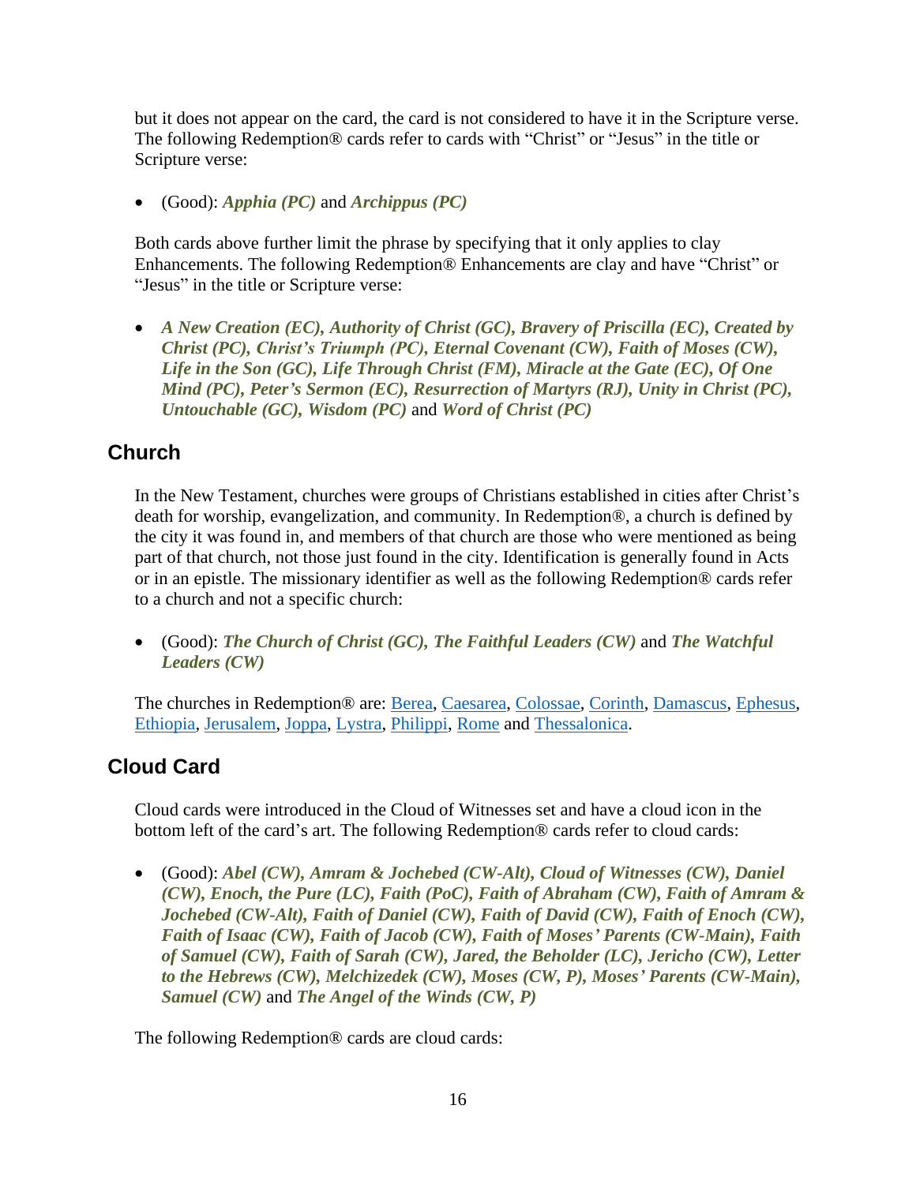but it does not appear on the card, the card is not considered to have it in the Scripture verse. The following Redemption® cards refer to cards with "Christ" or "Jesus" in the title or Scripture verse:

- (Good): ***Apphia (PC)*** and ***Archippus (PC)***

Both cards above further limit the phrase by specifying that it only applies to clay Enhancements. The following Redemption® Enhancements are clay and have "Christ" or "Jesus" in the title or Scripture verse:

- ***A New Creation (EC), Authority of Christ (GC), Bravery of Priscilla (EC), Created by Christ (PC), Christ's Triumph (PC), Eternal Covenant (CW), Faith of Moses (CW), Life in the Son (GC), Life Through Christ (FM), Miracle at the Gate (EC), Of One Mind (PC), Peter's Sermon (EC), Resurrection of Martyrs (RJ), Unity in Christ (PC), Untouchable (GC), Wisdom (PC)*** and ***Word of Christ (PC)***

## Church

In the New Testament, churches were groups of Christians established in cities after Christ's death for worship, evangelization, and community. In Redemption®, a church is defined by the city it was found in, and members of that church are those who were mentioned as being part of that church, not those just found in the city. Identification is generally found in Acts or in an epistle. The missionary identifier as well as the following Redemption® cards refer to a church and not a specific church:

- (Good): ***The Church of Christ (GC), The Faithful Leaders (CW)*** and ***The Watchful Leaders (CW)***

The churches in Redemption® are: Berea, Caesarea, Colossae, Corinth, Damascus, Ephesus, Ethiopia, Jerusalem, Joppa, Lystra, Philippi, Rome and Thessalonica.

## Cloud Card

Cloud cards were introduced in the Cloud of Witnesses set and have a cloud icon in the bottom left of the card's art. The following Redemption® cards refer to cloud cards:

- (Good): ***Abel (CW), Amram & Jochebed (CW-Alt), Cloud of Witnesses (CW), Daniel (CW), Enoch, the Pure (LC), Faith (PoC), Faith of Abraham (CW), Faith of Amram & Jochebed (CW-Alt), Faith of Daniel (CW), Faith of David (CW), Faith of Enoch (CW), Faith of Isaac (CW), Faith of Jacob (CW), Faith of Moses' Parents (CW-Main), Faith of Samuel (CW), Faith of Sarah (CW), Jared, the Beholder (LC), Jericho (CW), Letter to the Hebrews (CW), Melchizedek (CW), Moses (CW, P), Moses' Parents (CW-Main), Samuel (CW)*** and ***The Angel of the Winds (CW, P)***

The following Redemption® cards are cloud cards: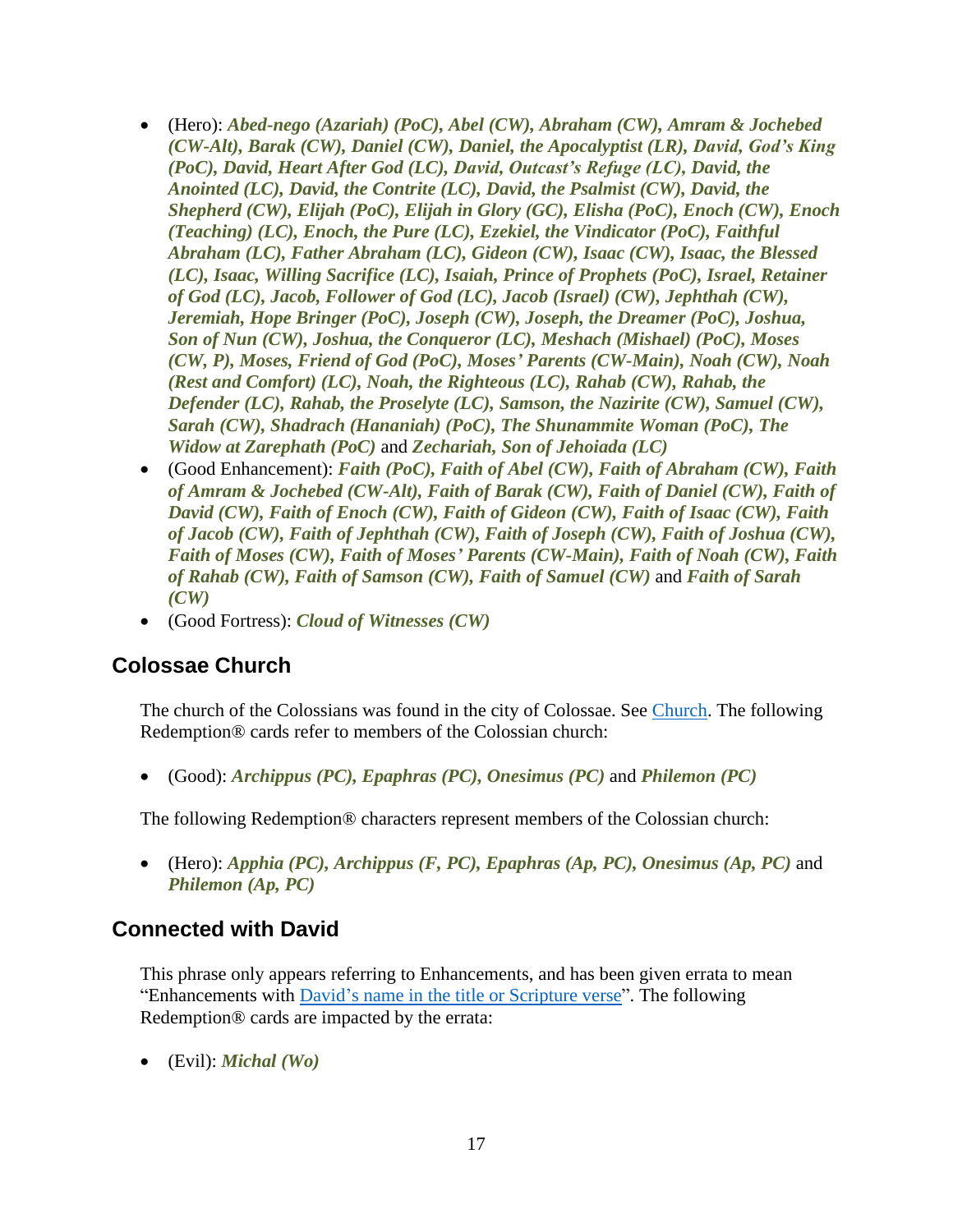- (Hero): ***Abed-nego (Azariah) (PoC), Abel (CW), Abraham (CW), Amram & Jochebed (CW-Alt), Barak (CW), Daniel (CW), Daniel, the Apocalyptist (LR), David, God's King (PoC), David, Heart After God (LC), David, Outcast's Refuge (LC), David, the Anointed (LC), David, the Contrite (LC), David, the Psalmist (CW), David, the Shepherd (CW), Elijah (PoC), Elijah in Glory (GC), Elisha (PoC), Enoch (CW), Enoch (Teaching) (LC), Enoch, the Pure (LC), Ezekiel, the Vindicator (PoC), Faithful Abraham (LC), Father Abraham (LC), Gideon (CW), Isaac (CW), Isaac, the Blessed (LC), Isaac, Willing Sacrifice (LC), Isaiah, Prince of Prophets (PoC), Israel, Retainer of God (LC), Jacob, Follower of God (LC), Jacob (Israel) (CW), Jephthah (CW), Jeremiah, Hope Bringer (PoC), Joseph (CW), Joseph, the Dreamer (PoC), Joshua, Son of Nun (CW), Joshua, the Conqueror (LC), Meshach (Mishael) (PoC), Moses (CW, P), Moses, Friend of God (PoC), Moses' Parents (CW-Main), Noah (CW), Noah (Rest and Comfort) (LC), Noah, the Righteous (LC), Rahab (CW), Rahab, the Defender (LC), Rahab, the Proselyte (LC), Samson, the Nazirite (CW), Samuel (CW), Sarah (CW), Shadrach (Hananiah) (PoC), The Shunammite Woman (PoC), The Widow at Zarephath (PoC)*** and ***Zechariah, Son of Jehoiada (LC)***
- (Good Enhancement): ***Faith (PoC), Faith of Abel (CW), Faith of Abraham (CW), Faith of Amram & Jochebed (CW-Alt), Faith of Barak (CW), Faith of Daniel (CW), Faith of David (CW), Faith of Enoch (CW), Faith of Gideon (CW), Faith of Isaac (CW), Faith of Jacob (CW), Faith of Jephthah (CW), Faith of Joseph (CW), Faith of Joshua (CW), Faith of Moses (CW), Faith of Moses' Parents (CW-Main), Faith of Noah (CW), Faith of Rahab (CW), Faith of Samson (CW), Faith of Samuel (CW)*** and ***Faith of Sarah (CW)***
- (Good Fortress): ***Cloud of Witnesses (CW)***

## Colossae Church

The church of the Colossians was found in the city of Colossae. See Church. The following Redemption® cards refer to members of the Colossian church:

- (Good): ***Archippus (PC), Epaphras (PC), Onesimus (PC)*** and ***Philemon (PC)***

The following Redemption® characters represent members of the Colossian church:

- (Hero): ***Apphia (PC), Archippus (F, PC), Epaphras (Ap, PC), Onesimus (Ap, PC)*** and ***Philemon (Ap, PC)***

## Connected with David

This phrase only appears referring to Enhancements, and has been given errata to mean "Enhancements with David's name in the title or Scripture verse". The following Redemption® cards are impacted by the errata:

- (Evil): ***Michal (Wo)***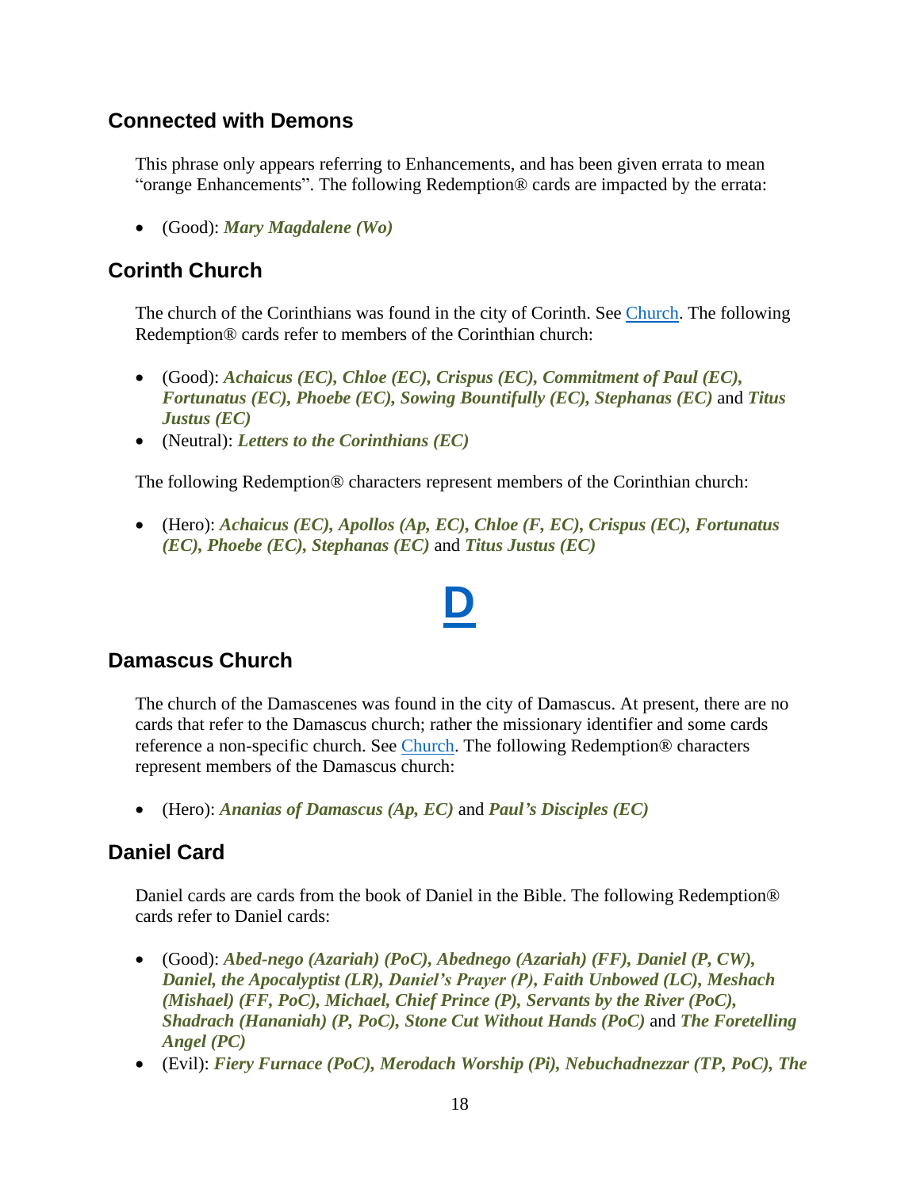## Connected with Demons

This phrase only appears referring to Enhancements, and has been given errata to mean “orange Enhancements”. The following Redemption® cards are impacted by the errata:

- (Good): ***Mary Magdalene (Wo)***

## Corinth Church

The church of the Corinthians was found in the city of Corinth. See Church. The following Redemption® cards refer to members of the Corinthian church:

- (Good): ***Achaicus (EC), Chloe (EC), Crispus (EC), Commitment of Paul (EC), Fortunatus (EC), Phoebe (EC), Sowing Bountifully (EC), Stephanas (EC)*** and ***Titus Justus (EC)***
- (Neutral): ***Letters to the Corinthians (EC)***

The following Redemption® characters represent members of the Corinthian church:

- (Hero): ***Achaicus (EC), Apollos (Ap, EC), Chloe (F, EC), Crispus (EC), Fortunatus (EC), Phoebe (EC), Stephanas (EC)*** and ***Titus Justus (EC)***

# D

## Damascus Church

The church of the Damascenes was found in the city of Damascus. At present, there are no cards that refer to the Damascus church; rather the missionary identifier and some cards reference a non-specific church. See Church. The following Redemption® characters represent members of the Damascus church:

- (Hero): ***Ananias of Damascus (Ap, EC)*** and ***Paul’s Disciples (EC)***

## Daniel Card

Daniel cards are cards from the book of Daniel in the Bible. The following Redemption® cards refer to Daniel cards:

- (Good): ***Abed-nego (Azariah) (PoC), Abednego (Azariah) (FF), Daniel (P, CW), Daniel, the Apocalyptist (LR), Daniel’s Prayer (P), Faith Unbowed (LC), Meshach (Mishael) (FF, PoC), Michael, Chief Prince (P), Servants by the River (PoC), Shadrach (Hananiah) (P, PoC), Stone Cut Without Hands (PoC)*** and ***The Foretelling Angel (PC)***
- (Evil): ***Fiery Furnace (PoC), Merodach Worship (Pi), Nebuchadnezzar (TP, PoC), The***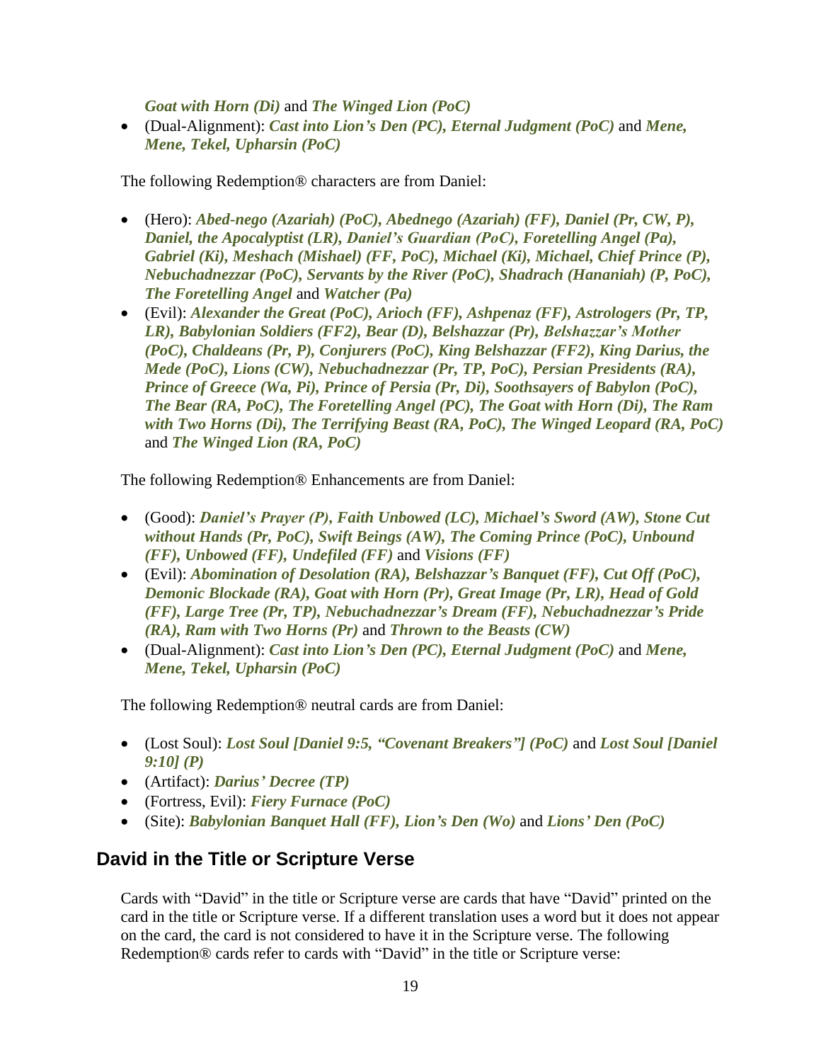*Goat with Horn (Di)* and *The Winged Lion (PoC)*

- (Dual-Alignment): ***Cast into Lion's Den (PC), Eternal Judgment (PoC)*** and ***Mene, Mene, Tekel, Upharsin (PoC)***

The following Redemption® characters are from Daniel:

- (Hero): ***Abed-nego (Azariah) (PoC), Abednego (Azariah) (FF), Daniel (Pr, CW, P), Daniel, the Apocalyptist (LR), Daniel's Guardian (PoC), Foretelling Angel (Pa), Gabriel (Ki), Meshach (Mishael) (FF, PoC), Michael (Ki), Michael, Chief Prince (P), Nebuchadnezzar (PoC), Servants by the River (PoC), Shadrach (Hananiah) (P, PoC), The Foretelling Angel*** and ***Watcher (Pa)***
- (Evil): ***Alexander the Great (PoC), Arioch (FF), Ashpenaz (FF), Astrologers (Pr, TP, LR), Babylonian Soldiers (FF2), Bear (D), Belshazzar (Pr), Belshazzar's Mother (PoC), Chaldeans (Pr, P), Conjurers (PoC), King Belshazzar (FF2), King Darius, the Mede (PoC), Lions (CW), Nebuchadnezzar (Pr, TP, PoC), Persian Presidents (RA), Prince of Greece (Wa, Pi), Prince of Persia (Pr, Di), Soothsayers of Babylon (PoC), The Bear (RA, PoC), The Foretelling Angel (PC), The Goat with Horn (Di), The Ram with Two Horns (Di), The Terrifying Beast (RA, PoC), The Winged Leopard (RA, PoC)*** and ***The Winged Lion (RA, PoC)***

The following Redemption® Enhancements are from Daniel:

- (Good): ***Daniel's Prayer (P), Faith Unbowed (LC), Michael's Sword (AW), Stone Cut without Hands (Pr, PoC), Swift Beings (AW), The Coming Prince (PoC), Unbound (FF), Unbowed (FF), Undefiled (FF)*** and ***Visions (FF)***
- (Evil): ***Abomination of Desolation (RA), Belshazzar's Banquet (FF), Cut Off (PoC), Demonic Blockade (RA), Goat with Horn (Pr), Great Image (Pr, LR), Head of Gold (FF), Large Tree (Pr, TP), Nebuchadnezzar's Dream (FF), Nebuchadnezzar's Pride (RA), Ram with Two Horns (Pr)*** and ***Thrown to the Beasts (CW)***
- (Dual-Alignment): ***Cast into Lion's Den (PC), Eternal Judgment (PoC)*** and ***Mene, Mene, Tekel, Upharsin (PoC)***

The following Redemption® neutral cards are from Daniel:

- (Lost Soul): ***Lost Soul [Daniel 9:5, "Covenant Breakers"] (PoC)*** and ***Lost Soul [Daniel 9:10] (P)***
- (Artifact): ***Darius' Decree (TP)***
- (Fortress, Evil): ***Fiery Furnace (PoC)***
- (Site): ***Babylonian Banquet Hall (FF), Lion's Den (Wo)*** and ***Lions' Den (PoC)***

## David in the Title or Scripture Verse

Cards with "David" in the title or Scripture verse are cards that have "David" printed on the card in the title or Scripture verse. If a different translation uses a word but it does not appear on the card, the card is not considered to have it in the Scripture verse. The following Redemption® cards refer to cards with "David" in the title or Scripture verse: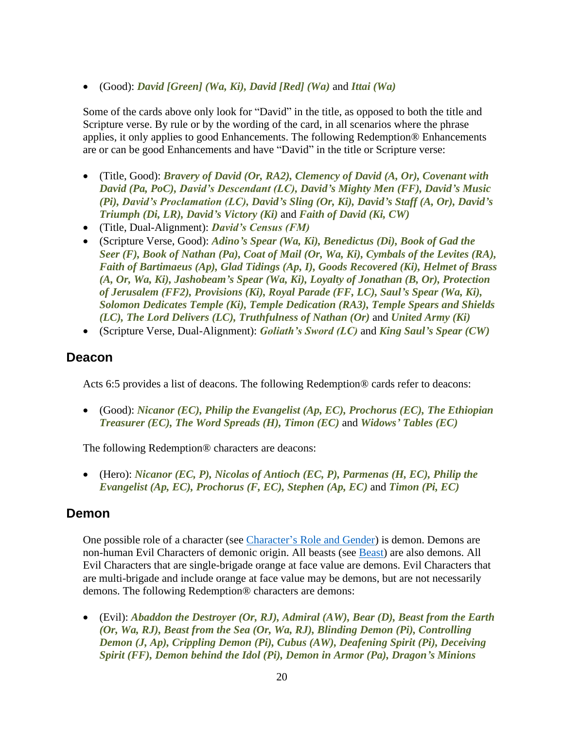- (Good): ***David [Green] (Wa, Ki), David [Red] (Wa)*** and ***Ittai (Wa)***

Some of the cards above only look for "David" in the title, as opposed to both the title and Scripture verse. By rule or by the wording of the card, in all scenarios where the phrase applies, it only applies to good Enhancements. The following Redemption® Enhancements are or can be good Enhancements and have "David" in the title or Scripture verse:

- (Title, Good): ***Bravery of David (Or, RA2), Clemency of David (A, Or), Covenant with David (Pa, PoC), David's Descendant (LC), David's Mighty Men (FF), David's Music (Pi), David's Proclamation (LC), David's Sling (Or, Ki), David's Staff (A, Or), David's Triumph (Di, LR), David's Victory (Ki)*** and ***Faith of David (Ki, CW)***
- (Title, Dual-Alignment): ***David's Census (FM)***
- (Scripture Verse, Good): ***Adino's Spear (Wa, Ki), Benedictus (Di), Book of Gad the Seer (F), Book of Nathan (Pa), Coat of Mail (Or, Wa, Ki), Cymbals of the Levites (RA), Faith of Bartimaeus (Ap), Glad Tidings (Ap, I), Goods Recovered (Ki), Helmet of Brass (A, Or, Wa, Ki), Jashobeam's Spear (Wa, Ki), Loyalty of Jonathan (B, Or), Protection of Jerusalem (FF2), Provisions (Ki), Royal Parade (FF, LC), Saul's Spear (Wa, Ki), Solomon Dedicates Temple (Ki), Temple Dedication (RA3), Temple Spears and Shields (LC), The Lord Delivers (LC), Truthfulness of Nathan (Or)*** and ***United Army (Ki)***
- (Scripture Verse, Dual-Alignment): ***Goliath's Sword (LC)*** and ***King Saul's Spear (CW)***

## Deacon

Acts 6:5 provides a list of deacons. The following Redemption® cards refer to deacons:

- (Good): ***Nicanor (EC), Philip the Evangelist (Ap, EC), Prochorus (EC), The Ethiopian Treasurer (EC), The Word Spreads (H), Timon (EC)*** and ***Widows' Tables (EC)***

The following Redemption® characters are deacons:

- (Hero): ***Nicanor (EC, P), Nicolas of Antioch (EC, P), Parmenas (H, EC), Philip the Evangelist (Ap, EC), Prochorus (F, EC), Stephen (Ap, EC)*** and ***Timon (Pi, EC)***

## Demon

One possible role of a character (see Character's Role and Gender) is demon. Demons are non-human Evil Characters of demonic origin. All beasts (see Beast) are also demons. All Evil Characters that are single-brigade orange at face value are demons. Evil Characters that are multi-brigade and include orange at face value may be demons, but are not necessarily demons. The following Redemption® characters are demons:

- (Evil): ***Abaddon the Destroyer (Or, RJ), Admiral (AW), Bear (D), Beast from the Earth (Or, Wa, RJ), Beast from the Sea (Or, Wa, RJ), Blinding Demon (Pi), Controlling Demon (J, Ap), Crippling Demon (Pi), Cubus (AW), Deafening Spirit (Pi), Deceiving Spirit (FF), Demon behind the Idol (Pi), Demon in Armor (Pa), Dragon's Minions***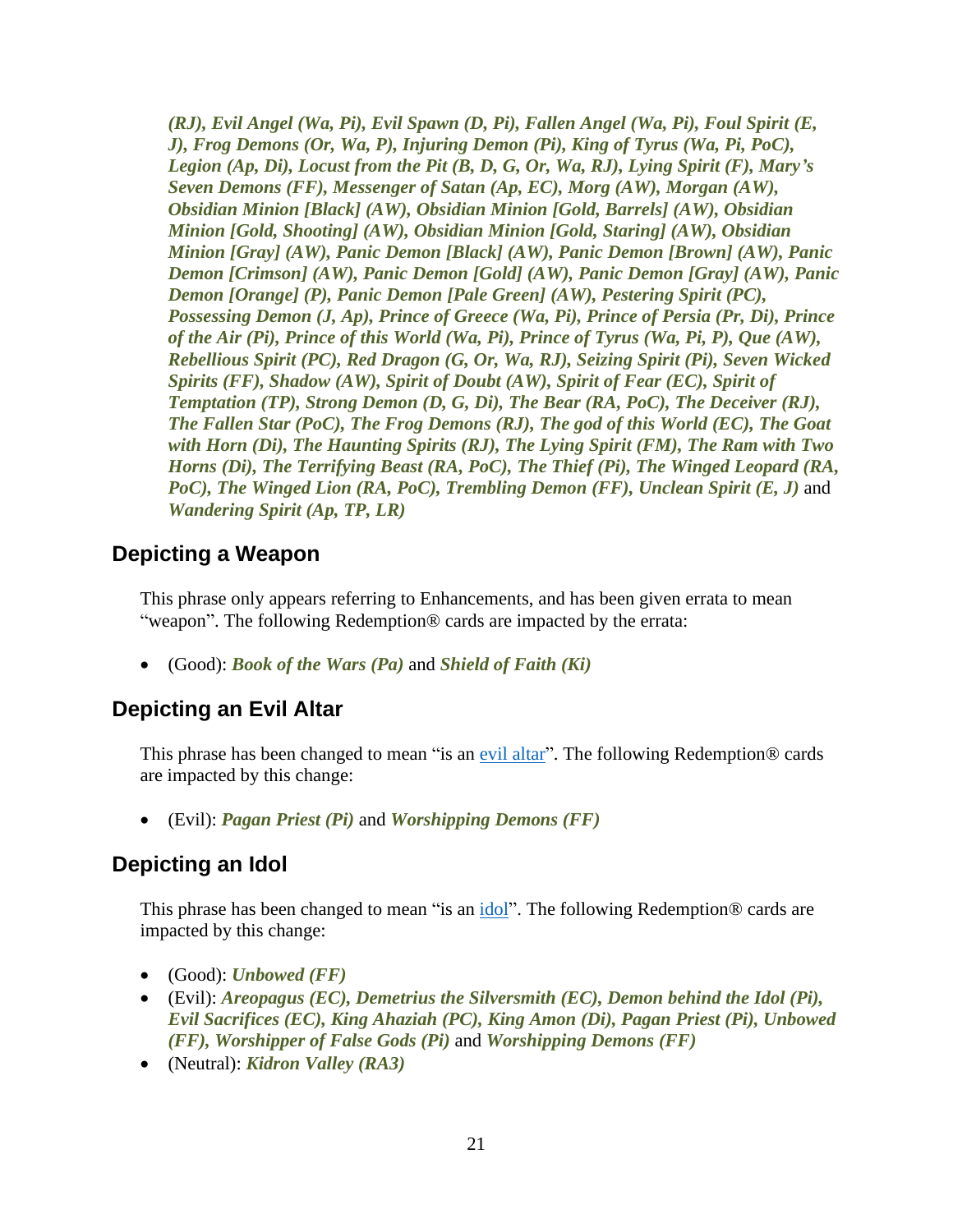*(RJ), Evil Angel (Wa, Pi), Evil Spawn (D, Pi), Fallen Angel (Wa, Pi), Foul Spirit (E, J), Frog Demons (Or, Wa, P), Injuring Demon (Pi), King of Tyrus (Wa, Pi, PoC), Legion (Ap, Di), Locust from the Pit (B, D, G, Or, Wa, RJ), Lying Spirit (F), Mary's Seven Demons (FF), Messenger of Satan (Ap, EC), Morg (AW), Morgan (AW), Obsidian Minion [Black] (AW), Obsidian Minion [Gold, Barrels] (AW), Obsidian Minion [Gold, Shooting] (AW), Obsidian Minion [Gold, Staring] (AW), Obsidian Minion [Gray] (AW), Panic Demon [Black] (AW), Panic Demon [Brown] (AW), Panic Demon [Crimson] (AW), Panic Demon [Gold] (AW), Panic Demon [Gray] (AW), Panic Demon [Orange] (P), Panic Demon [Pale Green] (AW), Pestering Spirit (PC), Possessing Demon (J, Ap), Prince of Greece (Wa, Pi), Prince of Persia (Pr, Di), Prince of the Air (Pi), Prince of this World (Wa, Pi), Prince of Tyrus (Wa, Pi, P), Que (AW), Rebellious Spirit (PC), Red Dragon (G, Or, Wa, RJ), Seizing Spirit (Pi), Seven Wicked Spirits (FF), Shadow (AW), Spirit of Doubt (AW), Spirit of Fear (EC), Spirit of Temptation (TP), Strong Demon (D, G, Di), The Bear (RA, PoC), The Deceiver (RJ), The Fallen Star (PoC), The Frog Demons (RJ), The god of this World (EC), The Goat with Horn (Di), The Haunting Spirits (RJ), The Lying Spirit (FM), The Ram with Two Horns (Di), The Terrifying Beast (RA, PoC), The Thief (Pi), The Winged Leopard (RA, PoC), The Winged Lion (RA, PoC), Trembling Demon (FF), Unclean Spirit (E, J)* and *Wandering Spirit (Ap, TP, LR)*

## Depicting a Weapon

This phrase only appears referring to Enhancements, and has been given errata to mean "weapon". The following Redemption® cards are impacted by the errata:

- (Good): ***Book of the Wars (Pa)*** and ***Shield of Faith (Ki)***

## Depicting an Evil Altar

This phrase has been changed to mean "is an evil altar". The following Redemption® cards are impacted by this change:

- (Evil): ***Pagan Priest (Pi)*** and ***Worshipping Demons (FF)***

## Depicting an Idol

This phrase has been changed to mean "is an idol". The following Redemption® cards are impacted by this change:

- (Good): ***Unbowed (FF)***
- (Evil): ***Areopagus (EC), Demetrius the Silversmith (EC), Demon behind the Idol (Pi), Evil Sacrifices (EC), King Ahaziah (PC), King Amon (Di), Pagan Priest (Pi), Unbowed (FF), Worshipper of False Gods (Pi)*** and ***Worshipping Demons (FF)***
- (Neutral): ***Kidron Valley (RA3)***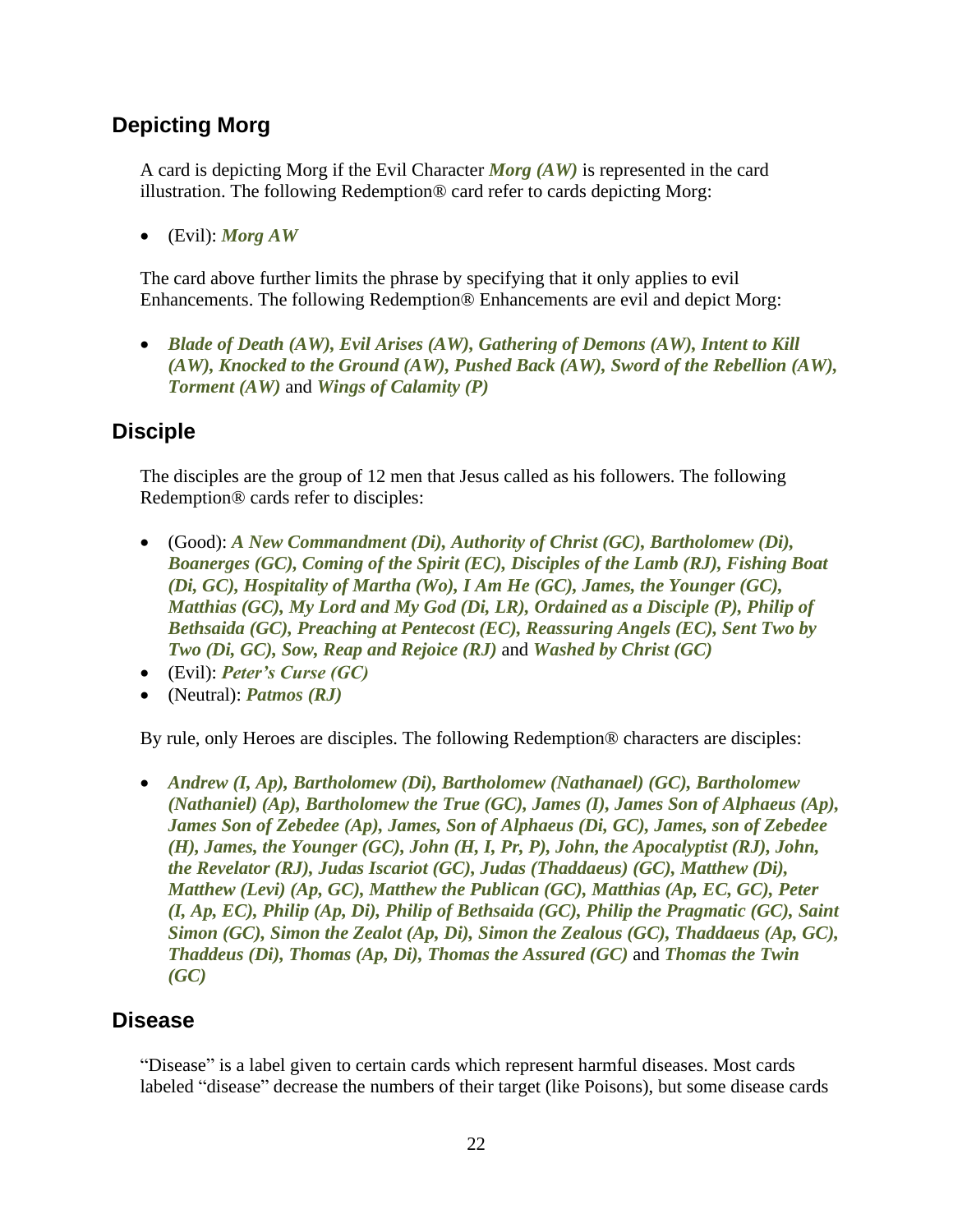## Depicting Morg

A card is depicting Morg if the Evil Character ***Morg (AW)*** is represented in the card illustration. The following Redemption® card refer to cards depicting Morg:

- (Evil): ***Morg AW***

The card above further limits the phrase by specifying that it only applies to evil Enhancements. The following Redemption® Enhancements are evil and depict Morg:

- ***Blade of Death (AW), Evil Arises (AW), Gathering of Demons (AW), Intent to Kill (AW), Knocked to the Ground (AW), Pushed Back (AW), Sword of the Rebellion (AW), Torment (AW)*** and ***Wings of Calamity (P)***

## Disciple

The disciples are the group of 12 men that Jesus called as his followers. The following Redemption® cards refer to disciples:

- (Good): ***A New Commandment (Di), Authority of Christ (GC), Bartholomew (Di), Boanerges (GC), Coming of the Spirit (EC), Disciples of the Lamb (RJ), Fishing Boat (Di, GC), Hospitality of Martha (Wo), I Am He (GC), James, the Younger (GC), Matthias (GC), My Lord and My God (Di, LR), Ordained as a Disciple (P), Philip of Bethsaida (GC), Preaching at Pentecost (EC), Reassuring Angels (EC), Sent Two by Two (Di, GC), Sow, Reap and Rejoice (RJ)*** and ***Washed by Christ (GC)***
- (Evil): ***Peter's Curse (GC)***
- (Neutral): ***Patmos (RJ)***

By rule, only Heroes are disciples. The following Redemption® characters are disciples:

- ***Andrew (I, Ap), Bartholomew (Di), Bartholomew (Nathanael) (GC), Bartholomew (Nathaniel) (Ap), Bartholomew the True (GC), James (I), James Son of Alphaeus (Ap), James Son of Zebedee (Ap), James, Son of Alphaeus (Di, GC), James, son of Zebedee (H), James, the Younger (GC), John (H, I, Pr, P), John, the Apocalyptist (RJ), John, the Revelator (RJ), Judas Iscariot (GC), Judas (Thaddaeus) (GC), Matthew (Di), Matthew (Levi) (Ap, GC), Matthew the Publican (GC), Matthias (Ap, EC, GC), Peter (I, Ap, EC), Philip (Ap, Di), Philip of Bethsaida (GC), Philip the Pragmatic (GC), Saint Simon (GC), Simon the Zealot (Ap, Di), Simon the Zealous (GC), Thaddaeus (Ap, GC), Thaddeus (Di), Thomas (Ap, Di), Thomas the Assured (GC)*** and ***Thomas the Twin (GC)***

## Disease

"Disease" is a label given to certain cards which represent harmful diseases. Most cards labeled "disease" decrease the numbers of their target (like Poisons), but some disease cards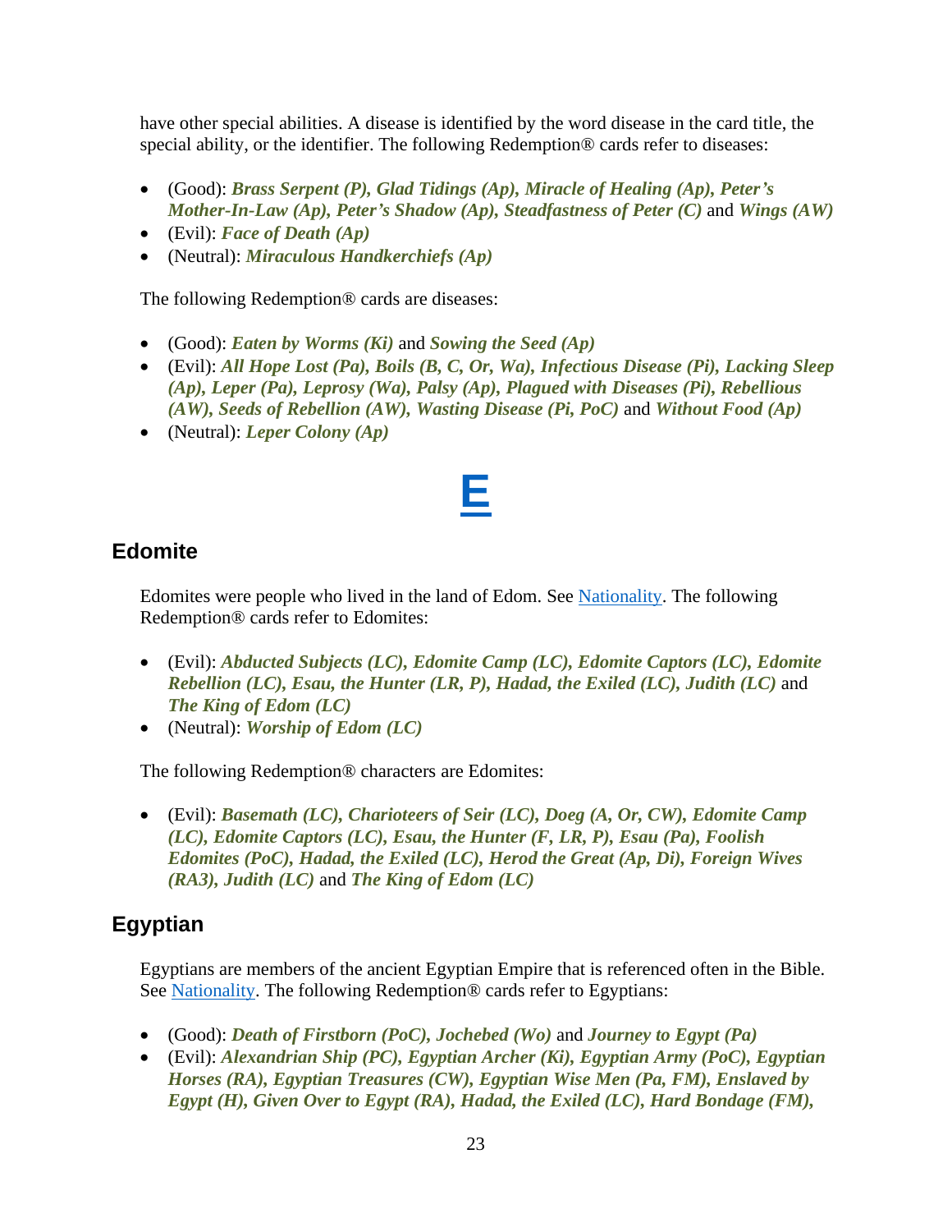have other special abilities. A disease is identified by the word disease in the card title, the special ability, or the identifier. The following Redemption® cards refer to diseases:

- (Good): ***Brass Serpent (P), Glad Tidings (Ap), Miracle of Healing (Ap), Peter's Mother-In-Law (Ap), Peter's Shadow (Ap), Steadfastness of Peter (C)*** and ***Wings (AW)***
- (Evil): ***Face of Death (Ap)***
- (Neutral): ***Miraculous Handkerchiefs (Ap)***

The following Redemption® cards are diseases:

- (Good): ***Eaten by Worms (Ki)*** and ***Sowing the Seed (Ap)***
- (Evil): ***All Hope Lost (Pa), Boils (B, C, Or, Wa), Infectious Disease (Pi), Lacking Sleep (Ap), Leper (Pa), Leprosy (Wa), Palsy (Ap), Plagued with Diseases (Pi), Rebellious (AW), Seeds of Rebellion (AW), Wasting Disease (Pi, PoC)*** and ***Without Food (Ap)***
- (Neutral): ***Leper Colony (Ap)***

# E

## Edomite

Edomites were people who lived in the land of Edom. See Nationality. The following Redemption® cards refer to Edomites:

- (Evil): ***Abducted Subjects (LC), Edomite Camp (LC), Edomite Captors (LC), Edomite Rebellion (LC), Esau, the Hunter (LR, P), Hadad, the Exiled (LC), Judith (LC)*** and ***The King of Edom (LC)***
- (Neutral): ***Worship of Edom (LC)***

The following Redemption® characters are Edomites:

- (Evil): ***Basemath (LC), Charioteers of Seir (LC), Doeg (A, Or, CW), Edomite Camp (LC), Edomite Captors (LC), Esau, the Hunter (F, LR, P), Esau (Pa), Foolish Edomites (PoC), Hadad, the Exiled (LC), Herod the Great (Ap, Di), Foreign Wives (RA3), Judith (LC)*** and ***The King of Edom (LC)***

## Egyptian

Egyptians are members of the ancient Egyptian Empire that is referenced often in the Bible. See Nationality. The following Redemption® cards refer to Egyptians:

- (Good): ***Death of Firstborn (PoC), Jochebed (Wo)*** and ***Journey to Egypt (Pa)***
- (Evil): ***Alexandrian Ship (PC), Egyptian Archer (Ki), Egyptian Army (PoC), Egyptian Horses (RA), Egyptian Treasures (CW), Egyptian Wise Men (Pa, FM), Enslaved by Egypt (H), Given Over to Egypt (RA), Hadad, the Exiled (LC), Hard Bondage (FM),***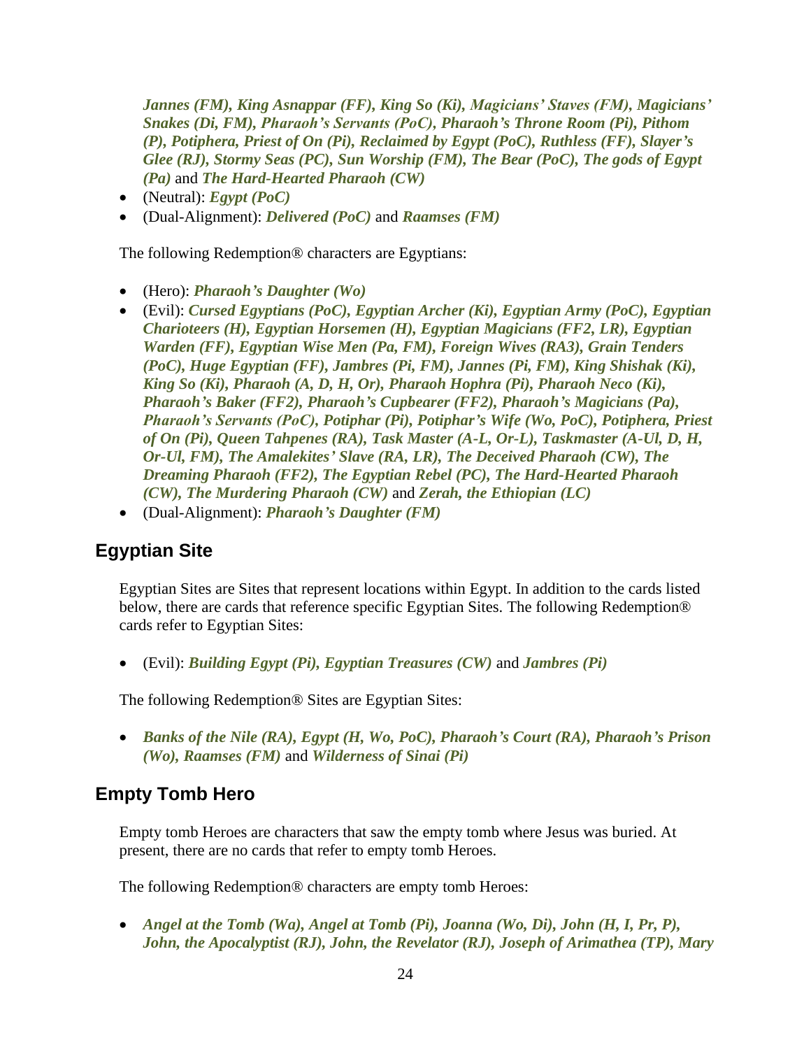***Jannes (FM), King Asnappar (FF), King So (Ki), Magicians' Staves (FM), Magicians' Snakes (Di, FM), Pharaoh's Servants (PoC), Pharaoh's Throne Room (Pi), Pithom (P), Potiphera, Priest of On (Pi), Reclaimed by Egypt (PoC), Ruthless (FF), Slayer's Glee (RJ), Stormy Seas (PC), Sun Worship (FM), The Bear (PoC), The gods of Egypt (Pa)*** and ***The Hard-Hearted Pharaoh (CW)***

- (Neutral): ***Egypt (PoC)***
- (Dual-Alignment): ***Delivered (PoC)*** and ***Raamses (FM)***

The following Redemption® characters are Egyptians:

- (Hero): ***Pharaoh's Daughter (Wo)***
- (Evil): ***Cursed Egyptians (PoC), Egyptian Archer (Ki), Egyptian Army (PoC), Egyptian Charioteers (H), Egyptian Horsemen (H), Egyptian Magicians (FF2, LR), Egyptian Warden (FF), Egyptian Wise Men (Pa, FM), Foreign Wives (RA3), Grain Tenders (PoC), Huge Egyptian (FF), Jambres (Pi, FM), Jannes (Pi, FM), King Shishak (Ki), King So (Ki), Pharaoh (A, D, H, Or), Pharaoh Hophra (Pi), Pharaoh Neco (Ki), Pharaoh's Baker (FF2), Pharaoh's Cupbearer (FF2), Pharaoh's Magicians (Pa), Pharaoh's Servants (PoC), Potiphar (Pi), Potiphar's Wife (Wo, PoC), Potiphera, Priest of On (Pi), Queen Tahpenes (RA), Task Master (A-L, Or-L), Taskmaster (A-Ul, D, H, Or-Ul, FM), The Amalekites' Slave (RA, LR), The Deceived Pharaoh (CW), The Dreaming Pharaoh (FF2), The Egyptian Rebel (PC), The Hard-Hearted Pharaoh (CW), The Murdering Pharaoh (CW)*** and ***Zerah, the Ethiopian (LC)***
- (Dual-Alignment): ***Pharaoh's Daughter (FM)***

## Egyptian Site

Egyptian Sites are Sites that represent locations within Egypt. In addition to the cards listed below, there are cards that reference specific Egyptian Sites. The following Redemption® cards refer to Egyptian Sites:

- (Evil): ***Building Egypt (Pi), Egyptian Treasures (CW)*** and ***Jambres (Pi)***

The following Redemption® Sites are Egyptian Sites:

- ***Banks of the Nile (RA), Egypt (H, Wo, PoC), Pharaoh's Court (RA), Pharaoh's Prison (Wo), Raamses (FM)*** and ***Wilderness of Sinai (Pi)***

## Empty Tomb Hero

Empty tomb Heroes are characters that saw the empty tomb where Jesus was buried. At present, there are no cards that refer to empty tomb Heroes.

The following Redemption® characters are empty tomb Heroes:

- ***Angel at the Tomb (Wa), Angel at Tomb (Pi), Joanna (Wo, Di), John (H, I, Pr, P), John, the Apocalyptist (RJ), John, the Revelator (RJ), Joseph of Arimathea (TP), Mary***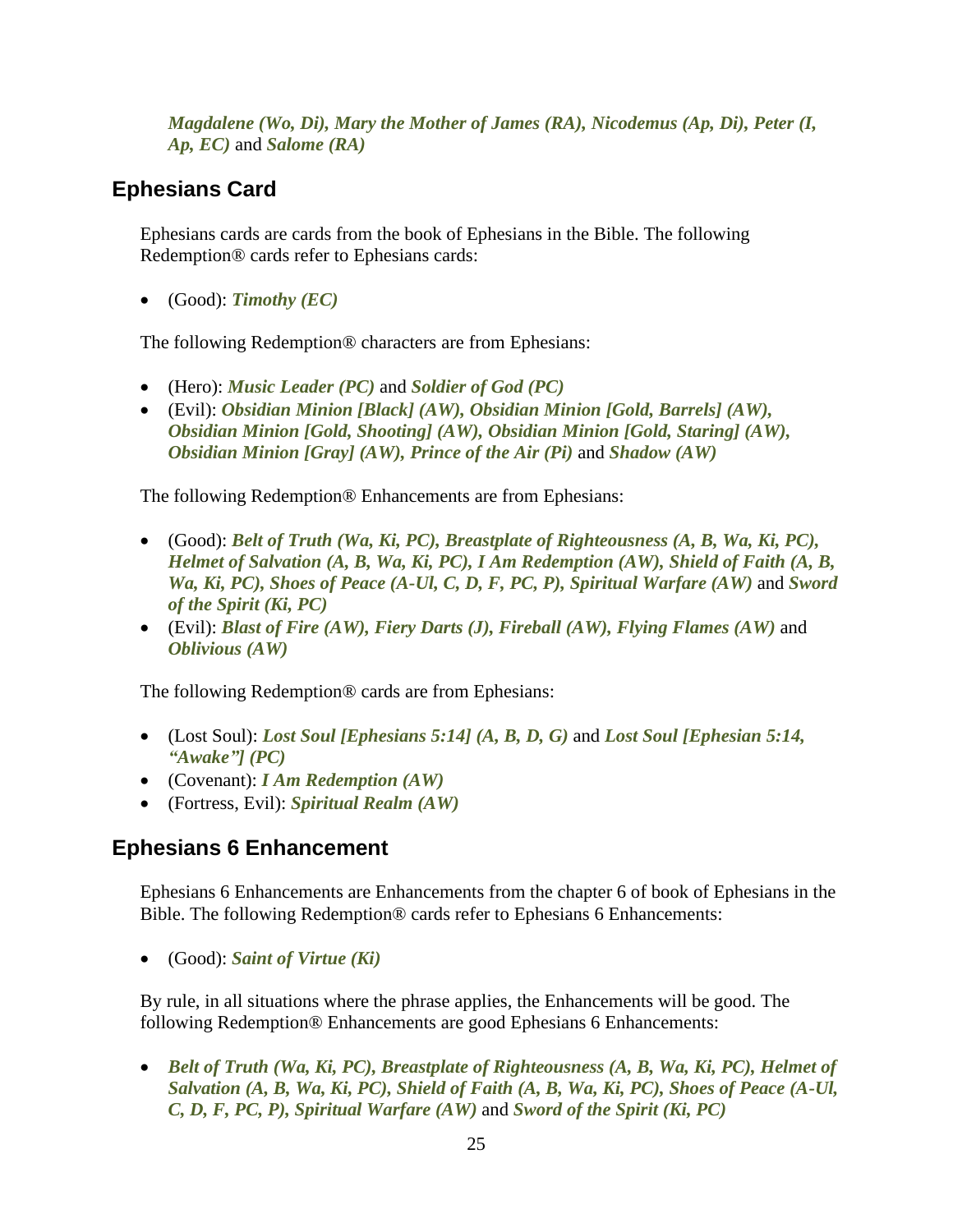***Magdalene (Wo, Di), Mary the Mother of James (RA), Nicodemus (Ap, Di), Peter (I, Ap, EC)*** and ***Salome (RA)***

## Ephesians Card

Ephesians cards are cards from the book of Ephesians in the Bible. The following Redemption® cards refer to Ephesians cards:

- (Good): ***Timothy (EC)***

The following Redemption® characters are from Ephesians:

- (Hero): ***Music Leader (PC)*** and ***Soldier of God (PC)***
- (Evil): ***Obsidian Minion [Black] (AW), Obsidian Minion [Gold, Barrels] (AW), Obsidian Minion [Gold, Shooting] (AW), Obsidian Minion [Gold, Staring] (AW), Obsidian Minion [Gray] (AW), Prince of the Air (Pi)*** and ***Shadow (AW)***

The following Redemption® Enhancements are from Ephesians:

- (Good): ***Belt of Truth (Wa, Ki, PC), Breastplate of Righteousness (A, B, Wa, Ki, PC), Helmet of Salvation (A, B, Wa, Ki, PC), I Am Redemption (AW), Shield of Faith (A, B, Wa, Ki, PC), Shoes of Peace (A-Ul, C, D, F, PC, P), Spiritual Warfare (AW)*** and ***Sword of the Spirit (Ki, PC)***
- (Evil): ***Blast of Fire (AW), Fiery Darts (J), Fireball (AW), Flying Flames (AW)*** and ***Oblivious (AW)***

The following Redemption® cards are from Ephesians:

- (Lost Soul): ***Lost Soul [Ephesians 5:14] (A, B, D, G)*** and ***Lost Soul [Ephesian 5:14, "Awake"] (PC)***
- (Covenant): ***I Am Redemption (AW)***
- (Fortress, Evil): ***Spiritual Realm (AW)***

## Ephesians 6 Enhancement

Ephesians 6 Enhancements are Enhancements from the chapter 6 of book of Ephesians in the Bible. The following Redemption® cards refer to Ephesians 6 Enhancements:

- (Good): ***Saint of Virtue (Ki)***

By rule, in all situations where the phrase applies, the Enhancements will be good. The following Redemption® Enhancements are good Ephesians 6 Enhancements:

- ***Belt of Truth (Wa, Ki, PC), Breastplate of Righteousness (A, B, Wa, Ki, PC), Helmet of Salvation (A, B, Wa, Ki, PC), Shield of Faith (A, B, Wa, Ki, PC), Shoes of Peace (A-Ul, C, D, F, PC, P), Spiritual Warfare (AW)*** and ***Sword of the Spirit (Ki, PC)***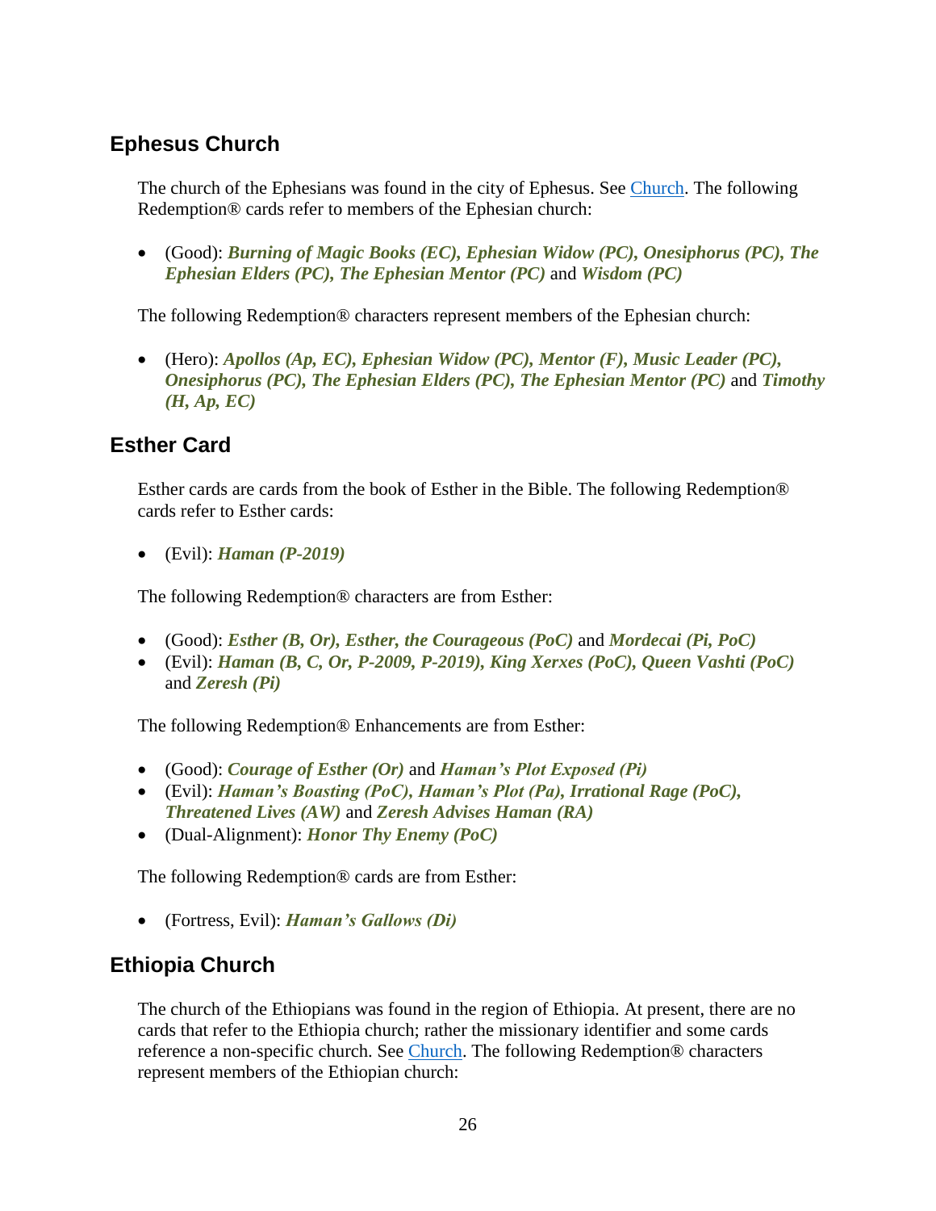## Ephesus Church

The church of the Ephesians was found in the city of Ephesus. See [Church](#). The following Redemption® cards refer to members of the Ephesian church:

- (Good): ***Burning of Magic Books (EC), Ephesian Widow (PC), Onesiphorus (PC), The Ephesian Elders (PC), The Ephesian Mentor (PC)*** and ***Wisdom (PC)***

The following Redemption® characters represent members of the Ephesian church:

- (Hero): ***Apollos (Ap, EC), Ephesian Widow (PC), Mentor (F), Music Leader (PC), Onesiphorus (PC), The Ephesian Elders (PC), The Ephesian Mentor (PC)*** and ***Timothy (H, Ap, EC)***

## Esther Card

Esther cards are cards from the book of Esther in the Bible. The following Redemption® cards refer to Esther cards:

- (Evil): ***Haman (P-2019)***

The following Redemption® characters are from Esther:

- (Good): ***Esther (B, Or), Esther, the Courageous (PoC)*** and ***Mordecai (Pi, PoC)***
- (Evil): ***Haman (B, C, Or, P-2009, P-2019), King Xerxes (PoC), Queen Vashti (PoC)*** and ***Zeresh (Pi)***

The following Redemption® Enhancements are from Esther:

- (Good): ***Courage of Esther (Or)*** and ***Haman's Plot Exposed (Pi)***
- (Evil): ***Haman's Boasting (PoC), Haman's Plot (Pa), Irrational Rage (PoC), Threatened Lives (AW)*** and ***Zeresh Advises Haman (RA)***
- (Dual-Alignment): ***Honor Thy Enemy (PoC)***

The following Redemption® cards are from Esther:

- (Fortress, Evil): ***Haman's Gallows (Di)***

## Ethiopia Church

The church of the Ethiopians was found in the region of Ethiopia. At present, there are no cards that refer to the Ethiopia church; rather the missionary identifier and some cards reference a non-specific church. See [Church](#). The following Redemption® characters represent members of the Ethiopian church: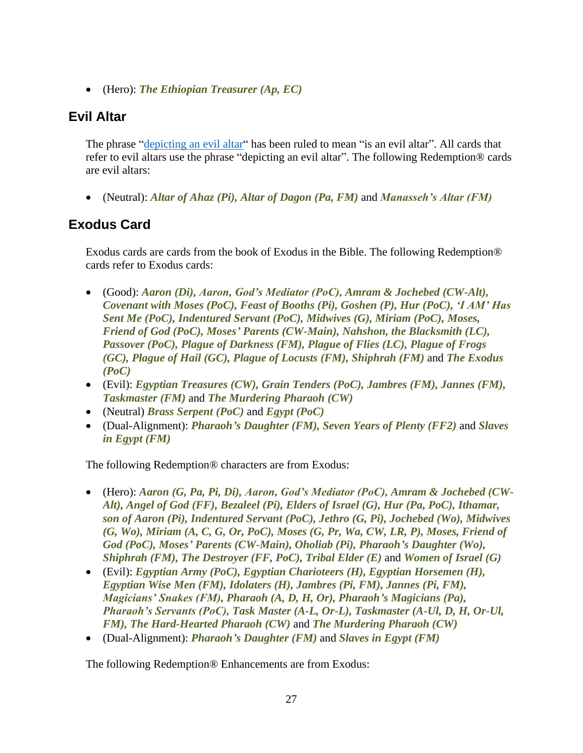- (Hero): ***The Ethiopian Treasurer (Ap, EC)***

## Evil Altar

The phrase "[depicting an evil altar](#)" has been ruled to mean "is an evil altar". All cards that refer to evil altars use the phrase "depicting an evil altar". The following Redemption® cards are evil altars:

- (Neutral): ***Altar of Ahaz (Pi), Altar of Dagon (Pa, FM)*** and ***Manasseh's Altar (FM)***

## Exodus Card

Exodus cards are cards from the book of Exodus in the Bible. The following Redemption® cards refer to Exodus cards:

- (Good): ***Aaron (Di), Aaron, God's Mediator (PoC), Amram & Jochebed (CW-Alt), Covenant with Moses (PoC), Feast of Booths (Pi), Goshen (P), Hur (PoC), 'I AM' Has Sent Me (PoC), Indentured Servant (PoC), Midwives (G), Miriam (PoC), Moses, Friend of God (PoC), Moses' Parents (CW-Main), Nahshon, the Blacksmith (LC), Passover (PoC), Plague of Darkness (FM), Plague of Flies (LC), Plague of Frogs (GC), Plague of Hail (GC), Plague of Locusts (FM), Shiphrah (FM)*** and ***The Exodus (PoC)***
- (Evil): ***Egyptian Treasures (CW), Grain Tenders (PoC), Jambres (FM), Jannes (FM), Taskmaster (FM)*** and ***The Murdering Pharaoh (CW)***
- (Neutral) ***Brass Serpent (PoC)*** and ***Egypt (PoC)***
- (Dual-Alignment): ***Pharaoh's Daughter (FM), Seven Years of Plenty (FF2)*** and ***Slaves in Egypt (FM)***

The following Redemption® characters are from Exodus:

- (Hero): ***Aaron (G, Pa, Pi, Di), Aaron, God's Mediator (PoC), Amram & Jochebed (CW-Alt), Angel of God (FF), Bezaleel (Pi), Elders of Israel (G), Hur (Pa, PoC), Ithamar, son of Aaron (Pi), Indentured Servant (PoC), Jethro (G, Pi), Jochebed (Wo), Midwives (G, Wo), Miriam (A, C, G, Or, PoC), Moses (G, Pr, Wa, CW, LR, P), Moses, Friend of God (PoC), Moses' Parents (CW-Main), Oholiab (Pi), Pharaoh's Daughter (Wo), Shiphrah (FM), The Destroyer (FF, PoC), Tribal Elder (E)*** and ***Women of Israel (G)***
- (Evil): ***Egyptian Army (PoC), Egyptian Charioteers (H), Egyptian Horsemen (H), Egyptian Wise Men (FM), Idolaters (H), Jambres (Pi, FM), Jannes (Pi, FM), Magicians' Snakes (FM), Pharaoh (A, D, H, Or), Pharaoh's Magicians (Pa), Pharaoh's Servants (PoC), Task Master (A-L, Or-L), Taskmaster (A-Ul, D, H, Or-Ul, FM), The Hard-Hearted Pharaoh (CW)*** and ***The Murdering Pharaoh (CW)***
- (Dual-Alignment): ***Pharaoh's Daughter (FM)*** and ***Slaves in Egypt (FM)***

The following Redemption® Enhancements are from Exodus: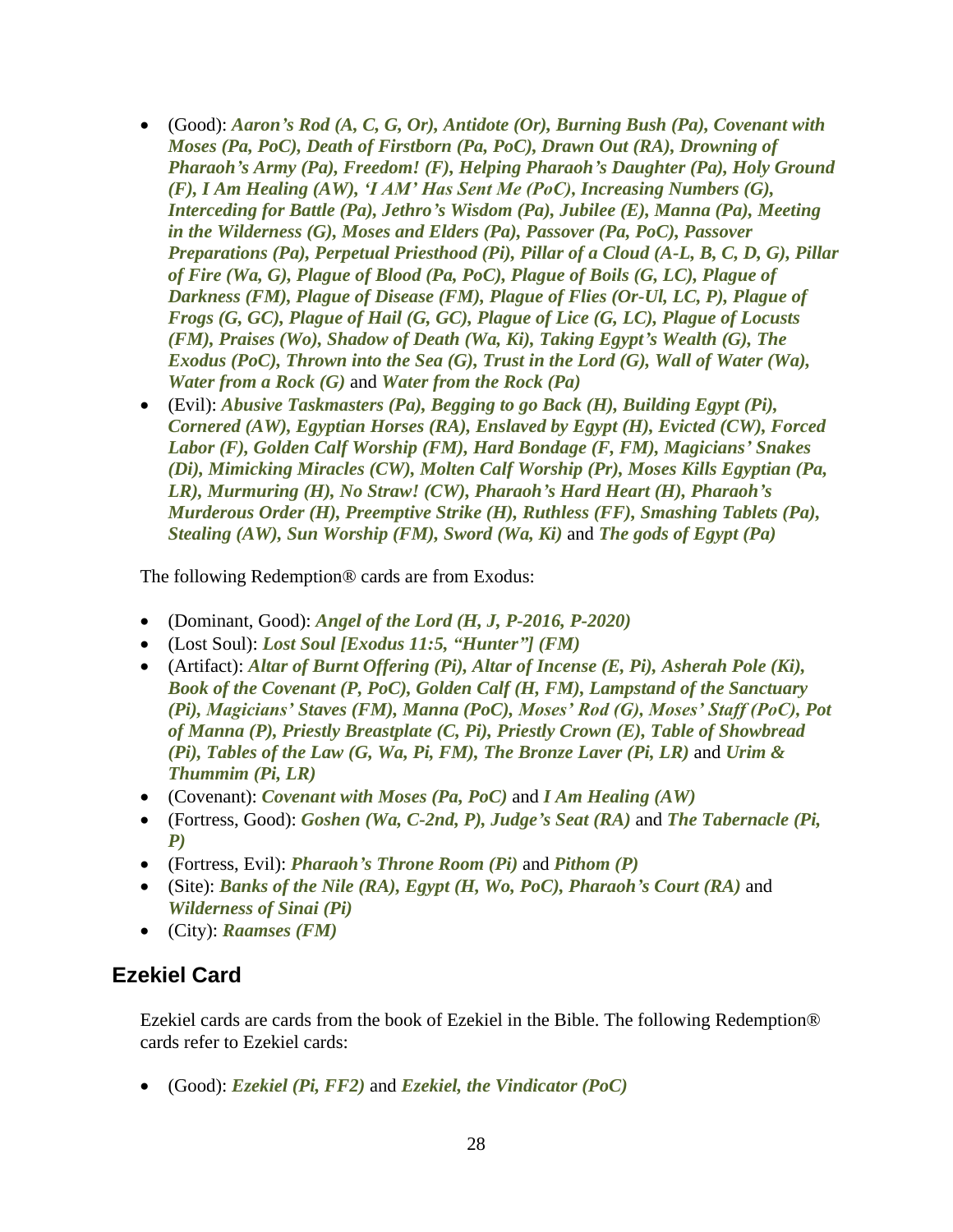- (Good): ***Aaron's Rod (A, C, G, Or), Antidote (Or), Burning Bush (Pa), Covenant with Moses (Pa, PoC), Death of Firstborn (Pa, PoC), Drawn Out (RA), Drowning of Pharaoh's Army (Pa), Freedom! (F), Helping Pharaoh's Daughter (Pa), Holy Ground (F), I Am Healing (AW), 'I AM' Has Sent Me (PoC), Increasing Numbers (G), Interceding for Battle (Pa), Jethro's Wisdom (Pa), Jubilee (E), Manna (Pa), Meeting in the Wilderness (G), Moses and Elders (Pa), Passover (Pa, PoC), Passover Preparations (Pa), Perpetual Priesthood (Pi), Pillar of a Cloud (A-L, B, C, D, G), Pillar of Fire (Wa, G), Plague of Blood (Pa, PoC), Plague of Boils (G, LC), Plague of Darkness (FM), Plague of Disease (FM), Plague of Flies (Or-Ul, LC, P), Plague of Frogs (G, GC), Plague of Hail (G, GC), Plague of Lice (G, LC), Plague of Locusts (FM), Praises (Wo), Shadow of Death (Wa, Ki), Taking Egypt's Wealth (G), The Exodus (PoC), Thrown into the Sea (G), Trust in the Lord (G), Wall of Water (Wa), Water from a Rock (G)*** and ***Water from the Rock (Pa)***
- (Evil): ***Abusive Taskmasters (Pa), Begging to go Back (H), Building Egypt (Pi), Cornered (AW), Egyptian Horses (RA), Enslaved by Egypt (H), Evicted (CW), Forced Labor (F), Golden Calf Worship (FM), Hard Bondage (F, FM), Magicians' Snakes (Di), Mimicking Miracles (CW), Molten Calf Worship (Pr), Moses Kills Egyptian (Pa, LR), Murmuring (H), No Straw! (CW), Pharaoh's Hard Heart (H), Pharaoh's Murderous Order (H), Preemptive Strike (H), Ruthless (FF), Smashing Tablets (Pa), Stealing (AW), Sun Worship (FM), Sword (Wa, Ki)*** and ***The gods of Egypt (Pa)***

The following Redemption® cards are from Exodus:

- (Dominant, Good): ***Angel of the Lord (H, J, P-2016, P-2020)***
- (Lost Soul): ***Lost Soul [Exodus 11:5, "Hunter"] (FM)***
- (Artifact): ***Altar of Burnt Offering (Pi), Altar of Incense (E, Pi), Asherah Pole (Ki), Book of the Covenant (P, PoC), Golden Calf (H, FM), Lampstand of the Sanctuary (Pi), Magicians' Staves (FM), Manna (PoC), Moses' Rod (G), Moses' Staff (PoC), Pot of Manna (P), Priestly Breastplate (C, Pi), Priestly Crown (E), Table of Showbread (Pi), Tables of the Law (G, Wa, Pi, FM), The Bronze Laver (Pi, LR)*** and ***Urim & Thummim (Pi, LR)***
- (Covenant): ***Covenant with Moses (Pa, PoC)*** and ***I Am Healing (AW)***
- (Fortress, Good): ***Goshen (Wa, C-2nd, P), Judge's Seat (RA)*** and ***The Tabernacle (Pi, P)***
- (Fortress, Evil): ***Pharaoh's Throne Room (Pi)*** and ***Pithom (P)***
- (Site): ***Banks of the Nile (RA), Egypt (H, Wo, PoC), Pharaoh's Court (RA)*** and ***Wilderness of Sinai (Pi)***
- (City): ***Raamses (FM)***

## Ezekiel Card

Ezekiel cards are cards from the book of Ezekiel in the Bible. The following Redemption® cards refer to Ezekiel cards:

- (Good): ***Ezekiel (Pi, FF2)*** and ***Ezekiel, the Vindicator (PoC)***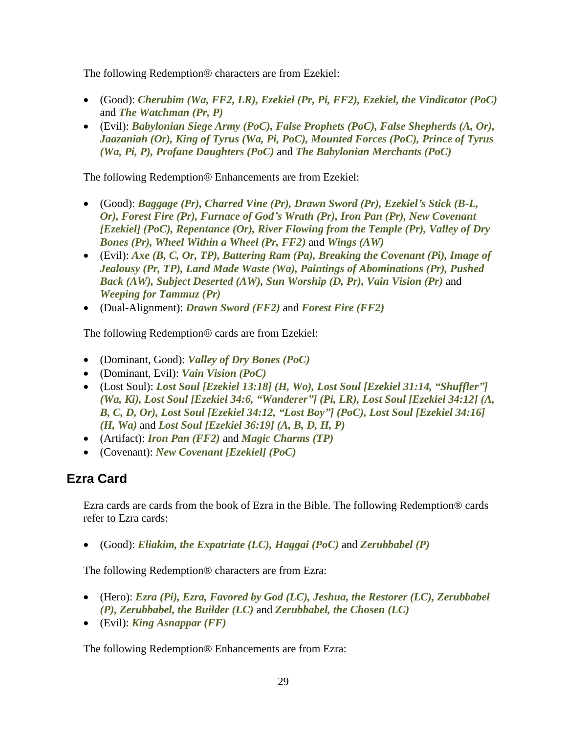The following Redemption® characters are from Ezekiel:

- (Good): ***Cherubim (Wa, FF2, LR), Ezekiel (Pr, Pi, FF2), Ezekiel, the Vindicator (PoC)*** and ***The Watchman (Pr, P)***
- (Evil): ***Babylonian Siege Army (PoC), False Prophets (PoC), False Shepherds (A, Or), Jaazaniah (Or), King of Tyrus (Wa, Pi, PoC), Mounted Forces (PoC), Prince of Tyrus (Wa, Pi, P), Profane Daughters (PoC)*** and ***The Babylonian Merchants (PoC)***

The following Redemption® Enhancements are from Ezekiel:

- (Good): ***Baggage (Pr), Charred Vine (Pr), Drawn Sword (Pr), Ezekiel's Stick (B-L, Or), Forest Fire (Pr), Furnace of God's Wrath (Pr), Iron Pan (Pr), New Covenant [Ezekiel] (PoC), Repentance (Or), River Flowing from the Temple (Pr), Valley of Dry Bones (Pr), Wheel Within a Wheel (Pr, FF2)*** and ***Wings (AW)***
- (Evil): ***Axe (B, C, Or, TP), Battering Ram (Pa), Breaking the Covenant (Pi), Image of Jealousy (Pr, TP), Land Made Waste (Wa), Paintings of Abominations (Pr), Pushed Back (AW), Subject Deserted (AW), Sun Worship (D, Pr), Vain Vision (Pr)*** and ***Weeping for Tammuz (Pr)***
- (Dual-Alignment): ***Drawn Sword (FF2)*** and ***Forest Fire (FF2)***

The following Redemption® cards are from Ezekiel:

- (Dominant, Good): ***Valley of Dry Bones (PoC)***
- (Dominant, Evil): ***Vain Vision (PoC)***
- (Lost Soul): ***Lost Soul [Ezekiel 13:18] (H, Wo), Lost Soul [Ezekiel 31:14, "Shuffler"] (Wa, Ki), Lost Soul [Ezekiel 34:6, "Wanderer"] (Pi, LR), Lost Soul [Ezekiel 34:12] (A, B, C, D, Or), Lost Soul [Ezekiel 34:12, "Lost Boy"] (PoC), Lost Soul [Ezekiel 34:16] (H, Wa)*** and ***Lost Soul [Ezekiel 36:19] (A, B, D, H, P)***
- (Artifact): ***Iron Pan (FF2)*** and ***Magic Charms (TP)***
- (Covenant): ***New Covenant [Ezekiel] (PoC)***

## Ezra Card

Ezra cards are cards from the book of Ezra in the Bible. The following Redemption® cards refer to Ezra cards:

- (Good): ***Eliakim, the Expatriate (LC), Haggai (PoC)*** and ***Zerubbabel (P)***

The following Redemption® characters are from Ezra:

- (Hero): ***Ezra (Pi), Ezra, Favored by God (LC), Jeshua, the Restorer (LC), Zerubbabel (P), Zerubbabel, the Builder (LC)*** and ***Zerubbabel, the Chosen (LC)***
- (Evil): ***King Asnappar (FF)***

The following Redemption® Enhancements are from Ezra: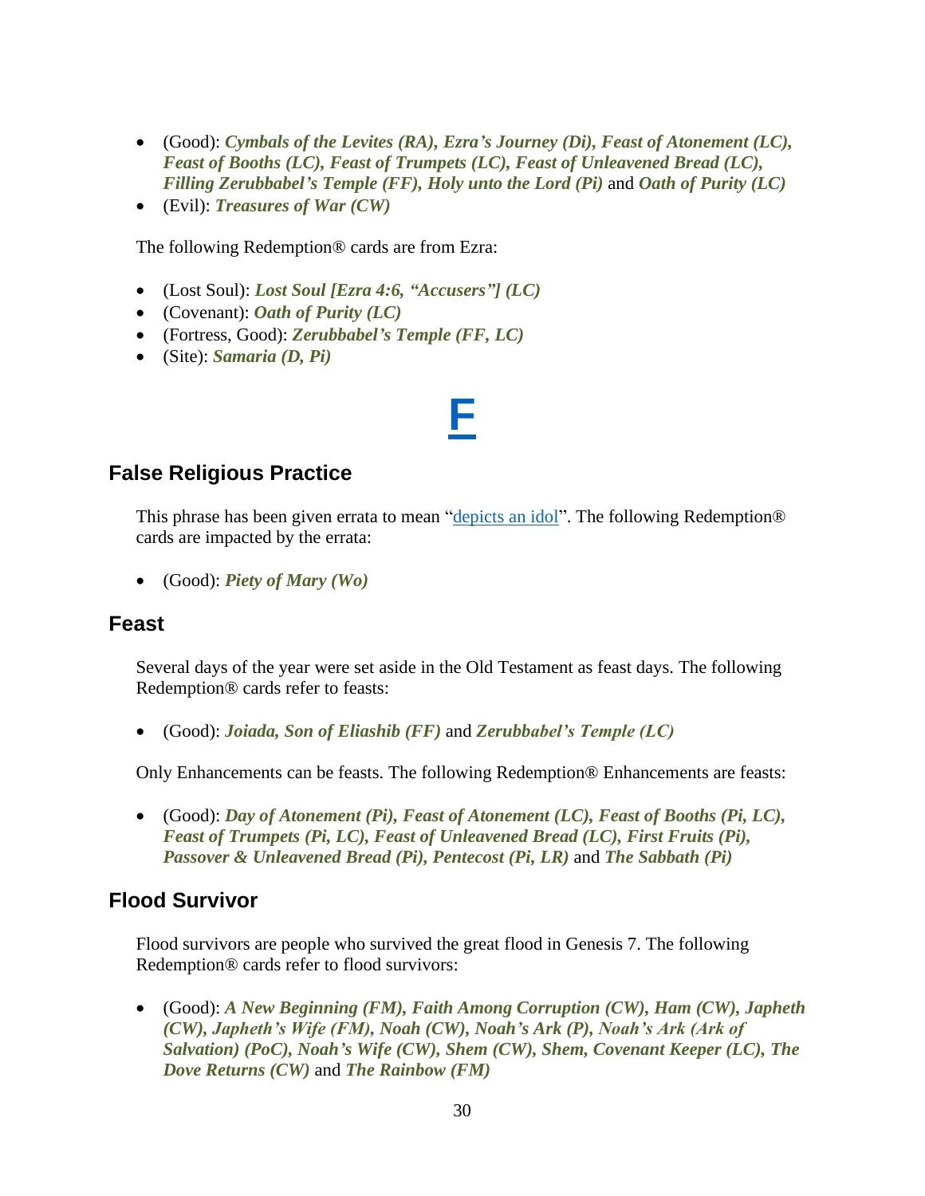- (Good): ***Cymbals of the Levites (RA), Ezra's Journey (Di), Feast of Atonement (LC), Feast of Booths (LC), Feast of Trumpets (LC), Feast of Unleavened Bread (LC), Filling Zerubbabel's Temple (FF), Holy unto the Lord (Pi)*** and ***Oath of Purity (LC)***
- (Evil): ***Treasures of War (CW)***

The following Redemption® cards are from Ezra:

- (Lost Soul): ***Lost Soul [Ezra 4:6, "Accusers"] (LC)***
- (Covenant): ***Oath of Purity (LC)***
- (Fortress, Good): ***Zerubbabel's Temple (FF, LC)***
- (Site): ***Samaria (D, Pi)***

# F

## False Religious Practice

This phrase has been given errata to mean "depicts an idol". The following Redemption® cards are impacted by the errata:

- (Good): ***Piety of Mary (Wo)***

## Feast

Several days of the year were set aside in the Old Testament as feast days. The following Redemption® cards refer to feasts:

- (Good): ***Joiada, Son of Eliashib (FF)*** and ***Zerubbabel's Temple (LC)***

Only Enhancements can be feasts. The following Redemption® Enhancements are feasts:

- (Good): ***Day of Atonement (Pi), Feast of Atonement (LC), Feast of Booths (Pi, LC), Feast of Trumpets (Pi, LC), Feast of Unleavened Bread (LC), First Fruits (Pi), Passover & Unleavened Bread (Pi), Pentecost (Pi, LR)*** and ***The Sabbath (Pi)***

## Flood Survivor

Flood survivors are people who survived the great flood in Genesis 7. The following Redemption® cards refer to flood survivors:

- (Good): ***A New Beginning (FM), Faith Among Corruption (CW), Ham (CW), Japheth (CW), Japheth's Wife (FM), Noah (CW), Noah's Ark (P), Noah's Ark (Ark of Salvation) (PoC), Noah's Wife (CW), Shem (CW), Shem, Covenant Keeper (LC), The Dove Returns (CW)*** and ***The Rainbow (FM)***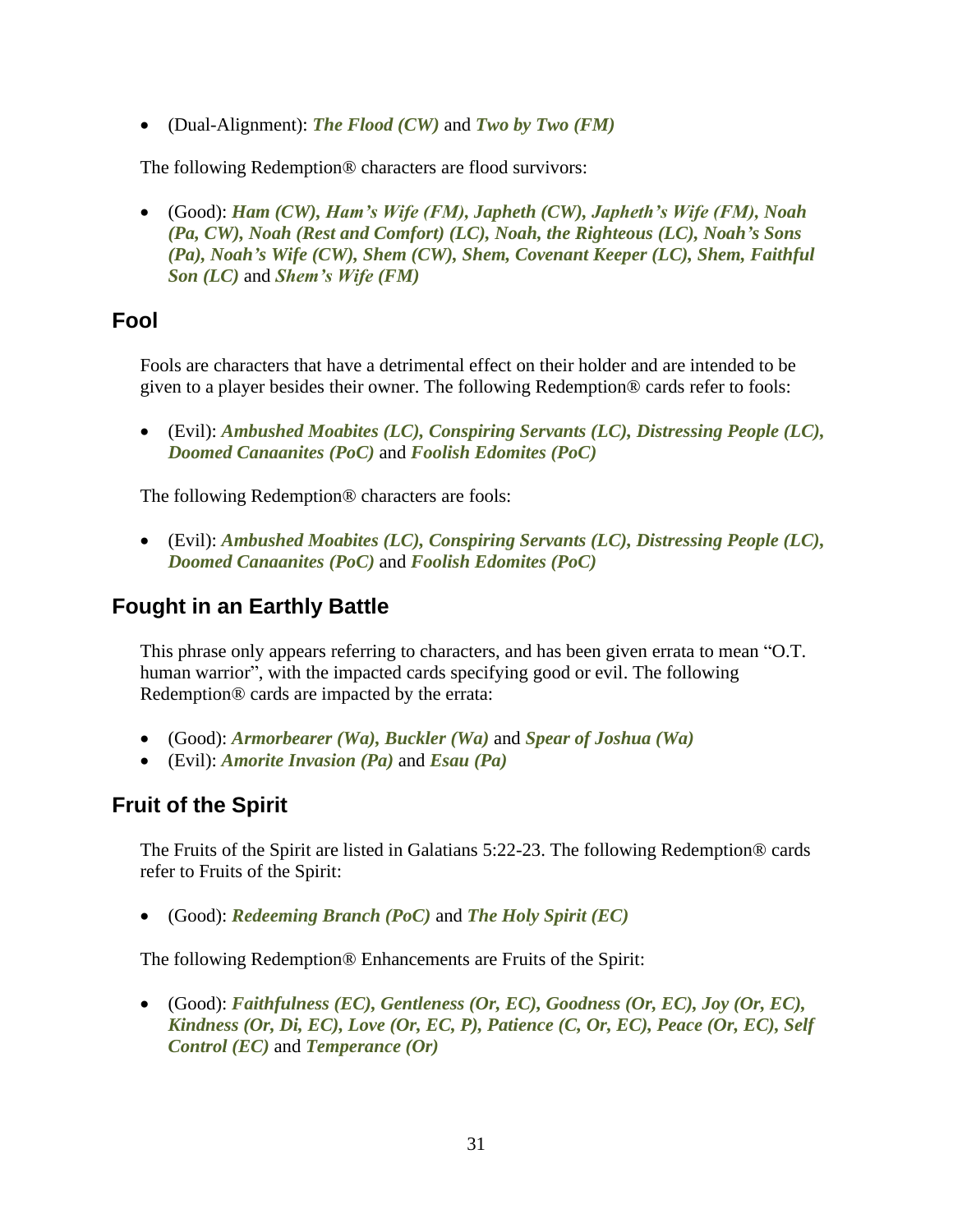- (Dual-Alignment): ***The Flood (CW)*** and ***Two by Two (FM)***

The following Redemption® characters are flood survivors:

- (Good): ***Ham (CW), Ham's Wife (FM), Japheth (CW), Japheth's Wife (FM), Noah (Pa, CW), Noah (Rest and Comfort) (LC), Noah, the Righteous (LC), Noah's Sons (Pa), Noah's Wife (CW), Shem (CW), Shem, Covenant Keeper (LC), Shem, Faithful Son (LC)*** and ***Shem's Wife (FM)***

## Fool

Fools are characters that have a detrimental effect on their holder and are intended to be given to a player besides their owner. The following Redemption® cards refer to fools:

- (Evil): ***Ambushed Moabites (LC), Conspiring Servants (LC), Distressing People (LC), Doomed Canaanites (PoC)*** and ***Foolish Edomites (PoC)***

The following Redemption® characters are fools:

- (Evil): ***Ambushed Moabites (LC), Conspiring Servants (LC), Distressing People (LC), Doomed Canaanites (PoC)*** and ***Foolish Edomites (PoC)***

## Fought in an Earthly Battle

This phrase only appears referring to characters, and has been given errata to mean "O.T. human warrior", with the impacted cards specifying good or evil. The following Redemption® cards are impacted by the errata:

- (Good): ***Armorbearer (Wa), Buckler (Wa)*** and ***Spear of Joshua (Wa)***
- (Evil): ***Amorite Invasion (Pa)*** and ***Esau (Pa)***

## Fruit of the Spirit

The Fruits of the Spirit are listed in Galatians 5:22-23. The following Redemption® cards refer to Fruits of the Spirit:

- (Good): ***Redeeming Branch (PoC)*** and ***The Holy Spirit (EC)***

The following Redemption® Enhancements are Fruits of the Spirit:

- (Good): ***Faithfulness (EC), Gentleness (Or, EC), Goodness (Or, EC), Joy (Or, EC), Kindness (Or, Di, EC), Love (Or, EC, P), Patience (C, Or, EC), Peace (Or, EC), Self Control (EC)*** and ***Temperance (Or)***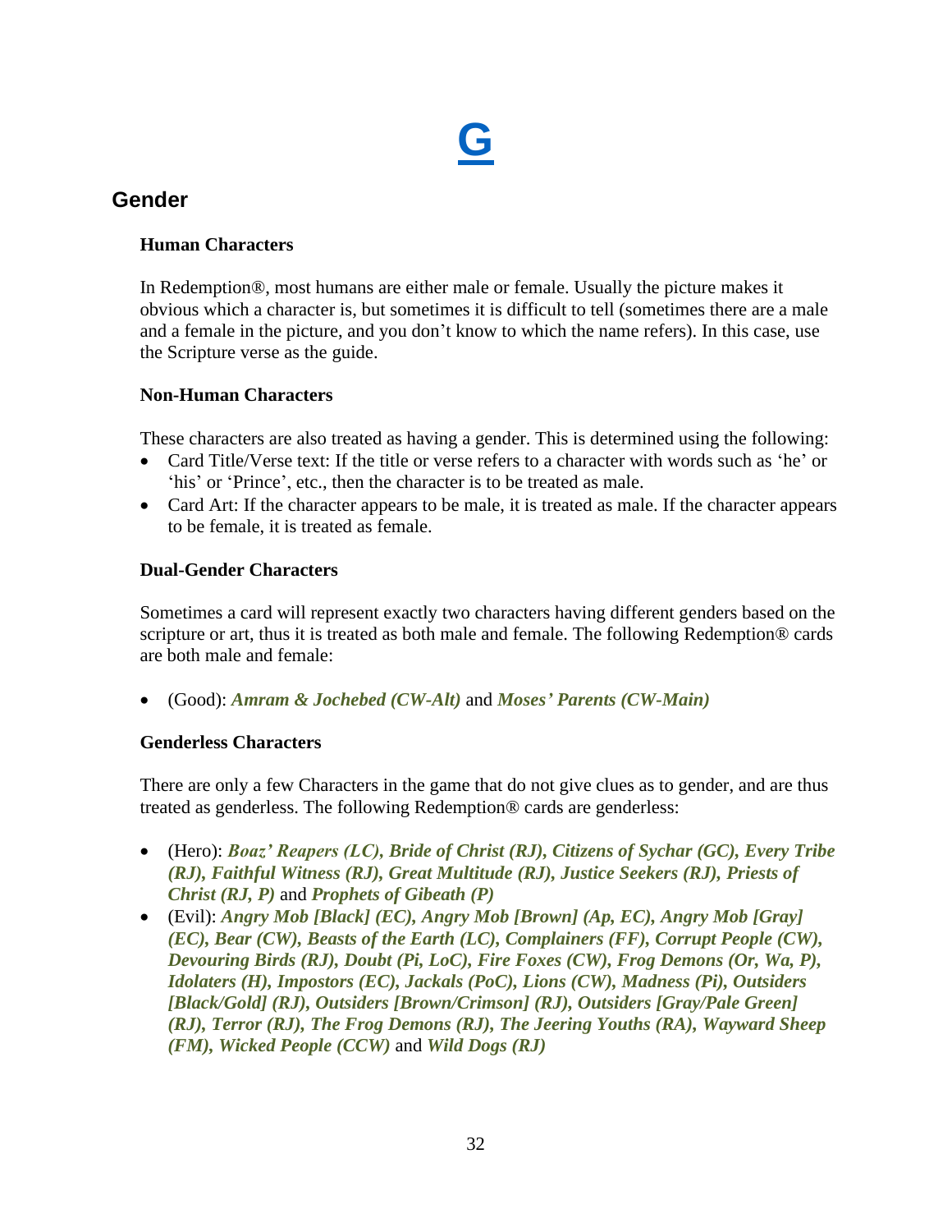# G

## Gender

### Human Characters

In Redemption®, most humans are either male or female. Usually the picture makes it obvious which a character is, but sometimes it is difficult to tell (sometimes there are a male and a female in the picture, and you don't know to which the name refers). In this case, use the Scripture verse as the guide.

### Non-Human Characters

These characters are also treated as having a gender. This is determined using the following:

- Card Title/Verse text: If the title or verse refers to a character with words such as 'he' or 'his' or 'Prince', etc., then the character is to be treated as male.
- Card Art: If the character appears to be male, it is treated as male. If the character appears to be female, it is treated as female.

### Dual-Gender Characters

Sometimes a card will represent exactly two characters having different genders based on the scripture or art, thus it is treated as both male and female. The following Redemption® cards are both male and female:

- (Good): ***Amram & Jochebed (CW-Alt)*** and ***Moses' Parents (CW-Main)***

### Genderless Characters

There are only a few Characters in the game that do not give clues as to gender, and are thus treated as genderless. The following Redemption® cards are genderless:

- (Hero): ***Boaz' Reapers (LC), Bride of Christ (RJ), Citizens of Sychar (GC), Every Tribe (RJ), Faithful Witness (RJ), Great Multitude (RJ), Justice Seekers (RJ), Priests of Christ (RJ, P)*** and ***Prophets of Gibeath (P)***
- (Evil): ***Angry Mob [Black] (EC), Angry Mob [Brown] (Ap, EC), Angry Mob [Gray] (EC), Bear (CW), Beasts of the Earth (LC), Complainers (FF), Corrupt People (CW), Devouring Birds (RJ), Doubt (Pi, LoC), Fire Foxes (CW), Frog Demons (Or, Wa, P), Idolaters (H), Impostors (EC), Jackals (PoC), Lions (CW), Madness (Pi), Outsiders [Black/Gold] (RJ), Outsiders [Brown/Crimson] (RJ), Outsiders [Gray/Pale Green] (RJ), Terror (RJ), The Frog Demons (RJ), The Jeering Youths (RA), Wayward Sheep (FM), Wicked People (CCW)*** and ***Wild Dogs (RJ)***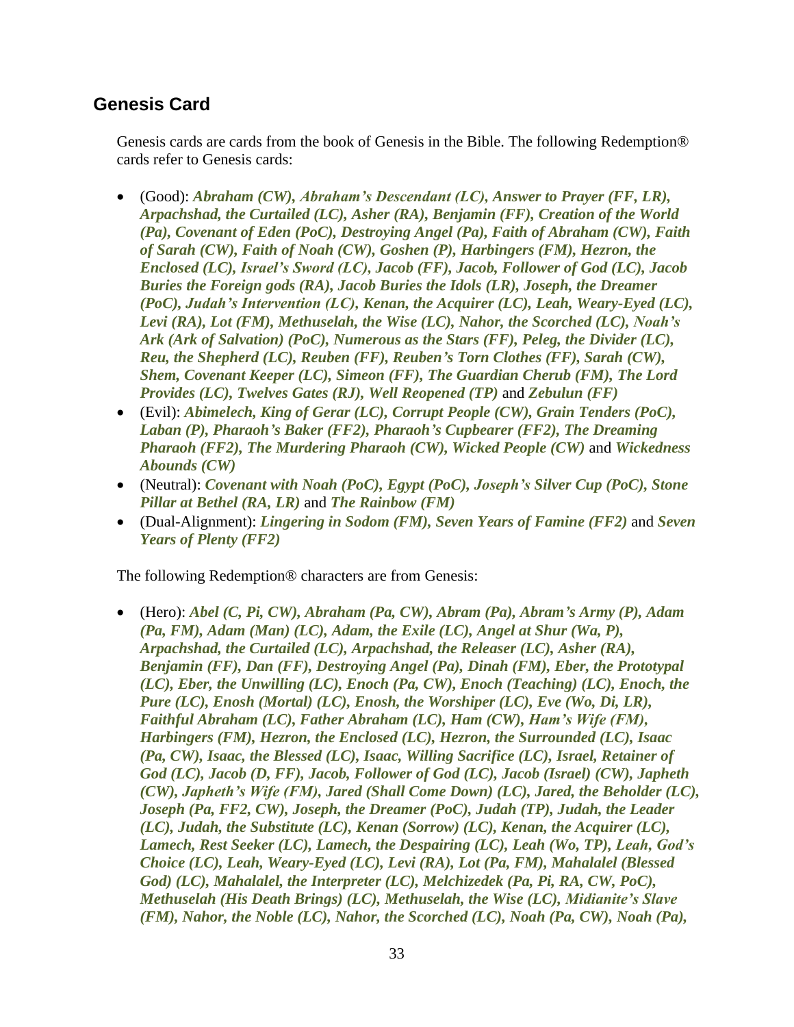## Genesis Card

Genesis cards are cards from the book of Genesis in the Bible. The following Redemption® cards refer to Genesis cards:

- (Good): ***Abraham (CW), Abraham's Descendant (LC), Answer to Prayer (FF, LR), Arpachshad, the Curtailed (LC), Asher (RA), Benjamin (FF), Creation of the World (Pa), Covenant of Eden (PoC), Destroying Angel (Pa), Faith of Abraham (CW), Faith of Sarah (CW), Faith of Noah (CW), Goshen (P), Harbingers (FM), Hezron, the Enclosed (LC), Israel's Sword (LC), Jacob (FF), Jacob, Follower of God (LC), Jacob Buries the Foreign gods (RA), Jacob Buries the Idols (LR), Joseph, the Dreamer (PoC), Judah's Intervention (LC), Kenan, the Acquirer (LC), Leah, Weary-Eyed (LC), Levi (RA), Lot (FM), Methuselah, the Wise (LC), Nahor, the Scorched (LC), Noah's Ark (Ark of Salvation) (PoC), Numerous as the Stars (FF), Peleg, the Divider (LC), Reu, the Shepherd (LC), Reuben (FF), Reuben's Torn Clothes (FF), Sarah (CW), Shem, Covenant Keeper (LC), Simeon (FF), The Guardian Cherub (FM), The Lord Provides (LC), Twelves Gates (RJ), Well Reopened (TP)*** and ***Zebulun (FF)***
- (Evil): ***Abimelech, King of Gerar (LC), Corrupt People (CW), Grain Tenders (PoC), Laban (P), Pharaoh's Baker (FF2), Pharaoh's Cupbearer (FF2), The Dreaming Pharaoh (FF2), The Murdering Pharaoh (CW), Wicked People (CW)*** and ***Wickedness Abounds (CW)***
- (Neutral): ***Covenant with Noah (PoC), Egypt (PoC), Joseph's Silver Cup (PoC), Stone Pillar at Bethel (RA, LR)*** and ***The Rainbow (FM)***
- (Dual-Alignment): ***Lingering in Sodom (FM), Seven Years of Famine (FF2)*** and ***Seven Years of Plenty (FF2)***

The following Redemption® characters are from Genesis:

- (Hero): ***Abel (C, Pi, CW), Abraham (Pa, CW), Abram (Pa), Abram's Army (P), Adam (Pa, FM), Adam (Man) (LC), Adam, the Exile (LC), Angel at Shur (Wa, P), Arpachshad, the Curtailed (LC), Arpachshad, the Releaser (LC), Asher (RA), Benjamin (FF), Dan (FF), Destroying Angel (Pa), Dinah (FM), Eber, the Prototypal (LC), Eber, the Unwilling (LC), Enoch (Pa, CW), Enoch (Teaching) (LC), Enoch, the Pure (LC), Enosh (Mortal) (LC), Enosh, the Worshiper (LC), Eve (Wo, Di, LR), Faithful Abraham (LC), Father Abraham (LC), Ham (CW), Ham's Wife (FM), Harbingers (FM), Hezron, the Enclosed (LC), Hezron, the Surrounded (LC), Isaac (Pa, CW), Isaac, the Blessed (LC), Isaac, Willing Sacrifice (LC), Israel, Retainer of God (LC), Jacob (D, FF), Jacob, Follower of God (LC), Jacob (Israel) (CW), Japheth (CW), Japheth's Wife (FM), Jared (Shall Come Down) (LC), Jared, the Beholder (LC), Joseph (Pa, FF2, CW), Joseph, the Dreamer (PoC), Judah (TP), Judah, the Leader (LC), Judah, the Substitute (LC), Kenan (Sorrow) (LC), Kenan, the Acquirer (LC), Lamech, Rest Seeker (LC), Lamech, the Despairing (LC), Leah (Wo, TP), Leah, God's Choice (LC), Leah, Weary-Eyed (LC), Levi (RA), Lot (Pa, FM), Mahalalel (Blessed God) (LC), Mahalalel, the Interpreter (LC), Melchizedek (Pa, Pi, RA, CW, PoC), Methuselah (His Death Brings) (LC), Methuselah, the Wise (LC), Midianite's Slave (FM), Nahor, the Noble (LC), Nahor, the Scorched (LC), Noah (Pa, CW), Noah (Pa),***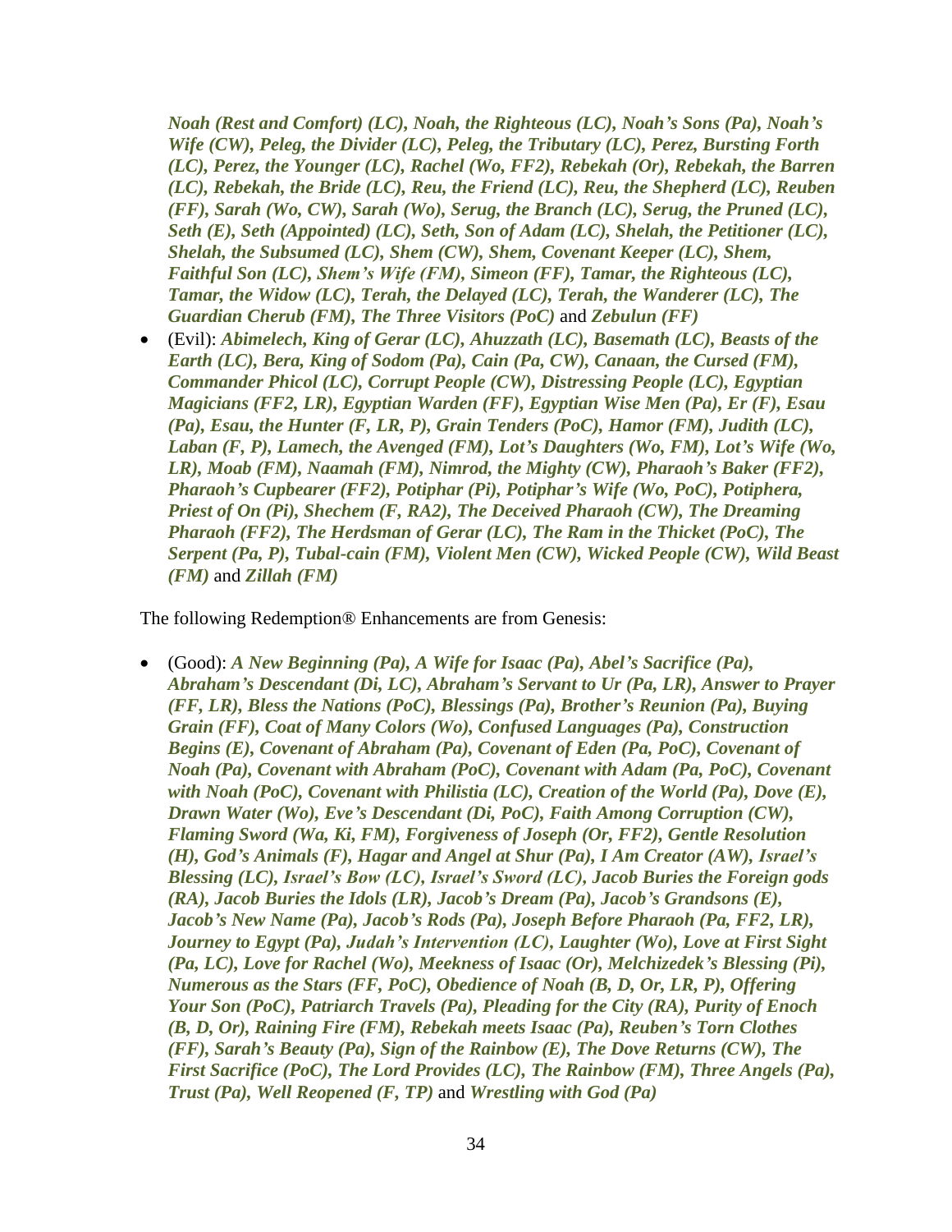*Noah (Rest and Comfort) (LC), Noah, the Righteous (LC), Noah's Sons (Pa), Noah's Wife (CW), Peleg, the Divider (LC), Peleg, the Tributary (LC), Perez, Bursting Forth (LC), Perez, the Younger (LC), Rachel (Wo, FF2), Rebekah (Or), Rebekah, the Barren (LC), Rebekah, the Bride (LC), Reu, the Friend (LC), Reu, the Shepherd (LC), Reuben (FF), Sarah (Wo, CW), Sarah (Wo), Serug, the Branch (LC), Serug, the Pruned (LC), Seth (E), Seth (Appointed) (LC), Seth, Son of Adam (LC), Shelah, the Petitioner (LC), Shelah, the Subsumed (LC), Shem (CW), Shem, Covenant Keeper (LC), Shem, Faithful Son (LC), Shem's Wife (FM), Simeon (FF), Tamar, the Righteous (LC), Tamar, the Widow (LC), Terah, the Delayed (LC), Terah, the Wanderer (LC), The Guardian Cherub (FM), The Three Visitors (PoC)* and *Zebulun (FF)*

- (Evil): ***Abimelech, King of Gerar (LC), Ahuzzath (LC), Basemath (LC), Beasts of the Earth (LC), Bera, King of Sodom (Pa), Cain (Pa, CW), Canaan, the Cursed (FM), Commander Phicol (LC), Corrupt People (CW), Distressing People (LC), Egyptian Magicians (FF2, LR), Egyptian Warden (FF), Egyptian Wise Men (Pa), Er (F), Esau (Pa), Esau, the Hunter (F, LR, P), Grain Tenders (PoC), Hamor (FM), Judith (LC), Laban (F, P), Lamech, the Avenged (FM), Lot's Daughters (Wo, FM), Lot's Wife (Wo, LR), Moab (FM), Naamah (FM), Nimrod, the Mighty (CW), Pharaoh's Baker (FF2), Pharaoh's Cupbearer (FF2), Potiphar (Pi), Potiphar's Wife (Wo, PoC), Potiphera, Priest of On (Pi), Shechem (F, RA2), The Deceived Pharaoh (CW), The Dreaming Pharaoh (FF2), The Herdsman of Gerar (LC), The Ram in the Thicket (PoC), The Serpent (Pa, P), Tubal-cain (FM), Violent Men (CW), Wicked People (CW), Wild Beast (FM)*** and ***Zillah (FM)***

The following Redemption® Enhancements are from Genesis:

- (Good): ***A New Beginning (Pa), A Wife for Isaac (Pa), Abel's Sacrifice (Pa), Abraham's Descendant (Di, LC), Abraham's Servant to Ur (Pa, LR), Answer to Prayer (FF, LR), Bless the Nations (PoC), Blessings (Pa), Brother's Reunion (Pa), Buying Grain (FF), Coat of Many Colors (Wo), Confused Languages (Pa), Construction Begins (E), Covenant of Abraham (Pa), Covenant of Eden (Pa, PoC), Covenant of Noah (Pa), Covenant with Abraham (PoC), Covenant with Adam (Pa, PoC), Covenant with Noah (PoC), Covenant with Philistia (LC), Creation of the World (Pa), Dove (E), Drawn Water (Wo), Eve's Descendant (Di, PoC), Faith Among Corruption (CW), Flaming Sword (Wa, Ki, FM), Forgiveness of Joseph (Or, FF2), Gentle Resolution (H), God's Animals (F), Hagar and Angel at Shur (Pa), I Am Creator (AW), Israel's Blessing (LC), Israel's Bow (LC), Israel's Sword (LC), Jacob Buries the Foreign gods (RA), Jacob Buries the Idols (LR), Jacob's Dream (Pa), Jacob's Grandsons (E), Jacob's New Name (Pa), Jacob's Rods (Pa), Joseph Before Pharaoh (Pa, FF2, LR), Journey to Egypt (Pa), Judah's Intervention (LC), Laughter (Wo), Love at First Sight (Pa, LC), Love for Rachel (Wo), Meekness of Isaac (Or), Melchizedek's Blessing (Pi), Numerous as the Stars (FF, PoC), Obedience of Noah (B, D, Or, LR, P), Offering Your Son (PoC), Patriarch Travels (Pa), Pleading for the City (RA), Purity of Enoch (B, D, Or), Raining Fire (FM), Rebekah meets Isaac (Pa), Reuben's Torn Clothes (FF), Sarah's Beauty (Pa), Sign of the Rainbow (E), The Dove Returns (CW), The First Sacrifice (PoC), The Lord Provides (LC), The Rainbow (FM), Three Angels (Pa), Trust (Pa), Well Reopened (F, TP)*** and ***Wrestling with God (Pa)***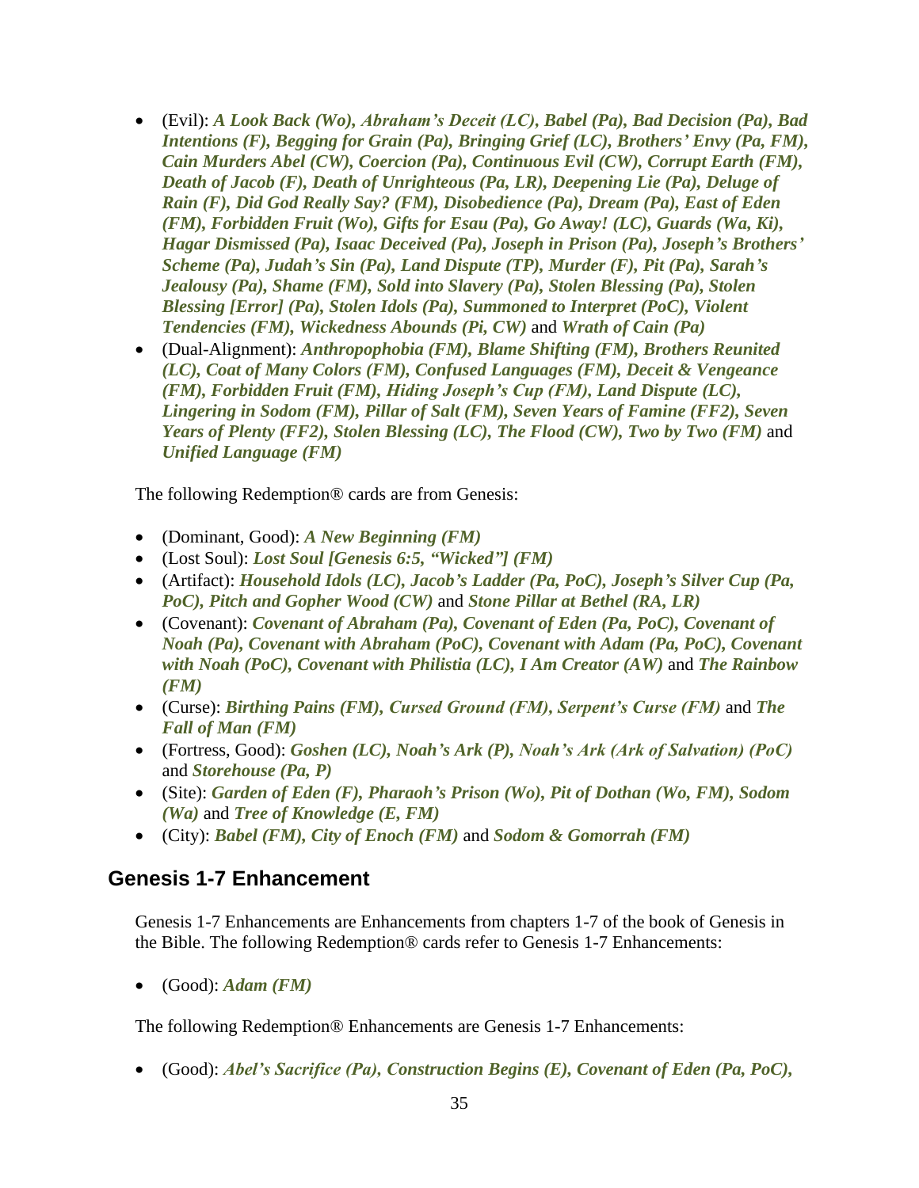- (Evil): ***A Look Back (Wo), Abraham's Deceit (LC), Babel (Pa), Bad Decision (Pa), Bad Intentions (F), Begging for Grain (Pa), Bringing Grief (LC), Brothers' Envy (Pa, FM), Cain Murders Abel (CW), Coercion (Pa), Continuous Evil (CW), Corrupt Earth (FM), Death of Jacob (F), Death of Unrighteous (Pa, LR), Deepening Lie (Pa), Deluge of Rain (F), Did God Really Say? (FM), Disobedience (Pa), Dream (Pa), East of Eden (FM), Forbidden Fruit (Wo), Gifts for Esau (Pa), Go Away! (LC), Guards (Wa, Ki), Hagar Dismissed (Pa), Isaac Deceived (Pa), Joseph in Prison (Pa), Joseph's Brothers' Scheme (Pa), Judah's Sin (Pa), Land Dispute (TP), Murder (F), Pit (Pa), Sarah's Jealousy (Pa), Shame (FM), Sold into Slavery (Pa), Stolen Blessing (Pa), Stolen Blessing [Error] (Pa), Stolen Idols (Pa), Summoned to Interpret (PoC), Violent Tendencies (FM), Wickedness Abounds (Pi, CW)*** and ***Wrath of Cain (Pa)***
- (Dual-Alignment): ***Anthropophobia (FM), Blame Shifting (FM), Brothers Reunited (LC), Coat of Many Colors (FM), Confused Languages (FM), Deceit & Vengeance (FM), Forbidden Fruit (FM), Hiding Joseph's Cup (FM), Land Dispute (LC), Lingering in Sodom (FM), Pillar of Salt (FM), Seven Years of Famine (FF2), Seven Years of Plenty (FF2), Stolen Blessing (LC), The Flood (CW), Two by Two (FM)*** and ***Unified Language (FM)***

The following Redemption® cards are from Genesis:

- (Dominant, Good): ***A New Beginning (FM)***
- (Lost Soul): ***Lost Soul [Genesis 6:5, "Wicked"] (FM)***
- (Artifact): ***Household Idols (LC), Jacob's Ladder (Pa, PoC), Joseph's Silver Cup (Pa, PoC), Pitch and Gopher Wood (CW)*** and ***Stone Pillar at Bethel (RA, LR)***
- (Covenant): ***Covenant of Abraham (Pa), Covenant of Eden (Pa, PoC), Covenant of Noah (Pa), Covenant with Abraham (PoC), Covenant with Adam (Pa, PoC), Covenant with Noah (PoC), Covenant with Philistia (LC), I Am Creator (AW)*** and ***The Rainbow (FM)***
- (Curse): ***Birthing Pains (FM), Cursed Ground (FM), Serpent's Curse (FM)*** and ***The Fall of Man (FM)***
- (Fortress, Good): ***Goshen (LC), Noah's Ark (P), Noah's Ark (Ark of Salvation) (PoC)*** and ***Storehouse (Pa, P)***
- (Site): ***Garden of Eden (F), Pharaoh's Prison (Wo), Pit of Dothan (Wo, FM), Sodom (Wa)*** and ***Tree of Knowledge (E, FM)***
- (City): ***Babel (FM), City of Enoch (FM)*** and ***Sodom & Gomorrah (FM)***

## Genesis 1-7 Enhancement

Genesis 1-7 Enhancements are Enhancements from chapters 1-7 of the book of Genesis in the Bible. The following Redemption® cards refer to Genesis 1-7 Enhancements:

- (Good): ***Adam (FM)***

The following Redemption® Enhancements are Genesis 1-7 Enhancements:

- (Good): ***Abel's Sacrifice (Pa), Construction Begins (E), Covenant of Eden (Pa, PoC),***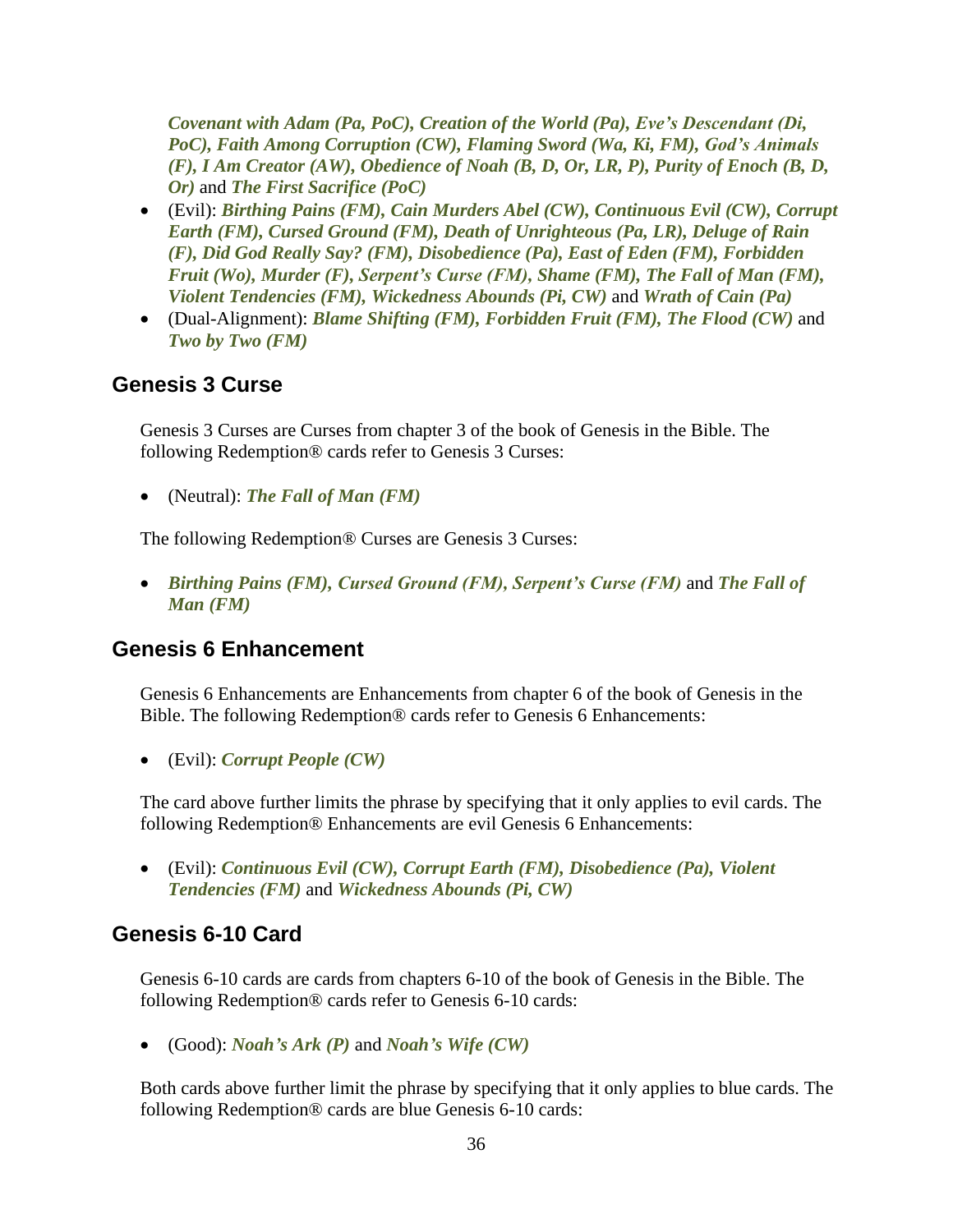*Covenant with Adam (Pa, PoC), Creation of the World (Pa), Eve's Descendant (Di, PoC), Faith Among Corruption (CW), Flaming Sword (Wa, Ki, FM), God's Animals (F), I Am Creator (AW), Obedience of Noah (B, D, Or, LR, P), Purity of Enoch (B, D, Or)* and ***The First Sacrifice (PoC)***

- (Evil): ***Birthing Pains (FM), Cain Murders Abel (CW), Continuous Evil (CW), Corrupt Earth (FM), Cursed Ground (FM), Death of Unrighteous (Pa, LR), Deluge of Rain (F), Did God Really Say? (FM), Disobedience (Pa), East of Eden (FM), Forbidden Fruit (Wo), Murder (F), Serpent's Curse (FM), Shame (FM), The Fall of Man (FM), Violent Tendencies (FM), Wickedness Abounds (Pi, CW)*** and ***Wrath of Cain (Pa)***
- (Dual-Alignment): ***Blame Shifting (FM), Forbidden Fruit (FM), The Flood (CW)*** and ***Two by Two (FM)***

## Genesis 3 Curse

Genesis 3 Curses are Curses from chapter 3 of the book of Genesis in the Bible. The following Redemption® cards refer to Genesis 3 Curses:

- (Neutral): ***The Fall of Man (FM)***

The following Redemption® Curses are Genesis 3 Curses:

- ***Birthing Pains (FM), Cursed Ground (FM), Serpent's Curse (FM)*** and ***The Fall of Man (FM)***

## Genesis 6 Enhancement

Genesis 6 Enhancements are Enhancements from chapter 6 of the book of Genesis in the Bible. The following Redemption® cards refer to Genesis 6 Enhancements:

- (Evil): ***Corrupt People (CW)***

The card above further limits the phrase by specifying that it only applies to evil cards. The following Redemption® Enhancements are evil Genesis 6 Enhancements:

- (Evil): ***Continuous Evil (CW), Corrupt Earth (FM), Disobedience (Pa), Violent Tendencies (FM)*** and ***Wickedness Abounds (Pi, CW)***

## Genesis 6-10 Card

Genesis 6-10 cards are cards from chapters 6-10 of the book of Genesis in the Bible. The following Redemption® cards refer to Genesis 6-10 cards:

- (Good): ***Noah's Ark (P)*** and ***Noah's Wife (CW)***

Both cards above further limit the phrase by specifying that it only applies to blue cards. The following Redemption® cards are blue Genesis 6-10 cards: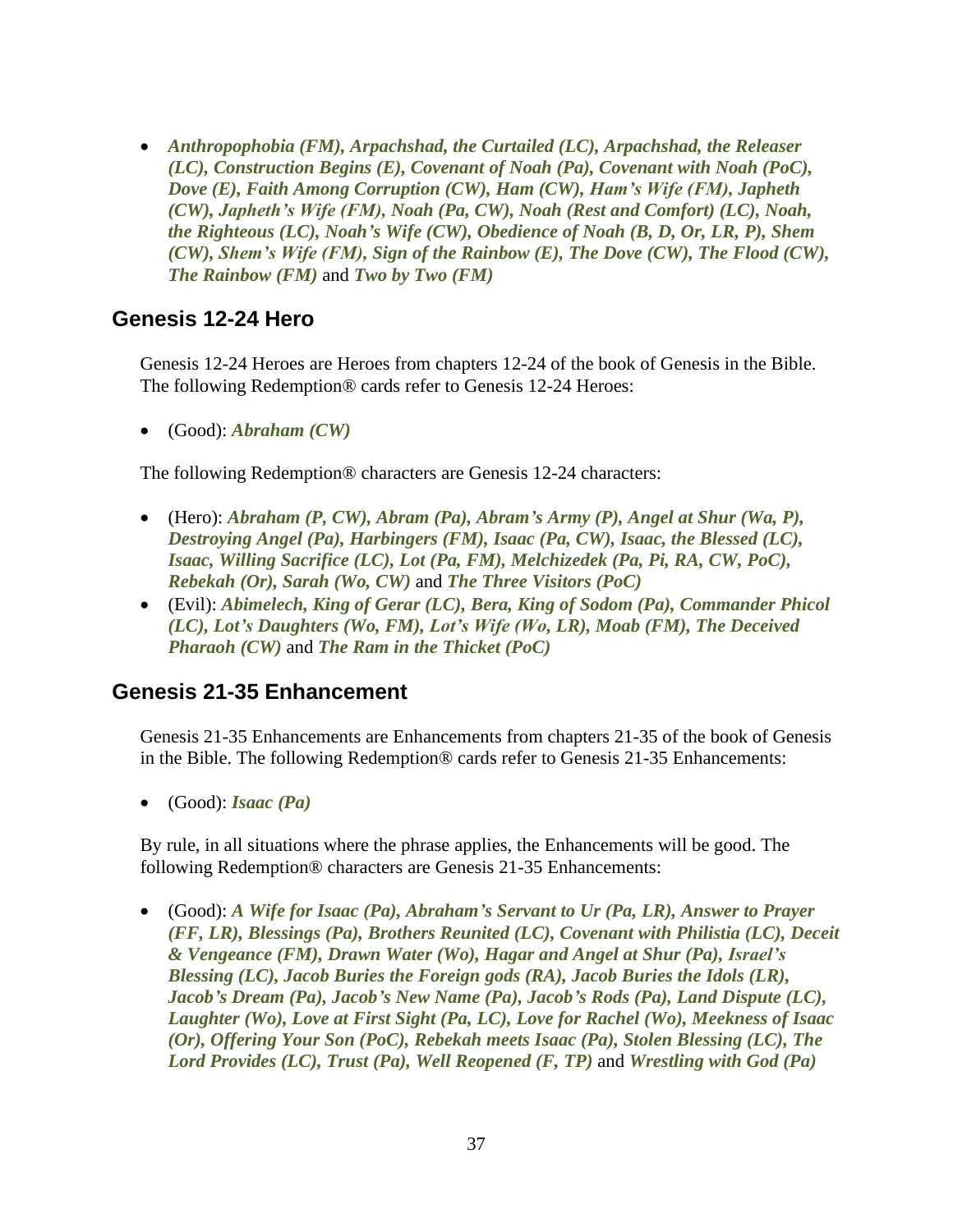- ***Anthropophobia (FM), Arpachshad, the Curtailed (LC), Arpachshad, the Releaser (LC), Construction Begins (E), Covenant of Noah (Pa), Covenant with Noah (PoC), Dove (E), Faith Among Corruption (CW), Ham (CW), Ham's Wife (FM), Japheth (CW), Japheth's Wife (FM), Noah (Pa, CW), Noah (Rest and Comfort) (LC), Noah, the Righteous (LC), Noah's Wife (CW), Obedience of Noah (B, D, Or, LR, P), Shem (CW), Shem's Wife (FM), Sign of the Rainbow (E), The Dove (CW), The Flood (CW), The Rainbow (FM)*** and ***Two by Two (FM)***

## Genesis 12-24 Hero

Genesis 12-24 Heroes are Heroes from chapters 12-24 of the book of Genesis in the Bible. The following Redemption® cards refer to Genesis 12-24 Heroes:

- (Good): ***Abraham (CW)***

The following Redemption® characters are Genesis 12-24 characters:

- (Hero): ***Abraham (P, CW), Abram (Pa), Abram's Army (P), Angel at Shur (Wa, P), Destroying Angel (Pa), Harbingers (FM), Isaac (Pa, CW), Isaac, the Blessed (LC), Isaac, Willing Sacrifice (LC), Lot (Pa, FM), Melchizedek (Pa, Pi, RA, CW, PoC), Rebekah (Or), Sarah (Wo, CW)*** and ***The Three Visitors (PoC)***
- (Evil): ***Abimelech, King of Gerar (LC), Bera, King of Sodom (Pa), Commander Phicol (LC), Lot's Daughters (Wo, FM), Lot's Wife (Wo, LR), Moab (FM), The Deceived Pharaoh (CW)*** and ***The Ram in the Thicket (PoC)***

## Genesis 21-35 Enhancement

Genesis 21-35 Enhancements are Enhancements from chapters 21-35 of the book of Genesis in the Bible. The following Redemption® cards refer to Genesis 21-35 Enhancements:

- (Good): ***Isaac (Pa)***

By rule, in all situations where the phrase applies, the Enhancements will be good. The following Redemption® characters are Genesis 21-35 Enhancements:

- (Good): ***A Wife for Isaac (Pa), Abraham's Servant to Ur (Pa, LR), Answer to Prayer (FF, LR), Blessings (Pa), Brothers Reunited (LC), Covenant with Philistia (LC), Deceit & Vengeance (FM), Drawn Water (Wo), Hagar and Angel at Shur (Pa), Israel's Blessing (LC), Jacob Buries the Foreign gods (RA), Jacob Buries the Idols (LR), Jacob's Dream (Pa), Jacob's New Name (Pa), Jacob's Rods (Pa), Land Dispute (LC), Laughter (Wo), Love at First Sight (Pa, LC), Love for Rachel (Wo), Meekness of Isaac (Or), Offering Your Son (PoC), Rebekah meets Isaac (Pa), Stolen Blessing (LC), The Lord Provides (LC), Trust (Pa), Well Reopened (F, TP)*** and ***Wrestling with God (Pa)***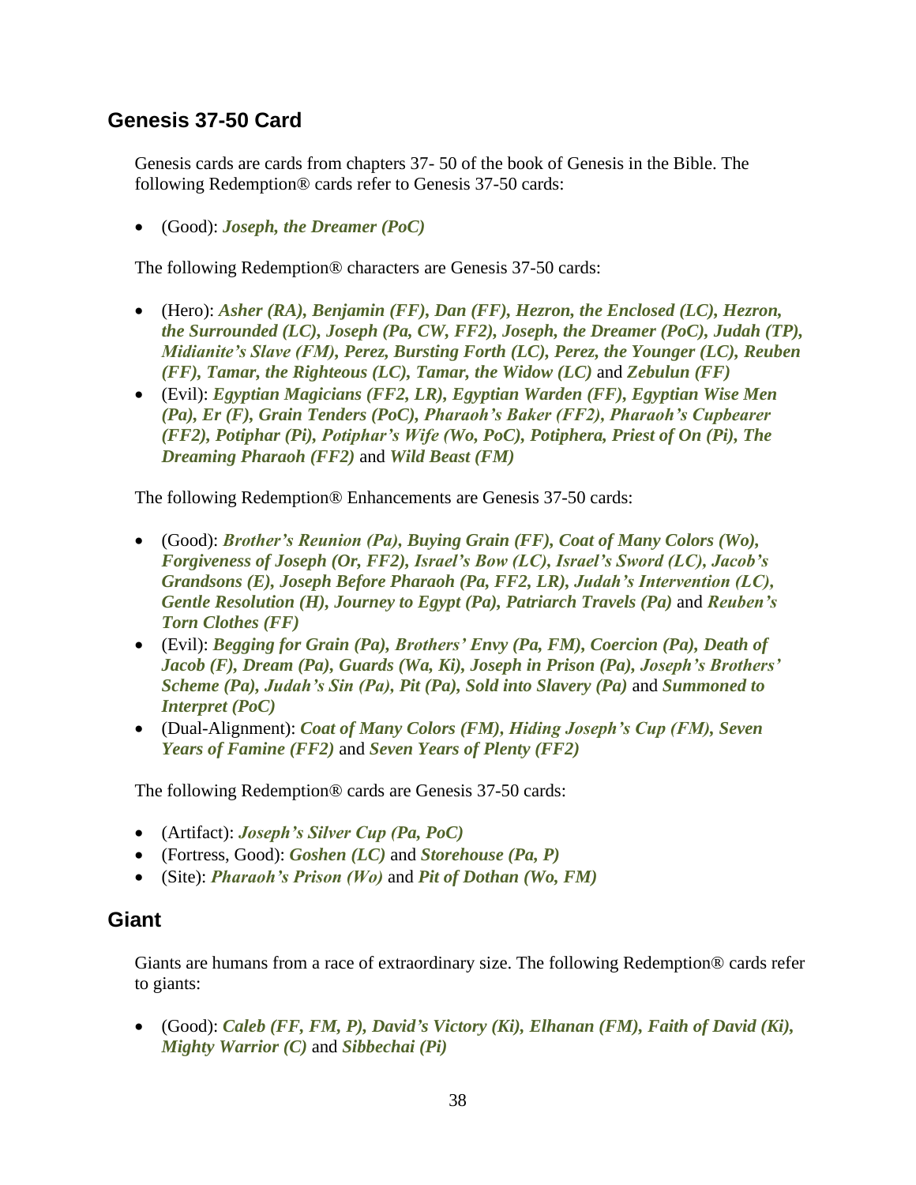## Genesis 37-50 Card

Genesis cards are cards from chapters 37- 50 of the book of Genesis in the Bible. The following Redemption® cards refer to Genesis 37-50 cards:

- (Good): ***Joseph, the Dreamer (PoC)***

The following Redemption® characters are Genesis 37-50 cards:

- (Hero): ***Asher (RA), Benjamin (FF), Dan (FF), Hezron, the Enclosed (LC), Hezron, the Surrounded (LC), Joseph (Pa, CW, FF2), Joseph, the Dreamer (PoC), Judah (TP), Midianite's Slave (FM), Perez, Bursting Forth (LC), Perez, the Younger (LC), Reuben (FF), Tamar, the Righteous (LC), Tamar, the Widow (LC)*** and ***Zebulun (FF)***
- (Evil): ***Egyptian Magicians (FF2, LR), Egyptian Warden (FF), Egyptian Wise Men (Pa), Er (F), Grain Tenders (PoC), Pharaoh's Baker (FF2), Pharaoh's Cupbearer (FF2), Potiphar (Pi), Potiphar's Wife (Wo, PoC), Potiphera, Priest of On (Pi), The Dreaming Pharaoh (FF2)*** and ***Wild Beast (FM)***

The following Redemption® Enhancements are Genesis 37-50 cards:

- (Good): ***Brother's Reunion (Pa), Buying Grain (FF), Coat of Many Colors (Wo), Forgiveness of Joseph (Or, FF2), Israel's Bow (LC), Israel's Sword (LC), Jacob's Grandsons (E), Joseph Before Pharaoh (Pa, FF2, LR), Judah's Intervention (LC), Gentle Resolution (H), Journey to Egypt (Pa), Patriarch Travels (Pa)*** and ***Reuben's Torn Clothes (FF)***
- (Evil): ***Begging for Grain (Pa), Brothers' Envy (Pa, FM), Coercion (Pa), Death of Jacob (F), Dream (Pa), Guards (Wa, Ki), Joseph in Prison (Pa), Joseph's Brothers' Scheme (Pa), Judah's Sin (Pa), Pit (Pa), Sold into Slavery (Pa)*** and ***Summoned to Interpret (PoC)***
- (Dual-Alignment): ***Coat of Many Colors (FM), Hiding Joseph's Cup (FM), Seven Years of Famine (FF2)*** and ***Seven Years of Plenty (FF2)***

The following Redemption® cards are Genesis 37-50 cards:

- (Artifact): ***Joseph's Silver Cup (Pa, PoC)***
- (Fortress, Good): ***Goshen (LC)*** and ***Storehouse (Pa, P)***
- (Site): ***Pharaoh's Prison (Wo)*** and ***Pit of Dothan (Wo, FM)***

## Giant

Giants are humans from a race of extraordinary size. The following Redemption® cards refer to giants:

- (Good): ***Caleb (FF, FM, P), David's Victory (Ki), Elhanan (FM), Faith of David (Ki), Mighty Warrior (C)*** and ***Sibbechai (Pi)***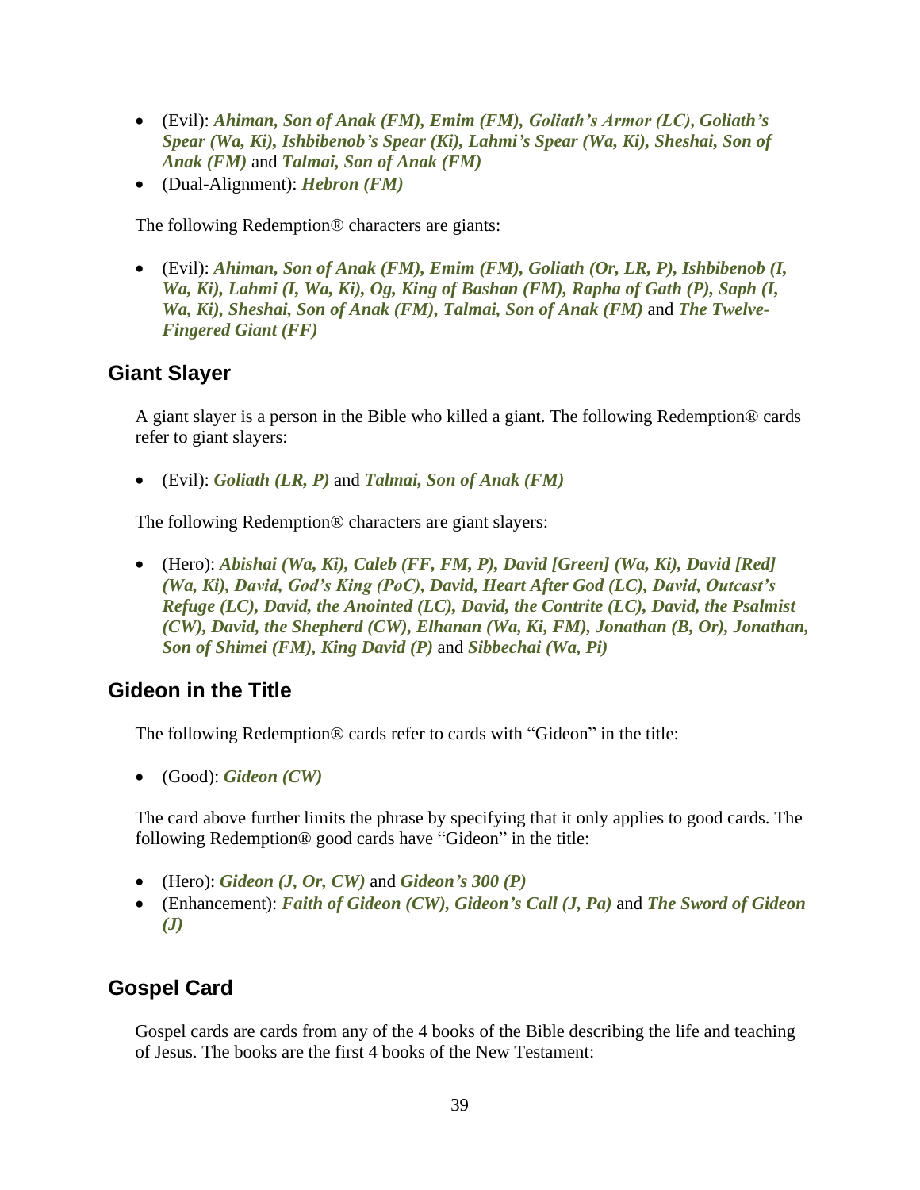- (Evil): ***Ahiman, Son of Anak (FM), Emim (FM), Goliath's Armor (LC), Goliath's Spear (Wa, Ki), Ishbibenob's Spear (Ki), Lahmi's Spear (Wa, Ki), Sheshai, Son of Anak (FM)*** and ***Talmai, Son of Anak (FM)***
- (Dual-Alignment): ***Hebron (FM)***

The following Redemption® characters are giants:

- (Evil): ***Ahiman, Son of Anak (FM), Emim (FM), Goliath (Or, LR, P), Ishbibenob (I, Wa, Ki), Lahmi (I, Wa, Ki), Og, King of Bashan (FM), Rapha of Gath (P), Saph (I, Wa, Ki), Sheshai, Son of Anak (FM), Talmai, Son of Anak (FM)*** and ***The Twelve-Fingered Giant (FF)***

## Giant Slayer

A giant slayer is a person in the Bible who killed a giant. The following Redemption® cards refer to giant slayers:

- (Evil): ***Goliath (LR, P)*** and ***Talmai, Son of Anak (FM)***

The following Redemption® characters are giant slayers:

- (Hero): ***Abishai (Wa, Ki), Caleb (FF, FM, P), David [Green] (Wa, Ki), David [Red] (Wa, Ki), David, God's King (PoC), David, Heart After God (LC), David, Outcast's Refuge (LC), David, the Anointed (LC), David, the Contrite (LC), David, the Psalmist (CW), David, the Shepherd (CW), Elhanan (Wa, Ki, FM), Jonathan (B, Or), Jonathan, Son of Shimei (FM), King David (P)*** and ***Sibbechai (Wa, Pi)***

## Gideon in the Title

The following Redemption® cards refer to cards with "Gideon" in the title:

- (Good): ***Gideon (CW)***

The card above further limits the phrase by specifying that it only applies to good cards. The following Redemption® good cards have "Gideon" in the title:

- (Hero): ***Gideon (J, Or, CW)*** and ***Gideon's 300 (P)***
- (Enhancement): ***Faith of Gideon (CW), Gideon's Call (J, Pa)*** and ***The Sword of Gideon (J)***

## Gospel Card

Gospel cards are cards from any of the 4 books of the Bible describing the life and teaching of Jesus. The books are the first 4 books of the New Testament: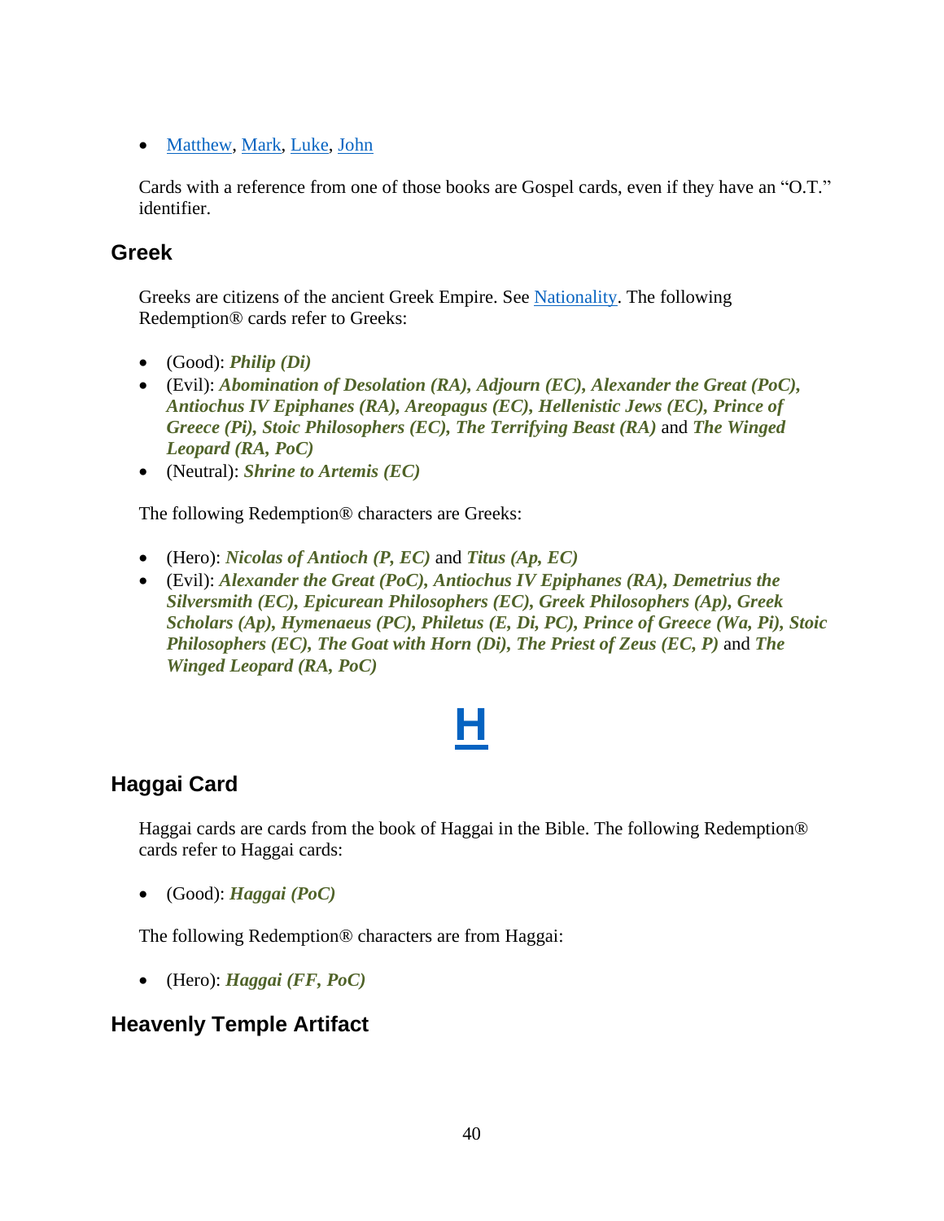- Matthew, Mark, Luke, John

Cards with a reference from one of those books are Gospel cards, even if they have an "O.T." identifier.

## Greek

Greeks are citizens of the ancient Greek Empire. See Nationality. The following Redemption® cards refer to Greeks:

- (Good): ***Philip (Di)***
- (Evil): ***Abomination of Desolation (RA), Adjourn (EC), Alexander the Great (PoC), Antiochus IV Epiphanes (RA), Areopagus (EC), Hellenistic Jews (EC), Prince of Greece (Pi), Stoic Philosophers (EC), The Terrifying Beast (RA)*** and ***The Winged Leopard (RA, PoC)***
- (Neutral): ***Shrine to Artemis (EC)***

The following Redemption® characters are Greeks:

- (Hero): ***Nicolas of Antioch (P, EC)*** and ***Titus (Ap, EC)***
- (Evil): ***Alexander the Great (PoC), Antiochus IV Epiphanes (RA), Demetrius the Silversmith (EC), Epicurean Philosophers (EC), Greek Philosophers (Ap), Greek Scholars (Ap), Hymenaeus (PC), Philetus (E, Di, PC), Prince of Greece (Wa, Pi), Stoic Philosophers (EC), The Goat with Horn (Di), The Priest of Zeus (EC, P)*** and ***The Winged Leopard (RA, PoC)***

# H

## Haggai Card

Haggai cards are cards from the book of Haggai in the Bible. The following Redemption® cards refer to Haggai cards:

- (Good): ***Haggai (PoC)***

The following Redemption® characters are from Haggai:

- (Hero): ***Haggai (FF, PoC)***

## Heavenly Temple Artifact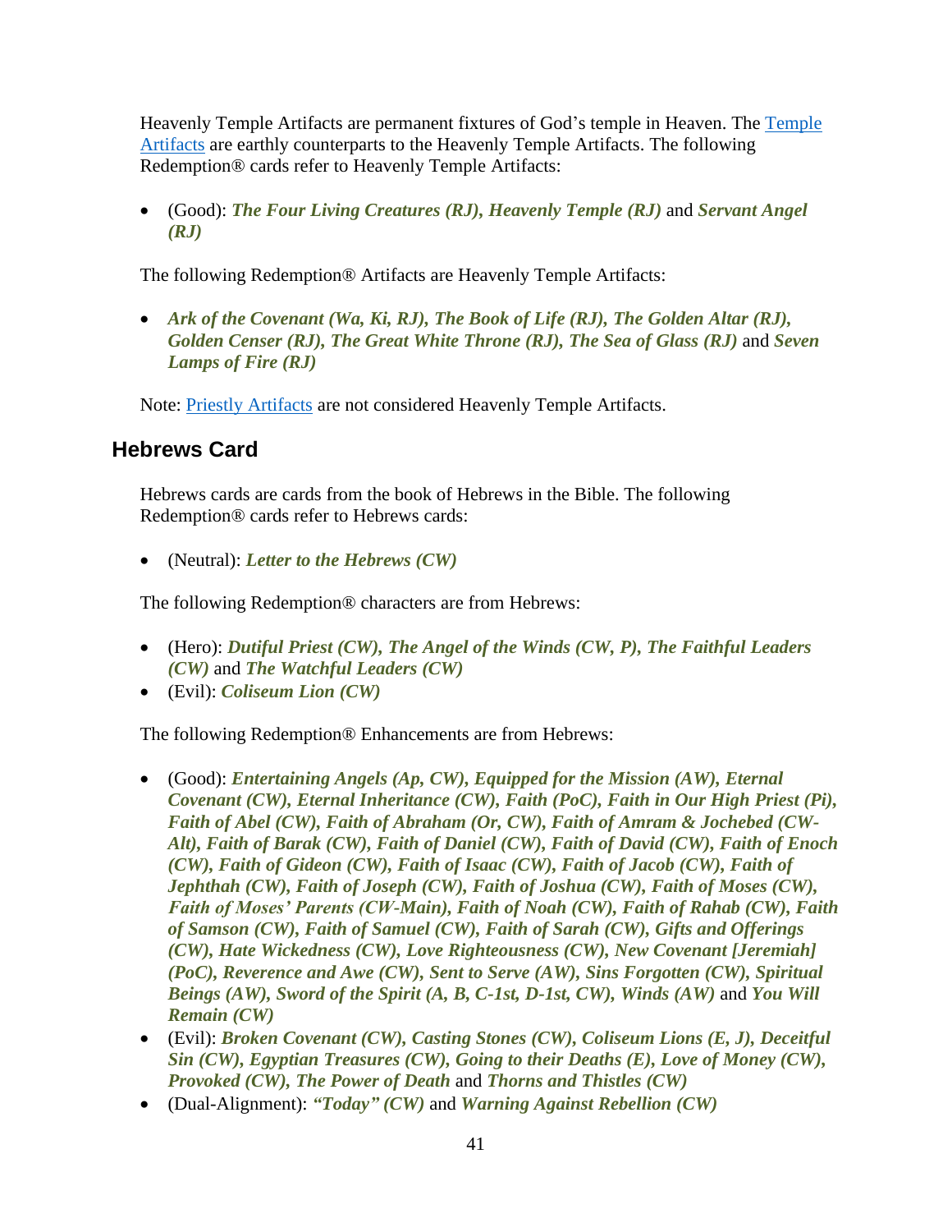Heavenly Temple Artifacts are permanent fixtures of God's temple in Heaven. The [Temple Artifacts] are earthly counterparts to the Heavenly Temple Artifacts. The following Redemption® cards refer to Heavenly Temple Artifacts:

- (Good): ***The Four Living Creatures (RJ), Heavenly Temple (RJ)*** and ***Servant Angel (RJ)***

The following Redemption® Artifacts are Heavenly Temple Artifacts:

- ***Ark of the Covenant (Wa, Ki, RJ), The Book of Life (RJ), The Golden Altar (RJ), Golden Censer (RJ), The Great White Throne (RJ), The Sea of Glass (RJ)*** and ***Seven Lamps of Fire (RJ)***

Note: [Priestly Artifacts] are not considered Heavenly Temple Artifacts.

## Hebrews Card

Hebrews cards are cards from the book of Hebrews in the Bible. The following Redemption® cards refer to Hebrews cards:

- (Neutral): ***Letter to the Hebrews (CW)***

The following Redemption® characters are from Hebrews:

- (Hero): ***Dutiful Priest (CW), The Angel of the Winds (CW, P), The Faithful Leaders (CW)*** and ***The Watchful Leaders (CW)***
- (Evil): ***Coliseum Lion (CW)***

The following Redemption® Enhancements are from Hebrews:

- (Good): ***Entertaining Angels (Ap, CW), Equipped for the Mission (AW), Eternal Covenant (CW), Eternal Inheritance (CW), Faith (PoC), Faith in Our High Priest (Pi), Faith of Abel (CW), Faith of Abraham (Or, CW), Faith of Amram & Jochebed (CW-Alt), Faith of Barak (CW), Faith of Daniel (CW), Faith of David (CW), Faith of Enoch (CW), Faith of Gideon (CW), Faith of Isaac (CW), Faith of Jacob (CW), Faith of Jephthah (CW), Faith of Joseph (CW), Faith of Joshua (CW), Faith of Moses (CW), Faith of Moses' Parents (CW-Main), Faith of Noah (CW), Faith of Rahab (CW), Faith of Samson (CW), Faith of Samuel (CW), Faith of Sarah (CW), Gifts and Offerings (CW), Hate Wickedness (CW), Love Righteousness (CW), New Covenant [Jeremiah] (PoC), Reverence and Awe (CW), Sent to Serve (AW), Sins Forgotten (CW), Spiritual Beings (AW), Sword of the Spirit (A, B, C-1st, D-1st, CW), Winds (AW)*** and ***You Will Remain (CW)***
- (Evil): ***Broken Covenant (CW), Casting Stones (CW), Coliseum Lions (E, J), Deceitful Sin (CW), Egyptian Treasures (CW), Going to their Deaths (E), Love of Money (CW), Provoked (CW), The Power of Death*** and ***Thorns and Thistles (CW)***
- (Dual-Alignment): ***"Today" (CW)*** and ***Warning Against Rebellion (CW)***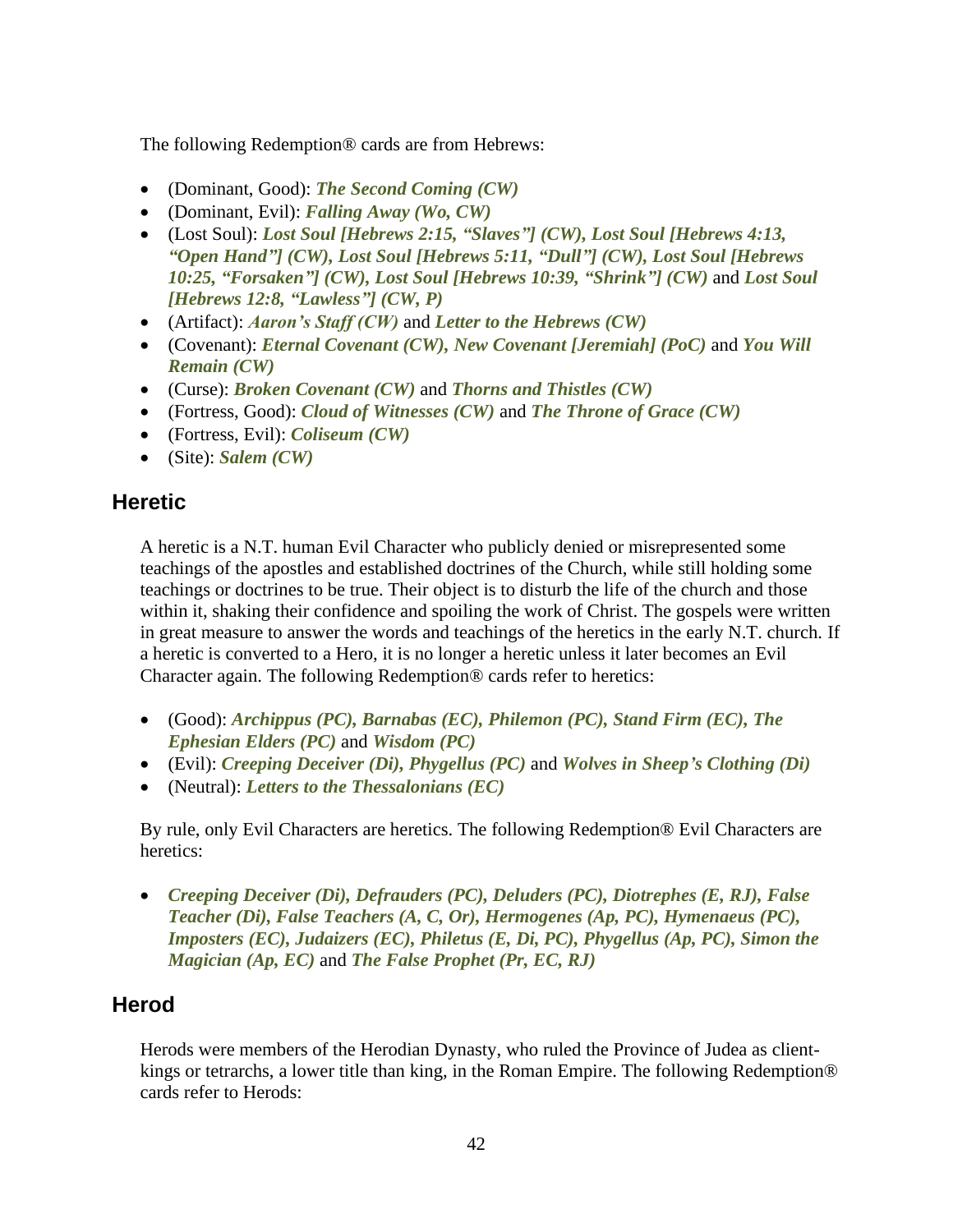The following Redemption® cards are from Hebrews:

- (Dominant, Good): ***The Second Coming (CW)***
- (Dominant, Evil): ***Falling Away (Wo, CW)***
- (Lost Soul): ***Lost Soul [Hebrews 2:15, "Slaves"] (CW), Lost Soul [Hebrews 4:13, "Open Hand"] (CW), Lost Soul [Hebrews 5:11, "Dull"] (CW), Lost Soul [Hebrews 10:25, "Forsaken"] (CW), Lost Soul [Hebrews 10:39, "Shrink"] (CW)*** and ***Lost Soul [Hebrews 12:8, "Lawless"] (CW, P)***
- (Artifact): ***Aaron's Staff (CW)*** and ***Letter to the Hebrews (CW)***
- (Covenant): ***Eternal Covenant (CW), New Covenant [Jeremiah] (PoC)*** and ***You Will Remain (CW)***
- (Curse): ***Broken Covenant (CW)*** and ***Thorns and Thistles (CW)***
- (Fortress, Good): ***Cloud of Witnesses (CW)*** and ***The Throne of Grace (CW)***
- (Fortress, Evil): ***Coliseum (CW)***
- (Site): ***Salem (CW)***

## Heretic

A heretic is a N.T. human Evil Character who publicly denied or misrepresented some teachings of the apostles and established doctrines of the Church, while still holding some teachings or doctrines to be true. Their object is to disturb the life of the church and those within it, shaking their confidence and spoiling the work of Christ. The gospels were written in great measure to answer the words and teachings of the heretics in the early N.T. church. If a heretic is converted to a Hero, it is no longer a heretic unless it later becomes an Evil Character again. The following Redemption® cards refer to heretics:

- (Good): ***Archippus (PC), Barnabas (EC), Philemon (PC), Stand Firm (EC), The Ephesian Elders (PC)*** and ***Wisdom (PC)***
- (Evil): ***Creeping Deceiver (Di), Phygellus (PC)*** and ***Wolves in Sheep's Clothing (Di)***
- (Neutral): ***Letters to the Thessalonians (EC)***

By rule, only Evil Characters are heretics. The following Redemption® Evil Characters are heretics:

- ***Creeping Deceiver (Di), Defrauders (PC), Deluders (PC), Diotrephes (E, RJ), False Teacher (Di), False Teachers (A, C, Or), Hermogenes (Ap, PC), Hymenaeus (PC), Imposters (EC), Judaizers (EC), Philetus (E, Di, PC), Phygellus (Ap, PC), Simon the Magician (Ap, EC)*** and ***The False Prophet (Pr, EC, RJ)***

## Herod

Herods were members of the Herodian Dynasty, who ruled the Province of Judea as client-kings or tetrarchs, a lower title than king, in the Roman Empire. The following Redemption® cards refer to Herods: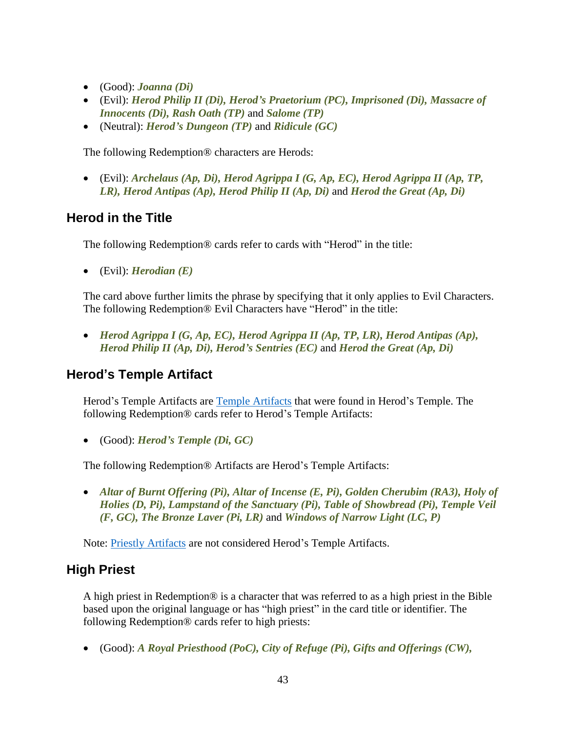- (Good): ***Joanna (Di)***
- (Evil): ***Herod Philip II (Di), Herod's Praetorium (PC), Imprisoned (Di), Massacre of Innocents (Di), Rash Oath (TP)*** and ***Salome (TP)***
- (Neutral): ***Herod's Dungeon (TP)*** and ***Ridicule (GC)***

The following Redemption® characters are Herods:

- (Evil): ***Archelaus (Ap, Di), Herod Agrippa I (G, Ap, EC), Herod Agrippa II (Ap, TP, LR), Herod Antipas (Ap), Herod Philip II (Ap, Di)*** and ***Herod the Great (Ap, Di)***

## Herod in the Title

The following Redemption® cards refer to cards with "Herod" in the title:

- (Evil): ***Herodian (E)***

The card above further limits the phrase by specifying that it only applies to Evil Characters. The following Redemption® Evil Characters have "Herod" in the title:

- ***Herod Agrippa I (G, Ap, EC), Herod Agrippa II (Ap, TP, LR), Herod Antipas (Ap), Herod Philip II (Ap, Di), Herod's Sentries (EC)*** and ***Herod the Great (Ap, Di)***

## Herod's Temple Artifact

Herod's Temple Artifacts are Temple Artifacts that were found in Herod's Temple. The following Redemption® cards refer to Herod's Temple Artifacts:

- (Good): ***Herod's Temple (Di, GC)***

The following Redemption® Artifacts are Herod's Temple Artifacts:

- ***Altar of Burnt Offering (Pi), Altar of Incense (E, Pi), Golden Cherubim (RA3), Holy of Holies (D, Pi), Lampstand of the Sanctuary (Pi), Table of Showbread (Pi), Temple Veil (F, GC), The Bronze Laver (Pi, LR)*** and ***Windows of Narrow Light (LC, P)***

Note: Priestly Artifacts are not considered Herod's Temple Artifacts.

## High Priest

A high priest in Redemption® is a character that was referred to as a high priest in the Bible based upon the original language or has "high priest" in the card title or identifier. The following Redemption® cards refer to high priests:

- (Good): ***A Royal Priesthood (PoC), City of Refuge (Pi), Gifts and Offerings (CW),***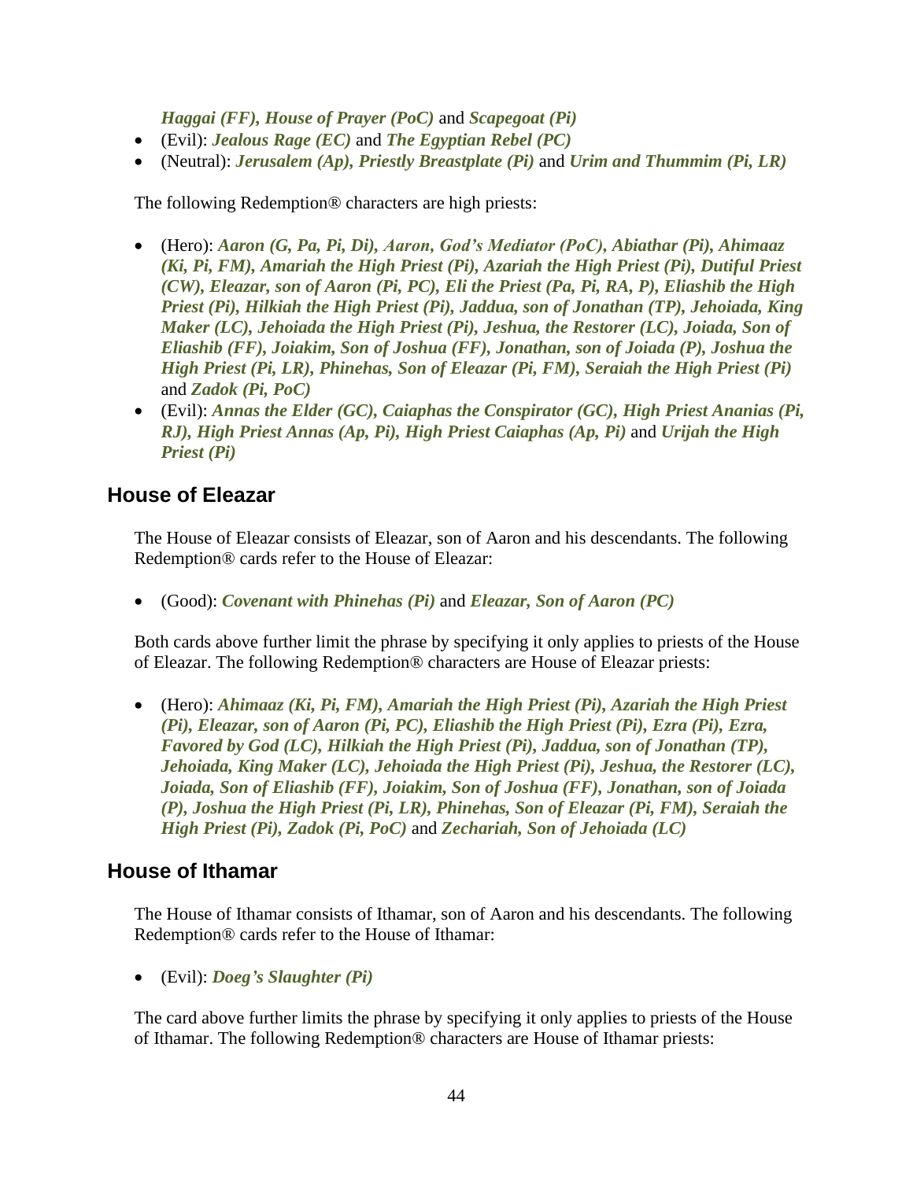*Haggai (FF), House of Prayer (PoC)* and *Scapegoat (Pi)*

- (Evil): ***Jealous Rage (EC)*** and ***The Egyptian Rebel (PC)***
- (Neutral): ***Jerusalem (Ap), Priestly Breastplate (Pi)*** and ***Urim and Thummim (Pi, LR)***

The following Redemption® characters are high priests:

- (Hero): ***Aaron (G, Pa, Pi, Di), Aaron, God's Mediator (PoC), Abiathar (Pi), Ahimaaz (Ki, Pi, FM), Amariah the High Priest (Pi), Azariah the High Priest (Pi), Dutiful Priest (CW), Eleazar, son of Aaron (Pi, PC), Eli the Priest (Pa, Pi, RA, P), Eliashib the High Priest (Pi), Hilkiah the High Priest (Pi), Jaddua, son of Jonathan (TP), Jehoiada, King Maker (LC), Jehoiada the High Priest (Pi), Jeshua, the Restorer (LC), Joiada, Son of Eliashib (FF), Joiakim, Son of Joshua (FF), Jonathan, son of Joiada (P), Joshua the High Priest (Pi, LR), Phinehas, Son of Eleazar (Pi, FM), Seraiah the High Priest (Pi)*** and ***Zadok (Pi, PoC)***
- (Evil): ***Annas the Elder (GC), Caiaphas the Conspirator (GC), High Priest Ananias (Pi, RJ), High Priest Annas (Ap, Pi), High Priest Caiaphas (Ap, Pi)*** and ***Urijah the High Priest (Pi)***

## House of Eleazar

The House of Eleazar consists of Eleazar, son of Aaron and his descendants. The following Redemption® cards refer to the House of Eleazar:

- (Good): ***Covenant with Phinehas (Pi)*** and ***Eleazar, Son of Aaron (PC)***

Both cards above further limit the phrase by specifying it only applies to priests of the House of Eleazar. The following Redemption® characters are House of Eleazar priests:

- (Hero): ***Ahimaaz (Ki, Pi, FM), Amariah the High Priest (Pi), Azariah the High Priest (Pi), Eleazar, son of Aaron (Pi, PC), Eliashib the High Priest (Pi), Ezra (Pi), Ezra, Favored by God (LC), Hilkiah the High Priest (Pi), Jaddua, son of Jonathan (TP), Jehoiada, King Maker (LC), Jehoiada the High Priest (Pi), Jeshua, the Restorer (LC), Joiada, Son of Eliashib (FF), Joiakim, Son of Joshua (FF), Jonathan, son of Joiada (P), Joshua the High Priest (Pi, LR), Phinehas, Son of Eleazar (Pi, FM), Seraiah the High Priest (Pi), Zadok (Pi, PoC)*** and ***Zechariah, Son of Jehoiada (LC)***

## House of Ithamar

The House of Ithamar consists of Ithamar, son of Aaron and his descendants. The following Redemption® cards refer to the House of Ithamar:

- (Evil): ***Doeg's Slaughter (Pi)***

The card above further limits the phrase by specifying it only applies to priests of the House of Ithamar. The following Redemption® characters are House of Ithamar priests: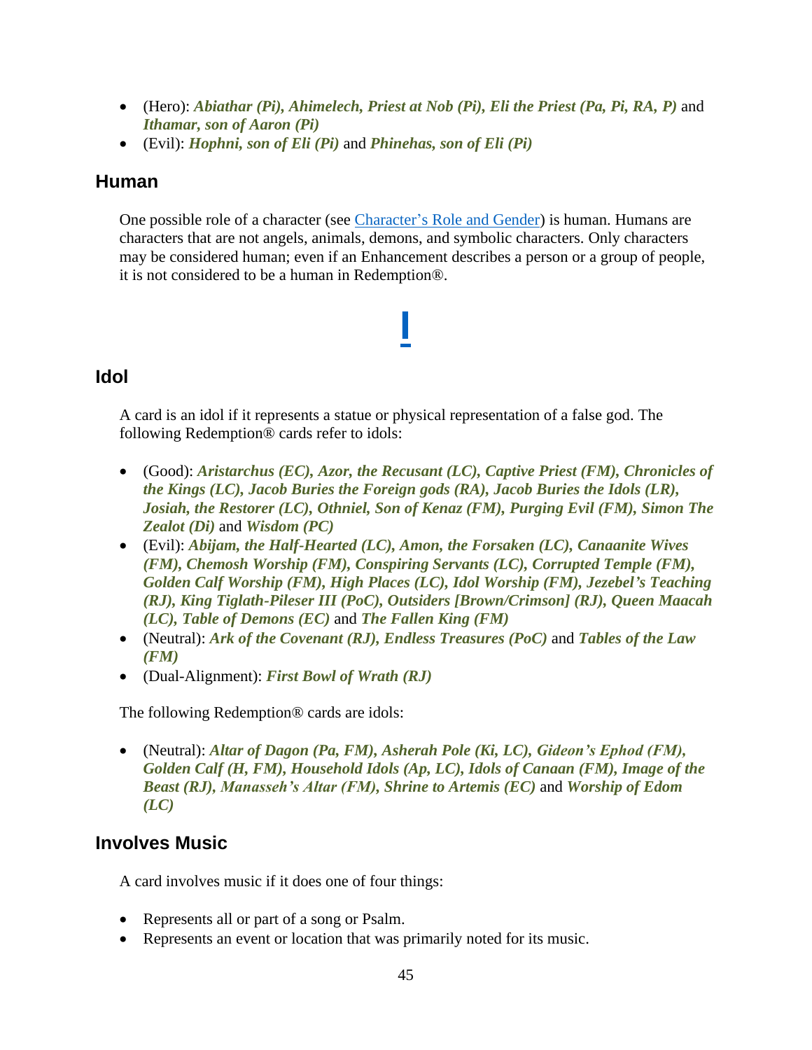- (Hero): ***Abiathar (Pi), Ahimelech, Priest at Nob (Pi), Eli the Priest (Pa, Pi, RA, P)*** and ***Ithamar, son of Aaron (Pi)***
- (Evil): ***Hophni, son of Eli (Pi)*** and ***Phinehas, son of Eli (Pi)***

## Human

One possible role of a character (see Character's Role and Gender) is human. Humans are characters that are not angels, animals, demons, and symbolic characters. Only characters may be considered human; even if an Enhancement describes a person or a group of people, it is not considered to be a human in Redemption®.

# I

## Idol

A card is an idol if it represents a statue or physical representation of a false god. The following Redemption® cards refer to idols:

- (Good): ***Aristarchus (EC), Azor, the Recusant (LC), Captive Priest (FM), Chronicles of the Kings (LC), Jacob Buries the Foreign gods (RA), Jacob Buries the Idols (LR), Josiah, the Restorer (LC), Othniel, Son of Kenaz (FM), Purging Evil (FM), Simon The Zealot (Di)*** and ***Wisdom (PC)***
- (Evil): ***Abijam, the Half-Hearted (LC), Amon, the Forsaken (LC), Canaanite Wives (FM), Chemosh Worship (FM), Conspiring Servants (LC), Corrupted Temple (FM), Golden Calf Worship (FM), High Places (LC), Idol Worship (FM), Jezebel's Teaching (RJ), King Tiglath-Pileser III (PoC), Outsiders [Brown/Crimson] (RJ), Queen Maacah (LC), Table of Demons (EC)*** and ***The Fallen King (FM)***
- (Neutral): ***Ark of the Covenant (RJ), Endless Treasures (PoC)*** and ***Tables of the Law (FM)***
- (Dual-Alignment): ***First Bowl of Wrath (RJ)***

The following Redemption® cards are idols:

- (Neutral): ***Altar of Dagon (Pa, FM), Asherah Pole (Ki, LC), Gideon's Ephod (FM), Golden Calf (H, FM), Household Idols (Ap, LC), Idols of Canaan (FM), Image of the Beast (RJ), Manasseh's Altar (FM), Shrine to Artemis (EC)*** and ***Worship of Edom (LC)***

## Involves Music

A card involves music if it does one of four things:

- Represents all or part of a song or Psalm.
- Represents an event or location that was primarily noted for its music.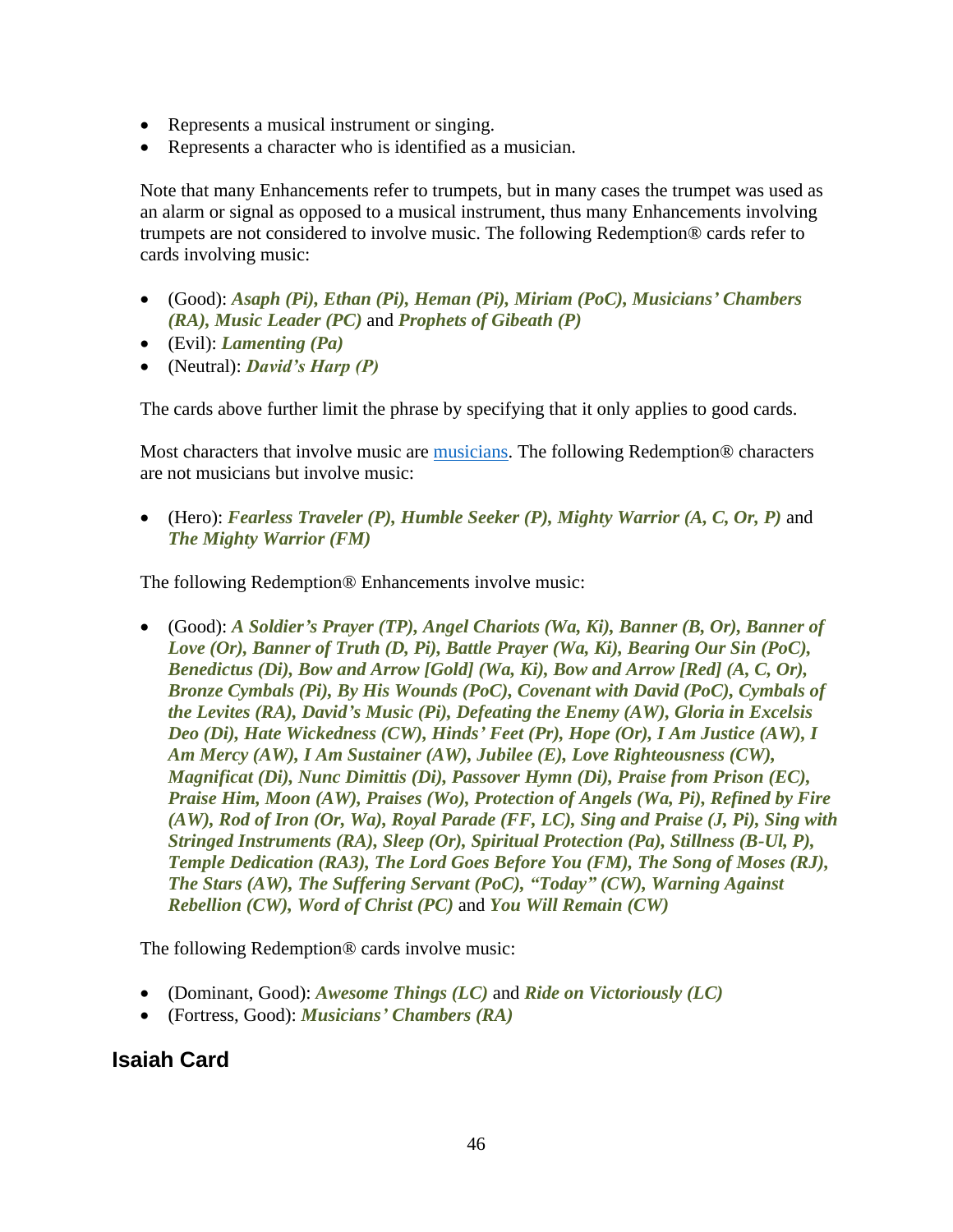- Represents a musical instrument or singing.
- Represents a character who is identified as a musician.

Note that many Enhancements refer to trumpets, but in many cases the trumpet was used as an alarm or signal as opposed to a musical instrument, thus many Enhancements involving trumpets are not considered to involve music. The following Redemption® cards refer to cards involving music:

- (Good): ***Asaph (Pi), Ethan (Pi), Heman (Pi), Miriam (PoC), Musicians' Chambers (RA), Music Leader (PC)*** and ***Prophets of Gibeath (P)***
- (Evil): ***Lamenting (Pa)***
- (Neutral): ***David's Harp (P)***

The cards above further limit the phrase by specifying that it only applies to good cards.

Most characters that involve music are musicians. The following Redemption® characters are not musicians but involve music:

- (Hero): ***Fearless Traveler (P), Humble Seeker (P), Mighty Warrior (A, C, Or, P)*** and ***The Mighty Warrior (FM)***

The following Redemption® Enhancements involve music:

- (Good): ***A Soldier's Prayer (TP), Angel Chariots (Wa, Ki), Banner (B, Or), Banner of Love (Or), Banner of Truth (D, Pi), Battle Prayer (Wa, Ki), Bearing Our Sin (PoC), Benedictus (Di), Bow and Arrow [Gold] (Wa, Ki), Bow and Arrow [Red] (A, C, Or), Bronze Cymbals (Pi), By His Wounds (PoC), Covenant with David (PoC), Cymbals of the Levites (RA), David's Music (Pi), Defeating the Enemy (AW), Gloria in Excelsis Deo (Di), Hate Wickedness (CW), Hinds' Feet (Pr), Hope (Or), I Am Justice (AW), I Am Mercy (AW), I Am Sustainer (AW), Jubilee (E), Love Righteousness (CW), Magnificat (Di), Nunc Dimittis (Di), Passover Hymn (Di), Praise from Prison (EC), Praise Him, Moon (AW), Praises (Wo), Protection of Angels (Wa, Pi), Refined by Fire (AW), Rod of Iron (Or, Wa), Royal Parade (FF, LC), Sing and Praise (J, Pi), Sing with Stringed Instruments (RA), Sleep (Or), Spiritual Protection (Pa), Stillness (B-Ul, P), Temple Dedication (RA3), The Lord Goes Before You (FM), The Song of Moses (RJ), The Stars (AW), The Suffering Servant (PoC), "Today" (CW), Warning Against Rebellion (CW), Word of Christ (PC)*** and ***You Will Remain (CW)***

The following Redemption® cards involve music:

- (Dominant, Good): ***Awesome Things (LC)*** and ***Ride on Victoriously (LC)***
- (Fortress, Good): ***Musicians' Chambers (RA)***

## Isaiah Card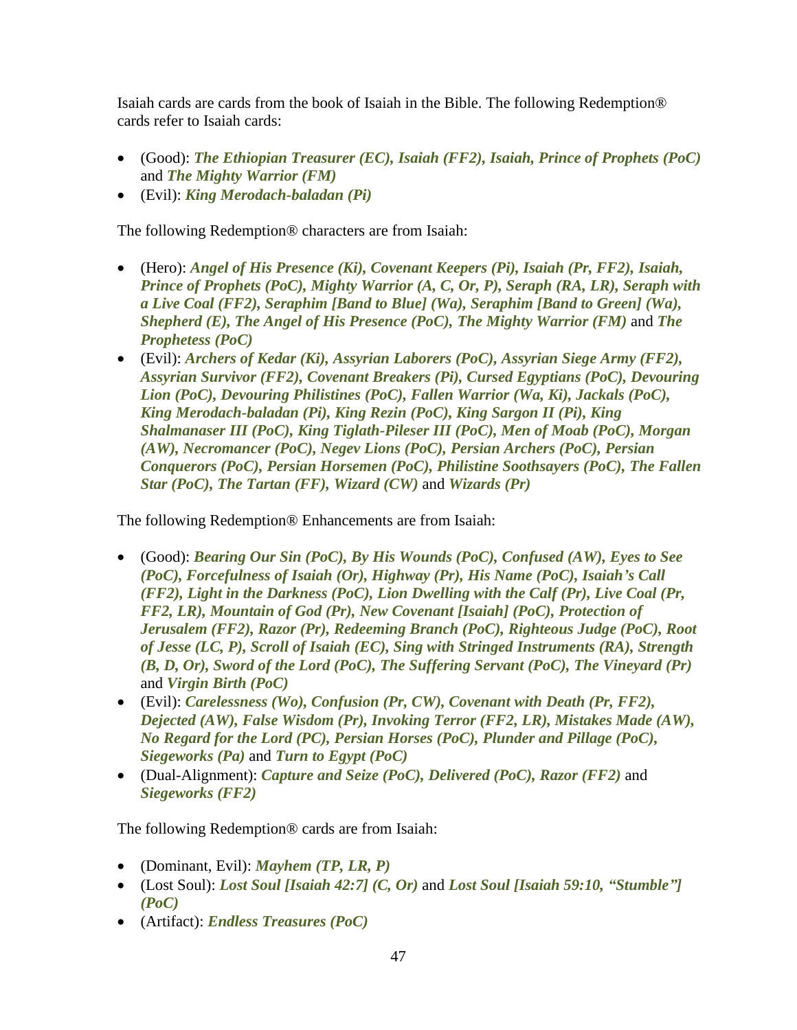Isaiah cards are cards from the book of Isaiah in the Bible. The following Redemption® cards refer to Isaiah cards:

- (Good): ***The Ethiopian Treasurer (EC), Isaiah (FF2), Isaiah, Prince of Prophets (PoC)*** and ***The Mighty Warrior (FM)***
- (Evil): ***King Merodach-baladan (Pi)***

The following Redemption® characters are from Isaiah:

- (Hero): ***Angel of His Presence (Ki), Covenant Keepers (Pi), Isaiah (Pr, FF2), Isaiah, Prince of Prophets (PoC), Mighty Warrior (A, C, Or, P), Seraph (RA, LR), Seraph with a Live Coal (FF2), Seraphim [Band to Blue] (Wa), Seraphim [Band to Green] (Wa), Shepherd (E), The Angel of His Presence (PoC), The Mighty Warrior (FM)*** and ***The Prophetess (PoC)***
- (Evil): ***Archers of Kedar (Ki), Assyrian Laborers (PoC), Assyrian Siege Army (FF2), Assyrian Survivor (FF2), Covenant Breakers (Pi), Cursed Egyptians (PoC), Devouring Lion (PoC), Devouring Philistines (PoC), Fallen Warrior (Wa, Ki), Jackals (PoC), King Merodach-baladan (Pi), King Rezin (PoC), King Sargon II (Pi), King Shalmanaser III (PoC), King Tiglath-Pileser III (PoC), Men of Moab (PoC), Morgan (AW), Necromancer (PoC), Negev Lions (PoC), Persian Archers (PoC), Persian Conquerors (PoC), Persian Horsemen (PoC), Philistine Soothsayers (PoC), The Fallen Star (PoC), The Tartan (FF), Wizard (CW)*** and ***Wizards (Pr)***

The following Redemption® Enhancements are from Isaiah:

- (Good): ***Bearing Our Sin (PoC), By His Wounds (PoC), Confused (AW), Eyes to See (PoC), Forcefulness of Isaiah (Or), Highway (Pr), His Name (PoC), Isaiah's Call (FF2), Light in the Darkness (PoC), Lion Dwelling with the Calf (Pr), Live Coal (Pr, FF2, LR), Mountain of God (Pr), New Covenant [Isaiah] (PoC), Protection of Jerusalem (FF2), Razor (Pr), Redeeming Branch (PoC), Righteous Judge (PoC), Root of Jesse (LC, P), Scroll of Isaiah (EC), Sing with Stringed Instruments (RA), Strength (B, D, Or), Sword of the Lord (PoC), The Suffering Servant (PoC), The Vineyard (Pr)*** and ***Virgin Birth (PoC)***
- (Evil): ***Carelessness (Wo), Confusion (Pr, CW), Covenant with Death (Pr, FF2), Dejected (AW), False Wisdom (Pr), Invoking Terror (FF2, LR), Mistakes Made (AW), No Regard for the Lord (PC), Persian Horses (PoC), Plunder and Pillage (PoC), Siegeworks (Pa)*** and ***Turn to Egypt (PoC)***
- (Dual-Alignment): ***Capture and Seize (PoC), Delivered (PoC), Razor (FF2)*** and ***Siegeworks (FF2)***

The following Redemption® cards are from Isaiah:

- (Dominant, Evil): ***Mayhem (TP, LR, P)***
- (Lost Soul): ***Lost Soul [Isaiah 42:7] (C, Or)*** and ***Lost Soul [Isaiah 59:10, "Stumble"] (PoC)***
- (Artifact): ***Endless Treasures (PoC)***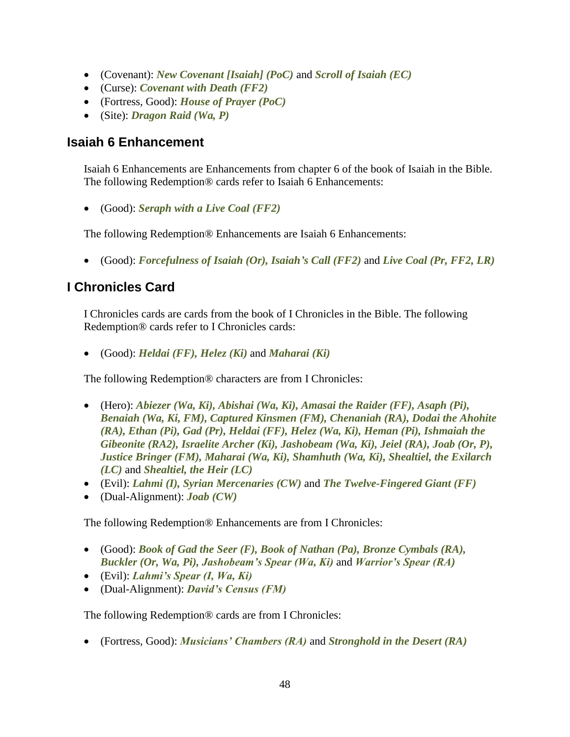- (Covenant): ***New Covenant [Isaiah] (PoC)*** and ***Scroll of Isaiah (EC)***
- (Curse): ***Covenant with Death (FF2)***
- (Fortress, Good): ***House of Prayer (PoC)***
- (Site): ***Dragon Raid (Wa, P)***

## Isaiah 6 Enhancement

Isaiah 6 Enhancements are Enhancements from chapter 6 of the book of Isaiah in the Bible. The following Redemption® cards refer to Isaiah 6 Enhancements:

- (Good): ***Seraph with a Live Coal (FF2)***

The following Redemption® Enhancements are Isaiah 6 Enhancements:

- (Good): ***Forcefulness of Isaiah (Or), Isaiah's Call (FF2)*** and ***Live Coal (Pr, FF2, LR)***

## I Chronicles Card

I Chronicles cards are cards from the book of I Chronicles in the Bible. The following Redemption® cards refer to I Chronicles cards:

- (Good): ***Heldai (FF), Helez (Ki)*** and ***Maharai (Ki)***

The following Redemption® characters are from I Chronicles:

- (Hero): ***Abiezer (Wa, Ki), Abishai (Wa, Ki), Amasai the Raider (FF), Asaph (Pi), Benaiah (Wa, Ki, FM), Captured Kinsmen (FM), Chenaniah (RA), Dodai the Ahohite (RA), Ethan (Pi), Gad (Pr), Heldai (FF), Helez (Wa, Ki), Heman (Pi), Ishmaiah the Gibeonite (RA2), Israelite Archer (Ki), Jashobeam (Wa, Ki), Jeiel (RA), Joab (Or, P), Justice Bringer (FM), Maharai (Wa, Ki), Shamhuth (Wa, Ki), Shealtiel, the Exilarch (LC)*** and ***Shealtiel, the Heir (LC)***
- (Evil): ***Lahmi (I), Syrian Mercenaries (CW)*** and ***The Twelve-Fingered Giant (FF)***
- (Dual-Alignment): ***Joab (CW)***

The following Redemption® Enhancements are from I Chronicles:

- (Good): ***Book of Gad the Seer (F), Book of Nathan (Pa), Bronze Cymbals (RA), Buckler (Or, Wa, Pi), Jashobeam's Spear (Wa, Ki)*** and ***Warrior's Spear (RA)***
- (Evil): ***Lahmi's Spear (I, Wa, Ki)***
- (Dual-Alignment): ***David's Census (FM)***

The following Redemption® cards are from I Chronicles:

- (Fortress, Good): ***Musicians' Chambers (RA)*** and ***Stronghold in the Desert (RA)***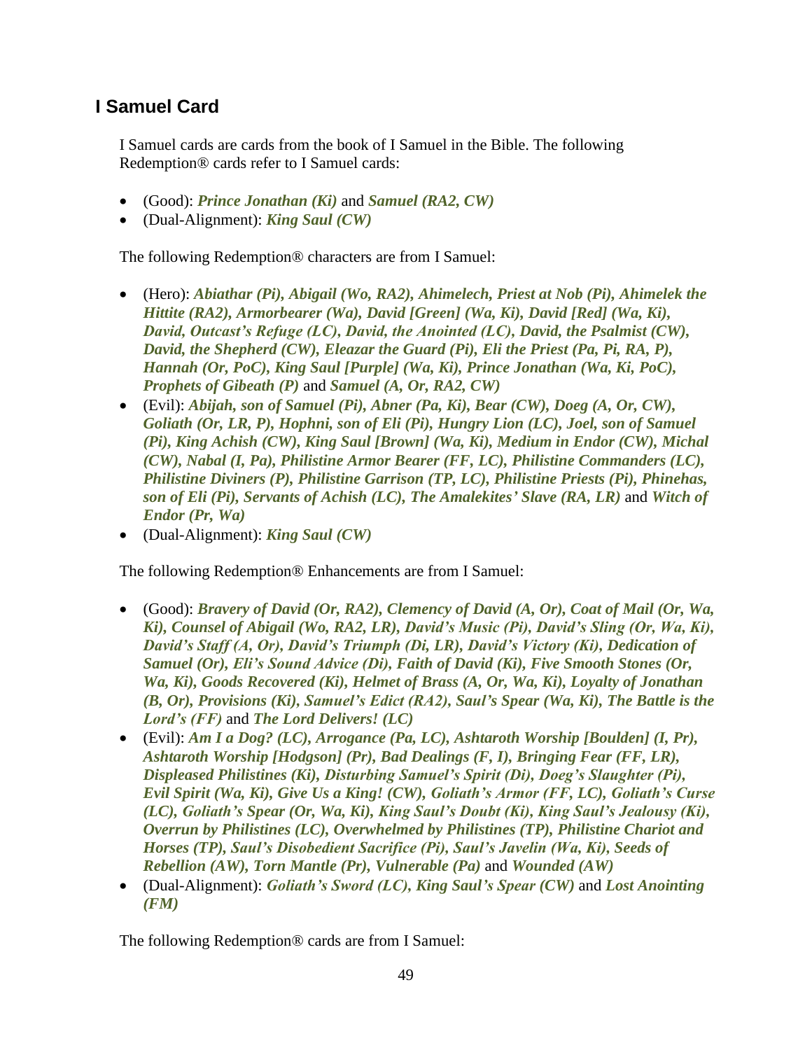## I Samuel Card

I Samuel cards are cards from the book of I Samuel in the Bible. The following Redemption® cards refer to I Samuel cards:

- (Good): ***Prince Jonathan (Ki)*** and ***Samuel (RA2, CW)***
- (Dual-Alignment): ***King Saul (CW)***

The following Redemption® characters are from I Samuel:

- (Hero): ***Abiathar (Pi), Abigail (Wo, RA2), Ahimelech, Priest at Nob (Pi), Ahimelek the Hittite (RA2), Armorbearer (Wa), David [Green] (Wa, Ki), David [Red] (Wa, Ki), David, Outcast's Refuge (LC), David, the Anointed (LC), David, the Psalmist (CW), David, the Shepherd (CW), Eleazar the Guard (Pi), Eli the Priest (Pa, Pi, RA, P), Hannah (Or, PoC), King Saul [Purple] (Wa, Ki), Prince Jonathan (Wa, Ki, PoC), Prophets of Gibeath (P)*** and ***Samuel (A, Or, RA2, CW)***
- (Evil): ***Abijah, son of Samuel (Pi), Abner (Pa, Ki), Bear (CW), Doeg (A, Or, CW), Goliath (Or, LR, P), Hophni, son of Eli (Pi), Hungry Lion (LC), Joel, son of Samuel (Pi), King Achish (CW), King Saul [Brown] (Wa, Ki), Medium in Endor (CW), Michal (CW), Nabal (I, Pa), Philistine Armor Bearer (FF, LC), Philistine Commanders (LC), Philistine Diviners (P), Philistine Garrison (TP, LC), Philistine Priests (Pi), Phinehas, son of Eli (Pi), Servants of Achish (LC), The Amalekites' Slave (RA, LR)*** and ***Witch of Endor (Pr, Wa)***
- (Dual-Alignment): ***King Saul (CW)***

The following Redemption® Enhancements are from I Samuel:

- (Good): ***Bravery of David (Or, RA2), Clemency of David (A, Or), Coat of Mail (Or, Wa, Ki), Counsel of Abigail (Wo, RA2, LR), David's Music (Pi), David's Sling (Or, Wa, Ki), David's Staff (A, Or), David's Triumph (Di, LR), David's Victory (Ki), Dedication of Samuel (Or), Eli's Sound Advice (Di), Faith of David (Ki), Five Smooth Stones (Or, Wa, Ki), Goods Recovered (Ki), Helmet of Brass (A, Or, Wa, Ki), Loyalty of Jonathan (B, Or), Provisions (Ki), Samuel's Edict (RA2), Saul's Spear (Wa, Ki), The Battle is the Lord's (FF)*** and ***The Lord Delivers! (LC)***
- (Evil): ***Am I a Dog? (LC), Arrogance (Pa, LC), Ashtaroth Worship [Boulden] (I, Pr), Ashtaroth Worship [Hodgson] (Pr), Bad Dealings (F, I), Bringing Fear (FF, LR), Displeased Philistines (Ki), Disturbing Samuel's Spirit (Di), Doeg's Slaughter (Pi), Evil Spirit (Wa, Ki), Give Us a King! (CW), Goliath's Armor (FF, LC), Goliath's Curse (LC), Goliath's Spear (Or, Wa, Ki), King Saul's Doubt (Ki), King Saul's Jealousy (Ki), Overrun by Philistines (LC), Overwhelmed by Philistines (TP), Philistine Chariot and Horses (TP), Saul's Disobedient Sacrifice (Pi), Saul's Javelin (Wa, Ki), Seeds of Rebellion (AW), Torn Mantle (Pr), Vulnerable (Pa)*** and ***Wounded (AW)***
- (Dual-Alignment): ***Goliath's Sword (LC), King Saul's Spear (CW)*** and ***Lost Anointing (FM)***

The following Redemption® cards are from I Samuel: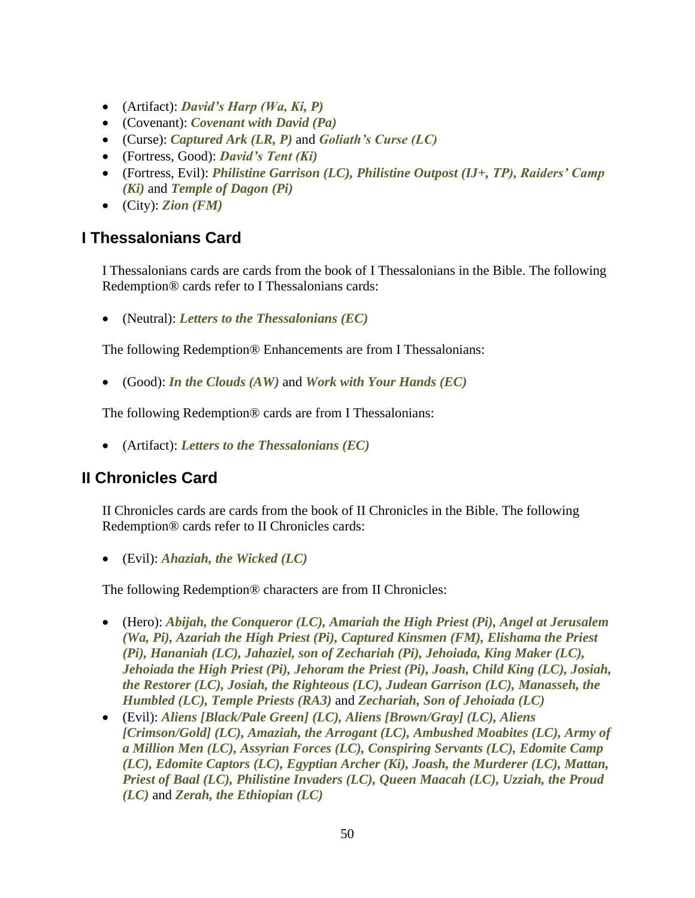- (Artifact): ***David's Harp (Wa, Ki, P)***
- (Covenant): ***Covenant with David (Pa)***
- (Curse): ***Captured Ark (LR, P)*** and ***Goliath's Curse (LC)***
- (Fortress, Good): ***David's Tent (Ki)***
- (Fortress, Evil): ***Philistine Garrison (LC), Philistine Outpost (IJ+, TP), Raiders' Camp (Ki)*** and ***Temple of Dagon (Pi)***
- (City): ***Zion (FM)***

## I Thessalonians Card

I Thessalonians cards are cards from the book of I Thessalonians in the Bible. The following Redemption® cards refer to I Thessalonians cards:

- (Neutral): ***Letters to the Thessalonians (EC)***

The following Redemption® Enhancements are from I Thessalonians:

- (Good): ***In the Clouds (AW)*** and ***Work with Your Hands (EC)***

The following Redemption® cards are from I Thessalonians:

- (Artifact): ***Letters to the Thessalonians (EC)***

## II Chronicles Card

II Chronicles cards are cards from the book of II Chronicles in the Bible. The following Redemption® cards refer to II Chronicles cards:

- (Evil): ***Ahaziah, the Wicked (LC)***

The following Redemption® characters are from II Chronicles:

- (Hero): ***Abijah, the Conqueror (LC), Amariah the High Priest (Pi), Angel at Jerusalem (Wa, Pi), Azariah the High Priest (Pi), Captured Kinsmen (FM), Elishama the Priest (Pi), Hananiah (LC), Jahaziel, son of Zechariah (Pi), Jehoiada, King Maker (LC), Jehoiada the High Priest (Pi), Jehoram the Priest (Pi), Joash, Child King (LC), Josiah, the Restorer (LC), Josiah, the Righteous (LC), Judean Garrison (LC), Manasseh, the Humbled (LC), Temple Priests (RA3)*** and ***Zechariah, Son of Jehoiada (LC)***
- (Evil): ***Aliens [Black/Pale Green] (LC), Aliens [Brown/Gray] (LC), Aliens [Crimson/Gold] (LC), Amaziah, the Arrogant (LC), Ambushed Moabites (LC), Army of a Million Men (LC), Assyrian Forces (LC), Conspiring Servants (LC), Edomite Camp (LC), Edomite Captors (LC), Egyptian Archer (Ki), Joash, the Murderer (LC), Mattan, Priest of Baal (LC), Philistine Invaders (LC), Queen Maacah (LC), Uzziah, the Proud (LC)*** and ***Zerah, the Ethiopian (LC)***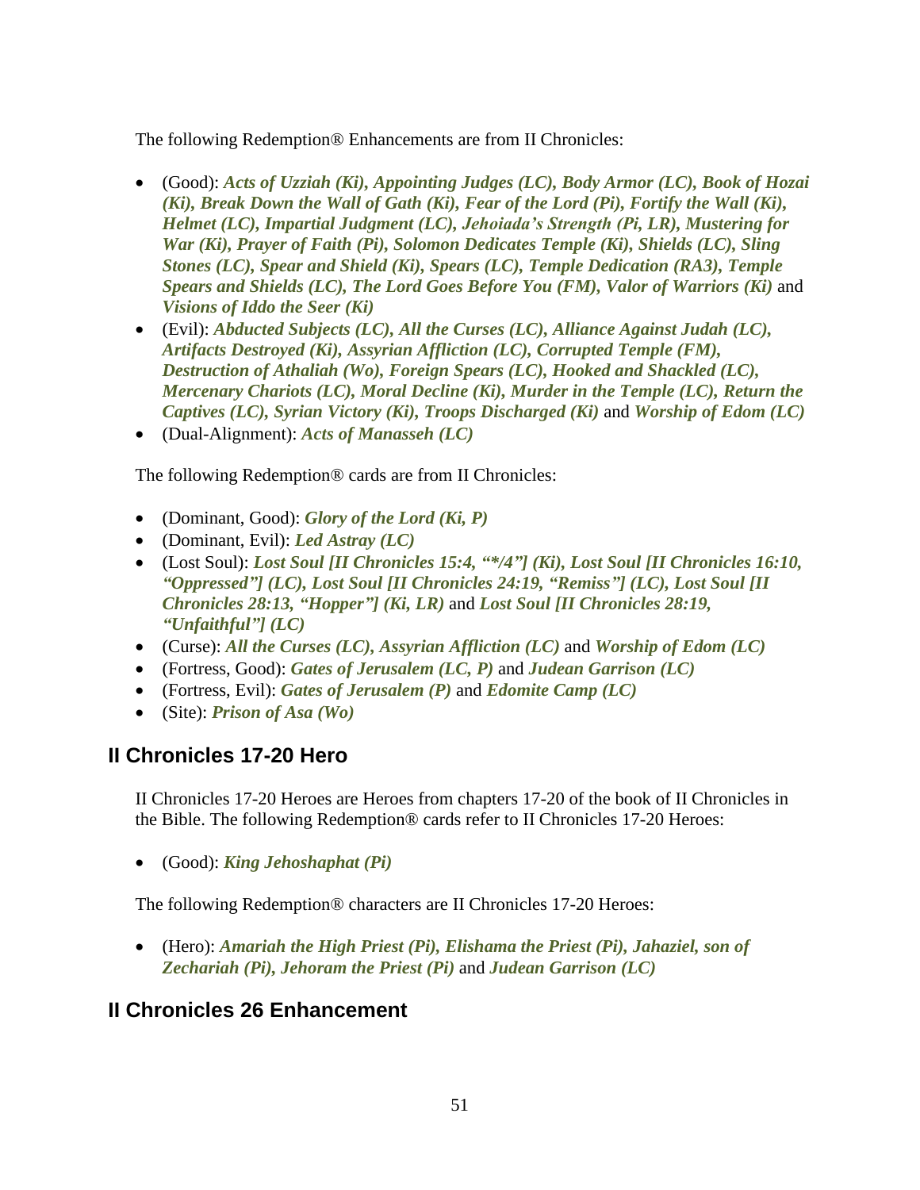The following Redemption® Enhancements are from II Chronicles:

- (Good): ***Acts of Uzziah (Ki), Appointing Judges (LC), Body Armor (LC), Book of Hozai (Ki), Break Down the Wall of Gath (Ki), Fear of the Lord (Pi), Fortify the Wall (Ki), Helmet (LC), Impartial Judgment (LC), Jehoiada's Strength (Pi, LR), Mustering for War (Ki), Prayer of Faith (Pi), Solomon Dedicates Temple (Ki), Shields (LC), Sling Stones (LC), Spear and Shield (Ki), Spears (LC), Temple Dedication (RA3), Temple Spears and Shields (LC), The Lord Goes Before You (FM), Valor of Warriors (Ki)*** and ***Visions of Iddo the Seer (Ki)***
- (Evil): ***Abducted Subjects (LC), All the Curses (LC), Alliance Against Judah (LC), Artifacts Destroyed (Ki), Assyrian Affliction (LC), Corrupted Temple (FM), Destruction of Athaliah (Wo), Foreign Spears (LC), Hooked and Shackled (LC), Mercenary Chariots (LC), Moral Decline (Ki), Murder in the Temple (LC), Return the Captives (LC), Syrian Victory (Ki), Troops Discharged (Ki)*** and ***Worship of Edom (LC)***
- (Dual-Alignment): ***Acts of Manasseh (LC)***

The following Redemption® cards are from II Chronicles:

- (Dominant, Good): ***Glory of the Lord (Ki, P)***
- (Dominant, Evil): ***Led Astray (LC)***
- (Lost Soul): ***Lost Soul [II Chronicles 15:4, "*/4"] (Ki), Lost Soul [II Chronicles 16:10, "Oppressed"] (LC), Lost Soul [II Chronicles 24:19, "Remiss"] (LC), Lost Soul [II Chronicles 28:13, "Hopper"] (Ki, LR)*** and ***Lost Soul [II Chronicles 28:19, "Unfaithful"] (LC)***
- (Curse): ***All the Curses (LC), Assyrian Affliction (LC)*** and ***Worship of Edom (LC)***
- (Fortress, Good): ***Gates of Jerusalem (LC, P)*** and ***Judean Garrison (LC)***
- (Fortress, Evil): ***Gates of Jerusalem (P)*** and ***Edomite Camp (LC)***
- (Site): ***Prison of Asa (Wo)***

## II Chronicles 17-20 Hero

II Chronicles 17-20 Heroes are Heroes from chapters 17-20 of the book of II Chronicles in the Bible. The following Redemption® cards refer to II Chronicles 17-20 Heroes:

- (Good): ***King Jehoshaphat (Pi)***

The following Redemption® characters are II Chronicles 17-20 Heroes:

- (Hero): ***Amariah the High Priest (Pi), Elishama the Priest (Pi), Jahaziel, son of Zechariah (Pi), Jehoram the Priest (Pi)*** and ***Judean Garrison (LC)***

## II Chronicles 26 Enhancement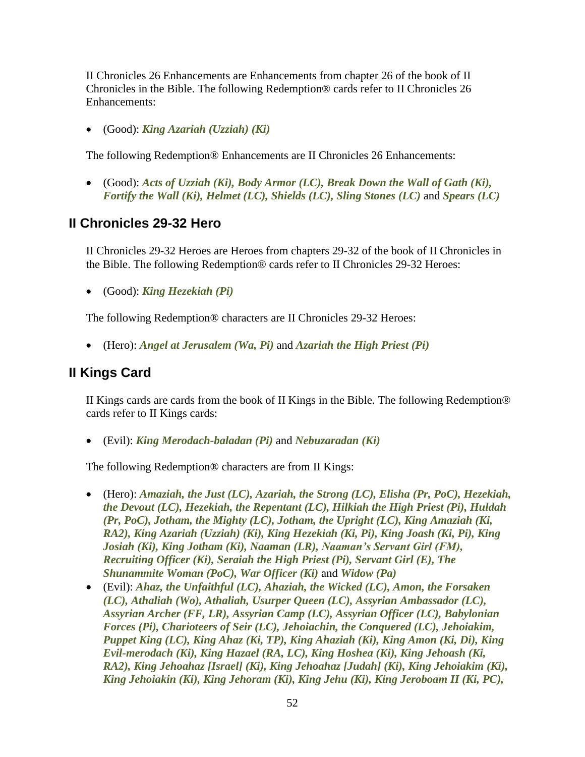II Chronicles 26 Enhancements are Enhancements from chapter 26 of the book of II Chronicles in the Bible. The following Redemption® cards refer to II Chronicles 26 Enhancements:

- (Good): ***King Azariah (Uzziah) (Ki)***

The following Redemption® Enhancements are II Chronicles 26 Enhancements:

- (Good): ***Acts of Uzziah (Ki), Body Armor (LC), Break Down the Wall of Gath (Ki), Fortify the Wall (Ki), Helmet (LC), Shields (LC), Sling Stones (LC)*** and ***Spears (LC)***

## II Chronicles 29-32 Hero

II Chronicles 29-32 Heroes are Heroes from chapters 29-32 of the book of II Chronicles in the Bible. The following Redemption® cards refer to II Chronicles 29-32 Heroes:

- (Good): ***King Hezekiah (Pi)***

The following Redemption® characters are II Chronicles 29-32 Heroes:

- (Hero): ***Angel at Jerusalem (Wa, Pi)*** and ***Azariah the High Priest (Pi)***

## II Kings Card

II Kings cards are cards from the book of II Kings in the Bible. The following Redemption® cards refer to II Kings cards:

- (Evil): ***King Merodach-baladan (Pi)*** and ***Nebuzaradan (Ki)***

The following Redemption® characters are from II Kings:

- (Hero): ***Amaziah, the Just (LC), Azariah, the Strong (LC), Elisha (Pr, PoC), Hezekiah, the Devout (LC), Hezekiah, the Repentant (LC), Hilkiah the High Priest (Pi), Huldah (Pr, PoC), Jotham, the Mighty (LC), Jotham, the Upright (LC), King Amaziah (Ki, RA2), King Azariah (Uzziah) (Ki), King Hezekiah (Ki, Pi), King Joash (Ki, Pi), King Josiah (Ki), King Jotham (Ki), Naaman (LR), Naaman's Servant Girl (FM), Recruiting Officer (Ki), Seraiah the High Priest (Pi), Servant Girl (E), The Shunammite Woman (PoC), War Officer (Ki)*** and ***Widow (Pa)***
- (Evil): ***Ahaz, the Unfaithful (LC), Ahaziah, the Wicked (LC), Amon, the Forsaken (LC), Athaliah (Wo), Athaliah, Usurper Queen (LC), Assyrian Ambassador (LC), Assyrian Archer (FF, LR), Assyrian Camp (LC), Assyrian Officer (LC), Babylonian Forces (Pi), Charioteers of Seir (LC), Jehoiachin, the Conquered (LC), Jehoiakim, Puppet King (LC), King Ahaz (Ki, TP), King Ahaziah (Ki), King Amon (Ki, Di), King Evil-merodach (Ki), King Hazael (RA, LC), King Hoshea (Ki), King Jehoash (Ki, RA2), King Jehoahaz [Israel] (Ki), King Jehoahaz [Judah] (Ki), King Jehoiakim (Ki), King Jehoiakin (Ki), King Jehoram (Ki), King Jehu (Ki), King Jeroboam II (Ki, PC),***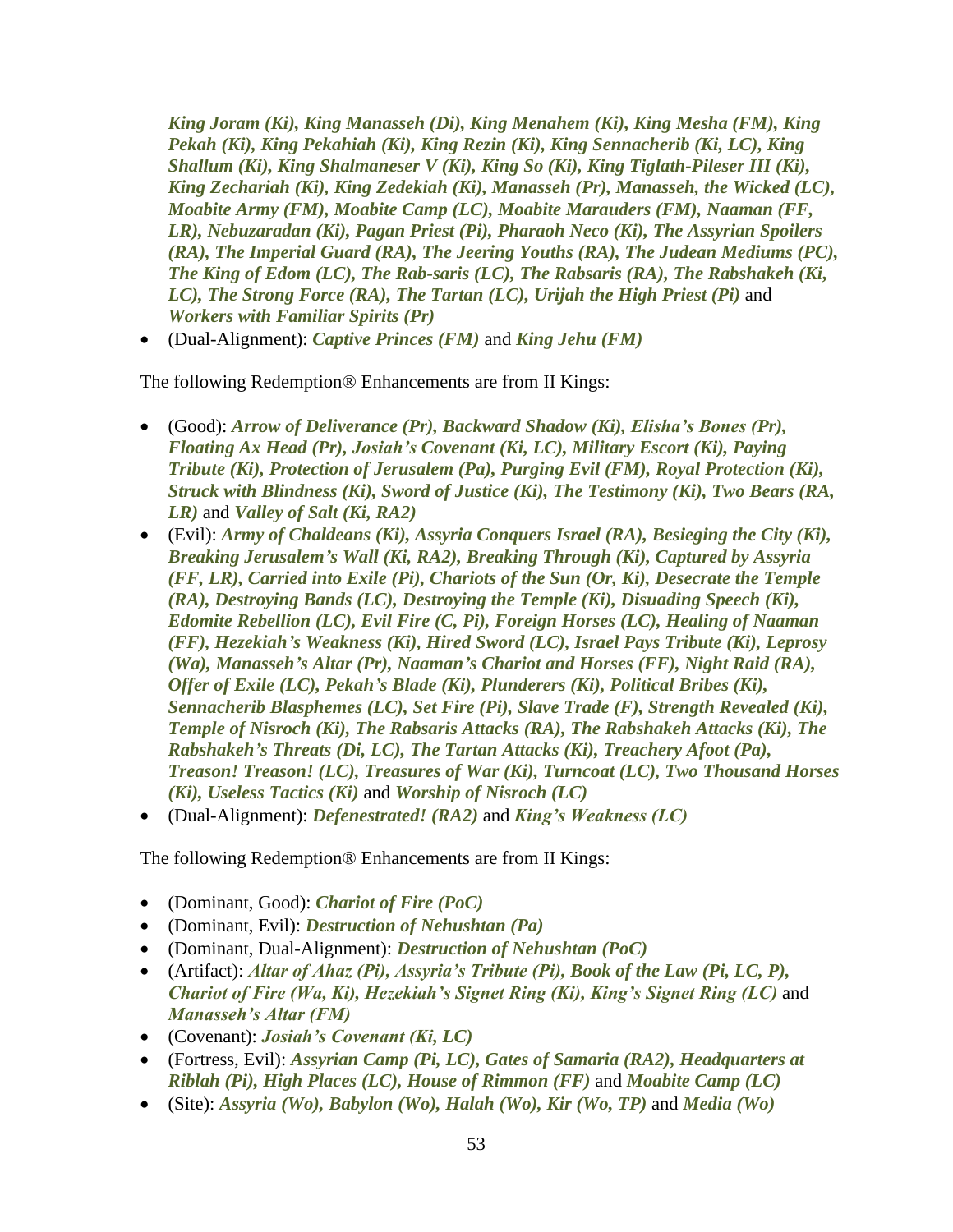***King Joram (Ki), King Manasseh (Di), King Menahem (Ki), King Mesha (FM), King Pekah (Ki), King Pekahiah (Ki), King Rezin (Ki), King Sennacherib (Ki, LC), King Shallum (Ki), King Shalmaneser V (Ki), King So (Ki), King Tiglath-Pileser III (Ki), King Zechariah (Ki), King Zedekiah (Ki), Manasseh (Pr), Manasseh, the Wicked (LC), Moabite Army (FM), Moabite Camp (LC), Moabite Marauders (FM), Naaman (FF, LR), Nebuzaradan (Ki), Pagan Priest (Pi), Pharaoh Neco (Ki), The Assyrian Spoilers (RA), The Imperial Guard (RA), The Jeering Youths (RA), The Judean Mediums (PC), The King of Edom (LC), The Rab-saris (LC), The Rabsaris (RA), The Rabshakeh (Ki, LC), The Strong Force (RA), The Tartan (LC), Urijah the High Priest (Pi)*** and ***Workers with Familiar Spirits (Pr)***

- (Dual-Alignment): ***Captive Princes (FM)*** and ***King Jehu (FM)***

The following Redemption® Enhancements are from II Kings:

- (Good): ***Arrow of Deliverance (Pr), Backward Shadow (Ki), Elisha's Bones (Pr), Floating Ax Head (Pr), Josiah's Covenant (Ki, LC), Military Escort (Ki), Paying Tribute (Ki), Protection of Jerusalem (Pa), Purging Evil (FM), Royal Protection (Ki), Struck with Blindness (Ki), Sword of Justice (Ki), The Testimony (Ki), Two Bears (RA, LR)*** and ***Valley of Salt (Ki, RA2)***
- (Evil): ***Army of Chaldeans (Ki), Assyria Conquers Israel (RA), Besieging the City (Ki), Breaking Jerusalem's Wall (Ki, RA2), Breaking Through (Ki), Captured by Assyria (FF, LR), Carried into Exile (Pi), Chariots of the Sun (Or, Ki), Desecrate the Temple (RA), Destroying Bands (LC), Destroying the Temple (Ki), Disuading Speech (Ki), Edomite Rebellion (LC), Evil Fire (C, Pi), Foreign Horses (LC), Healing of Naaman (FF), Hezekiah's Weakness (Ki), Hired Sword (LC), Israel Pays Tribute (Ki), Leprosy (Wa), Manasseh's Altar (Pr), Naaman's Chariot and Horses (FF), Night Raid (RA), Offer of Exile (LC), Pekah's Blade (Ki), Plunderers (Ki), Political Bribes (Ki), Sennacherib Blasphemes (LC), Set Fire (Pi), Slave Trade (F), Strength Revealed (Ki), Temple of Nisroch (Ki), The Rabsaris Attacks (RA), The Rabshakeh Attacks (Ki), The Rabshakeh's Threats (Di, LC), The Tartan Attacks (Ki), Treachery Afoot (Pa), Treason! Treason! (LC), Treasures of War (Ki), Turncoat (LC), Two Thousand Horses (Ki), Useless Tactics (Ki)*** and ***Worship of Nisroch (LC)***
- (Dual-Alignment): ***Defenestrated! (RA2)*** and ***King's Weakness (LC)***

The following Redemption® Enhancements are from II Kings:

- (Dominant, Good): ***Chariot of Fire (PoC)***
- (Dominant, Evil): ***Destruction of Nehushtan (Pa)***
- (Dominant, Dual-Alignment): ***Destruction of Nehushtan (PoC)***
- (Artifact): ***Altar of Ahaz (Pi), Assyria's Tribute (Pi), Book of the Law (Pi, LC, P), Chariot of Fire (Wa, Ki), Hezekiah's Signet Ring (Ki), King's Signet Ring (LC)*** and ***Manasseh's Altar (FM)***
- (Covenant): ***Josiah's Covenant (Ki, LC)***
- (Fortress, Evil): ***Assyrian Camp (Pi, LC), Gates of Samaria (RA2), Headquarters at Riblah (Pi), High Places (LC), House of Rimmon (FF)*** and ***Moabite Camp (LC)***
- (Site): ***Assyria (Wo), Babylon (Wo), Halah (Wo), Kir (Wo, TP)*** and ***Media (Wo)***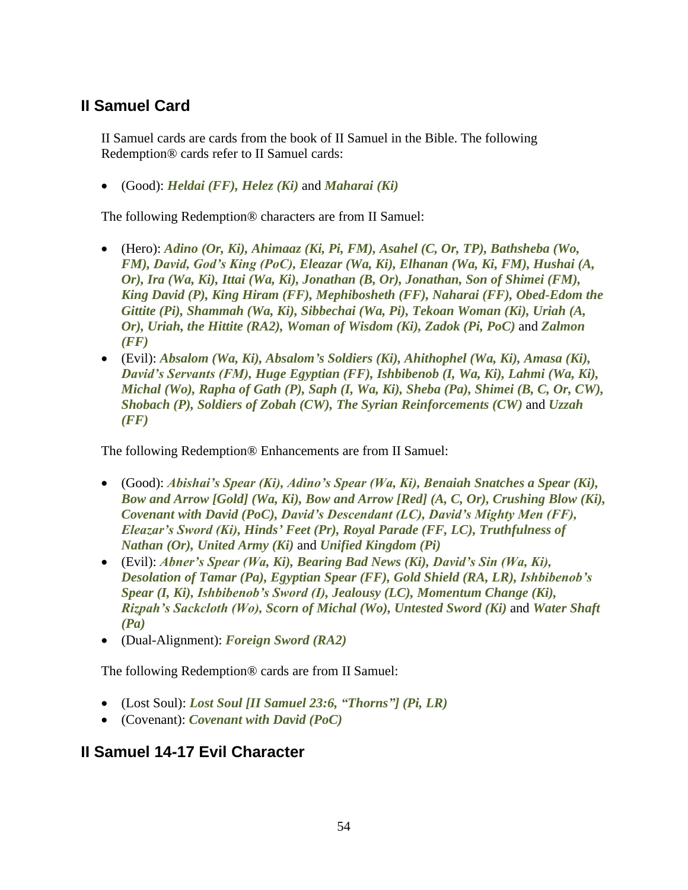## II Samuel Card

II Samuel cards are cards from the book of II Samuel in the Bible. The following Redemption® cards refer to II Samuel cards:

- (Good): ***Heldai (FF), Helez (Ki)*** and ***Maharai (Ki)***

The following Redemption® characters are from II Samuel:

- (Hero): ***Adino (Or, Ki), Ahimaaz (Ki, Pi, FM), Asahel (C, Or, TP), Bathsheba (Wo, FM), David, God's King (PoC), Eleazar (Wa, Ki), Elhanan (Wa, Ki, FM), Hushai (A, Or), Ira (Wa, Ki), Ittai (Wa, Ki), Jonathan (B, Or), Jonathan, Son of Shimei (FM), King David (P), King Hiram (FF), Mephibosheth (FF), Naharai (FF), Obed-Edom the Gittite (Pi), Shammah (Wa, Ki), Sibbechai (Wa, Pi), Tekoan Woman (Ki), Uriah (A, Or), Uriah, the Hittite (RA2), Woman of Wisdom (Ki), Zadok (Pi, PoC)*** and ***Zalmon (FF)***
- (Evil): ***Absalom (Wa, Ki), Absalom's Soldiers (Ki), Ahithophel (Wa, Ki), Amasa (Ki), David's Servants (FM), Huge Egyptian (FF), Ishbibenob (I, Wa, Ki), Lahmi (Wa, Ki), Michal (Wo), Rapha of Gath (P), Saph (I, Wa, Ki), Sheba (Pa), Shimei (B, C, Or, CW), Shobach (P), Soldiers of Zobah (CW), The Syrian Reinforcements (CW)*** and ***Uzzah (FF)***

The following Redemption® Enhancements are from II Samuel:

- (Good): ***Abishai's Spear (Ki), Adino's Spear (Wa, Ki), Benaiah Snatches a Spear (Ki), Bow and Arrow [Gold] (Wa, Ki), Bow and Arrow [Red] (A, C, Or), Crushing Blow (Ki), Covenant with David (PoC), David's Descendant (LC), David's Mighty Men (FF), Eleazar's Sword (Ki), Hinds' Feet (Pr), Royal Parade (FF, LC), Truthfulness of Nathan (Or), United Army (Ki)*** and ***Unified Kingdom (Pi)***
- (Evil): ***Abner's Spear (Wa, Ki), Bearing Bad News (Ki), David's Sin (Wa, Ki), Desolation of Tamar (Pa), Egyptian Spear (FF), Gold Shield (RA, LR), Ishbibenob's Spear (I, Ki), Ishbibenob's Sword (I), Jealousy (LC), Momentum Change (Ki), Rizpah's Sackcloth (Wo), Scorn of Michal (Wo), Untested Sword (Ki)*** and ***Water Shaft (Pa)***
- (Dual-Alignment): ***Foreign Sword (RA2)***

The following Redemption® cards are from II Samuel:

- (Lost Soul): ***Lost Soul [II Samuel 23:6, "Thorns"] (Pi, LR)***
- (Covenant): ***Covenant with David (PoC)***

## II Samuel 14-17 Evil Character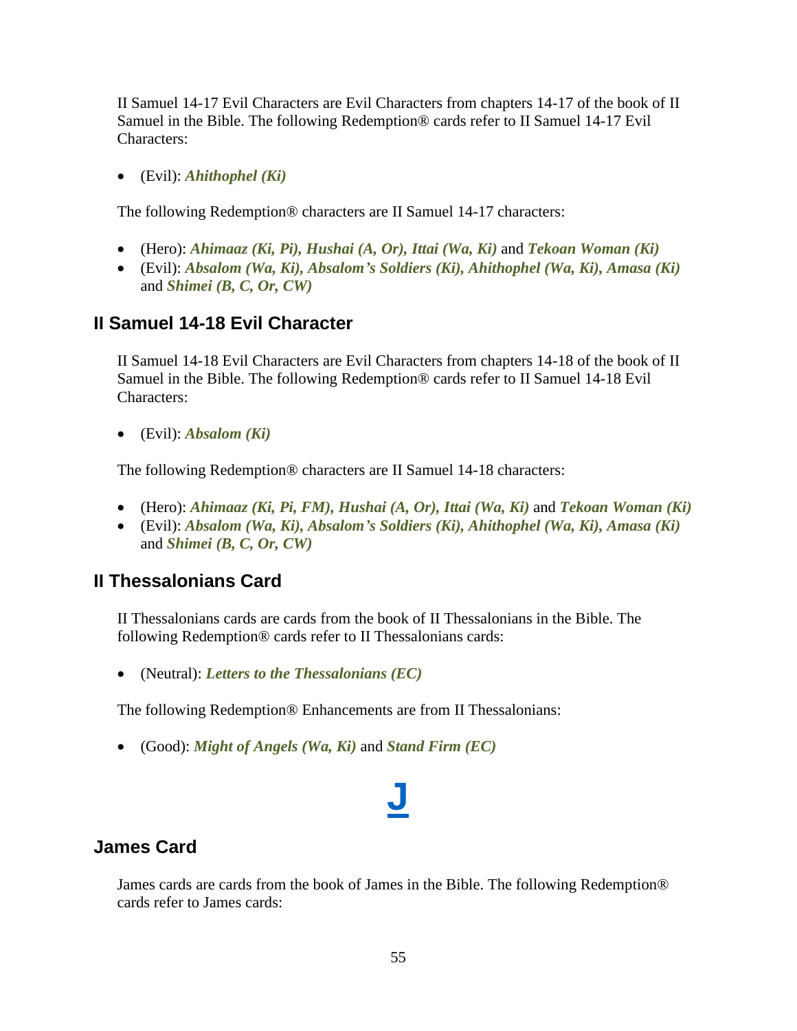II Samuel 14-17 Evil Characters are Evil Characters from chapters 14-17 of the book of II Samuel in the Bible. The following Redemption® cards refer to II Samuel 14-17 Evil Characters:

- (Evil): ***Ahithophel (Ki)***

The following Redemption® characters are II Samuel 14-17 characters:

- (Hero): ***Ahimaaz (Ki, Pi), Hushai (A, Or), Ittai (Wa, Ki)*** and ***Tekoan Woman (Ki)***
- (Evil): ***Absalom (Wa, Ki), Absalom's Soldiers (Ki), Ahithophel (Wa, Ki), Amasa (Ki)*** and ***Shimei (B, C, Or, CW)***

## II Samuel 14-18 Evil Character

II Samuel 14-18 Evil Characters are Evil Characters from chapters 14-18 of the book of II Samuel in the Bible. The following Redemption® cards refer to II Samuel 14-18 Evil Characters:

- (Evil): ***Absalom (Ki)***

The following Redemption® characters are II Samuel 14-18 characters:

- (Hero): ***Ahimaaz (Ki, Pi, FM), Hushai (A, Or), Ittai (Wa, Ki)*** and ***Tekoan Woman (Ki)***
- (Evil): ***Absalom (Wa, Ki), Absalom's Soldiers (Ki), Ahithophel (Wa, Ki), Amasa (Ki)*** and ***Shimei (B, C, Or, CW)***

## II Thessalonians Card

II Thessalonians cards are cards from the book of II Thessalonians in the Bible. The following Redemption® cards refer to II Thessalonians cards:

- (Neutral): ***Letters to the Thessalonians (EC)***

The following Redemption® Enhancements are from II Thessalonians:

- (Good): ***Might of Angels (Wa, Ki)*** and ***Stand Firm (EC)***

# J

## James Card

James cards are cards from the book of James in the Bible. The following Redemption® cards refer to James cards: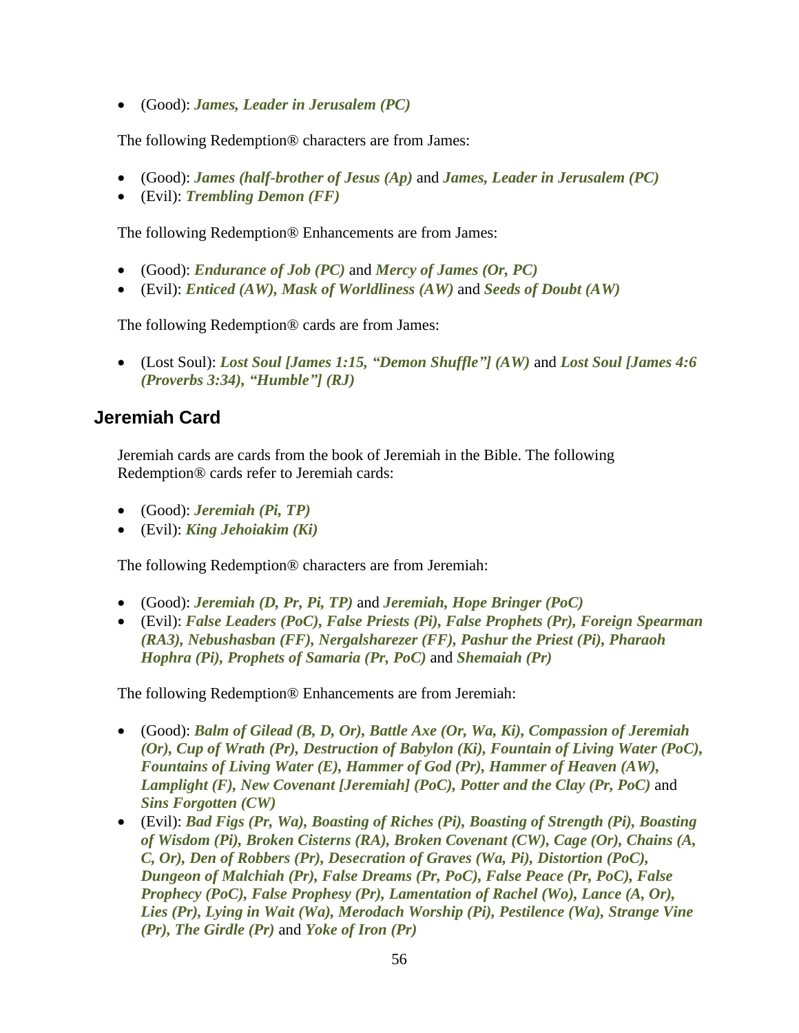- (Good): ***James, Leader in Jerusalem (PC)***

The following Redemption® characters are from James:

- (Good): ***James (half-brother of Jesus (Ap)*** and ***James, Leader in Jerusalem (PC)***
- (Evil): ***Trembling Demon (FF)***

The following Redemption® Enhancements are from James:

- (Good): ***Endurance of Job (PC)*** and ***Mercy of James (Or, PC)***
- (Evil): ***Enticed (AW), Mask of Worldliness (AW)*** and ***Seeds of Doubt (AW)***

The following Redemption® cards are from James:

- (Lost Soul): ***Lost Soul [James 1:15, "Demon Shuffle"] (AW)*** and ***Lost Soul [James 4:6 (Proverbs 3:34), "Humble"] (RJ)***

## Jeremiah Card

Jeremiah cards are cards from the book of Jeremiah in the Bible. The following Redemption® cards refer to Jeremiah cards:

- (Good): ***Jeremiah (Pi, TP)***
- (Evil): ***King Jehoiakim (Ki)***

The following Redemption® characters are from Jeremiah:

- (Good): ***Jeremiah (D, Pr, Pi, TP)*** and ***Jeremiah, Hope Bringer (PoC)***
- (Evil): ***False Leaders (PoC), False Priests (Pi), False Prophets (Pr), Foreign Spearman (RA3), Nebushasban (FF), Nergalsharezer (FF), Pashur the Priest (Pi), Pharaoh Hophra (Pi), Prophets of Samaria (Pr, PoC)*** and ***Shemaiah (Pr)***

The following Redemption® Enhancements are from Jeremiah:

- (Good): ***Balm of Gilead (B, D, Or), Battle Axe (Or, Wa, Ki), Compassion of Jeremiah (Or), Cup of Wrath (Pr), Destruction of Babylon (Ki), Fountain of Living Water (PoC), Fountains of Living Water (E), Hammer of God (Pr), Hammer of Heaven (AW), Lamplight (F), New Covenant [Jeremiah] (PoC), Potter and the Clay (Pr, PoC)*** and ***Sins Forgotten (CW)***
- (Evil): ***Bad Figs (Pr, Wa), Boasting of Riches (Pi), Boasting of Strength (Pi), Boasting of Wisdom (Pi), Broken Cisterns (RA), Broken Covenant (CW), Cage (Or), Chains (A, C, Or), Den of Robbers (Pr), Desecration of Graves (Wa, Pi), Distortion (PoC), Dungeon of Malchiah (Pr), False Dreams (Pr, PoC), False Peace (Pr, PoC), False Prophecy (PoC), False Prophesy (Pr), Lamentation of Rachel (Wo), Lance (A, Or), Lies (Pr), Lying in Wait (Wa), Merodach Worship (Pi), Pestilence (Wa), Strange Vine (Pr), The Girdle (Pr)*** and ***Yoke of Iron (Pr)***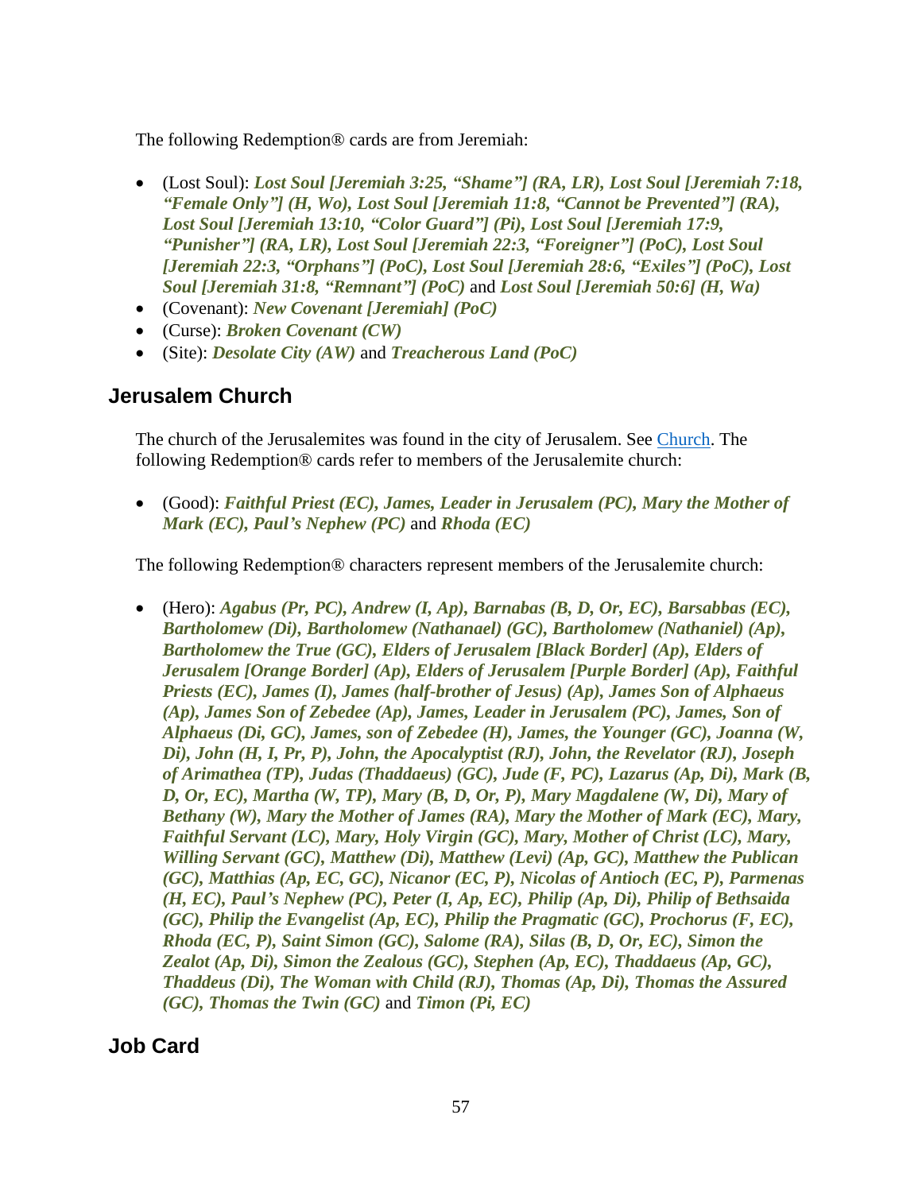The following Redemption® cards are from Jeremiah:

- (Lost Soul): ***Lost Soul [Jeremiah 3:25, "Shame"] (RA, LR), Lost Soul [Jeremiah 7:18, "Female Only"] (H, Wo), Lost Soul [Jeremiah 11:8, "Cannot be Prevented"] (RA), Lost Soul [Jeremiah 13:10, "Color Guard"] (Pi), Lost Soul [Jeremiah 17:9, "Punisher"] (RA, LR), Lost Soul [Jeremiah 22:3, "Foreigner"] (PoC), Lost Soul [Jeremiah 22:3, "Orphans"] (PoC), Lost Soul [Jeremiah 28:6, "Exiles"] (PoC), Lost Soul [Jeremiah 31:8, "Remnant"] (PoC)*** and ***Lost Soul [Jeremiah 50:6] (H, Wa)***
- (Covenant): ***New Covenant [Jeremiah] (PoC)***
- (Curse): ***Broken Covenant (CW)***
- (Site): ***Desolate City (AW)*** and ***Treacherous Land (PoC)***

## Jerusalem Church

The church of the Jerusalemites was found in the city of Jerusalem. See Church. The following Redemption® cards refer to members of the Jerusalemite church:

- (Good): ***Faithful Priest (EC), James, Leader in Jerusalem (PC), Mary the Mother of Mark (EC), Paul's Nephew (PC)*** and ***Rhoda (EC)***

The following Redemption® characters represent members of the Jerusalemite church:

- (Hero): ***Agabus (Pr, PC), Andrew (I, Ap), Barnabas (B, D, Or, EC), Barsabbas (EC), Bartholomew (Di), Bartholomew (Nathanael) (GC), Bartholomew (Nathaniel) (Ap), Bartholomew the True (GC), Elders of Jerusalem [Black Border] (Ap), Elders of Jerusalem [Orange Border] (Ap), Elders of Jerusalem [Purple Border] (Ap), Faithful Priests (EC), James (I), James (half-brother of Jesus) (Ap), James Son of Alphaeus (Ap), James Son of Zebedee (Ap), James, Leader in Jerusalem (PC), James, Son of Alphaeus (Di, GC), James, son of Zebedee (H), James, the Younger (GC), Joanna (W, Di), John (H, I, Pr, P), John, the Apocalyptist (RJ), John, the Revelator (RJ), Joseph of Arimathea (TP), Judas (Thaddaeus) (GC), Jude (F, PC), Lazarus (Ap, Di), Mark (B, D, Or, EC), Martha (W, TP), Mary (B, D, Or, P), Mary Magdalene (W, Di), Mary of Bethany (W), Mary the Mother of James (RA), Mary the Mother of Mark (EC), Mary, Faithful Servant (LC), Mary, Holy Virgin (GC), Mary, Mother of Christ (LC), Mary, Willing Servant (GC), Matthew (Di), Matthew (Levi) (Ap, GC), Matthew the Publican (GC), Matthias (Ap, EC, GC), Nicanor (EC, P), Nicolas of Antioch (EC, P), Parmenas (H, EC), Paul's Nephew (PC), Peter (I, Ap, EC), Philip (Ap, Di), Philip of Bethsaida (GC), Philip the Evangelist (Ap, EC), Philip the Pragmatic (GC), Prochorus (F, EC), Rhoda (EC, P), Saint Simon (GC), Salome (RA), Silas (B, D, Or, EC), Simon the Zealot (Ap, Di), Simon the Zealous (GC), Stephen (Ap, EC), Thaddaeus (Ap, GC), Thaddeus (Di), The Woman with Child (RJ), Thomas (Ap, Di), Thomas the Assured (GC), Thomas the Twin (GC)*** and ***Timon (Pi, EC)***

## Job Card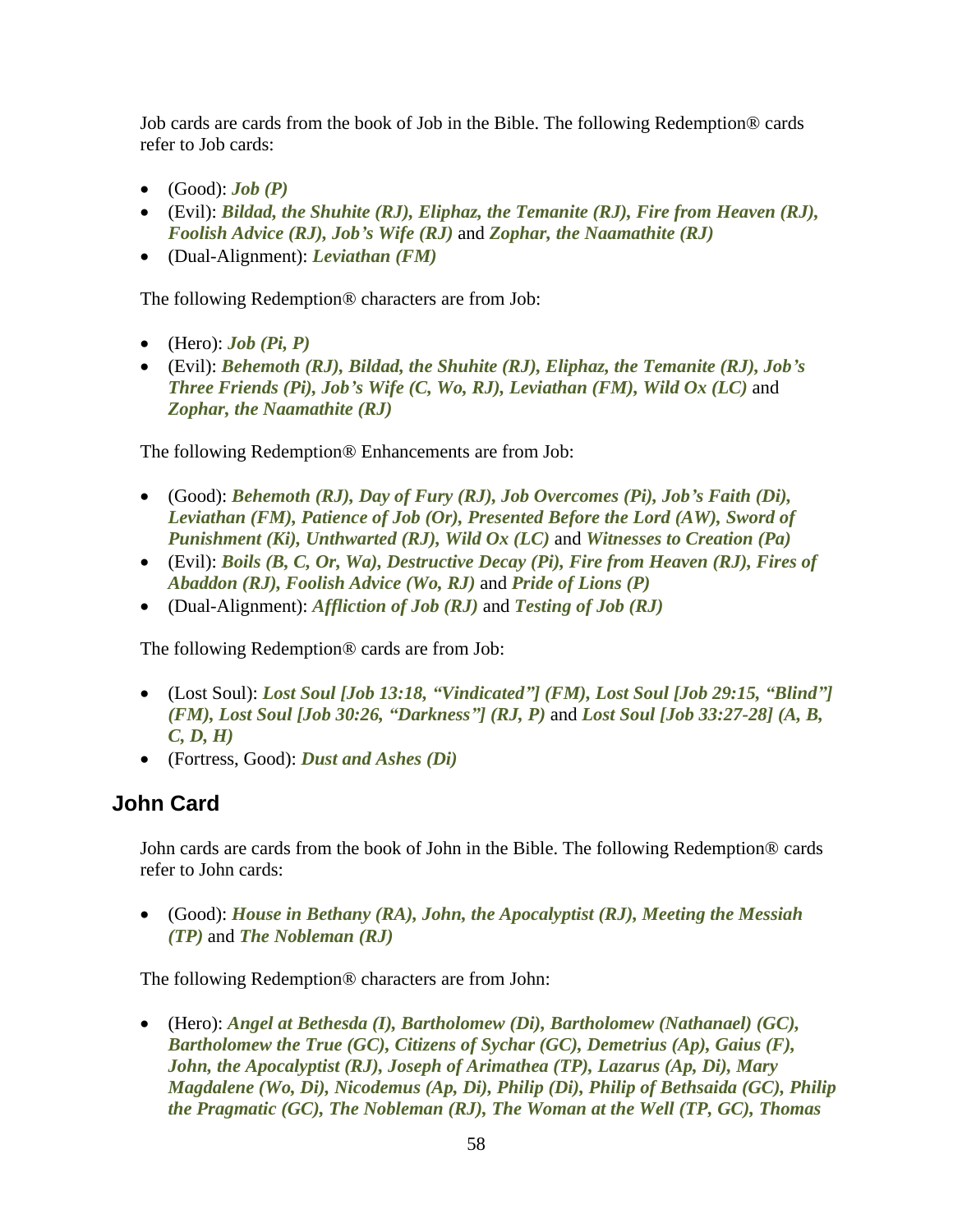Job cards are cards from the book of Job in the Bible. The following Redemption® cards refer to Job cards:

- (Good): ***Job (P)***
- (Evil): ***Bildad, the Shuhite (RJ), Eliphaz, the Temanite (RJ), Fire from Heaven (RJ), Foolish Advice (RJ), Job's Wife (RJ)*** and ***Zophar, the Naamathite (RJ)***
- (Dual-Alignment): ***Leviathan (FM)***

The following Redemption® characters are from Job:

- (Hero): ***Job (Pi, P)***
- (Evil): ***Behemoth (RJ), Bildad, the Shuhite (RJ), Eliphaz, the Temanite (RJ), Job's Three Friends (Pi), Job's Wife (C, Wo, RJ), Leviathan (FM), Wild Ox (LC)*** and ***Zophar, the Naamathite (RJ)***

The following Redemption® Enhancements are from Job:

- (Good): ***Behemoth (RJ), Day of Fury (RJ), Job Overcomes (Pi), Job's Faith (Di), Leviathan (FM), Patience of Job (Or), Presented Before the Lord (AW), Sword of Punishment (Ki), Unthwarted (RJ), Wild Ox (LC)*** and ***Witnesses to Creation (Pa)***
- (Evil): ***Boils (B, C, Or, Wa), Destructive Decay (Pi), Fire from Heaven (RJ), Fires of Abaddon (RJ), Foolish Advice (Wo, RJ)*** and ***Pride of Lions (P)***
- (Dual-Alignment): ***Affliction of Job (RJ)*** and ***Testing of Job (RJ)***

The following Redemption® cards are from Job:

- (Lost Soul): ***Lost Soul [Job 13:18, "Vindicated"] (FM), Lost Soul [Job 29:15, "Blind"] (FM), Lost Soul [Job 30:26, "Darkness"] (RJ, P)*** and ***Lost Soul [Job 33:27-28] (A, B, C, D, H)***
- (Fortress, Good): ***Dust and Ashes (Di)***

## John Card

John cards are cards from the book of John in the Bible. The following Redemption® cards refer to John cards:

- (Good): ***House in Bethany (RA), John, the Apocalyptist (RJ), Meeting the Messiah (TP)*** and ***The Nobleman (RJ)***

The following Redemption® characters are from John:

- (Hero): ***Angel at Bethesda (I), Bartholomew (Di), Bartholomew (Nathanael) (GC), Bartholomew the True (GC), Citizens of Sychar (GC), Demetrius (Ap), Gaius (F), John, the Apocalyptist (RJ), Joseph of Arimathea (TP), Lazarus (Ap, Di), Mary Magdalene (Wo, Di), Nicodemus (Ap, Di), Philip (Di), Philip of Bethsaida (GC), Philip the Pragmatic (GC), The Nobleman (RJ), The Woman at the Well (TP, GC), Thomas***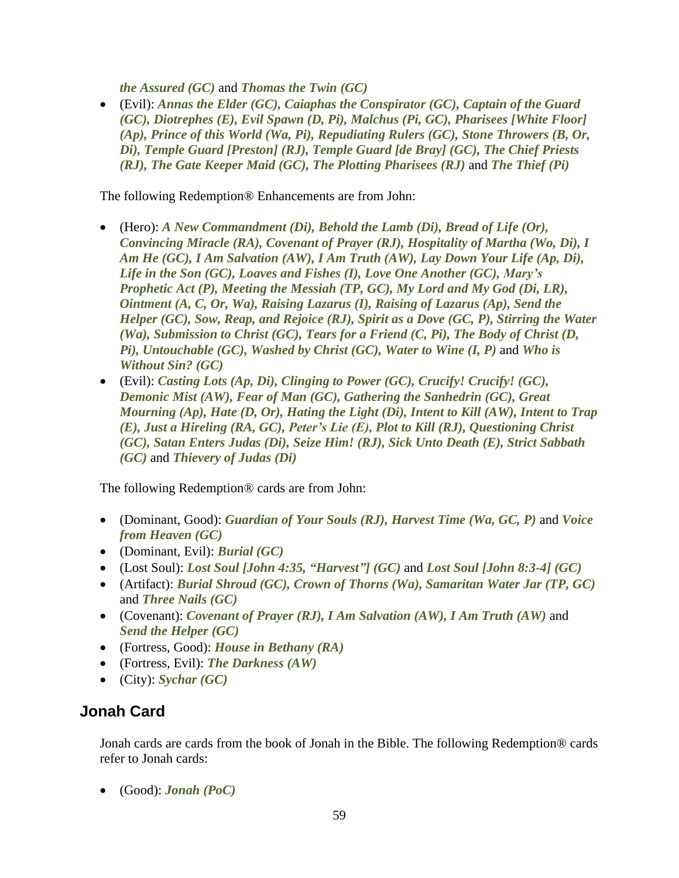*the Assured (GC)* and *Thomas the Twin (GC)*

- (Evil): ***Annas the Elder (GC), Caiaphas the Conspirator (GC), Captain of the Guard (GC), Diotrephes (E), Evil Spawn (D, Pi), Malchus (Pi, GC), Pharisees [White Floor] (Ap), Prince of this World (Wa, Pi), Repudiating Rulers (GC), Stone Throwers (B, Or, Di), Temple Guard [Preston] (RJ), Temple Guard [de Bray] (GC), The Chief Priests (RJ), The Gate Keeper Maid (GC), The Plotting Pharisees (RJ)*** and ***The Thief (Pi)***

The following Redemption® Enhancements are from John:

- (Hero): ***A New Commandment (Di), Behold the Lamb (Di), Bread of Life (Or), Convincing Miracle (RA), Covenant of Prayer (RJ), Hospitality of Martha (Wo, Di), I Am He (GC), I Am Salvation (AW), I Am Truth (AW), Lay Down Your Life (Ap, Di), Life in the Son (GC), Loaves and Fishes (I), Love One Another (GC), Mary's Prophetic Act (P), Meeting the Messiah (TP, GC), My Lord and My God (Di, LR), Ointment (A, C, Or, Wa), Raising Lazarus (I), Raising of Lazarus (Ap), Send the Helper (GC), Sow, Reap, and Rejoice (RJ), Spirit as a Dove (GC, P), Stirring the Water (Wa), Submission to Christ (GC), Tears for a Friend (C, Pi), The Body of Christ (D, Pi), Untouchable (GC), Washed by Christ (GC), Water to Wine (I, P)*** and ***Who is Without Sin? (GC)***
- (Evil): ***Casting Lots (Ap, Di), Clinging to Power (GC), Crucify! Crucify! (GC), Demonic Mist (AW), Fear of Man (GC), Gathering the Sanhedrin (GC), Great Mourning (Ap), Hate (D, Or), Hating the Light (Di), Intent to Kill (AW), Intent to Trap (E), Just a Hireling (RA, GC), Peter's Lie (E), Plot to Kill (RJ), Questioning Christ (GC), Satan Enters Judas (Di), Seize Him! (RJ), Sick Unto Death (E), Strict Sabbath (GC)*** and ***Thievery of Judas (Di)***

The following Redemption® cards are from John:

- (Dominant, Good): ***Guardian of Your Souls (RJ), Harvest Time (Wa, GC, P)*** and ***Voice from Heaven (GC)***
- (Dominant, Evil): ***Burial (GC)***
- (Lost Soul): ***Lost Soul [John 4:35, "Harvest"] (GC)*** and ***Lost Soul [John 8:3-4] (GC)***
- (Artifact): ***Burial Shroud (GC), Crown of Thorns (Wa), Samaritan Water Jar (TP, GC)*** and ***Three Nails (GC)***
- (Covenant): ***Covenant of Prayer (RJ), I Am Salvation (AW), I Am Truth (AW)*** and ***Send the Helper (GC)***
- (Fortress, Good): ***House in Bethany (RA)***
- (Fortress, Evil): ***The Darkness (AW)***
- (City): ***Sychar (GC)***

## Jonah Card

Jonah cards are cards from the book of Jonah in the Bible. The following Redemption® cards refer to Jonah cards:

- (Good): ***Jonah (PoC)***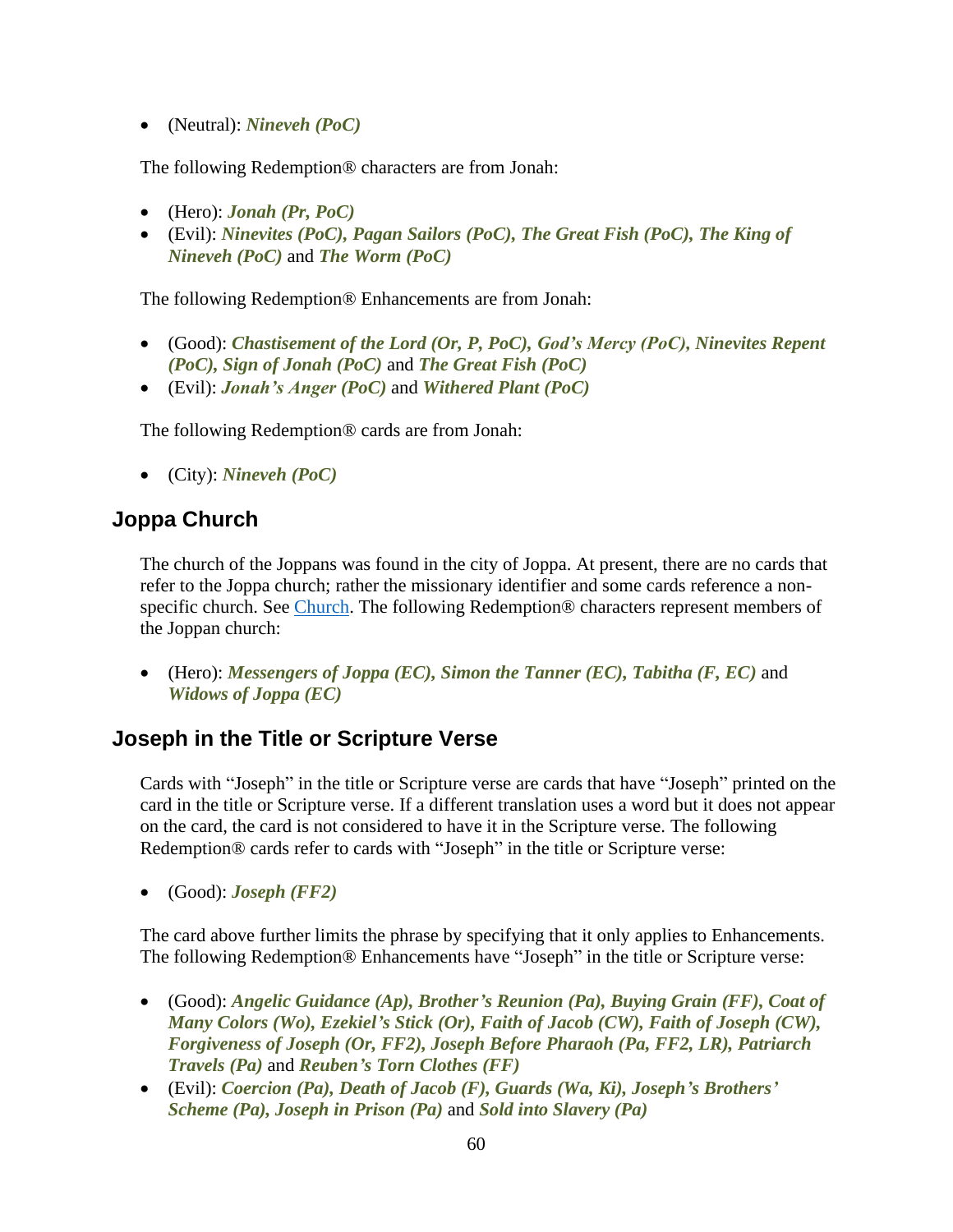- (Neutral): ***Nineveh (PoC)***

The following Redemption® characters are from Jonah:

- (Hero): ***Jonah (Pr, PoC)***
- (Evil): ***Ninevites (PoC), Pagan Sailors (PoC), The Great Fish (PoC), The King of Nineveh (PoC)*** and ***The Worm (PoC)***

The following Redemption® Enhancements are from Jonah:

- (Good): ***Chastisement of the Lord (Or, P, PoC), God's Mercy (PoC), Ninevites Repent (PoC), Sign of Jonah (PoC)*** and ***The Great Fish (PoC)***
- (Evil): ***Jonah's Anger (PoC)*** and ***Withered Plant (PoC)***

The following Redemption® cards are from Jonah:

- (City): ***Nineveh (PoC)***

## Joppa Church

The church of the Joppans was found in the city of Joppa. At present, there are no cards that refer to the Joppa church; rather the missionary identifier and some cards reference a non-specific church. See Church. The following Redemption® characters represent members of the Joppan church:

- (Hero): ***Messengers of Joppa (EC), Simon the Tanner (EC), Tabitha (F, EC)*** and ***Widows of Joppa (EC)***

## Joseph in the Title or Scripture Verse

Cards with "Joseph" in the title or Scripture verse are cards that have "Joseph" printed on the card in the title or Scripture verse. If a different translation uses a word but it does not appear on the card, the card is not considered to have it in the Scripture verse. The following Redemption® cards refer to cards with "Joseph" in the title or Scripture verse:

- (Good): ***Joseph (FF2)***

The card above further limits the phrase by specifying that it only applies to Enhancements. The following Redemption® Enhancements have "Joseph" in the title or Scripture verse:

- (Good): ***Angelic Guidance (Ap), Brother's Reunion (Pa), Buying Grain (FF), Coat of Many Colors (Wo), Ezekiel's Stick (Or), Faith of Jacob (CW), Faith of Joseph (CW), Forgiveness of Joseph (Or, FF2), Joseph Before Pharaoh (Pa, FF2, LR), Patriarch Travels (Pa)*** and ***Reuben's Torn Clothes (FF)***
- (Evil): ***Coercion (Pa), Death of Jacob (F), Guards (Wa, Ki), Joseph's Brothers' Scheme (Pa), Joseph in Prison (Pa)*** and ***Sold into Slavery (Pa)***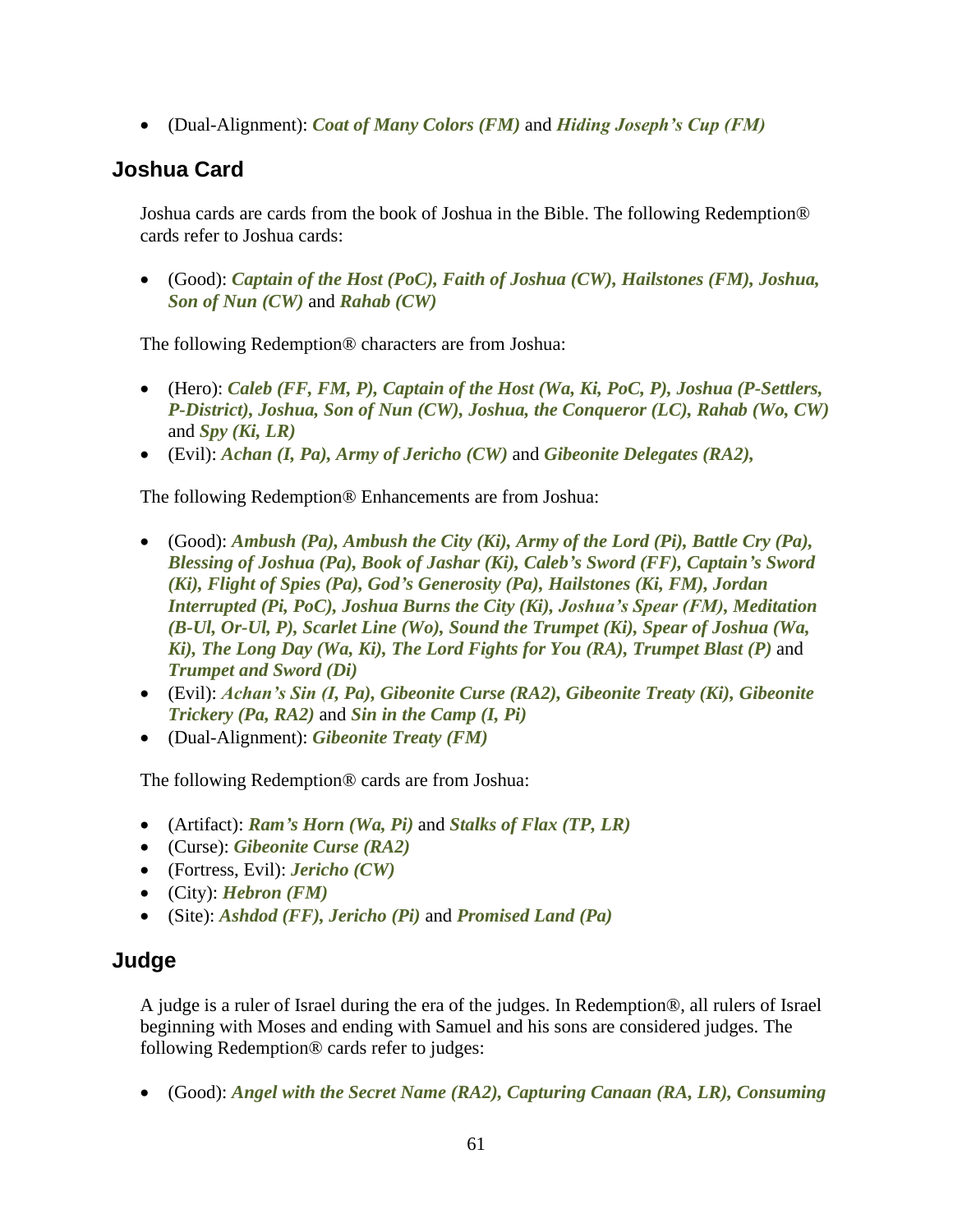- (Dual-Alignment): ***Coat of Many Colors (FM)*** and ***Hiding Joseph's Cup (FM)***

## Joshua Card

Joshua cards are cards from the book of Joshua in the Bible. The following Redemption® cards refer to Joshua cards:

- (Good): ***Captain of the Host (PoC), Faith of Joshua (CW), Hailstones (FM), Joshua, Son of Nun (CW)*** and ***Rahab (CW)***

The following Redemption® characters are from Joshua:

- (Hero): ***Caleb (FF, FM, P), Captain of the Host (Wa, Ki, PoC, P), Joshua (P-Settlers, P-District), Joshua, Son of Nun (CW), Joshua, the Conqueror (LC), Rahab (Wo, CW)*** and ***Spy (Ki, LR)***
- (Evil): ***Achan (I, Pa), Army of Jericho (CW)*** and ***Gibeonite Delegates (RA2),***

The following Redemption® Enhancements are from Joshua:

- (Good): ***Ambush (Pa), Ambush the City (Ki), Army of the Lord (Pi), Battle Cry (Pa), Blessing of Joshua (Pa), Book of Jashar (Ki), Caleb's Sword (FF), Captain's Sword (Ki), Flight of Spies (Pa), God's Generosity (Pa), Hailstones (Ki, FM), Jordan Interrupted (Pi, PoC), Joshua Burns the City (Ki), Joshua's Spear (FM), Meditation (B-Ul, Or-Ul, P), Scarlet Line (Wo), Sound the Trumpet (Ki), Spear of Joshua (Wa, Ki), The Long Day (Wa, Ki), The Lord Fights for You (RA), Trumpet Blast (P)*** and ***Trumpet and Sword (Di)***
- (Evil): ***Achan's Sin (I, Pa), Gibeonite Curse (RA2), Gibeonite Treaty (Ki), Gibeonite Trickery (Pa, RA2)*** and ***Sin in the Camp (I, Pi)***
- (Dual-Alignment): ***Gibeonite Treaty (FM)***

The following Redemption® cards are from Joshua:

- (Artifact): ***Ram's Horn (Wa, Pi)*** and ***Stalks of Flax (TP, LR)***
- (Curse): ***Gibeonite Curse (RA2)***
- (Fortress, Evil): ***Jericho (CW)***
- (City): ***Hebron (FM)***
- (Site): ***Ashdod (FF), Jericho (Pi)*** and ***Promised Land (Pa)***

## Judge

A judge is a ruler of Israel during the era of the judges. In Redemption®, all rulers of Israel beginning with Moses and ending with Samuel and his sons are considered judges. The following Redemption® cards refer to judges:

- (Good): ***Angel with the Secret Name (RA2), Capturing Canaan (RA, LR), Consuming***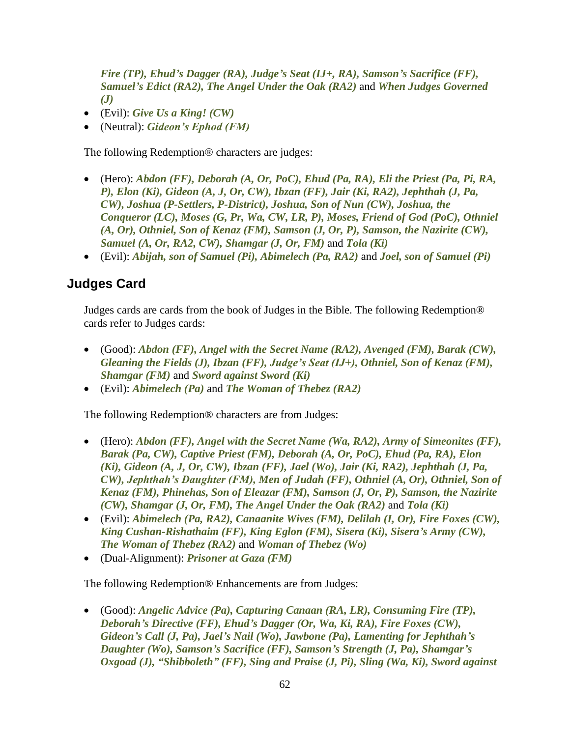*Fire (TP), Ehud's Dagger (RA), Judge's Seat (IJ+, RA), Samson's Sacrifice (FF), Samuel's Edict (RA2), The Angel Under the Oak (RA2)* and *When Judges Governed (J)*

- (Evil): ***Give Us a King! (CW)***
- (Neutral): ***Gideon's Ephod (FM)***

The following Redemption® characters are judges:

- (Hero): ***Abdon (FF), Deborah (A, Or, PoC), Ehud (Pa, RA), Eli the Priest (Pa, Pi, RA, P), Elon (Ki), Gideon (A, J, Or, CW), Ibzan (FF), Jair (Ki, RA2), Jephthah (J, Pa, CW), Joshua (P-Settlers, P-District), Joshua, Son of Nun (CW), Joshua, the Conqueror (LC), Moses (G, Pr, Wa, CW, LR, P), Moses, Friend of God (PoC), Othniel (A, Or), Othniel, Son of Kenaz (FM), Samson (J, Or, P), Samson, the Nazirite (CW), Samuel (A, Or, RA2, CW), Shamgar (J, Or, FM)*** and ***Tola (Ki)***
- (Evil): ***Abijah, son of Samuel (Pi), Abimelech (Pa, RA2)*** and ***Joel, son of Samuel (Pi)***

## Judges Card

Judges cards are cards from the book of Judges in the Bible. The following Redemption® cards refer to Judges cards:

- (Good): ***Abdon (FF), Angel with the Secret Name (RA2), Avenged (FM), Barak (CW), Gleaning the Fields (J), Ibzan (FF), Judge's Seat (IJ+), Othniel, Son of Kenaz (FM), Shamgar (FM)*** and ***Sword against Sword (Ki)***
- (Evil): ***Abimelech (Pa)*** and ***The Woman of Thebez (RA2)***

The following Redemption® characters are from Judges:

- (Hero): ***Abdon (FF), Angel with the Secret Name (Wa, RA2), Army of Simeonites (FF), Barak (Pa, CW), Captive Priest (FM), Deborah (A, Or, PoC), Ehud (Pa, RA), Elon (Ki), Gideon (A, J, Or, CW), Ibzan (FF), Jael (Wo), Jair (Ki, RA2), Jephthah (J, Pa, CW), Jephthah's Daughter (FM), Men of Judah (FF), Othniel (A, Or), Othniel, Son of Kenaz (FM), Phinehas, Son of Eleazar (FM), Samson (J, Or, P), Samson, the Nazirite (CW), Shamgar (J, Or, FM), The Angel Under the Oak (RA2)*** and ***Tola (Ki)***
- (Evil): ***Abimelech (Pa, RA2), Canaanite Wives (FM), Delilah (I, Or), Fire Foxes (CW), King Cushan-Rishathaim (FF), King Eglon (FM), Sisera (Ki), Sisera's Army (CW), The Woman of Thebez (RA2)*** and ***Woman of Thebez (Wo)***
- (Dual-Alignment): ***Prisoner at Gaza (FM)***

The following Redemption® Enhancements are from Judges:

- (Good): ***Angelic Advice (Pa), Capturing Canaan (RA, LR), Consuming Fire (TP), Deborah's Directive (FF), Ehud's Dagger (Or, Wa, Ki, RA), Fire Foxes (CW), Gideon's Call (J, Pa), Jael's Nail (Wo), Jawbone (Pa), Lamenting for Jephthah's Daughter (Wo), Samson's Sacrifice (FF), Samson's Strength (J, Pa), Shamgar's Oxgoad (J), "Shibboleth" (FF), Sing and Praise (J, Pi), Sling (Wa, Ki), Sword against***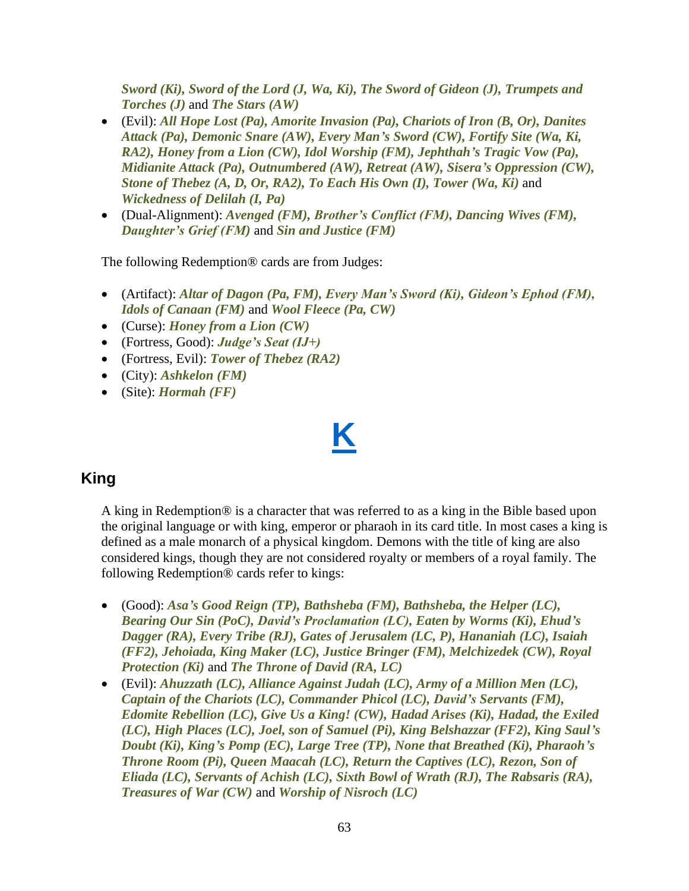***Sword (Ki), Sword of the Lord (J, Wa, Ki), The Sword of Gideon (J), Trumpets and Torches (J)*** and ***The Stars (AW)***
- (Evil): ***All Hope Lost (Pa), Amorite Invasion (Pa), Chariots of Iron (B, Or), Danites Attack (Pa), Demonic Snare (AW), Every Man's Sword (CW), Fortify Site (Wa, Ki, RA2), Honey from a Lion (CW), Idol Worship (FM), Jephthah's Tragic Vow (Pa), Midianite Attack (Pa), Outnumbered (AW), Retreat (AW), Sisera's Oppression (CW), Stone of Thebez (A, D, Or, RA2), To Each His Own (I), Tower (Wa, Ki)*** and ***Wickedness of Delilah (I, Pa)***
- (Dual-Alignment): ***Avenged (FM), Brother's Conflict (FM), Dancing Wives (FM), Daughter's Grief (FM)*** and ***Sin and Justice (FM)***

The following Redemption® cards are from Judges:

- (Artifact): ***Altar of Dagon (Pa, FM), Every Man's Sword (Ki), Gideon's Ephod (FM), Idols of Canaan (FM)*** and ***Wool Fleece (Pa, CW)***
- (Curse): ***Honey from a Lion (CW)***
- (Fortress, Good): ***Judge's Seat (IJ+)***
- (Fortress, Evil): ***Tower of Thebez (RA2)***
- (City): ***Ashkelon (FM)***
- (Site): ***Hormah (FF)***

# K

## King

A king in Redemption® is a character that was referred to as a king in the Bible based upon the original language or with king, emperor or pharaoh in its card title. In most cases a king is defined as a male monarch of a physical kingdom. Demons with the title of king are also considered kings, though they are not considered royalty or members of a royal family. The following Redemption® cards refer to kings:

- (Good): ***Asa's Good Reign (TP), Bathsheba (FM), Bathsheba, the Helper (LC), Bearing Our Sin (PoC), David's Proclamation (LC), Eaten by Worms (Ki), Ehud's Dagger (RA), Every Tribe (RJ), Gates of Jerusalem (LC, P), Hananiah (LC), Isaiah (FF2), Jehoiada, King Maker (LC), Justice Bringer (FM), Melchizedek (CW), Royal Protection (Ki)*** and ***The Throne of David (RA, LC)***
- (Evil): ***Ahuzzath (LC), Alliance Against Judah (LC), Army of a Million Men (LC), Captain of the Chariots (LC), Commander Phicol (LC), David's Servants (FM), Edomite Rebellion (LC), Give Us a King! (CW), Hadad Arises (Ki), Hadad, the Exiled (LC), High Places (LC), Joel, son of Samuel (Pi), King Belshazzar (FF2), King Saul's Doubt (Ki), King's Pomp (EC), Large Tree (TP), None that Breathed (Ki), Pharaoh's Throne Room (Pi), Queen Maacah (LC), Return the Captives (LC), Rezon, Son of Eliada (LC), Servants of Achish (LC), Sixth Bowl of Wrath (RJ), The Rabsaris (RA), Treasures of War (CW)*** and ***Worship of Nisroch (LC)***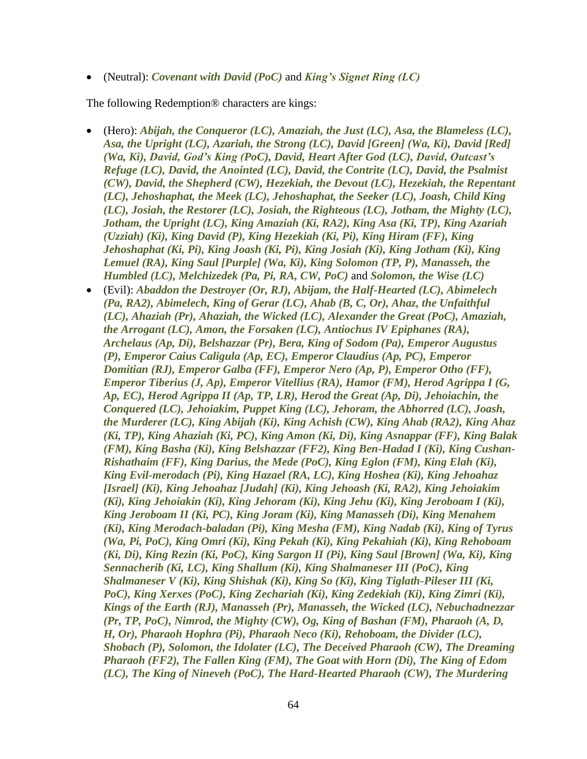- (Neutral): ***Covenant with David (PoC)*** and ***King's Signet Ring (LC)***

The following Redemption® characters are kings:

- (Hero): ***Abijah, the Conqueror (LC), Amaziah, the Just (LC), Asa, the Blameless (LC), Asa, the Upright (LC), Azariah, the Strong (LC), David [Green] (Wa, Ki), David [Red] (Wa, Ki), David, God's King (PoC), David, Heart After God (LC), David, Outcast's Refuge (LC), David, the Anointed (LC), David, the Contrite (LC), David, the Psalmist (CW), David, the Shepherd (CW), Hezekiah, the Devout (LC), Hezekiah, the Repentant (LC), Jehoshaphat, the Meek (LC), Jehoshaphat, the Seeker (LC), Joash, Child King (LC), Josiah, the Restorer (LC), Josiah, the Righteous (LC), Jotham, the Mighty (LC), Jotham, the Upright (LC), King Amaziah (Ki, RA2), King Asa (Ki, TP), King Azariah (Uzziah) (Ki), King David (P), King Hezekiah (Ki, Pi), King Hiram (FF), King Jehoshaphat (Ki, Pi), King Joash (Ki, Pi), King Josiah (Ki), King Jotham (Ki), King Lemuel (RA), King Saul [Purple] (Wa, Ki), King Solomon (TP, P), Manasseh, the Humbled (LC), Melchizedek (Pa, Pi, RA, CW, PoC)*** and ***Solomon, the Wise (LC)***
- (Evil): ***Abaddon the Destroyer (Or, RJ), Abijam, the Half-Hearted (LC), Abimelech (Pa, RA2), Abimelech, King of Gerar (LC), Ahab (B, C, Or), Ahaz, the Unfaithful (LC), Ahaziah (Pr), Ahaziah, the Wicked (LC), Alexander the Great (PoC), Amaziah, the Arrogant (LC), Amon, the Forsaken (LC), Antiochus IV Epiphanes (RA), Archelaus (Ap, Di), Belshazzar (Pr), Bera, King of Sodom (Pa), Emperor Augustus (P), Emperor Caius Caligula (Ap, EC), Emperor Claudius (Ap, PC), Emperor Domitian (RJ), Emperor Galba (FF), Emperor Nero (Ap, P), Emperor Otho (FF), Emperor Tiberius (J, Ap), Emperor Vitellius (RA), Hamor (FM), Herod Agrippa I (G, Ap, EC), Herod Agrippa II (Ap, TP, LR), Herod the Great (Ap, Di), Jehoiachin, the Conquered (LC), Jehoiakim, Puppet King (LC), Jehoram, the Abhorred (LC), Joash, the Murderer (LC), King Abijah (Ki), King Achish (CW), King Ahab (RA2), King Ahaz (Ki, TP), King Ahaziah (Ki, PC), King Amon (Ki, Di), King Asnappar (FF), King Balak (FM), King Basha (Ki), King Belshazzar (FF2), King Ben-Hadad I (Ki), King Cushan-Rishathaim (FF), King Darius, the Mede (PoC), King Eglon (FM), King Elah (Ki), King Evil-merodach (Pi), King Hazael (RA, LC), King Hoshea (Ki), King Jehoahaz [Israel] (Ki), King Jehoahaz [Judah] (Ki), King Jehoash (Ki, RA2), King Jehoiakim (Ki), King Jehoiakin (Ki), King Jehoram (Ki), King Jehu (Ki), King Jeroboam I (Ki), King Jeroboam II (Ki, PC), King Joram (Ki), King Manasseh (Di), King Menahem (Ki), King Merodach-baladan (Pi), King Mesha (FM), King Nadab (Ki), King of Tyrus (Wa, Pi, PoC), King Omri (Ki), King Pekah (Ki), King Pekahiah (Ki), King Rehoboam (Ki, Di), King Rezin (Ki, PoC), King Sargon II (Pi), King Saul [Brown] (Wa, Ki), King Sennacherib (Ki, LC), King Shallum (Ki), King Shalmaneser III (PoC), King Shalmaneser V (Ki), King Shishak (Ki), King So (Ki), King Tiglath-Pileser III (Ki, PoC), King Xerxes (PoC), King Zechariah (Ki), King Zedekiah (Ki), King Zimri (Ki), Kings of the Earth (RJ), Manasseh (Pr), Manasseh, the Wicked (LC), Nebuchadnezzar (Pr, TP, PoC), Nimrod, the Mighty (CW), Og, King of Bashan (FM), Pharaoh (A, D, H, Or), Pharaoh Hophra (Pi), Pharaoh Neco (Ki), Rehoboam, the Divider (LC), Shobach (P), Solomon, the Idolater (LC), The Deceived Pharaoh (CW), The Dreaming Pharaoh (FF2), The Fallen King (FM), The Goat with Horn (Di), The King of Edom (LC), The King of Nineveh (PoC), The Hard-Hearted Pharaoh (CW), The Murdering***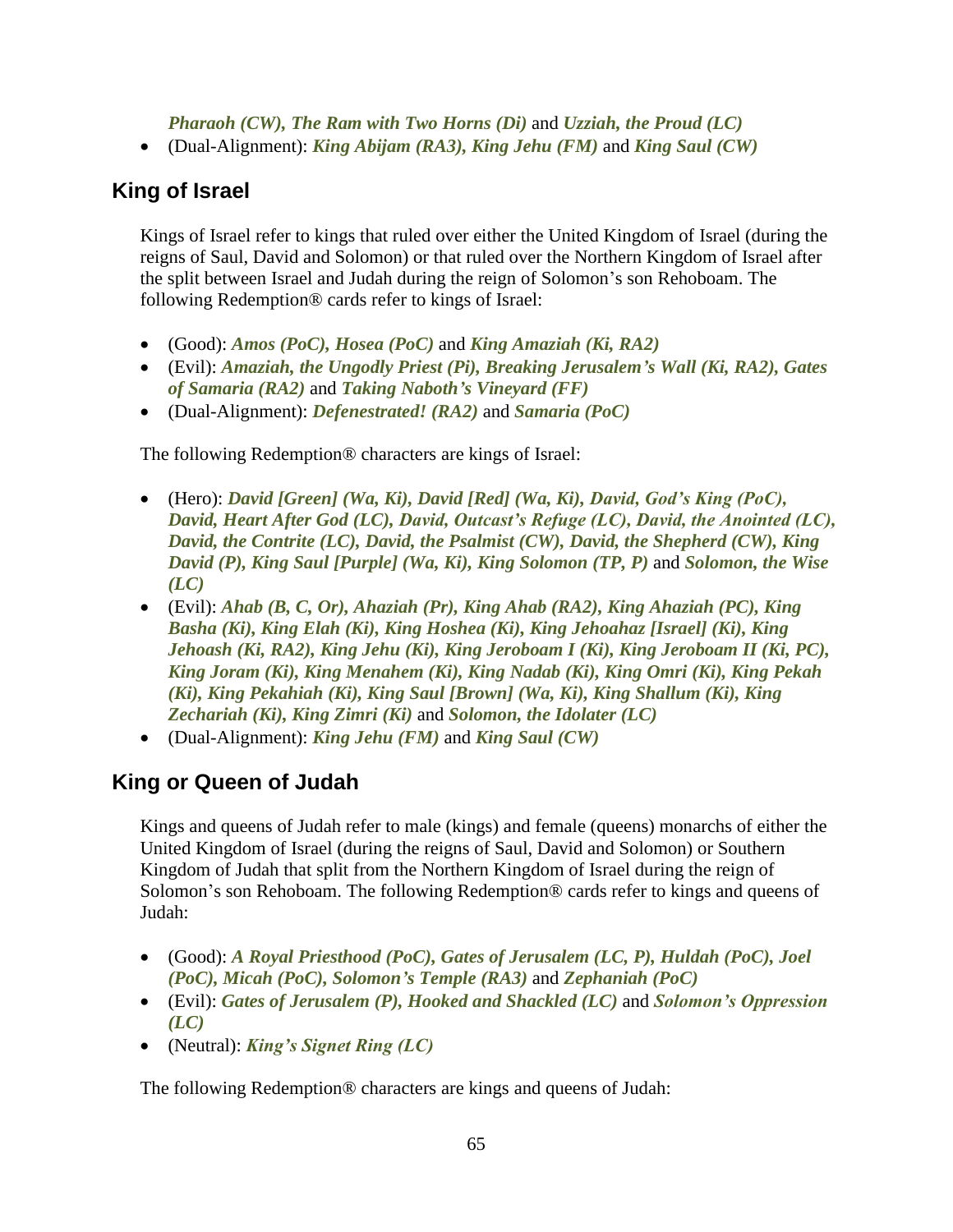*Pharaoh (CW), The Ram with Two Horns (Di)* and *Uzziah, the Proud (LC)*
- (Dual-Alignment): ***King Abijam (RA3), King Jehu (FM)*** and ***King Saul (CW)***

## King of Israel

Kings of Israel refer to kings that ruled over either the United Kingdom of Israel (during the reigns of Saul, David and Solomon) or that ruled over the Northern Kingdom of Israel after the split between Israel and Judah during the reign of Solomon's son Rehoboam. The following Redemption® cards refer to kings of Israel:

- (Good): ***Amos (PoC), Hosea (PoC)*** and ***King Amaziah (Ki, RA2)***
- (Evil): ***Amaziah, the Ungodly Priest (Pi), Breaking Jerusalem's Wall (Ki, RA2), Gates of Samaria (RA2)*** and ***Taking Naboth's Vineyard (FF)***
- (Dual-Alignment): ***Defenestrated! (RA2)*** and ***Samaria (PoC)***

The following Redemption® characters are kings of Israel:

- (Hero): ***David [Green] (Wa, Ki), David [Red] (Wa, Ki), David, God's King (PoC), David, Heart After God (LC), David, Outcast's Refuge (LC), David, the Anointed (LC), David, the Contrite (LC), David, the Psalmist (CW), David, the Shepherd (CW), King David (P), King Saul [Purple] (Wa, Ki), King Solomon (TP, P)*** and ***Solomon, the Wise (LC)***
- (Evil): ***Ahab (B, C, Or), Ahaziah (Pr), King Ahab (RA2), King Ahaziah (PC), King Basha (Ki), King Elah (Ki), King Hoshea (Ki), King Jehoahaz [Israel] (Ki), King Jehoash (Ki, RA2), King Jehu (Ki), King Jeroboam I (Ki), King Jeroboam II (Ki, PC), King Joram (Ki), King Menahem (Ki), King Nadab (Ki), King Omri (Ki), King Pekah (Ki), King Pekahiah (Ki), King Saul [Brown] (Wa, Ki), King Shallum (Ki), King Zechariah (Ki), King Zimri (Ki)*** and ***Solomon, the Idolater (LC)***
- (Dual-Alignment): ***King Jehu (FM)*** and ***King Saul (CW)***

## King or Queen of Judah

Kings and queens of Judah refer to male (kings) and female (queens) monarchs of either the United Kingdom of Israel (during the reigns of Saul, David and Solomon) or Southern Kingdom of Judah that split from the Northern Kingdom of Israel during the reign of Solomon's son Rehoboam. The following Redemption® cards refer to kings and queens of Judah:

- (Good): ***A Royal Priesthood (PoC), Gates of Jerusalem (LC, P), Huldah (PoC), Joel (PoC), Micah (PoC), Solomon's Temple (RA3)*** and ***Zephaniah (PoC)***
- (Evil): ***Gates of Jerusalem (P), Hooked and Shackled (LC)*** and ***Solomon's Oppression (LC)***
- (Neutral): ***King's Signet Ring (LC)***

The following Redemption® characters are kings and queens of Judah: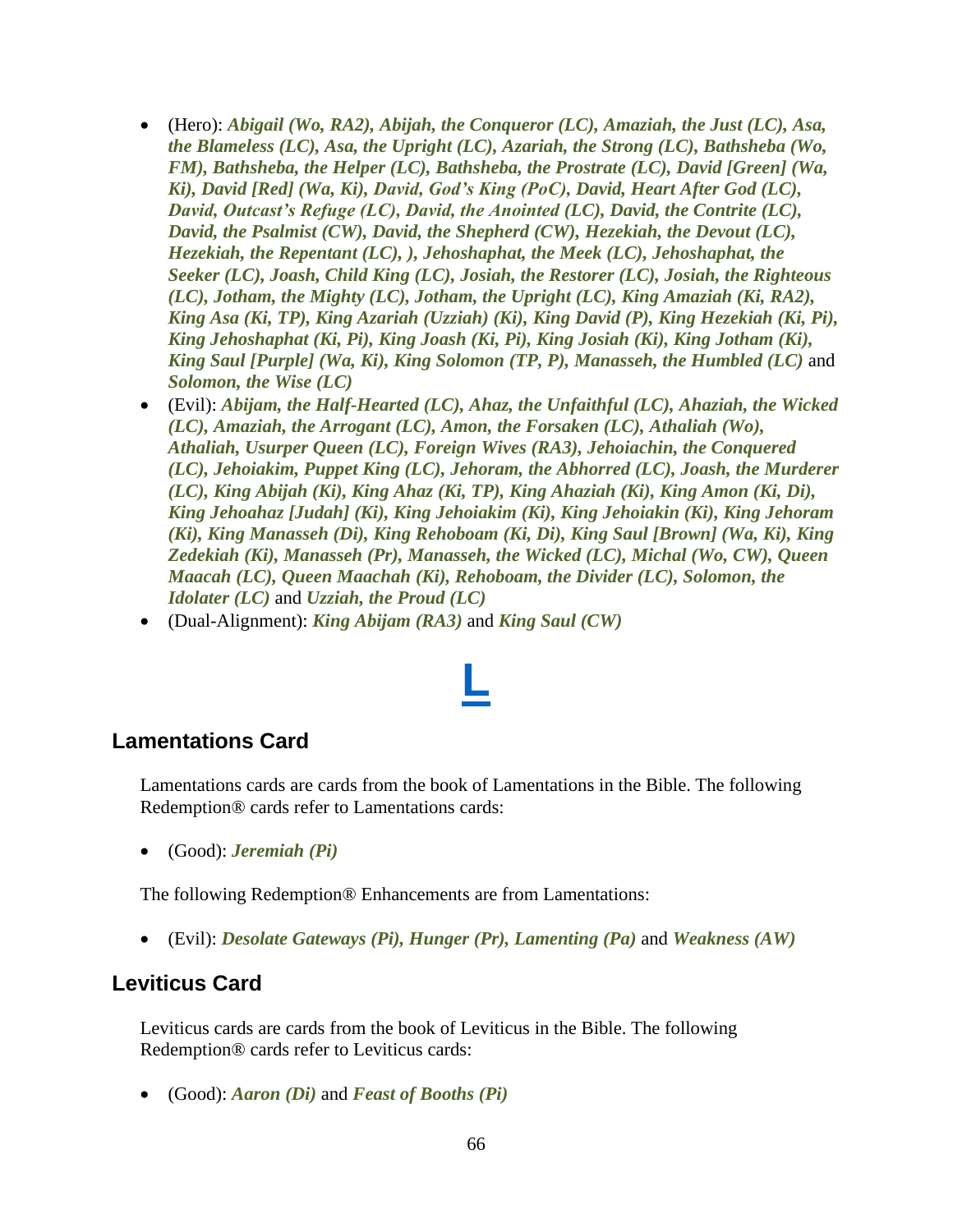- (Hero): ***Abigail (Wo, RA2), Abijah, the Conqueror (LC), Amaziah, the Just (LC), Asa, the Blameless (LC), Asa, the Upright (LC), Azariah, the Strong (LC), Bathsheba (Wo, FM), Bathsheba, the Helper (LC), Bathsheba, the Prostrate (LC), David [Green] (Wa, Ki), David [Red] (Wa, Ki), David, God's King (PoC), David, Heart After God (LC), David, Outcast's Refuge (LC), David, the Anointed (LC), David, the Contrite (LC), David, the Psalmist (CW), David, the Shepherd (CW), Hezekiah, the Devout (LC), Hezekiah, the Repentant (LC), ), Jehoshaphat, the Meek (LC), Jehoshaphat, the Seeker (LC), Joash, Child King (LC), Josiah, the Restorer (LC), Josiah, the Righteous (LC), Jotham, the Mighty (LC), Jotham, the Upright (LC), King Amaziah (Ki, RA2), King Asa (Ki, TP), King Azariah (Uzziah) (Ki), King David (P), King Hezekiah (Ki, Pi), King Jehoshaphat (Ki, Pi), King Joash (Ki, Pi), King Josiah (Ki), King Jotham (Ki), King Saul [Purple] (Wa, Ki), King Solomon (TP, P), Manasseh, the Humbled (LC)*** and ***Solomon, the Wise (LC)***
- (Evil): ***Abijam, the Half-Hearted (LC), Ahaz, the Unfaithful (LC), Ahaziah, the Wicked (LC), Amaziah, the Arrogant (LC), Amon, the Forsaken (LC), Athaliah (Wo), Athaliah, Usurper Queen (LC), Foreign Wives (RA3), Jehoiachin, the Conquered (LC), Jehoiakim, Puppet King (LC), Jehoram, the Abhorred (LC), Joash, the Murderer (LC), King Abijah (Ki), King Ahaz (Ki, TP), King Ahaziah (Ki), King Amon (Ki, Di), King Jehoahaz [Judah] (Ki), King Jehoiakim (Ki), King Jehoiakin (Ki), King Jehoram (Ki), King Manasseh (Di), King Rehoboam (Ki, Di), King Saul [Brown] (Wa, Ki), King Zedekiah (Ki), Manasseh (Pr), Manasseh, the Wicked (LC), Michal (Wo, CW), Queen Maacah (LC), Queen Maachah (Ki), Rehoboam, the Divider (LC), Solomon, the Idolater (LC)*** and ***Uzziah, the Proud (LC)***
- (Dual-Alignment): ***King Abijam (RA3)*** and ***King Saul (CW)***

# L

## Lamentations Card

Lamentations cards are cards from the book of Lamentations in the Bible. The following Redemption® cards refer to Lamentations cards:

- (Good): ***Jeremiah (Pi)***

The following Redemption® Enhancements are from Lamentations:

- (Evil): ***Desolate Gateways (Pi), Hunger (Pr), Lamenting (Pa)*** and ***Weakness (AW)***

## Leviticus Card

Leviticus cards are cards from the book of Leviticus in the Bible. The following Redemption® cards refer to Leviticus cards:

- (Good): ***Aaron (Di)*** and ***Feast of Booths (Pi)***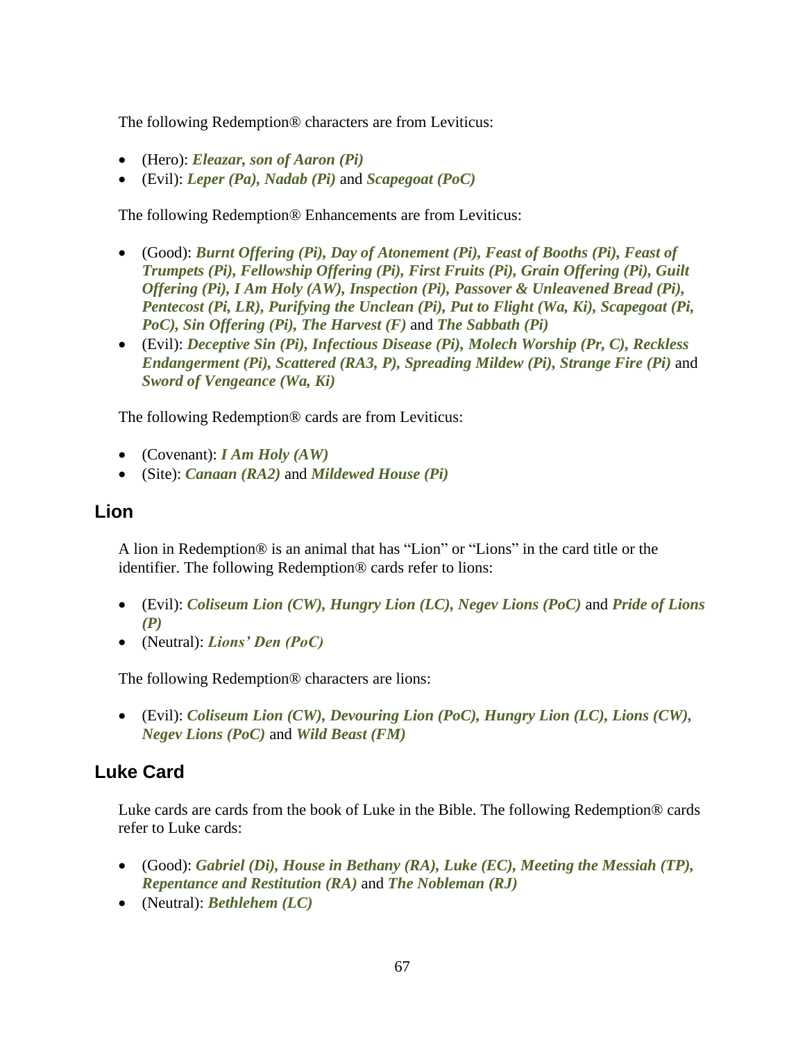The following Redemption® characters are from Leviticus:

- (Hero): ***Eleazar, son of Aaron (Pi)***
- (Evil): ***Leper (Pa), Nadab (Pi)*** and ***Scapegoat (PoC)***

The following Redemption® Enhancements are from Leviticus:

- (Good): ***Burnt Offering (Pi), Day of Atonement (Pi), Feast of Booths (Pi), Feast of Trumpets (Pi), Fellowship Offering (Pi), First Fruits (Pi), Grain Offering (Pi), Guilt Offering (Pi), I Am Holy (AW), Inspection (Pi), Passover & Unleavened Bread (Pi), Pentecost (Pi, LR), Purifying the Unclean (Pi), Put to Flight (Wa, Ki), Scapegoat (Pi, PoC), Sin Offering (Pi), The Harvest (F)*** and ***The Sabbath (Pi)***
- (Evil): ***Deceptive Sin (Pi), Infectious Disease (Pi), Molech Worship (Pr, C), Reckless Endangerment (Pi), Scattered (RA3, P), Spreading Mildew (Pi), Strange Fire (Pi)*** and ***Sword of Vengeance (Wa, Ki)***

The following Redemption® cards are from Leviticus:

- (Covenant): ***I Am Holy (AW)***
- (Site): ***Canaan (RA2)*** and ***Mildewed House (Pi)***

## Lion

A lion in Redemption® is an animal that has "Lion" or "Lions" in the card title or the identifier. The following Redemption® cards refer to lions:

- (Evil): ***Coliseum Lion (CW), Hungry Lion (LC), Negev Lions (PoC)*** and ***Pride of Lions (P)***
- (Neutral): ***Lions' Den (PoC)***

The following Redemption® characters are lions:

- (Evil): ***Coliseum Lion (CW), Devouring Lion (PoC), Hungry Lion (LC), Lions (CW), Negev Lions (PoC)*** and ***Wild Beast (FM)***

## Luke Card

Luke cards are cards from the book of Luke in the Bible. The following Redemption® cards refer to Luke cards:

- (Good): ***Gabriel (Di), House in Bethany (RA), Luke (EC), Meeting the Messiah (TP), Repentance and Restitution (RA)*** and ***The Nobleman (RJ)***
- (Neutral): ***Bethlehem (LC)***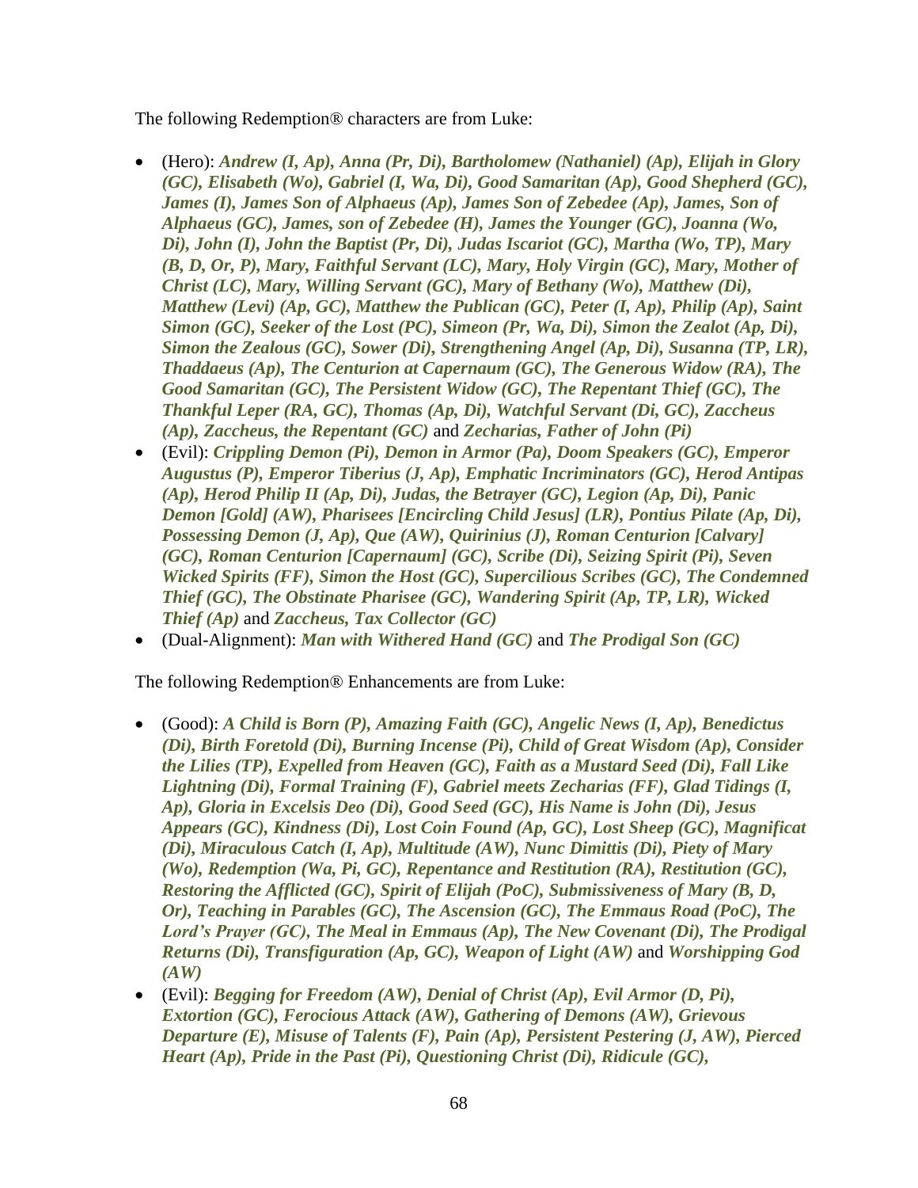The following Redemption® characters are from Luke:

- (Hero): ***Andrew (I, Ap), Anna (Pr, Di), Bartholomew (Nathaniel) (Ap), Elijah in Glory (GC), Elisabeth (Wo), Gabriel (I, Wa, Di), Good Samaritan (Ap), Good Shepherd (GC), James (I), James Son of Alphaeus (Ap), James Son of Zebedee (Ap), James, Son of Alphaeus (GC), James, son of Zebedee (H), James the Younger (GC), Joanna (Wo, Di), John (I), John the Baptist (Pr, Di), Judas Iscariot (GC), Martha (Wo, TP), Mary (B, D, Or, P), Mary, Faithful Servant (LC), Mary, Holy Virgin (GC), Mary, Mother of Christ (LC), Mary, Willing Servant (GC), Mary of Bethany (Wo), Matthew (Di), Matthew (Levi) (Ap, GC), Matthew the Publican (GC), Peter (I, Ap), Philip (Ap), Saint Simon (GC), Seeker of the Lost (PC), Simeon (Pr, Wa, Di), Simon the Zealot (Ap, Di), Simon the Zealous (GC), Sower (Di), Strengthening Angel (Ap, Di), Susanna (TP, LR), Thaddaeus (Ap), The Centurion at Capernaum (GC), The Generous Widow (RA), The Good Samaritan (GC), The Persistent Widow (GC), The Repentant Thief (GC), The Thankful Leper (RA, GC), Thomas (Ap, Di), Watchful Servant (Di, GC), Zaccheus (Ap), Zaccheus, the Repentant (GC)*** and ***Zecharias, Father of John (Pi)***
- (Evil): ***Crippling Demon (Pi), Demon in Armor (Pa), Doom Speakers (GC), Emperor Augustus (P), Emperor Tiberius (J, Ap), Emphatic Incriminators (GC), Herod Antipas (Ap), Herod Philip II (Ap, Di), Judas, the Betrayer (GC), Legion (Ap, Di), Panic Demon [Gold] (AW), Pharisees [Encircling Child Jesus] (LR), Pontius Pilate (Ap, Di), Possessing Demon (J, Ap), Que (AW), Quirinius (J), Roman Centurion [Calvary] (GC), Roman Centurion [Capernaum] (GC), Scribe (Di), Seizing Spirit (Pi), Seven Wicked Spirits (FF), Simon the Host (GC), Supercilious Scribes (GC), The Condemned Thief (GC), The Obstinate Pharisee (GC), Wandering Spirit (Ap, TP, LR), Wicked Thief (Ap)*** and ***Zaccheus, Tax Collector (GC)***
- (Dual-Alignment): ***Man with Withered Hand (GC)*** and ***The Prodigal Son (GC)***

The following Redemption® Enhancements are from Luke:

- (Good): ***A Child is Born (P), Amazing Faith (GC), Angelic News (I, Ap), Benedictus (Di), Birth Foretold (Di), Burning Incense (Pi), Child of Great Wisdom (Ap), Consider the Lilies (TP), Expelled from Heaven (GC), Faith as a Mustard Seed (Di), Fall Like Lightning (Di), Formal Training (F), Gabriel meets Zecharias (FF), Glad Tidings (I, Ap), Gloria in Excelsis Deo (Di), Good Seed (GC), His Name is John (Di), Jesus Appears (GC), Kindness (Di), Lost Coin Found (Ap, GC), Lost Sheep (GC), Magnificat (Di), Miraculous Catch (I, Ap), Multitude (AW), Nunc Dimittis (Di), Piety of Mary (Wo), Redemption (Wa, Pi, GC), Repentance and Restitution (RA), Restitution (GC), Restoring the Afflicted (GC), Spirit of Elijah (PoC), Submissiveness of Mary (B, D, Or), Teaching in Parables (GC), The Ascension (GC), The Emmaus Road (PoC), The Lord's Prayer (GC), The Meal in Emmaus (Ap), The New Covenant (Di), The Prodigal Returns (Di), Transfiguration (Ap, GC), Weapon of Light (AW)*** and ***Worshipping God (AW)***
- (Evil): ***Begging for Freedom (AW), Denial of Christ (Ap), Evil Armor (D, Pi), Extortion (GC), Ferocious Attack (AW), Gathering of Demons (AW), Grievous Departure (E), Misuse of Talents (F), Pain (Ap), Persistent Pestering (J, AW), Pierced Heart (Ap), Pride in the Past (Pi), Questioning Christ (Di), Ridicule (GC),***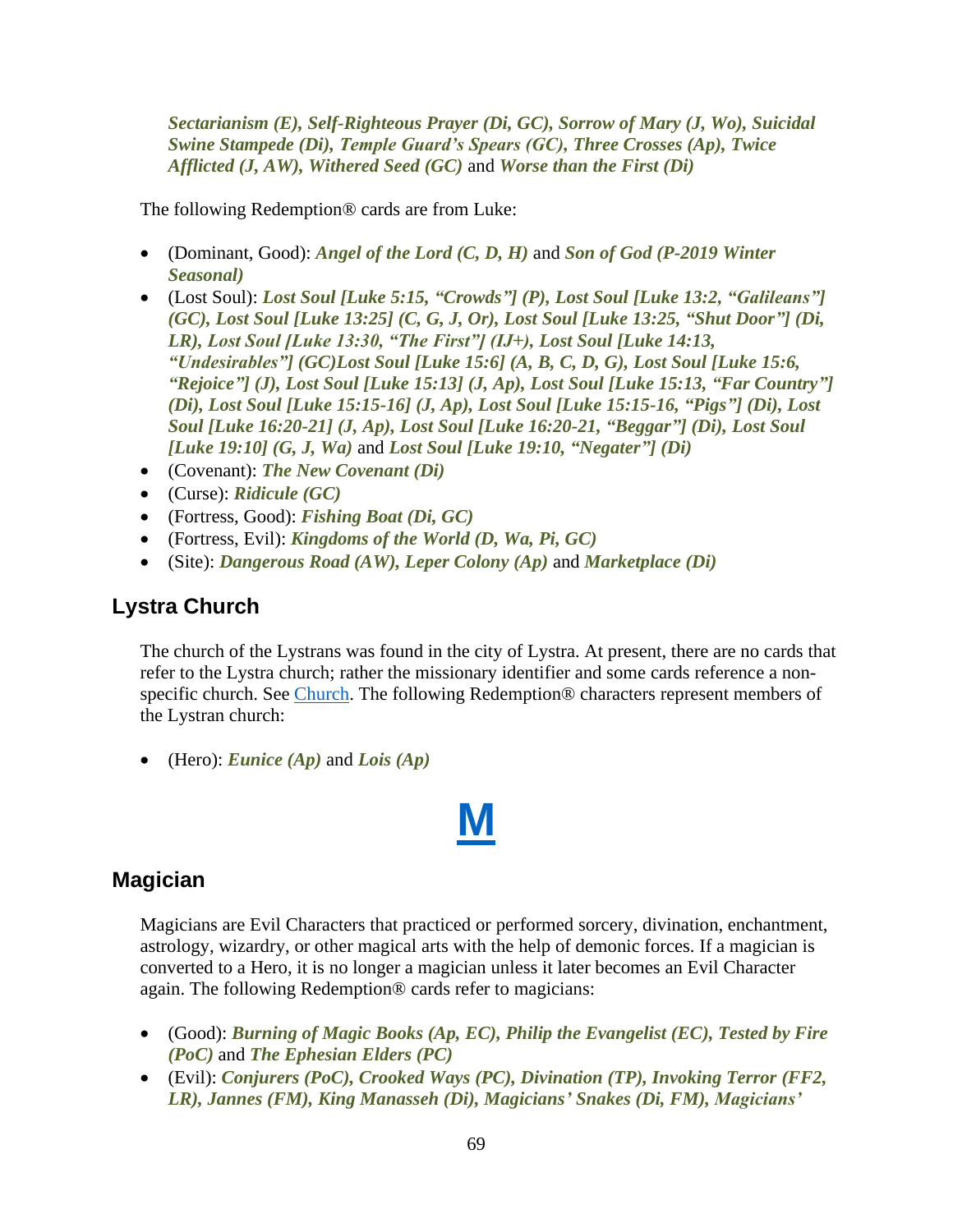***Sectarianism (E), Self-Righteous Prayer (Di, GC), Sorrow of Mary (J, Wo), Suicidal Swine Stampede (Di), Temple Guard's Spears (GC), Three Crosses (Ap), Twice Afflicted (J, AW), Withered Seed (GC)*** and ***Worse than the First (Di)***

The following Redemption® cards are from Luke:

- (Dominant, Good): ***Angel of the Lord (C, D, H)*** and ***Son of God (P-2019 Winter Seasonal)***
- (Lost Soul): ***Lost Soul [Luke 5:15, "Crowds"] (P), Lost Soul [Luke 13:2, "Galileans"] (GC), Lost Soul [Luke 13:25] (C, G, J, Or), Lost Soul [Luke 13:25, "Shut Door"] (Di, LR), Lost Soul [Luke 13:30, "The First"] (IJ+), Lost Soul [Luke 14:13, "Undesirables"] (GC)Lost Soul [Luke 15:6] (A, B, C, D, G), Lost Soul [Luke 15:6, "Rejoice"] (J), Lost Soul [Luke 15:13] (J, Ap), Lost Soul [Luke 15:13, "Far Country"] (Di), Lost Soul [Luke 15:15-16] (J, Ap), Lost Soul [Luke 15:15-16, "Pigs"] (Di), Lost Soul [Luke 16:20-21] (J, Ap), Lost Soul [Luke 16:20-21, "Beggar"] (Di), Lost Soul [Luke 19:10] (G, J, Wa)*** and ***Lost Soul [Luke 19:10, "Negater"] (Di)***
- (Covenant): ***The New Covenant (Di)***
- (Curse): ***Ridicule (GC)***
- (Fortress, Good): ***Fishing Boat (Di, GC)***
- (Fortress, Evil): ***Kingdoms of the World (D, Wa, Pi, GC)***
- (Site): ***Dangerous Road (AW), Leper Colony (Ap)*** and ***Marketplace (Di)***

## Lystra Church

The church of the Lystrans was found in the city of Lystra. At present, there are no cards that refer to the Lystra church; rather the missionary identifier and some cards reference a non-specific church. See Church. The following Redemption® characters represent members of the Lystran church:

- (Hero): ***Eunice (Ap)*** and ***Lois (Ap)***

# M

## Magician

Magicians are Evil Characters that practiced or performed sorcery, divination, enchantment, astrology, wizardry, or other magical arts with the help of demonic forces. If a magician is converted to a Hero, it is no longer a magician unless it later becomes an Evil Character again. The following Redemption® cards refer to magicians:

- (Good): ***Burning of Magic Books (Ap, EC), Philip the Evangelist (EC), Tested by Fire (PoC)*** and ***The Ephesian Elders (PC)***
- (Evil): ***Conjurers (PoC), Crooked Ways (PC), Divination (TP), Invoking Terror (FF2, LR), Jannes (FM), King Manasseh (Di), Magicians' Snakes (Di, FM), Magicians'***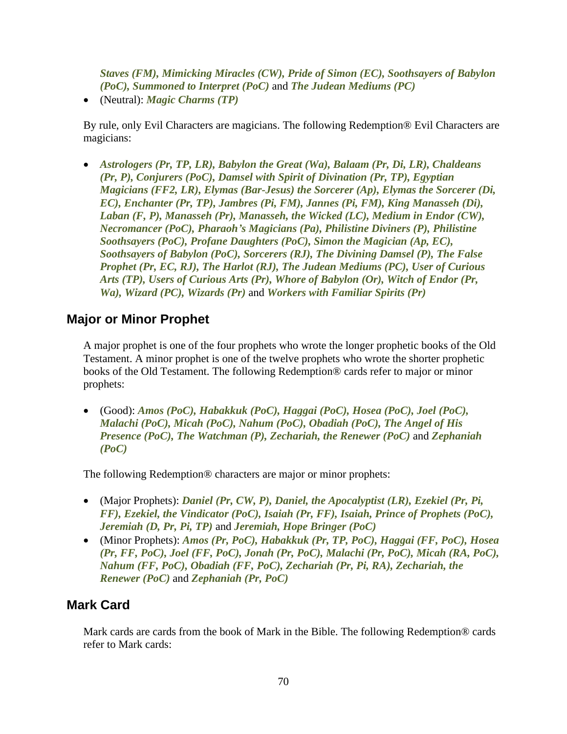*Staves (FM), Mimicking Miracles (CW), Pride of Simon (EC), Soothsayers of Babylon (PoC), Summoned to Interpret (PoC)* and *The Judean Mediums (PC)*

- (Neutral): *Magic Charms (TP)*

By rule, only Evil Characters are magicians. The following Redemption® Evil Characters are magicians:

- *Astrologers (Pr, TP, LR), Babylon the Great (Wa), Balaam (Pr, Di, LR), Chaldeans (Pr, P), Conjurers (PoC), Damsel with Spirit of Divination (Pr, TP), Egyptian Magicians (FF2, LR), Elymas (Bar-Jesus) the Sorcerer (Ap), Elymas the Sorcerer (Di, EC), Enchanter (Pr, TP), Jambres (Pi, FM), Jannes (Pi, FM), King Manasseh (Di), Laban (F, P), Manasseh (Pr), Manasseh, the Wicked (LC), Medium in Endor (CW), Necromancer (PoC), Pharaoh's Magicians (Pa), Philistine Diviners (P), Philistine Soothsayers (PoC), Profane Daughters (PoC), Simon the Magician (Ap, EC), Soothsayers of Babylon (PoC), Sorcerers (RJ), The Divining Damsel (P), The False Prophet (Pr, EC, RJ), The Harlot (RJ), The Judean Mediums (PC), User of Curious Arts (TP), Users of Curious Arts (Pr), Whore of Babylon (Or), Witch of Endor (Pr, Wa), Wizard (PC), Wizards (Pr)* and *Workers with Familiar Spirits (Pr)*

## Major or Minor Prophet

A major prophet is one of the four prophets who wrote the longer prophetic books of the Old Testament. A minor prophet is one of the twelve prophets who wrote the shorter prophetic books of the Old Testament. The following Redemption® cards refer to major or minor prophets:

- (Good): *Amos (PoC), Habakkuk (PoC), Haggai (PoC), Hosea (PoC), Joel (PoC), Malachi (PoC), Micah (PoC), Nahum (PoC), Obadiah (PoC), The Angel of His Presence (PoC), The Watchman (P), Zechariah, the Renewer (PoC)* and *Zephaniah (PoC)*

The following Redemption® characters are major or minor prophets:

- (Major Prophets): *Daniel (Pr, CW, P), Daniel, the Apocalyptist (LR), Ezekiel (Pr, Pi, FF), Ezekiel, the Vindicator (PoC), Isaiah (Pr, FF), Isaiah, Prince of Prophets (PoC), Jeremiah (D, Pr, Pi, TP)* and *Jeremiah, Hope Bringer (PoC)*
- (Minor Prophets): *Amos (Pr, PoC), Habakkuk (Pr, TP, PoC), Haggai (FF, PoC), Hosea (Pr, FF, PoC), Joel (FF, PoC), Jonah (Pr, PoC), Malachi (Pr, PoC), Micah (RA, PoC), Nahum (FF, PoC), Obadiah (FF, PoC), Zechariah (Pr, Pi, RA), Zechariah, the Renewer (PoC)* and *Zephaniah (Pr, PoC)*

## Mark Card

Mark cards are cards from the book of Mark in the Bible. The following Redemption® cards refer to Mark cards: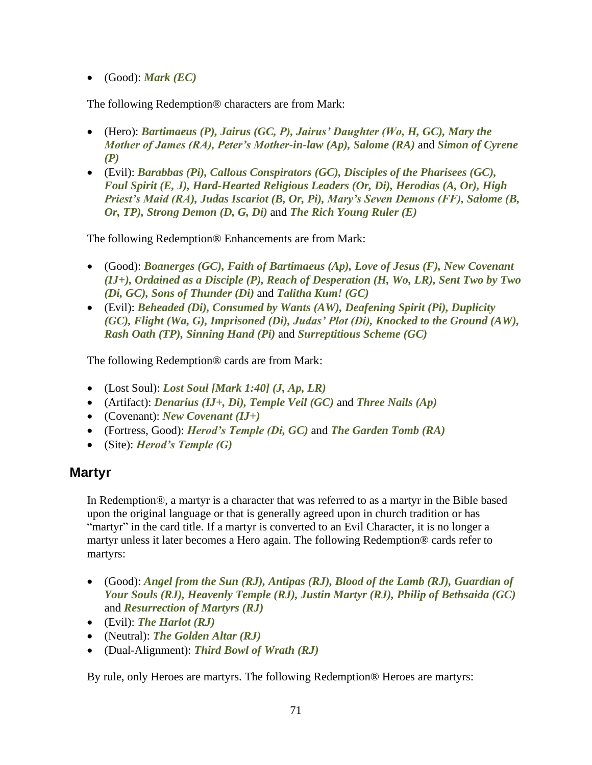- (Good): ***Mark (EC)***

The following Redemption® characters are from Mark:

- (Hero): ***Bartimaeus (P), Jairus (GC, P), Jairus' Daughter (Wo, H, GC), Mary the Mother of James (RA), Peter's Mother-in-law (Ap), Salome (RA)*** and ***Simon of Cyrene (P)***
- (Evil): ***Barabbas (Pi), Callous Conspirators (GC), Disciples of the Pharisees (GC), Foul Spirit (E, J), Hard-Hearted Religious Leaders (Or, Di), Herodias (A, Or), High Priest's Maid (RA), Judas Iscariot (B, Or, Pi), Mary's Seven Demons (FF), Salome (B, Or, TP), Strong Demon (D, G, Di)*** and ***The Rich Young Ruler (E)***

The following Redemption® Enhancements are from Mark:

- (Good): ***Boanerges (GC), Faith of Bartimaeus (Ap), Love of Jesus (F), New Covenant (IJ+), Ordained as a Disciple (P), Reach of Desperation (H, Wo, LR), Sent Two by Two (Di, GC), Sons of Thunder (Di)*** and ***Talitha Kum! (GC)***
- (Evil): ***Beheaded (Di), Consumed by Wants (AW), Deafening Spirit (Pi), Duplicity (GC), Flight (Wa, G), Imprisoned (Di), Judas' Plot (Di), Knocked to the Ground (AW), Rash Oath (TP), Sinning Hand (Pi)*** and ***Surreptitious Scheme (GC)***

The following Redemption® cards are from Mark:

- (Lost Soul): ***Lost Soul [Mark 1:40] (J, Ap, LR)***
- (Artifact): ***Denarius (IJ+, Di), Temple Veil (GC)*** and ***Three Nails (Ap)***
- (Covenant): ***New Covenant (IJ+)***
- (Fortress, Good): ***Herod's Temple (Di, GC)*** and ***The Garden Tomb (RA)***
- (Site): ***Herod's Temple (G)***

## Martyr

In Redemption®, a martyr is a character that was referred to as a martyr in the Bible based upon the original language or that is generally agreed upon in church tradition or has "martyr" in the card title. If a martyr is converted to an Evil Character, it is no longer a martyr unless it later becomes a Hero again. The following Redemption® cards refer to martyrs:

- (Good): ***Angel from the Sun (RJ), Antipas (RJ), Blood of the Lamb (RJ), Guardian of Your Souls (RJ), Heavenly Temple (RJ), Justin Martyr (RJ), Philip of Bethsaida (GC)*** and ***Resurrection of Martyrs (RJ)***
- (Evil): ***The Harlot (RJ)***
- (Neutral): ***The Golden Altar (RJ)***
- (Dual-Alignment): ***Third Bowl of Wrath (RJ)***

By rule, only Heroes are martyrs. The following Redemption® Heroes are martyrs: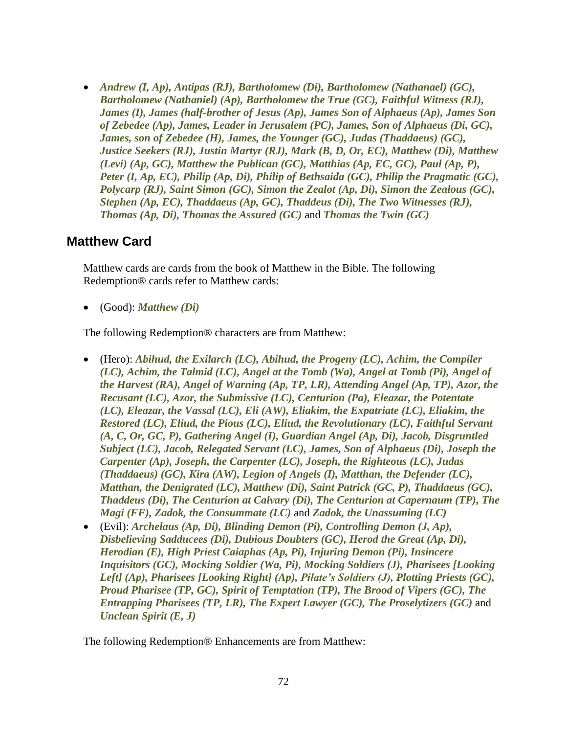- ***Andrew (I, Ap), Antipas (RJ), Bartholomew (Di), Bartholomew (Nathanael) (GC), Bartholomew (Nathaniel) (Ap), Bartholomew the True (GC), Faithful Witness (RJ), James (I), James (half-brother of Jesus (Ap), James Son of Alphaeus (Ap), James Son of Zebedee (Ap), James, Leader in Jerusalem (PC), James, Son of Alphaeus (Di, GC), James, son of Zebedee (H), James, the Younger (GC), Judas (Thaddaeus) (GC), Justice Seekers (RJ), Justin Martyr (RJ), Mark (B, D, Or, EC), Matthew (Di), Matthew (Levi) (Ap, GC), Matthew the Publican (GC), Matthias (Ap, EC, GC), Paul (Ap, P), Peter (I, Ap, EC), Philip (Ap, Di), Philip of Bethsaida (GC), Philip the Pragmatic (GC), Polycarp (RJ), Saint Simon (GC), Simon the Zealot (Ap, Di), Simon the Zealous (GC), Stephen (Ap, EC), Thaddaeus (Ap, GC), Thaddeus (Di), The Two Witnesses (RJ), Thomas (Ap, Di), Thomas the Assured (GC)*** and ***Thomas the Twin (GC)***

## Matthew Card

Matthew cards are cards from the book of Matthew in the Bible. The following Redemption® cards refer to Matthew cards:

- (Good): ***Matthew (Di)***

The following Redemption® characters are from Matthew:

- (Hero): ***Abihud, the Exilarch (LC), Abihud, the Progeny (LC), Achim, the Compiler (LC), Achim, the Talmid (LC), Angel at the Tomb (Wa), Angel at Tomb (Pi), Angel of the Harvest (RA), Angel of Warning (Ap, TP, LR), Attending Angel (Ap, TP), Azor, the Recusant (LC), Azor, the Submissive (LC), Centurion (Pa), Eleazar, the Potentate (LC), Eleazar, the Vassal (LC), Eli (AW), Eliakim, the Expatriate (LC), Eliakim, the Restored (LC), Eliud, the Pious (LC), Eliud, the Revolutionary (LC), Faithful Servant (A, C, Or, GC, P), Gathering Angel (I), Guardian Angel (Ap, Di), Jacob, Disgruntled Subject (LC), Jacob, Relegated Servant (LC), James, Son of Alphaeus (Di), Joseph the Carpenter (Ap), Joseph, the Carpenter (LC), Joseph, the Righteous (LC), Judas (Thaddaeus) (GC), Kira (AW), Legion of Angels (I), Matthan, the Defender (LC), Matthan, the Denigrated (LC), Matthew (Di), Saint Patrick (GC, P), Thaddaeus (GC), Thaddeus (Di), The Centurion at Calvary (Di), The Centurion at Capernaum (TP), The Magi (FF), Zadok, the Consummate (LC)*** and ***Zadok, the Unassuming (LC)***
- (Evil): ***Archelaus (Ap, Di), Blinding Demon (Pi), Controlling Demon (J, Ap), Disbelieving Sadducees (Di), Dubious Doubters (GC), Herod the Great (Ap, Di), Herodian (E), High Priest Caiaphas (Ap, Pi), Injuring Demon (Pi), Insincere Inquisitors (GC), Mocking Soldier (Wa, Pi), Mocking Soldiers (J), Pharisees [Looking Left] (Ap), Pharisees [Looking Right] (Ap), Pilate's Soldiers (J), Plotting Priests (GC), Proud Pharisee (TP, GC), Spirit of Temptation (TP), The Brood of Vipers (GC), The Entrapping Pharisees (TP, LR), The Expert Lawyer (GC), The Proselytizers (GC)*** and ***Unclean Spirit (E, J)***

The following Redemption® Enhancements are from Matthew: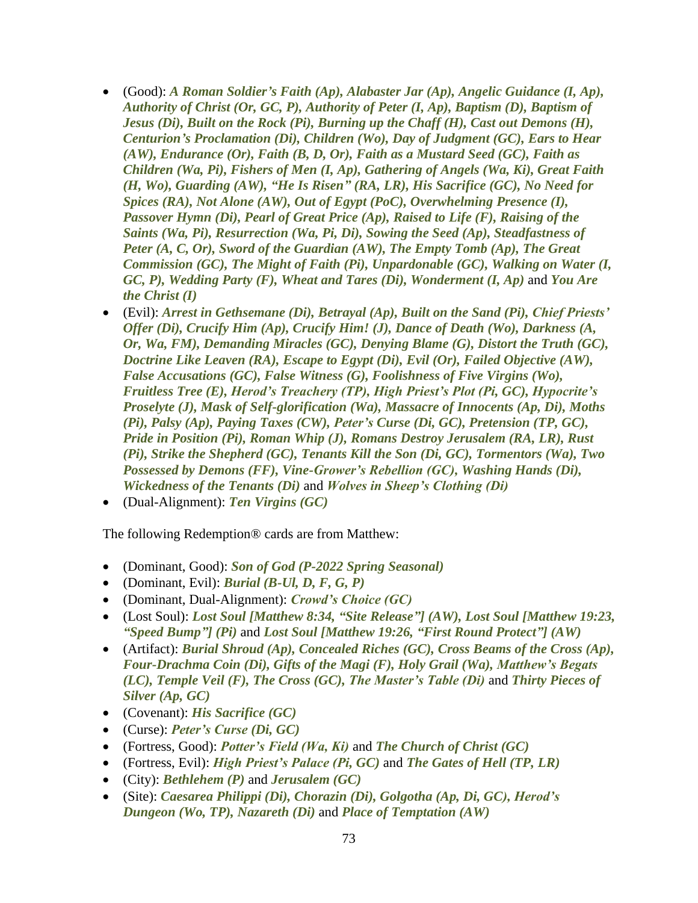- (Good): ***A Roman Soldier's Faith (Ap), Alabaster Jar (Ap), Angelic Guidance (I, Ap), Authority of Christ (Or, GC, P), Authority of Peter (I, Ap), Baptism (D), Baptism of Jesus (Di), Built on the Rock (Pi), Burning up the Chaff (H), Cast out Demons (H), Centurion's Proclamation (Di), Children (Wo), Day of Judgment (GC), Ears to Hear (AW), Endurance (Or), Faith (B, D, Or), Faith as a Mustard Seed (GC), Faith as Children (Wa, Pi), Fishers of Men (I, Ap), Gathering of Angels (Wa, Ki), Great Faith (H, Wo), Guarding (AW), "He Is Risen" (RA, LR), His Sacrifice (GC), No Need for Spices (RA), Not Alone (AW), Out of Egypt (PoC), Overwhelming Presence (I), Passover Hymn (Di), Pearl of Great Price (Ap), Raised to Life (F), Raising of the Saints (Wa, Pi), Resurrection (Wa, Pi, Di), Sowing the Seed (Ap), Steadfastness of Peter (A, C, Or), Sword of the Guardian (AW), The Empty Tomb (Ap), The Great Commission (GC), The Might of Faith (Pi), Unpardonable (GC), Walking on Water (I, GC, P), Wedding Party (F), Wheat and Tares (Di), Wonderment (I, Ap)*** and ***You Are the Christ (I)***
- (Evil): ***Arrest in Gethsemane (Di), Betrayal (Ap), Built on the Sand (Pi), Chief Priests' Offer (Di), Crucify Him (Ap), Crucify Him! (J), Dance of Death (Wo), Darkness (A, Or, Wa, FM), Demanding Miracles (GC), Denying Blame (G), Distort the Truth (GC), Doctrine Like Leaven (RA), Escape to Egypt (Di), Evil (Or), Failed Objective (AW), False Accusations (GC), False Witness (G), Foolishness of Five Virgins (Wo), Fruitless Tree (E), Herod's Treachery (TP), High Priest's Plot (Pi, GC), Hypocrite's Proselyte (J), Mask of Self-glorification (Wa), Massacre of Innocents (Ap, Di), Moths (Pi), Palsy (Ap), Paying Taxes (CW), Peter's Curse (Di, GC), Pretension (TP, GC), Pride in Position (Pi), Roman Whip (J), Romans Destroy Jerusalem (RA, LR), Rust (Pi), Strike the Shepherd (GC), Tenants Kill the Son (Di, GC), Tormentors (Wa), Two Possessed by Demons (FF), Vine-Grower's Rebellion (GC), Washing Hands (Di), Wickedness of the Tenants (Di)*** and ***Wolves in Sheep's Clothing (Di)***
- (Dual-Alignment): ***Ten Virgins (GC)***

The following Redemption® cards are from Matthew:

- (Dominant, Good): ***Son of God (P-2022 Spring Seasonal)***
- (Dominant, Evil): ***Burial (B-Ul, D, F, G, P)***
- (Dominant, Dual-Alignment): ***Crowd's Choice (GC)***
- (Lost Soul): ***Lost Soul [Matthew 8:34, "Site Release"] (AW), Lost Soul [Matthew 19:23, "Speed Bump"] (Pi)*** and ***Lost Soul [Matthew 19:26, "First Round Protect"] (AW)***
- (Artifact): ***Burial Shroud (Ap), Concealed Riches (GC), Cross Beams of the Cross (Ap), Four-Drachma Coin (Di), Gifts of the Magi (F), Holy Grail (Wa), Matthew's Begats (LC), Temple Veil (F), The Cross (GC), The Master's Table (Di)*** and ***Thirty Pieces of Silver (Ap, GC)***
- (Covenant): ***His Sacrifice (GC)***
- (Curse): ***Peter's Curse (Di, GC)***
- (Fortress, Good): ***Potter's Field (Wa, Ki)*** and ***The Church of Christ (GC)***
- (Fortress, Evil): ***High Priest's Palace (Pi, GC)*** and ***The Gates of Hell (TP, LR)***
- (City): ***Bethlehem (P)*** and ***Jerusalem (GC)***
- (Site): ***Caesarea Philippi (Di), Chorazin (Di), Golgotha (Ap, Di, GC), Herod's Dungeon (Wo, TP), Nazareth (Di)*** and ***Place of Temptation (AW)***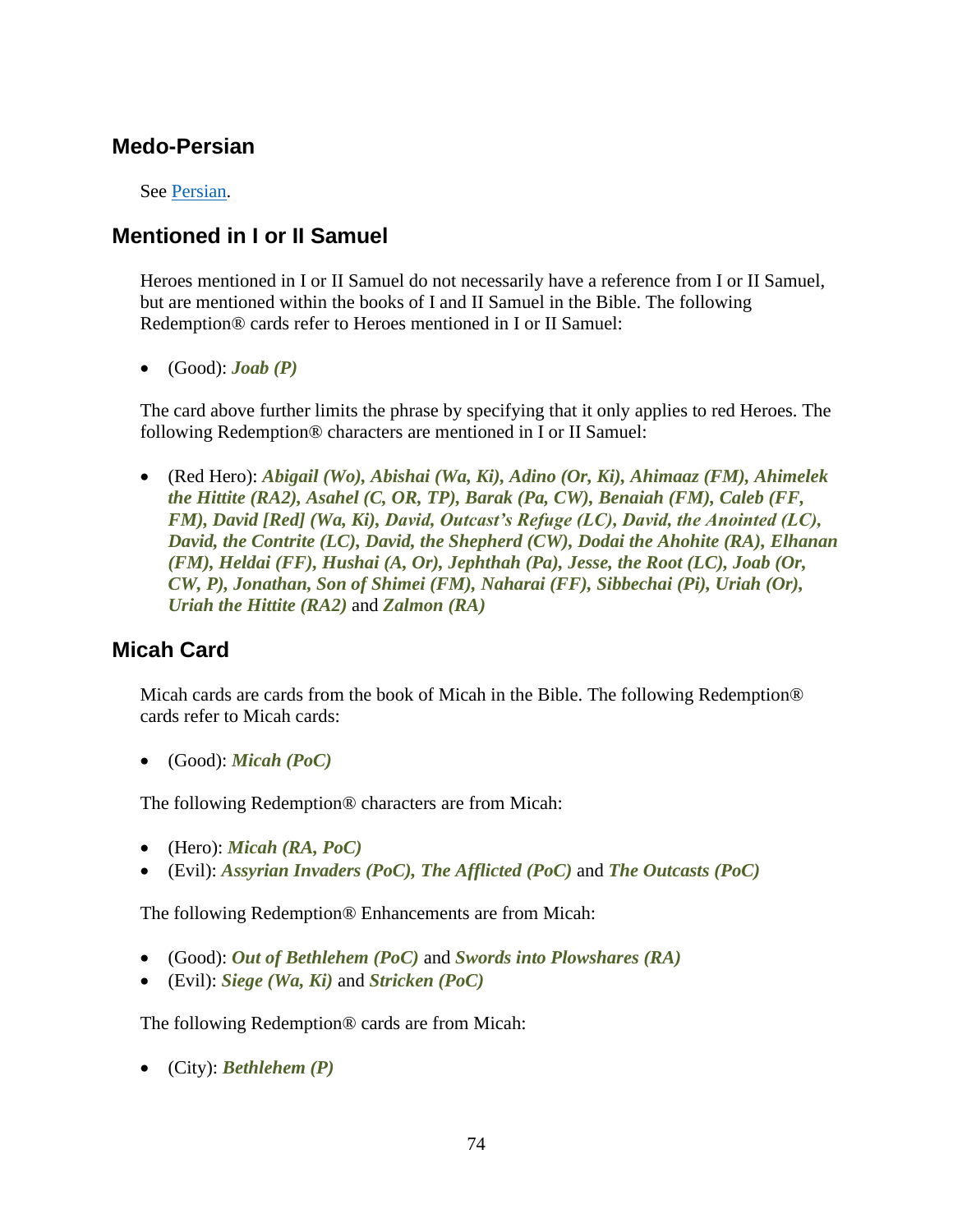## Medo-Persian

See Persian.

## Mentioned in I or II Samuel

Heroes mentioned in I or II Samuel do not necessarily have a reference from I or II Samuel, but are mentioned within the books of I and II Samuel in the Bible. The following Redemption® cards refer to Heroes mentioned in I or II Samuel:

- (Good): ***Joab (P)***

The card above further limits the phrase by specifying that it only applies to red Heroes. The following Redemption® characters are mentioned in I or II Samuel:

- (Red Hero): ***Abigail (Wo), Abishai (Wa, Ki), Adino (Or, Ki), Ahimaaz (FM), Ahimelek the Hittite (RA2), Asahel (C, OR, TP), Barak (Pa, CW), Benaiah (FM), Caleb (FF, FM), David [Red] (Wa, Ki), David, Outcast's Refuge (LC), David, the Anointed (LC), David, the Contrite (LC), David, the Shepherd (CW), Dodai the Ahohite (RA), Elhanan (FM), Heldai (FF), Hushai (A, Or), Jephthah (Pa), Jesse, the Root (LC), Joab (Or, CW, P), Jonathan, Son of Shimei (FM), Naharai (FF), Sibbechai (Pi), Uriah (Or), Uriah the Hittite (RA2)*** and ***Zalmon (RA)***

## Micah Card

Micah cards are cards from the book of Micah in the Bible. The following Redemption® cards refer to Micah cards:

- (Good): ***Micah (PoC)***

The following Redemption® characters are from Micah:

- (Hero): ***Micah (RA, PoC)***
- (Evil): ***Assyrian Invaders (PoC), The Afflicted (PoC)*** and ***The Outcasts (PoC)***

The following Redemption® Enhancements are from Micah:

- (Good): ***Out of Bethlehem (PoC)*** and ***Swords into Plowshares (RA)***
- (Evil): ***Siege (Wa, Ki)*** and ***Stricken (PoC)***

The following Redemption® cards are from Micah:

- (City): ***Bethlehem (P)***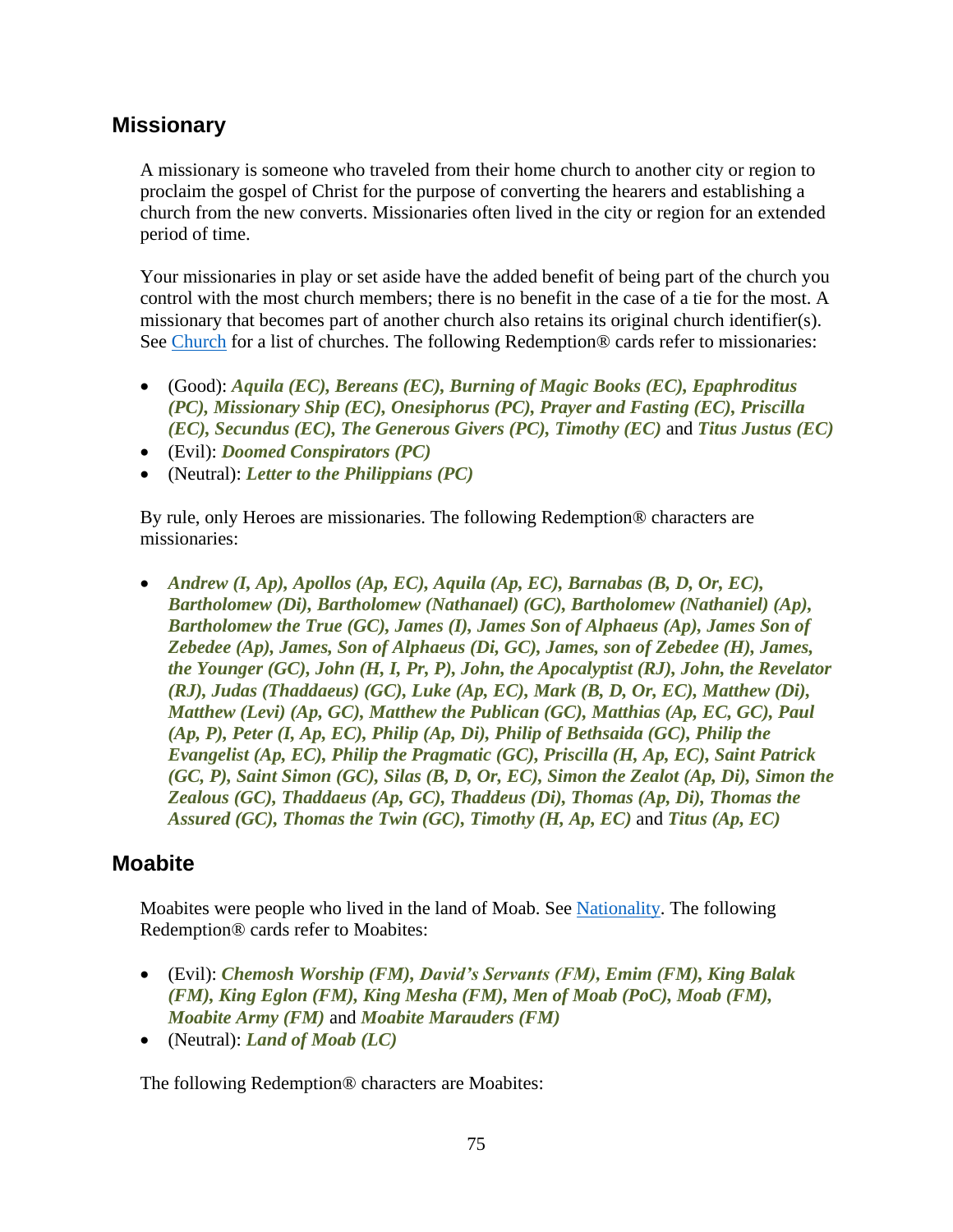## Missionary

A missionary is someone who traveled from their home church to another city or region to proclaim the gospel of Christ for the purpose of converting the hearers and establishing a church from the new converts. Missionaries often lived in the city or region for an extended period of time.

Your missionaries in play or set aside have the added benefit of being part of the church you control with the most church members; there is no benefit in the case of a tie for the most. A missionary that becomes part of another church also retains its original church identifier(s). See Church for a list of churches. The following Redemption® cards refer to missionaries:

- (Good): ***Aquila (EC), Bereans (EC), Burning of Magic Books (EC), Epaphroditus (PC), Missionary Ship (EC), Onesiphorus (PC), Prayer and Fasting (EC), Priscilla (EC), Secundus (EC), The Generous Givers (PC), Timothy (EC)*** and ***Titus Justus (EC)***
- (Evil): ***Doomed Conspirators (PC)***
- (Neutral): ***Letter to the Philippians (PC)***

By rule, only Heroes are missionaries. The following Redemption® characters are missionaries:

- ***Andrew (I, Ap), Apollos (Ap, EC), Aquila (Ap, EC), Barnabas (B, D, Or, EC), Bartholomew (Di), Bartholomew (Nathanael) (GC), Bartholomew (Nathaniel) (Ap), Bartholomew the True (GC), James (I), James Son of Alphaeus (Ap), James Son of Zebedee (Ap), James, Son of Alphaeus (Di, GC), James, son of Zebedee (H), James, the Younger (GC), John (H, I, Pr, P), John, the Apocalyptist (RJ), John, the Revelator (RJ), Judas (Thaddaeus) (GC), Luke (Ap, EC), Mark (B, D, Or, EC), Matthew (Di), Matthew (Levi) (Ap, GC), Matthew the Publican (GC), Matthias (Ap, EC, GC), Paul (Ap, P), Peter (I, Ap, EC), Philip (Ap, Di), Philip of Bethsaida (GC), Philip the Evangelist (Ap, EC), Philip the Pragmatic (GC), Priscilla (H, Ap, EC), Saint Patrick (GC, P), Saint Simon (GC), Silas (B, D, Or, EC), Simon the Zealot (Ap, Di), Simon the Zealous (GC), Thaddaeus (Ap, GC), Thaddeus (Di), Thomas (Ap, Di), Thomas the Assured (GC), Thomas the Twin (GC), Timothy (H, Ap, EC)*** and ***Titus (Ap, EC)***

## Moabite

Moabites were people who lived in the land of Moab. See Nationality. The following Redemption® cards refer to Moabites:

- (Evil): ***Chemosh Worship (FM), David's Servants (FM), Emim (FM), King Balak (FM), King Eglon (FM), King Mesha (FM), Men of Moab (PoC), Moab (FM), Moabite Army (FM)*** and ***Moabite Marauders (FM)***
- (Neutral): ***Land of Moab (LC)***

The following Redemption® characters are Moabites: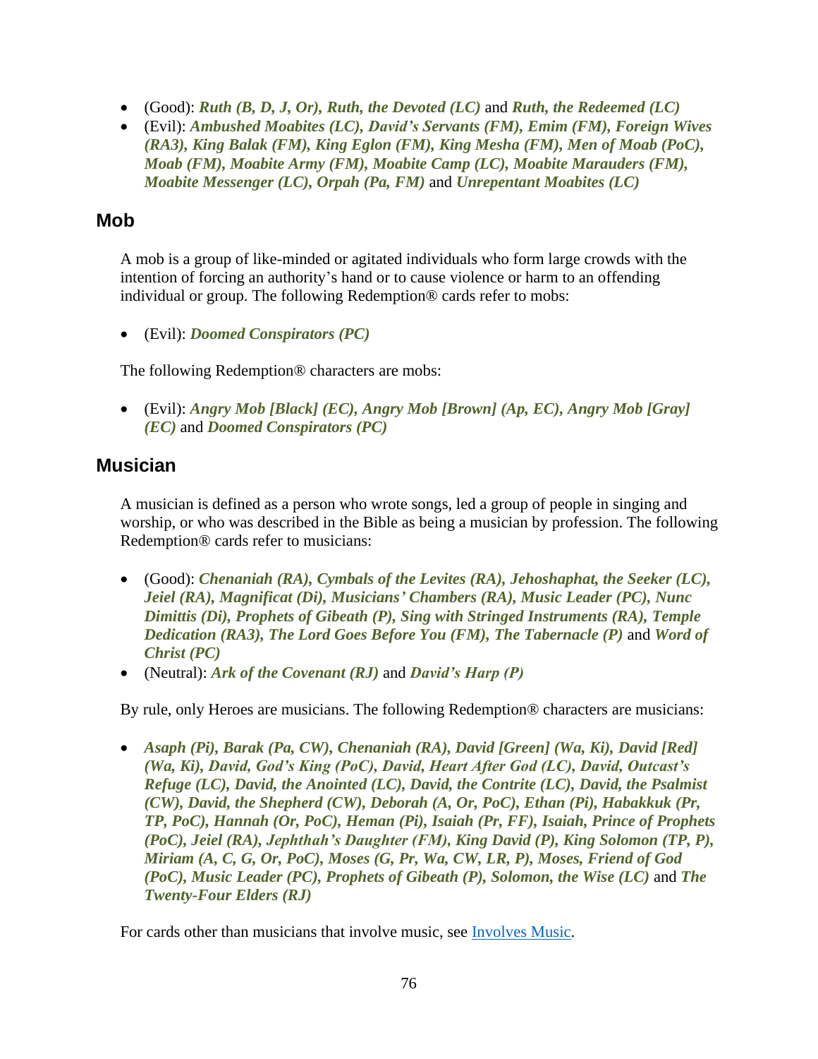- (Good): ***Ruth (B, D, J, Or), Ruth, the Devoted (LC)*** and ***Ruth, the Redeemed (LC)***
- (Evil): ***Ambushed Moabites (LC), David's Servants (FM), Emim (FM), Foreign Wives (RA3), King Balak (FM), King Eglon (FM), King Mesha (FM), Men of Moab (PoC), Moab (FM), Moabite Army (FM), Moabite Camp (LC), Moabite Marauders (FM), Moabite Messenger (LC), Orpah (Pa, FM)*** and ***Unrepentant Moabites (LC)***

## Mob

A mob is a group of like-minded or agitated individuals who form large crowds with the intention of forcing an authority's hand or to cause violence or harm to an offending individual or group. The following Redemption® cards refer to mobs:

- (Evil): ***Doomed Conspirators (PC)***

The following Redemption® characters are mobs:

- (Evil): ***Angry Mob [Black] (EC), Angry Mob [Brown] (Ap, EC), Angry Mob [Gray] (EC)*** and ***Doomed Conspirators (PC)***

## Musician

A musician is defined as a person who wrote songs, led a group of people in singing and worship, or who was described in the Bible as being a musician by profession. The following Redemption® cards refer to musicians:

- (Good): ***Chenaniah (RA), Cymbals of the Levites (RA), Jehoshaphat, the Seeker (LC), Jeiel (RA), Magnificat (Di), Musicians' Chambers (RA), Music Leader (PC), Nunc Dimittis (Di), Prophets of Gibeath (P), Sing with Stringed Instruments (RA), Temple Dedication (RA3), The Lord Goes Before You (FM), The Tabernacle (P)*** and ***Word of Christ (PC)***
- (Neutral): ***Ark of the Covenant (RJ)*** and ***David's Harp (P)***

By rule, only Heroes are musicians. The following Redemption® characters are musicians:

- ***Asaph (Pi), Barak (Pa, CW), Chenaniah (RA), David [Green] (Wa, Ki), David [Red] (Wa, Ki), David, God's King (PoC), David, Heart After God (LC), David, Outcast's Refuge (LC), David, the Anointed (LC), David, the Contrite (LC), David, the Psalmist (CW), David, the Shepherd (CW), Deborah (A, Or, PoC), Ethan (Pi), Habakkuk (Pr, TP, PoC), Hannah (Or, PoC), Heman (Pi), Isaiah (Pr, FF), Isaiah, Prince of Prophets (PoC), Jeiel (RA), Jephthah's Daughter (FM), King David (P), King Solomon (TP, P), Miriam (A, C, G, Or, PoC), Moses (G, Pr, Wa, CW, LR, P), Moses, Friend of God (PoC), Music Leader (PC), Prophets of Gibeath (P), Solomon, the Wise (LC)*** and ***The Twenty-Four Elders (RJ)***

For cards other than musicians that involve music, see Involves Music.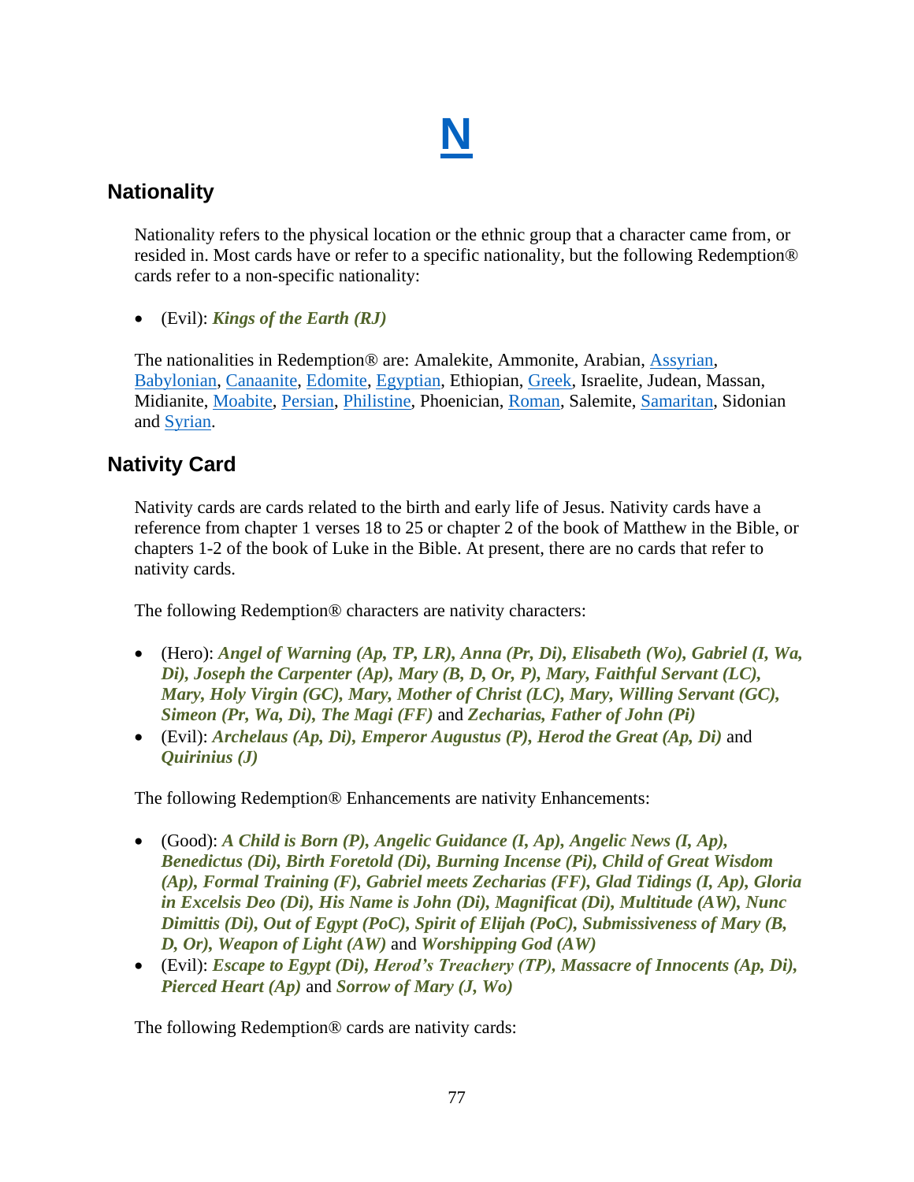# N

## Nationality

Nationality refers to the physical location or the ethnic group that a character came from, or resided in. Most cards have or refer to a specific nationality, but the following Redemption® cards refer to a non-specific nationality:

- (Evil): ***Kings of the Earth (RJ)***

The nationalities in Redemption® are: Amalekite, Ammonite, Arabian, Assyrian, Babylonian, Canaanite, Edomite, Egyptian, Ethiopian, Greek, Israelite, Judean, Massan, Midianite, Moabite, Persian, Philistine, Phoenician, Roman, Salemite, Samaritan, Sidonian and Syrian.

## Nativity Card

Nativity cards are cards related to the birth and early life of Jesus. Nativity cards have a reference from chapter 1 verses 18 to 25 or chapter 2 of the book of Matthew in the Bible, or chapters 1-2 of the book of Luke in the Bible. At present, there are no cards that refer to nativity cards.

The following Redemption® characters are nativity characters:

- (Hero): ***Angel of Warning (Ap, TP, LR), Anna (Pr, Di), Elisabeth (Wo), Gabriel (I, Wa, Di), Joseph the Carpenter (Ap), Mary (B, D, Or, P), Mary, Faithful Servant (LC), Mary, Holy Virgin (GC), Mary, Mother of Christ (LC), Mary, Willing Servant (GC), Simeon (Pr, Wa, Di), The Magi (FF)*** and ***Zecharias, Father of John (Pi)***
- (Evil): ***Archelaus (Ap, Di), Emperor Augustus (P), Herod the Great (Ap, Di)*** and ***Quirinius (J)***

The following Redemption® Enhancements are nativity Enhancements:

- (Good): ***A Child is Born (P), Angelic Guidance (I, Ap), Angelic News (I, Ap), Benedictus (Di), Birth Foretold (Di), Burning Incense (Pi), Child of Great Wisdom (Ap), Formal Training (F), Gabriel meets Zecharias (FF), Glad Tidings (I, Ap), Gloria in Excelsis Deo (Di), His Name is John (Di), Magnificat (Di), Multitude (AW), Nunc Dimittis (Di), Out of Egypt (PoC), Spirit of Elijah (PoC), Submissiveness of Mary (B, D, Or), Weapon of Light (AW)*** and ***Worshipping God (AW)***
- (Evil): ***Escape to Egypt (Di), Herod's Treachery (TP), Massacre of Innocents (Ap, Di), Pierced Heart (Ap)*** and ***Sorrow of Mary (J, Wo)***

The following Redemption® cards are nativity cards: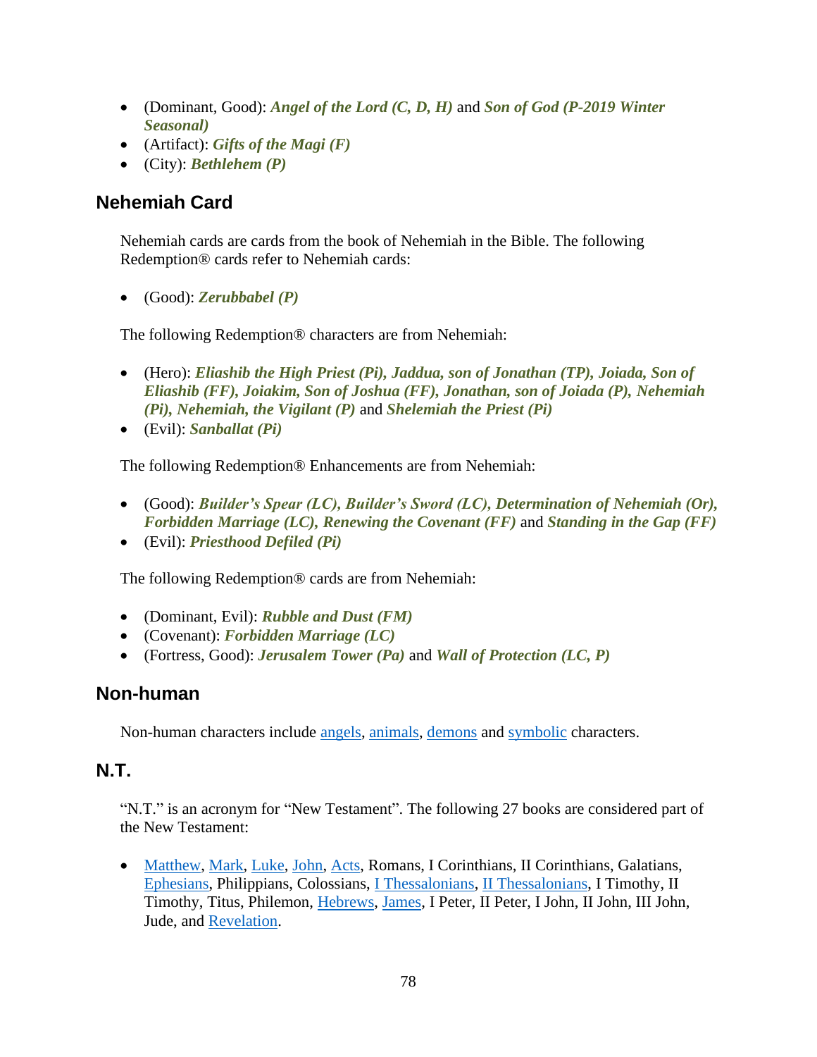- (Dominant, Good): ***Angel of the Lord (C, D, H)*** and ***Son of God (P-2019 Winter Seasonal)***
- (Artifact): ***Gifts of the Magi (F)***
- (City): ***Bethlehem (P)***

## Nehemiah Card

Nehemiah cards are cards from the book of Nehemiah in the Bible. The following Redemption® cards refer to Nehemiah cards:

- (Good): ***Zerubbabel (P)***

The following Redemption® characters are from Nehemiah:

- (Hero): ***Eliashib the High Priest (Pi), Jaddua, son of Jonathan (TP), Joiada, Son of Eliashib (FF), Joiakim, Son of Joshua (FF), Jonathan, son of Joiada (P), Nehemiah (Pi), Nehemiah, the Vigilant (P)*** and ***Shelemiah the Priest (Pi)***
- (Evil): ***Sanballat (Pi)***

The following Redemption® Enhancements are from Nehemiah:

- (Good): ***Builder's Spear (LC), Builder's Sword (LC), Determination of Nehemiah (Or), Forbidden Marriage (LC), Renewing the Covenant (FF)*** and ***Standing in the Gap (FF)***
- (Evil): ***Priesthood Defiled (Pi)***

The following Redemption® cards are from Nehemiah:

- (Dominant, Evil): ***Rubble and Dust (FM)***
- (Covenant): ***Forbidden Marriage (LC)***
- (Fortress, Good): ***Jerusalem Tower (Pa)*** and ***Wall of Protection (LC, P)***

## Non-human

Non-human characters include angels, animals, demons and symbolic characters.

## N.T.

"N.T." is an acronym for "New Testament". The following 27 books are considered part of the New Testament:

- Matthew, Mark, Luke, John, Acts, Romans, I Corinthians, II Corinthians, Galatians, Ephesians, Philippians, Colossians, I Thessalonians, II Thessalonians, I Timothy, II Timothy, Titus, Philemon, Hebrews, James, I Peter, II Peter, I John, II John, III John, Jude, and Revelation.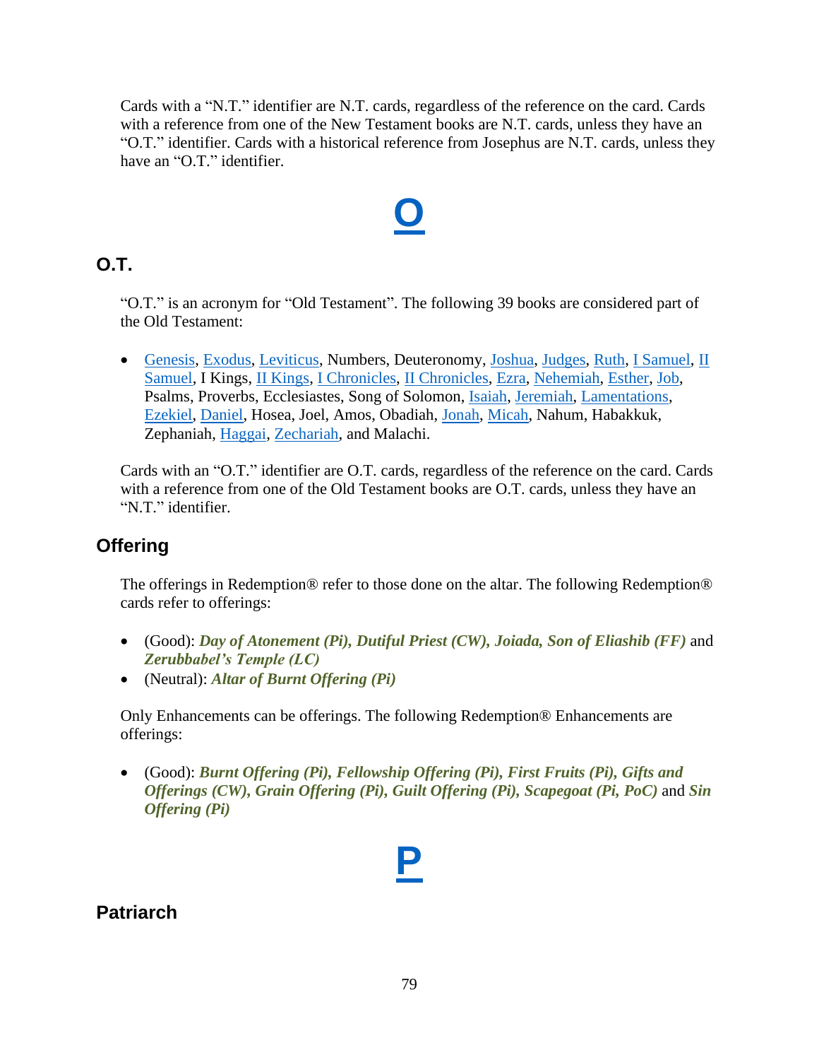Cards with a "N.T." identifier are N.T. cards, regardless of the reference on the card. Cards with a reference from one of the New Testament books are N.T. cards, unless they have an "O.T." identifier. Cards with a historical reference from Josephus are N.T. cards, unless they have an "O.T." identifier.

# O

## O.T.

"O.T." is an acronym for "Old Testament". The following 39 books are considered part of the Old Testament:

- Genesis, Exodus, Leviticus, Numbers, Deuteronomy, Joshua, Judges, Ruth, I Samuel, II Samuel, I Kings, II Kings, I Chronicles, II Chronicles, Ezra, Nehemiah, Esther, Job, Psalms, Proverbs, Ecclesiastes, Song of Solomon, Isaiah, Jeremiah, Lamentations, Ezekiel, Daniel, Hosea, Joel, Amos, Obadiah, Jonah, Micah, Nahum, Habakkuk, Zephaniah, Haggai, Zechariah, and Malachi.

Cards with an "O.T." identifier are O.T. cards, regardless of the reference on the card. Cards with a reference from one of the Old Testament books are O.T. cards, unless they have an "N.T." identifier.

## Offering

The offerings in Redemption® refer to those done on the altar. The following Redemption® cards refer to offerings:

- (Good): ***Day of Atonement (Pi), Dutiful Priest (CW), Joiada, Son of Eliashib (FF)*** and ***Zerubbabel's Temple (LC)***
- (Neutral): ***Altar of Burnt Offering (Pi)***

Only Enhancements can be offerings. The following Redemption® Enhancements are offerings:

- (Good): ***Burnt Offering (Pi), Fellowship Offering (Pi), First Fruits (Pi), Gifts and Offerings (CW), Grain Offering (Pi), Guilt Offering (Pi), Scapegoat (Pi, PoC)*** and ***Sin Offering (Pi)***

# P

## Patriarch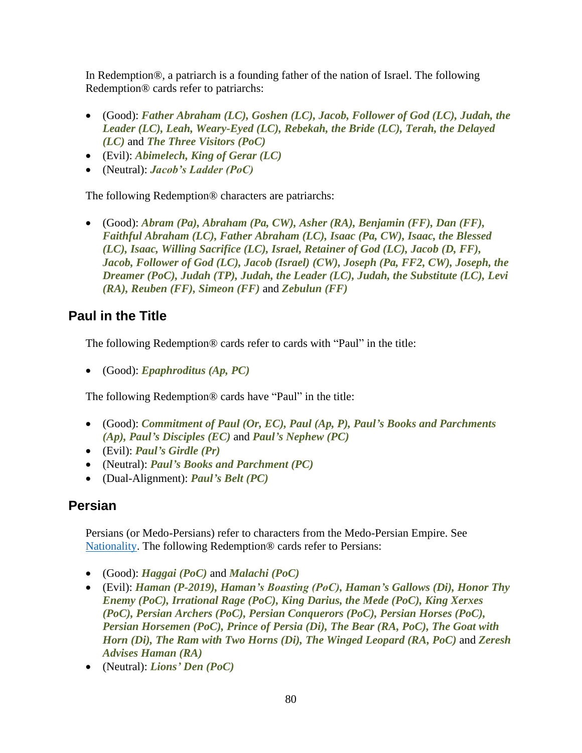In Redemption®, a patriarch is a founding father of the nation of Israel. The following Redemption® cards refer to patriarchs:

- (Good): ***Father Abraham (LC), Goshen (LC), Jacob, Follower of God (LC), Judah, the Leader (LC), Leah, Weary-Eyed (LC), Rebekah, the Bride (LC), Terah, the Delayed (LC)*** and ***The Three Visitors (PoC)***
- (Evil): ***Abimelech, King of Gerar (LC)***
- (Neutral): ***Jacob's Ladder (PoC)***

The following Redemption® characters are patriarchs:

- (Good): ***Abram (Pa), Abraham (Pa, CW), Asher (RA), Benjamin (FF), Dan (FF), Faithful Abraham (LC), Father Abraham (LC), Isaac (Pa, CW), Isaac, the Blessed (LC), Isaac, Willing Sacrifice (LC), Israel, Retainer of God (LC), Jacob (D, FF), Jacob, Follower of God (LC), Jacob (Israel) (CW), Joseph (Pa, FF2, CW), Joseph, the Dreamer (PoC), Judah (TP), Judah, the Leader (LC), Judah, the Substitute (LC), Levi (RA), Reuben (FF), Simeon (FF)*** and ***Zebulun (FF)***

## Paul in the Title

The following Redemption® cards refer to cards with "Paul" in the title:

- (Good): ***Epaphroditus (Ap, PC)***

The following Redemption® cards have "Paul" in the title:

- (Good): ***Commitment of Paul (Or, EC), Paul (Ap, P), Paul's Books and Parchments (Ap), Paul's Disciples (EC)*** and ***Paul's Nephew (PC)***
- (Evil): ***Paul's Girdle (Pr)***
- (Neutral): ***Paul's Books and Parchment (PC)***
- (Dual-Alignment): ***Paul's Belt (PC)***

## Persian

Persians (or Medo-Persians) refer to characters from the Medo-Persian Empire. See Nationality. The following Redemption® cards refer to Persians:

- (Good): ***Haggai (PoC)*** and ***Malachi (PoC)***
- (Evil): ***Haman (P-2019), Haman's Boasting (PoC), Haman's Gallows (Di), Honor Thy Enemy (PoC), Irrational Rage (PoC), King Darius, the Mede (PoC), King Xerxes (PoC), Persian Archers (PoC), Persian Conquerors (PoC), Persian Horses (PoC), Persian Horsemen (PoC), Prince of Persia (Di), The Bear (RA, PoC), The Goat with Horn (Di), The Ram with Two Horns (Di), The Winged Leopard (RA, PoC)*** and ***Zeresh Advises Haman (RA)***
- (Neutral): ***Lions' Den (PoC)***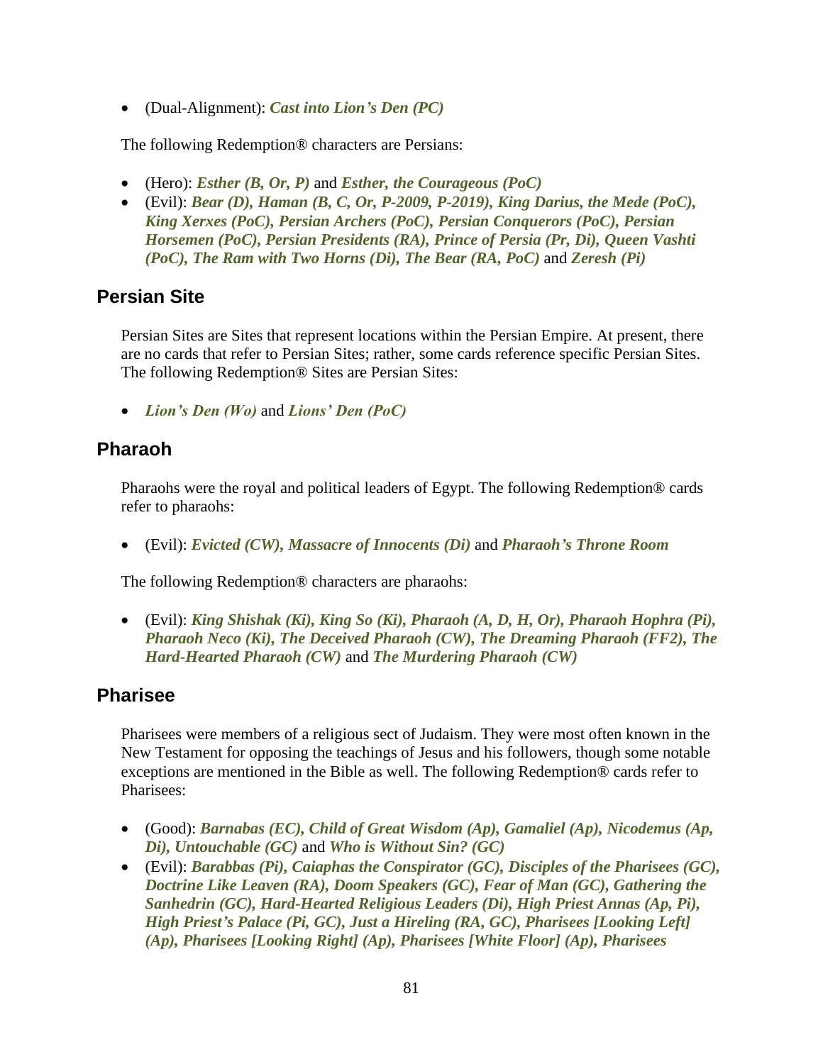- (Dual-Alignment): ***Cast into Lion's Den (PC)***

The following Redemption® characters are Persians:

- (Hero): ***Esther (B, Or, P)*** and ***Esther, the Courageous (PoC)***
- (Evil): ***Bear (D), Haman (B, C, Or, P-2009, P-2019), King Darius, the Mede (PoC), King Xerxes (PoC), Persian Archers (PoC), Persian Conquerors (PoC), Persian Horsemen (PoC), Persian Presidents (RA), Prince of Persia (Pr, Di), Queen Vashti (PoC), The Ram with Two Horns (Di), The Bear (RA, PoC)*** and ***Zeresh (Pi)***

## Persian Site

Persian Sites are Sites that represent locations within the Persian Empire. At present, there are no cards that refer to Persian Sites; rather, some cards reference specific Persian Sites. The following Redemption® Sites are Persian Sites:

- ***Lion's Den (Wo)*** and ***Lions' Den (PoC)***

## Pharaoh

Pharaohs were the royal and political leaders of Egypt. The following Redemption® cards refer to pharaohs:

- (Evil): ***Evicted (CW), Massacre of Innocents (Di)*** and ***Pharaoh's Throne Room***

The following Redemption® characters are pharaohs:

- (Evil): ***King Shishak (Ki), King So (Ki), Pharaoh (A, D, H, Or), Pharaoh Hophra (Pi), Pharaoh Neco (Ki), The Deceived Pharaoh (CW), The Dreaming Pharaoh (FF2), The Hard-Hearted Pharaoh (CW)*** and ***The Murdering Pharaoh (CW)***

## Pharisee

Pharisees were members of a religious sect of Judaism. They were most often known in the New Testament for opposing the teachings of Jesus and his followers, though some notable exceptions are mentioned in the Bible as well. The following Redemption® cards refer to Pharisees:

- (Good): ***Barnabas (EC), Child of Great Wisdom (Ap), Gamaliel (Ap), Nicodemus (Ap, Di), Untouchable (GC)*** and ***Who is Without Sin? (GC)***
- (Evil): ***Barabbas (Pi), Caiaphas the Conspirator (GC), Disciples of the Pharisees (GC), Doctrine Like Leaven (RA), Doom Speakers (GC), Fear of Man (GC), Gathering the Sanhedrin (GC), Hard-Hearted Religious Leaders (Di), High Priest Annas (Ap, Pi), High Priest's Palace (Pi, GC), Just a Hireling (RA, GC), Pharisees [Looking Left] (Ap), Pharisees [Looking Right] (Ap), Pharisees [White Floor] (Ap), Pharisees***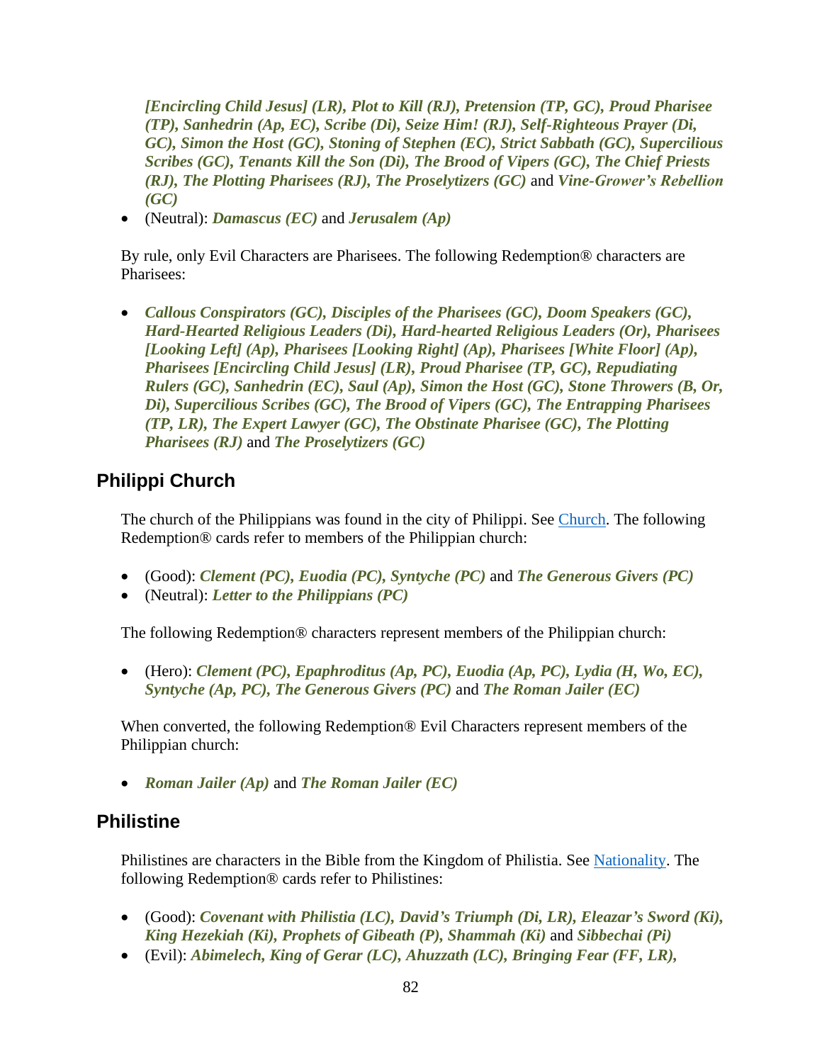*[Encircling Child Jesus] (LR), Plot to Kill (RJ), Pretension (TP, GC), Proud Pharisee (TP), Sanhedrin (Ap, EC), Scribe (Di), Seize Him! (RJ), Self-Righteous Prayer (Di, GC), Simon the Host (GC), Stoning of Stephen (EC), Strict Sabbath (GC), Supercilious Scribes (GC), Tenants Kill the Son (Di), The Brood of Vipers (GC), The Chief Priests (RJ), The Plotting Pharisees (RJ), The Proselytizers (GC)*** and ***Vine-Grower's Rebellion (GC)***
- (Neutral): ***Damascus (EC)*** and ***Jerusalem (Ap)***

By rule, only Evil Characters are Pharisees. The following Redemption® characters are Pharisees:

- ***Callous Conspirators (GC), Disciples of the Pharisees (GC), Doom Speakers (GC), Hard-Hearted Religious Leaders (Di), Hard-hearted Religious Leaders (Or), Pharisees [Looking Left] (Ap), Pharisees [Looking Right] (Ap), Pharisees [White Floor] (Ap), Pharisees [Encircling Child Jesus] (LR), Proud Pharisee (TP, GC), Repudiating Rulers (GC), Sanhedrin (EC), Saul (Ap), Simon the Host (GC), Stone Throwers (B, Or, Di), Supercilious Scribes (GC), The Brood of Vipers (GC), The Entrapping Pharisees (TP, LR), The Expert Lawyer (GC), The Obstinate Pharisee (GC), The Plotting Pharisees (RJ)*** and ***The Proselytizers (GC)***

## Philippi Church

The church of the Philippians was found in the city of Philippi. See Church. The following Redemption® cards refer to members of the Philippian church:

- (Good): ***Clement (PC), Euodia (PC), Syntyche (PC)*** and ***The Generous Givers (PC)***
- (Neutral): ***Letter to the Philippians (PC)***

The following Redemption® characters represent members of the Philippian church:

- (Hero): ***Clement (PC), Epaphroditus (Ap, PC), Euodia (Ap, PC), Lydia (H, Wo, EC), Syntyche (Ap, PC), The Generous Givers (PC)*** and ***The Roman Jailer (EC)***

When converted, the following Redemption® Evil Characters represent members of the Philippian church:

- ***Roman Jailer (Ap)*** and ***The Roman Jailer (EC)***

## Philistine

Philistines are characters in the Bible from the Kingdom of Philistia. See Nationality. The following Redemption® cards refer to Philistines:

- (Good): ***Covenant with Philistia (LC), David's Triumph (Di, LR), Eleazar's Sword (Ki), King Hezekiah (Ki), Prophets of Gibeath (P), Shammah (Ki)*** and ***Sibbechai (Pi)***
- (Evil): ***Abimelech, King of Gerar (LC), Ahuzzath (LC), Bringing Fear (FF, LR),***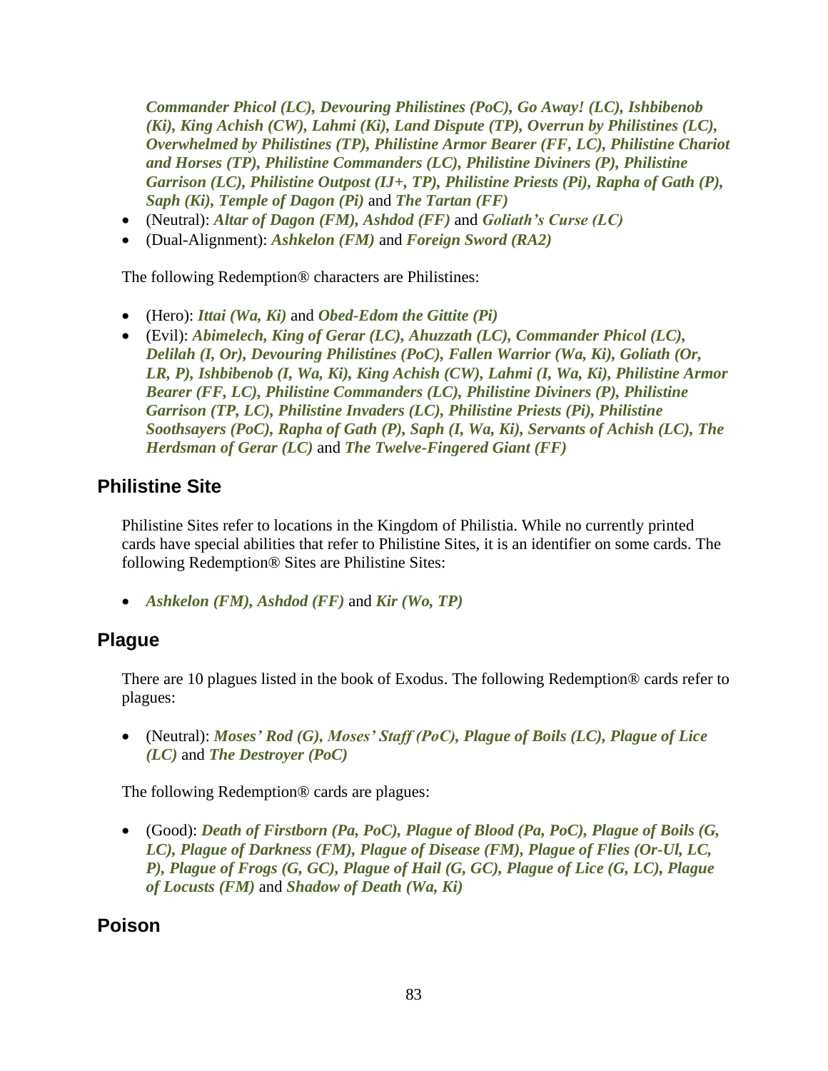*Commander Phicol (LC), Devouring Philistines (PoC), Go Away! (LC), Ishbibenob (Ki), King Achish (CW), Lahmi (Ki), Land Dispute (TP), Overrun by Philistines (LC), Overwhelmed by Philistines (TP), Philistine Armor Bearer (FF, LC), Philistine Chariot and Horses (TP), Philistine Commanders (LC), Philistine Diviners (P), Philistine Garrison (LC), Philistine Outpost (IJ+, TP), Philistine Priests (Pi), Rapha of Gath (P), Saph (Ki), Temple of Dagon (Pi)* and *The Tartan (FF)*

- (Neutral): *Altar of Dagon (FM), Ashdod (FF)* and *Goliath's Curse (LC)*
- (Dual-Alignment): *Ashkelon (FM)* and *Foreign Sword (RA2)*

The following Redemption® characters are Philistines:

- (Hero): *Ittai (Wa, Ki)* and *Obed-Edom the Gittite (Pi)*
- (Evil): *Abimelech, King of Gerar (LC), Ahuzzath (LC), Commander Phicol (LC), Delilah (I, Or), Devouring Philistines (PoC), Fallen Warrior (Wa, Ki), Goliath (Or, LR, P), Ishbibenob (I, Wa, Ki), King Achish (CW), Lahmi (I, Wa, Ki), Philistine Armor Bearer (FF, LC), Philistine Commanders (LC), Philistine Diviners (P), Philistine Garrison (TP, LC), Philistine Invaders (LC), Philistine Priests (Pi), Philistine Soothsayers (PoC), Rapha of Gath (P), Saph (I, Wa, Ki), Servants of Achish (LC), The Herdsman of Gerar (LC)* and *The Twelve-Fingered Giant (FF)*

## Philistine Site

Philistine Sites refer to locations in the Kingdom of Philistia. While no currently printed cards have special abilities that refer to Philistine Sites, it is an identifier on some cards. The following Redemption® Sites are Philistine Sites:

- *Ashkelon (FM), Ashdod (FF)* and *Kir (Wo, TP)*

## Plague

There are 10 plagues listed in the book of Exodus. The following Redemption® cards refer to plagues:

- (Neutral): *Moses' Rod (G), Moses' Staff (PoC), Plague of Boils (LC), Plague of Lice (LC)* and *The Destroyer (PoC)*

The following Redemption® cards are plagues:

- (Good): *Death of Firstborn (Pa, PoC), Plague of Blood (Pa, PoC), Plague of Boils (G, LC), Plague of Darkness (FM), Plague of Disease (FM), Plague of Flies (Or-Ul, LC, P), Plague of Frogs (G, GC), Plague of Hail (G, GC), Plague of Lice (G, LC), Plague of Locusts (FM)* and *Shadow of Death (Wa, Ki)*

## Poison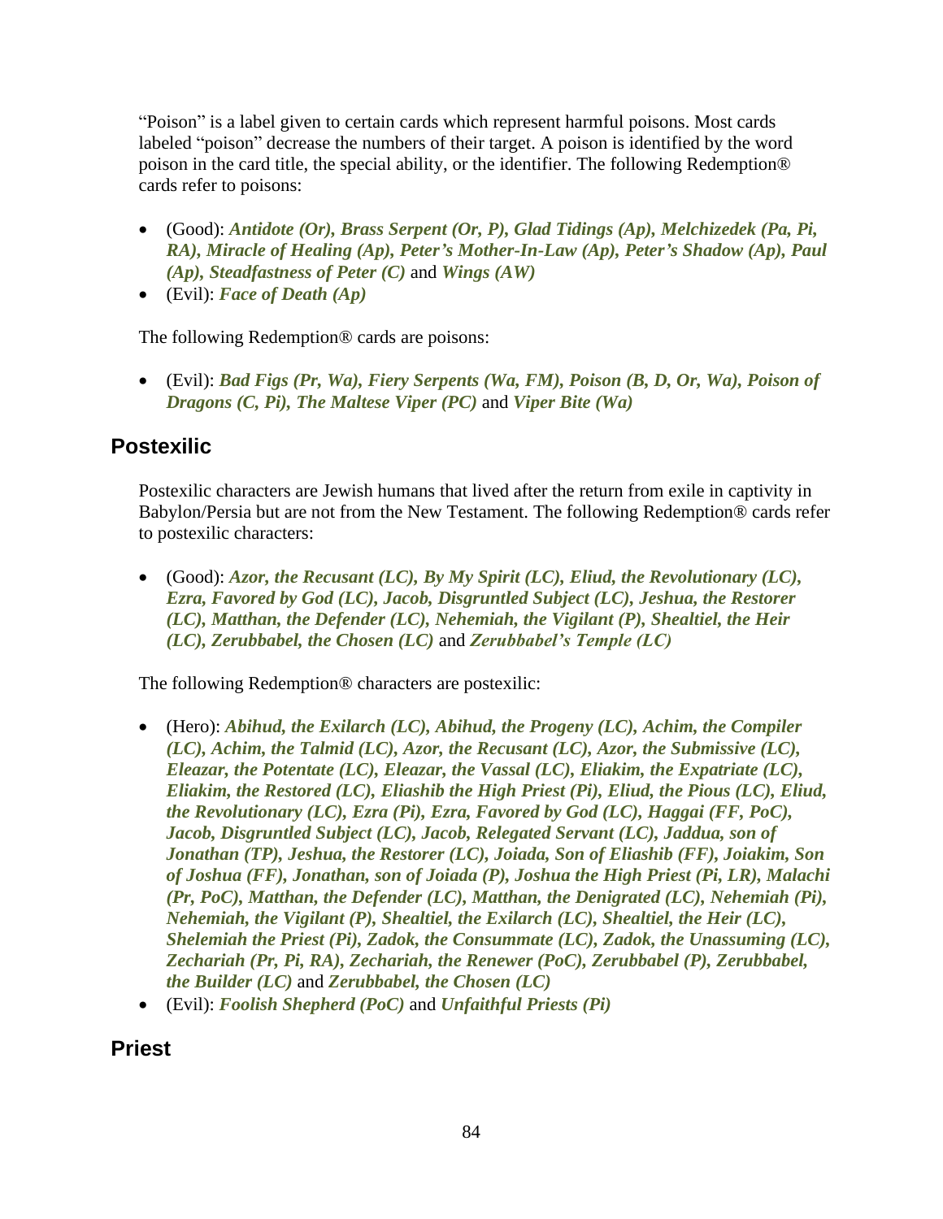"Poison" is a label given to certain cards which represent harmful poisons. Most cards labeled "poison" decrease the numbers of their target. A poison is identified by the word poison in the card title, the special ability, or the identifier. The following Redemption® cards refer to poisons:

- (Good): ***Antidote (Or), Brass Serpent (Or, P), Glad Tidings (Ap), Melchizedek (Pa, Pi, RA), Miracle of Healing (Ap), Peter's Mother-In-Law (Ap), Peter's Shadow (Ap), Paul (Ap), Steadfastness of Peter (C)*** and ***Wings (AW)***
- (Evil): ***Face of Death (Ap)***

The following Redemption® cards are poisons:

- (Evil): ***Bad Figs (Pr, Wa), Fiery Serpents (Wa, FM), Poison (B, D, Or, Wa), Poison of Dragons (C, Pi), The Maltese Viper (PC)*** and ***Viper Bite (Wa)***

## Postexilic

Postexilic characters are Jewish humans that lived after the return from exile in captivity in Babylon/Persia but are not from the New Testament. The following Redemption® cards refer to postexilic characters:

- (Good): ***Azor, the Recusant (LC), By My Spirit (LC), Eliud, the Revolutionary (LC), Ezra, Favored by God (LC), Jacob, Disgruntled Subject (LC), Jeshua, the Restorer (LC), Matthan, the Defender (LC), Nehemiah, the Vigilant (P), Shealtiel, the Heir (LC), Zerubbabel, the Chosen (LC)*** and ***Zerubbabel's Temple (LC)***

The following Redemption® characters are postexilic:

- (Hero): ***Abihud, the Exilarch (LC), Abihud, the Progeny (LC), Achim, the Compiler (LC), Achim, the Talmid (LC), Azor, the Recusant (LC), Azor, the Submissive (LC), Eleazar, the Potentate (LC), Eleazar, the Vassal (LC), Eliakim, the Expatriate (LC), Eliakim, the Restored (LC), Eliashib the High Priest (Pi), Eliud, the Pious (LC), Eliud, the Revolutionary (LC), Ezra (Pi), Ezra, Favored by God (LC), Haggai (FF, PoC), Jacob, Disgruntled Subject (LC), Jacob, Relegated Servant (LC), Jaddua, son of Jonathan (TP), Jeshua, the Restorer (LC), Joiada, Son of Eliashib (FF), Joiakim, Son of Joshua (FF), Jonathan, son of Joiada (P), Joshua the High Priest (Pi, LR), Malachi (Pr, PoC), Matthan, the Defender (LC), Matthan, the Denigrated (LC), Nehemiah (Pi), Nehemiah, the Vigilant (P), Shealtiel, the Exilarch (LC), Shealtiel, the Heir (LC), Shelemiah the Priest (Pi), Zadok, the Consummate (LC), Zadok, the Unassuming (LC), Zechariah (Pr, Pi, RA), Zechariah, the Renewer (PoC), Zerubbabel (P), Zerubbabel, the Builder (LC)*** and ***Zerubbabel, the Chosen (LC)***
- (Evil): ***Foolish Shepherd (PoC)*** and ***Unfaithful Priests (Pi)***

## Priest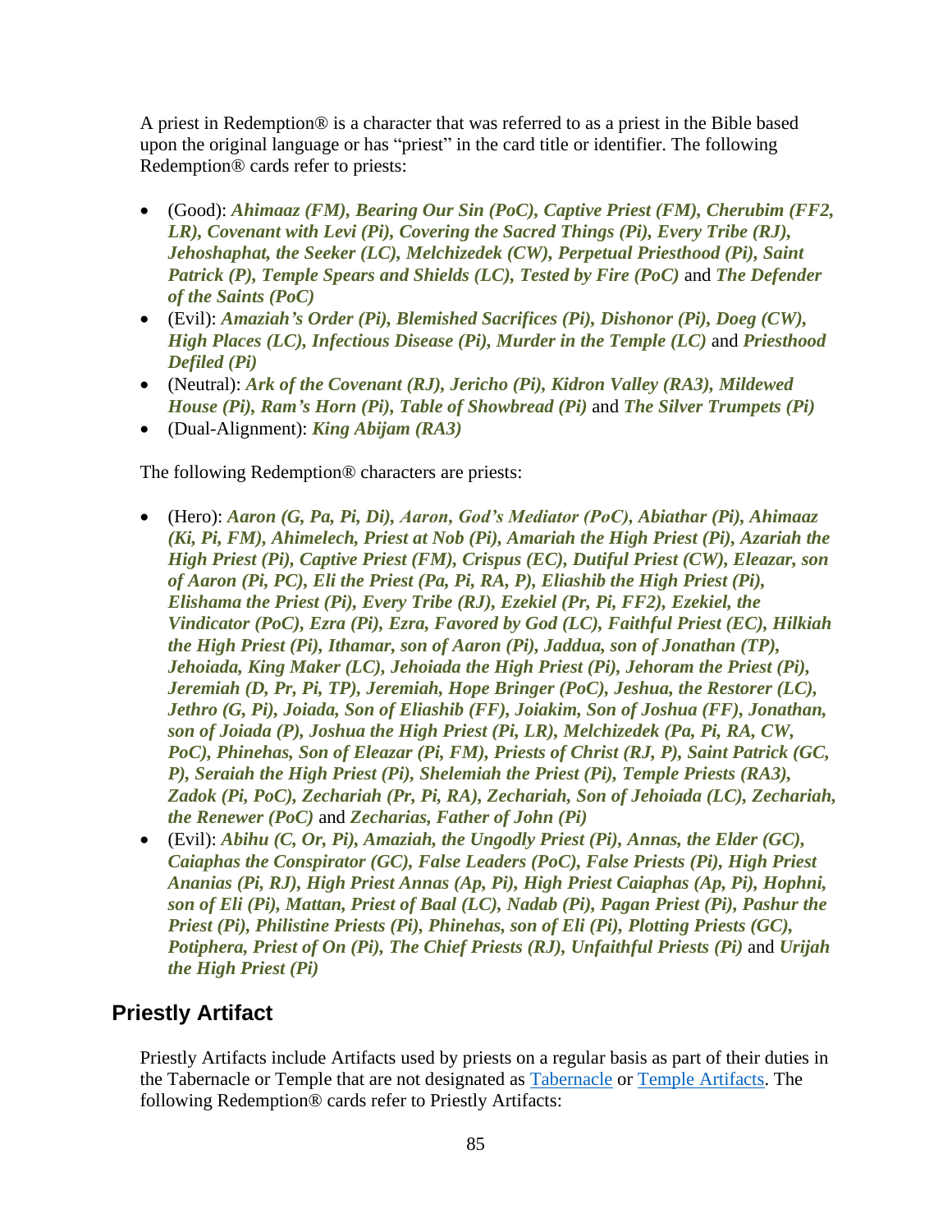A priest in Redemption® is a character that was referred to as a priest in the Bible based upon the original language or has "priest" in the card title or identifier. The following Redemption® cards refer to priests:

- (Good): ***Ahimaaz (FM), Bearing Our Sin (PoC), Captive Priest (FM), Cherubim (FF2, LR), Covenant with Levi (Pi), Covering the Sacred Things (Pi), Every Tribe (RJ), Jehoshaphat, the Seeker (LC), Melchizedek (CW), Perpetual Priesthood (Pi), Saint Patrick (P), Temple Spears and Shields (LC), Tested by Fire (PoC)*** and ***The Defender of the Saints (PoC)***
- (Evil): ***Amaziah's Order (Pi), Blemished Sacrifices (Pi), Dishonor (Pi), Doeg (CW), High Places (LC), Infectious Disease (Pi), Murder in the Temple (LC)*** and ***Priesthood Defiled (Pi)***
- (Neutral): ***Ark of the Covenant (RJ), Jericho (Pi), Kidron Valley (RA3), Mildewed House (Pi), Ram's Horn (Pi), Table of Showbread (Pi)*** and ***The Silver Trumpets (Pi)***
- (Dual-Alignment): ***King Abijam (RA3)***

The following Redemption® characters are priests:

- (Hero): ***Aaron (G, Pa, Pi, Di), Aaron, God's Mediator (PoC), Abiathar (Pi), Ahimaaz (Ki, Pi, FM), Ahimelech, Priest at Nob (Pi), Amariah the High Priest (Pi), Azariah the High Priest (Pi), Captive Priest (FM), Crispus (EC), Dutiful Priest (CW), Eleazar, son of Aaron (Pi, PC), Eli the Priest (Pa, Pi, RA, P), Eliashib the High Priest (Pi), Elishama the Priest (Pi), Every Tribe (RJ), Ezekiel (Pr, Pi, FF2), Ezekiel, the Vindicator (PoC), Ezra (Pi), Ezra, Favored by God (LC), Faithful Priest (EC), Hilkiah the High Priest (Pi), Ithamar, son of Aaron (Pi), Jaddua, son of Jonathan (TP), Jehoiada, King Maker (LC), Jehoiada the High Priest (Pi), Jehoram the Priest (Pi), Jeremiah (D, Pr, Pi, TP), Jeremiah, Hope Bringer (PoC), Jeshua, the Restorer (LC), Jethro (G, Pi), Joiada, Son of Eliashib (FF), Joiakim, Son of Joshua (FF), Jonathan, son of Joiada (P), Joshua the High Priest (Pi, LR), Melchizedek (Pa, Pi, RA, CW, PoC), Phinehas, Son of Eleazar (Pi, FM), Priests of Christ (RJ, P), Saint Patrick (GC, P), Seraiah the High Priest (Pi), Shelemiah the Priest (Pi), Temple Priests (RA3), Zadok (Pi, PoC), Zechariah (Pr, Pi, RA), Zechariah, Son of Jehoiada (LC), Zechariah, the Renewer (PoC)*** and ***Zecharias, Father of John (Pi)***
- (Evil): ***Abihu (C, Or, Pi), Amaziah, the Ungodly Priest (Pi), Annas, the Elder (GC), Caiaphas the Conspirator (GC), False Leaders (PoC), False Priests (Pi), High Priest Ananias (Pi, RJ), High Priest Annas (Ap, Pi), High Priest Caiaphas (Ap, Pi), Hophni, son of Eli (Pi), Mattan, Priest of Baal (LC), Nadab (Pi), Pagan Priest (Pi), Pashur the Priest (Pi), Philistine Priests (Pi), Phinehas, son of Eli (Pi), Plotting Priests (GC), Potiphera, Priest of On (Pi), The Chief Priests (RJ), Unfaithful Priests (Pi)*** and ***Urijah the High Priest (Pi)***

## Priestly Artifact

Priestly Artifacts include Artifacts used by priests on a regular basis as part of their duties in the Tabernacle or Temple that are not designated as Tabernacle or Temple Artifacts. The following Redemption® cards refer to Priestly Artifacts: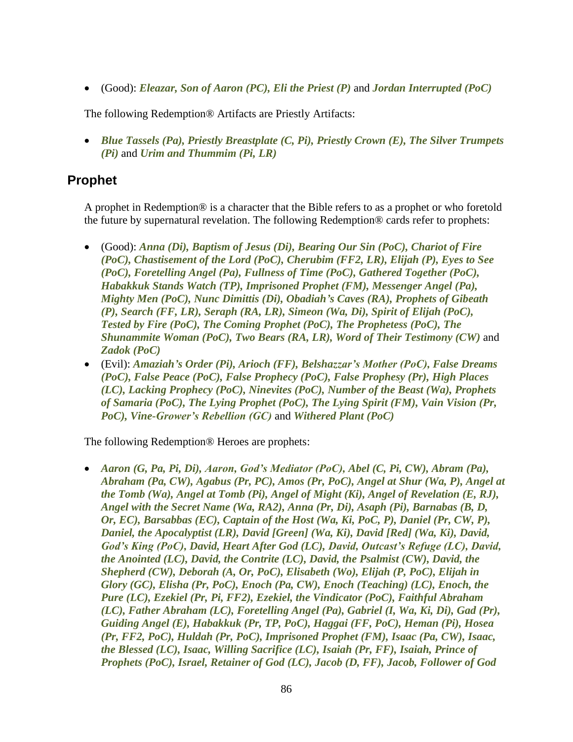- (Good): ***Eleazar, Son of Aaron (PC), Eli the Priest (P)*** and ***Jordan Interrupted (PoC)***

The following Redemption® Artifacts are Priestly Artifacts:

- ***Blue Tassels (Pa), Priestly Breastplate (C, Pi), Priestly Crown (E), The Silver Trumpets (Pi)*** and ***Urim and Thummim (Pi, LR)***

## Prophet

A prophet in Redemption® is a character that the Bible refers to as a prophet or who foretold the future by supernatural revelation. The following Redemption® cards refer to prophets:

- (Good): ***Anna (Di), Baptism of Jesus (Di), Bearing Our Sin (PoC), Chariot of Fire (PoC), Chastisement of the Lord (PoC), Cherubim (FF2, LR), Elijah (P), Eyes to See (PoC), Foretelling Angel (Pa), Fullness of Time (PoC), Gathered Together (PoC), Habakkuk Stands Watch (TP), Imprisoned Prophet (FM), Messenger Angel (Pa), Mighty Men (PoC), Nunc Dimittis (Di), Obadiah's Caves (RA), Prophets of Gibeath (P), Search (FF, LR), Seraph (RA, LR), Simeon (Wa, Di), Spirit of Elijah (PoC), Tested by Fire (PoC), The Coming Prophet (PoC), The Prophetess (PoC), The Shunammite Woman (PoC), Two Bears (RA, LR), Word of Their Testimony (CW)*** and ***Zadok (PoC)***
- (Evil): ***Amaziah's Order (Pi), Arioch (FF), Belshazzar's Mother (PoC), False Dreams (PoC), False Peace (PoC), False Prophecy (PoC), False Prophesy (Pr), High Places (LC), Lacking Prophecy (PoC), Ninevites (PoC), Number of the Beast (Wa), Prophets of Samaria (PoC), The Lying Prophet (PoC), The Lying Spirit (FM), Vain Vision (Pr, PoC), Vine-Grower's Rebellion (GC)*** and ***Withered Plant (PoC)***

The following Redemption® Heroes are prophets:

- ***Aaron (G, Pa, Pi, Di), Aaron, God's Mediator (PoC), Abel (C, Pi, CW), Abram (Pa), Abraham (Pa, CW), Agabus (Pr, PC), Amos (Pr, PoC), Angel at Shur (Wa, P), Angel at the Tomb (Wa), Angel at Tomb (Pi), Angel of Might (Ki), Angel of Revelation (E, RJ), Angel with the Secret Name (Wa, RA2), Anna (Pr, Di), Asaph (Pi), Barnabas (B, D, Or, EC), Barsabbas (EC), Captain of the Host (Wa, Ki, PoC, P), Daniel (Pr, CW, P), Daniel, the Apocalyptist (LR), David [Green] (Wa, Ki), David [Red] (Wa, Ki), David, God's King (PoC), David, Heart After God (LC), David, Outcast's Refuge (LC), David, the Anointed (LC), David, the Contrite (LC), David, the Psalmist (CW), David, the Shepherd (CW), Deborah (A, Or, PoC), Elisabeth (Wo), Elijah (P, PoC), Elijah in Glory (GC), Elisha (Pr, PoC), Enoch (Pa, CW), Enoch (Teaching) (LC), Enoch, the Pure (LC), Ezekiel (Pr, Pi, FF2), Ezekiel, the Vindicator (PoC), Faithful Abraham (LC), Father Abraham (LC), Foretelling Angel (Pa), Gabriel (I, Wa, Ki, Di), Gad (Pr), Guiding Angel (E), Habakkuk (Pr, TP, PoC), Haggai (FF, PoC), Heman (Pi), Hosea (Pr, FF2, PoC), Huldah (Pr, PoC), Imprisoned Prophet (FM), Isaac (Pa, CW), Isaac, the Blessed (LC), Isaac, Willing Sacrifice (LC), Isaiah (Pr, FF), Isaiah, Prince of Prophets (PoC), Israel, Retainer of God (LC), Jacob (D, FF), Jacob, Follower of God***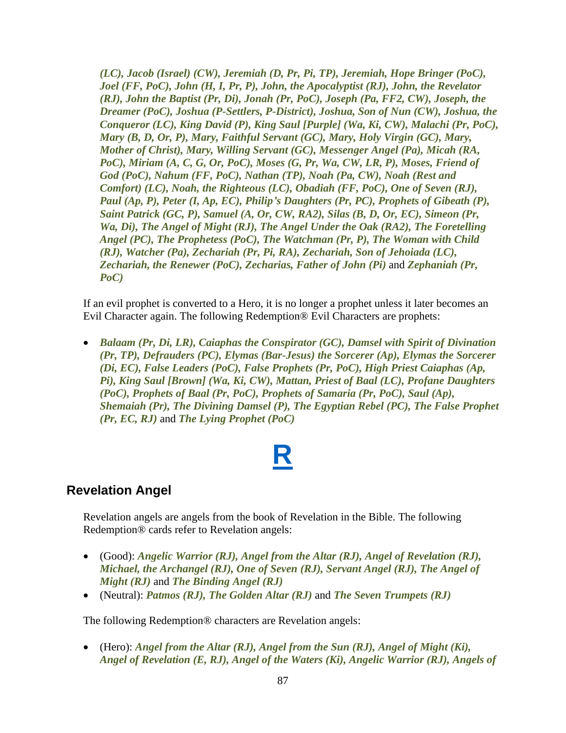***(LC), Jacob (Israel) (CW), Jeremiah (D, Pr, Pi, TP), Jeremiah, Hope Bringer (PoC), Joel (FF, PoC), John (H, I, Pr, P), John, the Apocalyptist (RJ), John, the Revelator (RJ), John the Baptist (Pr, Di), Jonah (Pr, PoC), Joseph (Pa, FF2, CW), Joseph, the Dreamer (PoC), Joshua (P-Settlers, P-District), Joshua, Son of Nun (CW), Joshua, the Conqueror (LC), King David (P), King Saul [Purple] (Wa, Ki, CW), Malachi (Pr, PoC), Mary (B, D, Or, P), Mary, Faithful Servant (GC), Mary, Holy Virgin (GC), Mary, Mother of Christ), Mary, Willing Servant (GC), Messenger Angel (Pa), Micah (RA, PoC), Miriam (A, C, G, Or, PoC), Moses (G, Pr, Wa, CW, LR, P), Moses, Friend of God (PoC), Nahum (FF, PoC), Nathan (TP), Noah (Pa, CW), Noah (Rest and Comfort) (LC), Noah, the Righteous (LC), Obadiah (FF, PoC), One of Seven (RJ), Paul (Ap, P), Peter (I, Ap, EC), Philip's Daughters (Pr, PC), Prophets of Gibeath (P), Saint Patrick (GC, P), Samuel (A, Or, CW, RA2), Silas (B, D, Or, EC), Simeon (Pr, Wa, Di), The Angel of Might (RJ), The Angel Under the Oak (RA2), The Foretelling Angel (PC), The Prophetess (PoC), The Watchman (Pr, P), The Woman with Child (RJ), Watcher (Pa), Zechariah (Pr, Pi, RA), Zechariah, Son of Jehoiada (LC), Zechariah, the Renewer (PoC), Zecharias, Father of John (Pi)*** and ***Zephaniah (Pr, PoC)***

If an evil prophet is converted to a Hero, it is no longer a prophet unless it later becomes an Evil Character again. The following Redemption® Evil Characters are prophets:

- ***Balaam (Pr, Di, LR), Caiaphas the Conspirator (GC), Damsel with Spirit of Divination (Pr, TP), Defrauders (PC), Elymas (Bar-Jesus) the Sorcerer (Ap), Elymas the Sorcerer (Di, EC), False Leaders (PoC), False Prophets (Pr, PoC), High Priest Caiaphas (Ap, Pi), King Saul [Brown] (Wa, Ki, CW), Mattan, Priest of Baal (LC), Profane Daughters (PoC), Prophets of Baal (Pr, PoC), Prophets of Samaria (Pr, PoC), Saul (Ap), Shemaiah (Pr), The Divining Damsel (P), The Egyptian Rebel (PC), The False Prophet (Pr, EC, RJ)*** and ***The Lying Prophet (PoC)***

# R

## Revelation Angel

Revelation angels are angels from the book of Revelation in the Bible. The following Redemption® cards refer to Revelation angels:

- (Good): ***Angelic Warrior (RJ), Angel from the Altar (RJ), Angel of Revelation (RJ), Michael, the Archangel (RJ), One of Seven (RJ), Servant Angel (RJ), The Angel of Might (RJ)*** and ***The Binding Angel (RJ)***
- (Neutral): ***Patmos (RJ), The Golden Altar (RJ)*** and ***The Seven Trumpets (RJ)***

The following Redemption® characters are Revelation angels:

- (Hero): ***Angel from the Altar (RJ), Angel from the Sun (RJ), Angel of Might (Ki), Angel of Revelation (E, RJ), Angel of the Waters (Ki), Angelic Warrior (RJ), Angels of***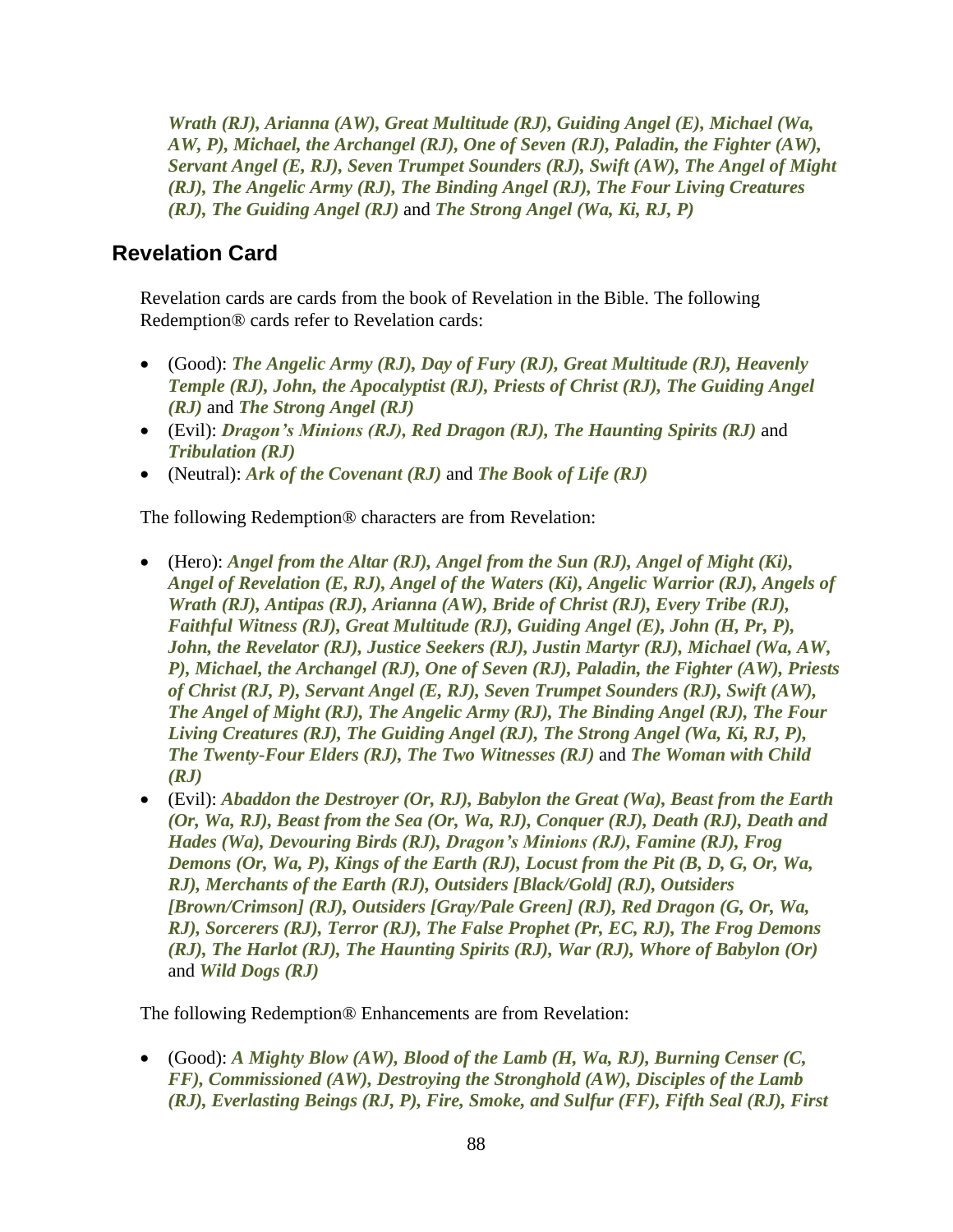*Wrath (RJ), Arianna (AW), Great Multitude (RJ), Guiding Angel (E), Michael (Wa, AW, P), Michael, the Archangel (RJ), One of Seven (RJ), Paladin, the Fighter (AW), Servant Angel (E, RJ), Seven Trumpet Sounders (RJ), Swift (AW), The Angel of Might (RJ), The Angelic Army (RJ), The Binding Angel (RJ), The Four Living Creatures (RJ), The Guiding Angel (RJ)* and *The Strong Angel (Wa, Ki, RJ, P)*

## Revelation Card

Revelation cards are cards from the book of Revelation in the Bible. The following Redemption® cards refer to Revelation cards:

- (Good): ***The Angelic Army (RJ), Day of Fury (RJ), Great Multitude (RJ), Heavenly Temple (RJ), John, the Apocalyptist (RJ), Priests of Christ (RJ), The Guiding Angel (RJ)*** and ***The Strong Angel (RJ)***
- (Evil): ***Dragon's Minions (RJ), Red Dragon (RJ), The Haunting Spirits (RJ)*** and ***Tribulation (RJ)***
- (Neutral): ***Ark of the Covenant (RJ)*** and ***The Book of Life (RJ)***

The following Redemption® characters are from Revelation:

- (Hero): ***Angel from the Altar (RJ), Angel from the Sun (RJ), Angel of Might (Ki), Angel of Revelation (E, RJ), Angel of the Waters (Ki), Angelic Warrior (RJ), Angels of Wrath (RJ), Antipas (RJ), Arianna (AW), Bride of Christ (RJ), Every Tribe (RJ), Faithful Witness (RJ), Great Multitude (RJ), Guiding Angel (E), John (H, Pr, P), John, the Revelator (RJ), Justice Seekers (RJ), Justin Martyr (RJ), Michael (Wa, AW, P), Michael, the Archangel (RJ), One of Seven (RJ), Paladin, the Fighter (AW), Priests of Christ (RJ, P), Servant Angel (E, RJ), Seven Trumpet Sounders (RJ), Swift (AW), The Angel of Might (RJ), The Angelic Army (RJ), The Binding Angel (RJ), The Four Living Creatures (RJ), The Guiding Angel (RJ), The Strong Angel (Wa, Ki, RJ, P), The Twenty-Four Elders (RJ), The Two Witnesses (RJ)*** and ***The Woman with Child (RJ)***
- (Evil): ***Abaddon the Destroyer (Or, RJ), Babylon the Great (Wa), Beast from the Earth (Or, Wa, RJ), Beast from the Sea (Or, Wa, RJ), Conquer (RJ), Death (RJ), Death and Hades (Wa), Devouring Birds (RJ), Dragon's Minions (RJ), Famine (RJ), Frog Demons (Or, Wa, P), Kings of the Earth (RJ), Locust from the Pit (B, D, G, Or, Wa, RJ), Merchants of the Earth (RJ), Outsiders [Black/Gold] (RJ), Outsiders [Brown/Crimson] (RJ), Outsiders [Gray/Pale Green] (RJ), Red Dragon (G, Or, Wa, RJ), Sorcerers (RJ), Terror (RJ), The False Prophet (Pr, EC, RJ), The Frog Demons (RJ), The Harlot (RJ), The Haunting Spirits (RJ), War (RJ), Whore of Babylon (Or)*** and ***Wild Dogs (RJ)***

The following Redemption® Enhancements are from Revelation:

- (Good): ***A Mighty Blow (AW), Blood of the Lamb (H, Wa, RJ), Burning Censer (C, FF), Commissioned (AW), Destroying the Stronghold (AW), Disciples of the Lamb (RJ), Everlasting Beings (RJ, P), Fire, Smoke, and Sulfur (FF), Fifth Seal (RJ), First***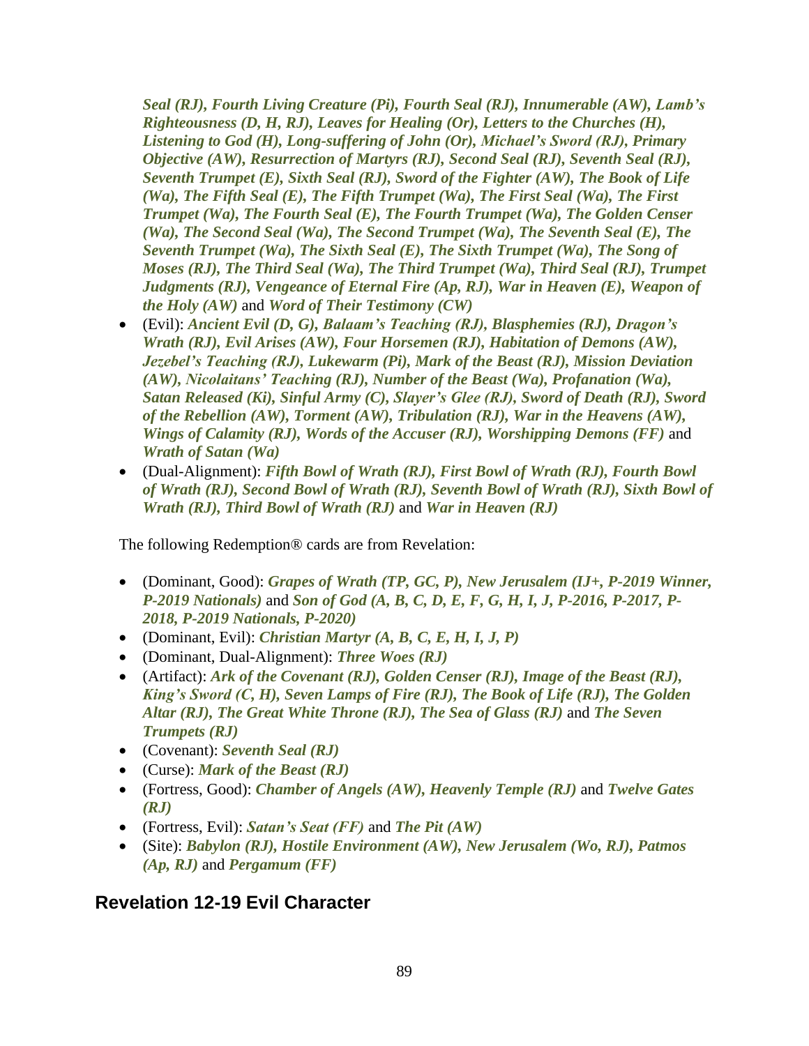*Seal (RJ), Fourth Living Creature (Pi), Fourth Seal (RJ), Innumerable (AW), Lamb's Righteousness (D, H, RJ), Leaves for Healing (Or), Letters to the Churches (H), Listening to God (H), Long-suffering of John (Or), Michael's Sword (RJ), Primary Objective (AW), Resurrection of Martyrs (RJ), Second Seal (RJ), Seventh Seal (RJ), Seventh Trumpet (E), Sixth Seal (RJ), Sword of the Fighter (AW), The Book of Life (Wa), The Fifth Seal (E), The Fifth Trumpet (Wa), The First Seal (Wa), The First Trumpet (Wa), The Fourth Seal (E), The Fourth Trumpet (Wa), The Golden Censer (Wa), The Second Seal (Wa), The Second Trumpet (Wa), The Seventh Seal (E), The Seventh Trumpet (Wa), The Sixth Seal (E), The Sixth Trumpet (Wa), The Song of Moses (RJ), The Third Seal (Wa), The Third Trumpet (Wa), Third Seal (RJ), Trumpet Judgments (RJ), Vengeance of Eternal Fire (Ap, RJ), War in Heaven (E), Weapon of the Holy (AW)* and *Word of Their Testimony (CW)*

- (Evil): ***Ancient Evil (D, G), Balaam's Teaching (RJ), Blasphemies (RJ), Dragon's Wrath (RJ), Evil Arises (AW), Four Horsemen (RJ), Habitation of Demons (AW), Jezebel's Teaching (RJ), Lukewarm (Pi), Mark of the Beast (RJ), Mission Deviation (AW), Nicolaitans' Teaching (RJ), Number of the Beast (Wa), Profanation (Wa), Satan Released (Ki), Sinful Army (C), Slayer's Glee (RJ), Sword of Death (RJ), Sword of the Rebellion (AW), Torment (AW), Tribulation (RJ), War in the Heavens (AW), Wings of Calamity (RJ), Words of the Accuser (RJ), Worshipping Demons (FF)*** and ***Wrath of Satan (Wa)***
- (Dual-Alignment): ***Fifth Bowl of Wrath (RJ), First Bowl of Wrath (RJ), Fourth Bowl of Wrath (RJ), Second Bowl of Wrath (RJ), Seventh Bowl of Wrath (RJ), Sixth Bowl of Wrath (RJ), Third Bowl of Wrath (RJ)*** and ***War in Heaven (RJ)***

The following Redemption® cards are from Revelation:

- (Dominant, Good): ***Grapes of Wrath (TP, GC, P), New Jerusalem (IJ+, P-2019 Winner, P-2019 Nationals)*** and ***Son of God (A, B, C, D, E, F, G, H, I, J, P-2016, P-2017, P-2018, P-2019 Nationals, P-2020)***
- (Dominant, Evil): ***Christian Martyr (A, B, C, E, H, I, J, P)***
- (Dominant, Dual-Alignment): ***Three Woes (RJ)***
- (Artifact): ***Ark of the Covenant (RJ), Golden Censer (RJ), Image of the Beast (RJ), King's Sword (C, H), Seven Lamps of Fire (RJ), The Book of Life (RJ), The Golden Altar (RJ), The Great White Throne (RJ), The Sea of Glass (RJ)*** and ***The Seven Trumpets (RJ)***
- (Covenant): ***Seventh Seal (RJ)***
- (Curse): ***Mark of the Beast (RJ)***
- (Fortress, Good): ***Chamber of Angels (AW), Heavenly Temple (RJ)*** and ***Twelve Gates (RJ)***
- (Fortress, Evil): ***Satan's Seat (FF)*** and ***The Pit (AW)***
- (Site): ***Babylon (RJ), Hostile Environment (AW), New Jerusalem (Wo, RJ), Patmos (Ap, RJ)*** and ***Pergamum (FF)***

## Revelation 12-19 Evil Character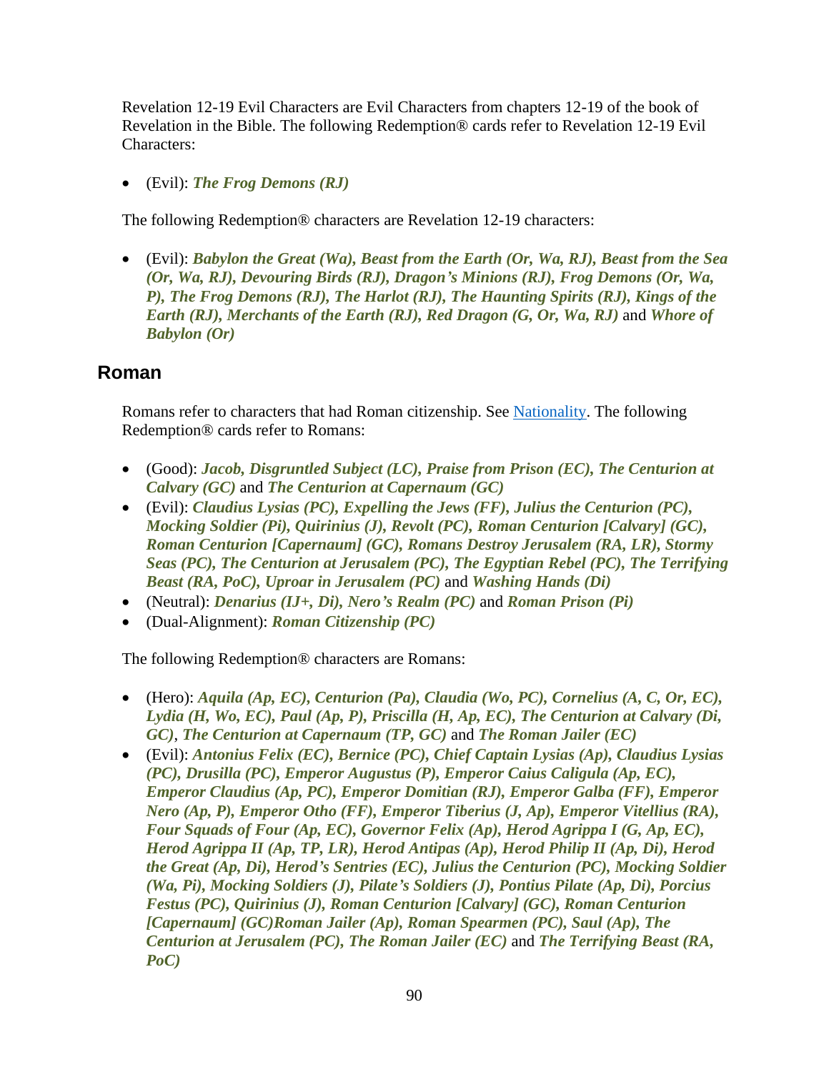Revelation 12-19 Evil Characters are Evil Characters from chapters 12-19 of the book of Revelation in the Bible. The following Redemption® cards refer to Revelation 12-19 Evil Characters:

- (Evil): ***The Frog Demons (RJ)***

The following Redemption® characters are Revelation 12-19 characters:

- (Evil): ***Babylon the Great (Wa), Beast from the Earth (Or, Wa, RJ), Beast from the Sea (Or, Wa, RJ), Devouring Birds (RJ), Dragon's Minions (RJ), Frog Demons (Or, Wa, P), The Frog Demons (RJ), The Harlot (RJ), The Haunting Spirits (RJ), Kings of the Earth (RJ), Merchants of the Earth (RJ), Red Dragon (G, Or, Wa, RJ)*** and ***Whore of Babylon (Or)***

## Roman

Romans refer to characters that had Roman citizenship. See Nationality. The following Redemption® cards refer to Romans:

- (Good): ***Jacob, Disgruntled Subject (LC), Praise from Prison (EC), The Centurion at Calvary (GC)*** and ***The Centurion at Capernaum (GC)***
- (Evil): ***Claudius Lysias (PC), Expelling the Jews (FF), Julius the Centurion (PC), Mocking Soldier (Pi), Quirinius (J), Revolt (PC), Roman Centurion [Calvary] (GC), Roman Centurion [Capernaum] (GC), Romans Destroy Jerusalem (RA, LR), Stormy Seas (PC), The Centurion at Jerusalem (PC), The Egyptian Rebel (PC), The Terrifying Beast (RA, PoC), Uproar in Jerusalem (PC)*** and ***Washing Hands (Di)***
- (Neutral): ***Denarius (IJ+, Di), Nero's Realm (PC)*** and ***Roman Prison (Pi)***
- (Dual-Alignment): ***Roman Citizenship (PC)***

The following Redemption® characters are Romans:

- (Hero): ***Aquila (Ap, EC), Centurion (Pa), Claudia (Wo, PC), Cornelius (A, C, Or, EC), Lydia (H, Wo, EC), Paul (Ap, P), Priscilla (H, Ap, EC), The Centurion at Calvary (Di, GC), The Centurion at Capernaum (TP, GC)*** and ***The Roman Jailer (EC)***
- (Evil): ***Antonius Felix (EC), Bernice (PC), Chief Captain Lysias (Ap), Claudius Lysias (PC), Drusilla (PC), Emperor Augustus (P), Emperor Caius Caligula (Ap, EC), Emperor Claudius (Ap, PC), Emperor Domitian (RJ), Emperor Galba (FF), Emperor Nero (Ap, P), Emperor Otho (FF), Emperor Tiberius (J, Ap), Emperor Vitellius (RA), Four Squads of Four (Ap, EC), Governor Felix (Ap), Herod Agrippa I (G, Ap, EC), Herod Agrippa II (Ap, TP, LR), Herod Antipas (Ap), Herod Philip II (Ap, Di), Herod the Great (Ap, Di), Herod's Sentries (EC), Julius the Centurion (PC), Mocking Soldier (Wa, Pi), Mocking Soldiers (J), Pilate's Soldiers (J), Pontius Pilate (Ap, Di), Porcius Festus (PC), Quirinius (J), Roman Centurion [Calvary] (GC), Roman Centurion [Capernaum] (GC)Roman Jailer (Ap), Roman Spearmen (PC), Saul (Ap), The Centurion at Jerusalem (PC), The Roman Jailer (EC)*** and ***The Terrifying Beast (RA, PoC)***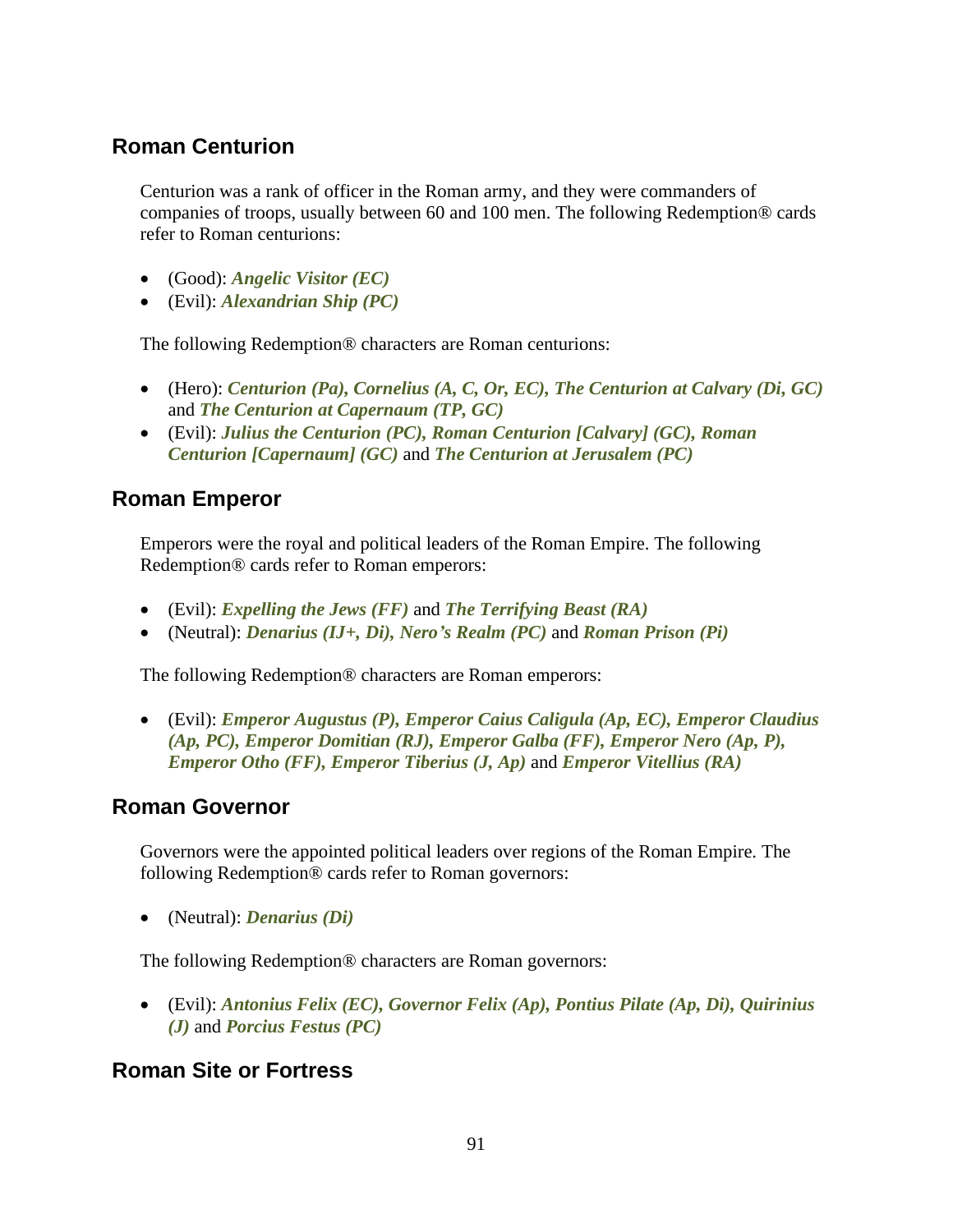## Roman Centurion

Centurion was a rank of officer in the Roman army, and they were commanders of companies of troops, usually between 60 and 100 men. The following Redemption® cards refer to Roman centurions:

- (Good): ***Angelic Visitor (EC)***
- (Evil): ***Alexandrian Ship (PC)***

The following Redemption® characters are Roman centurions:

- (Hero): ***Centurion (Pa), Cornelius (A, C, Or, EC), The Centurion at Calvary (Di, GC)*** and ***The Centurion at Capernaum (TP, GC)***
- (Evil): ***Julius the Centurion (PC), Roman Centurion [Calvary] (GC), Roman Centurion [Capernaum] (GC)*** and ***The Centurion at Jerusalem (PC)***

## Roman Emperor

Emperors were the royal and political leaders of the Roman Empire. The following Redemption® cards refer to Roman emperors:

- (Evil): ***Expelling the Jews (FF)*** and ***The Terrifying Beast (RA)***
- (Neutral): ***Denarius (IJ+, Di), Nero's Realm (PC)*** and ***Roman Prison (Pi)***

The following Redemption® characters are Roman emperors:

- (Evil): ***Emperor Augustus (P), Emperor Caius Caligula (Ap, EC), Emperor Claudius (Ap, PC), Emperor Domitian (RJ), Emperor Galba (FF), Emperor Nero (Ap, P), Emperor Otho (FF), Emperor Tiberius (J, Ap)*** and ***Emperor Vitellius (RA)***

## Roman Governor

Governors were the appointed political leaders over regions of the Roman Empire. The following Redemption® cards refer to Roman governors:

- (Neutral): ***Denarius (Di)***

The following Redemption® characters are Roman governors:

- (Evil): ***Antonius Felix (EC), Governor Felix (Ap), Pontius Pilate (Ap, Di), Quirinius (J)*** and ***Porcius Festus (PC)***

## Roman Site or Fortress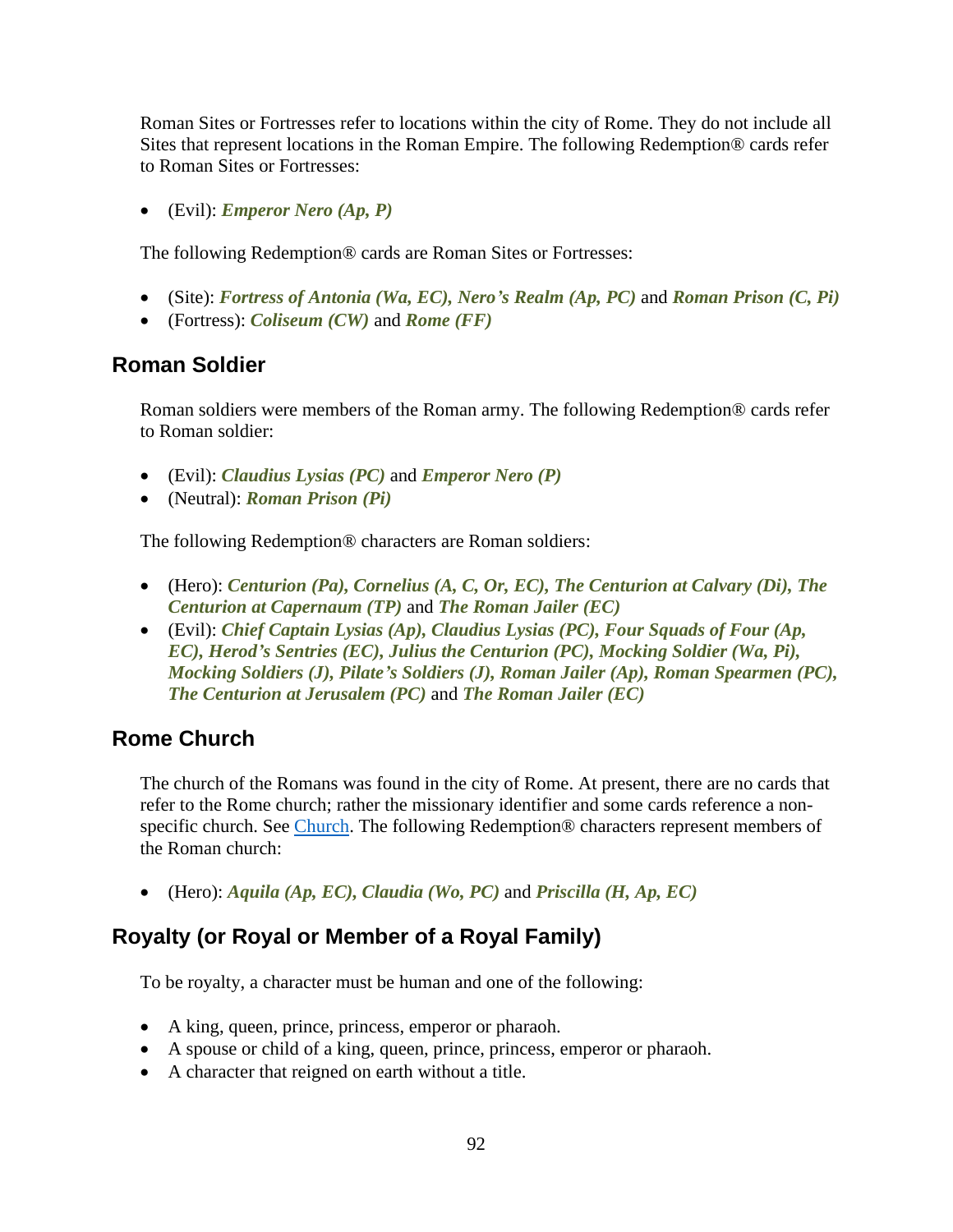Roman Sites or Fortresses refer to locations within the city of Rome. They do not include all Sites that represent locations in the Roman Empire. The following Redemption® cards refer to Roman Sites or Fortresses:

- (Evil): ***Emperor Nero (Ap, P)***

The following Redemption® cards are Roman Sites or Fortresses:

- (Site): ***Fortress of Antonia (Wa, EC), Nero's Realm (Ap, PC)*** and ***Roman Prison (C, Pi)***
- (Fortress): ***Coliseum (CW)*** and ***Rome (FF)***

## Roman Soldier

Roman soldiers were members of the Roman army. The following Redemption® cards refer to Roman soldier:

- (Evil): ***Claudius Lysias (PC)*** and ***Emperor Nero (P)***
- (Neutral): ***Roman Prison (Pi)***

The following Redemption® characters are Roman soldiers:

- (Hero): ***Centurion (Pa), Cornelius (A, C, Or, EC), The Centurion at Calvary (Di), The Centurion at Capernaum (TP)*** and ***The Roman Jailer (EC)***
- (Evil): ***Chief Captain Lysias (Ap), Claudius Lysias (PC), Four Squads of Four (Ap, EC), Herod's Sentries (EC), Julius the Centurion (PC), Mocking Soldier (Wa, Pi), Mocking Soldiers (J), Pilate's Soldiers (J), Roman Jailer (Ap), Roman Spearmen (PC), The Centurion at Jerusalem (PC)*** and ***The Roman Jailer (EC)***

## Rome Church

The church of the Romans was found in the city of Rome. At present, there are no cards that refer to the Rome church; rather the missionary identifier and some cards reference a non-specific church. See Church. The following Redemption® characters represent members of the Roman church:

- (Hero): ***Aquila (Ap, EC), Claudia (Wo, PC)*** and ***Priscilla (H, Ap, EC)***

## Royalty (or Royal or Member of a Royal Family)

To be royalty, a character must be human and one of the following:

- A king, queen, prince, princess, emperor or pharaoh.
- A spouse or child of a king, queen, prince, princess, emperor or pharaoh.
- A character that reigned on earth without a title.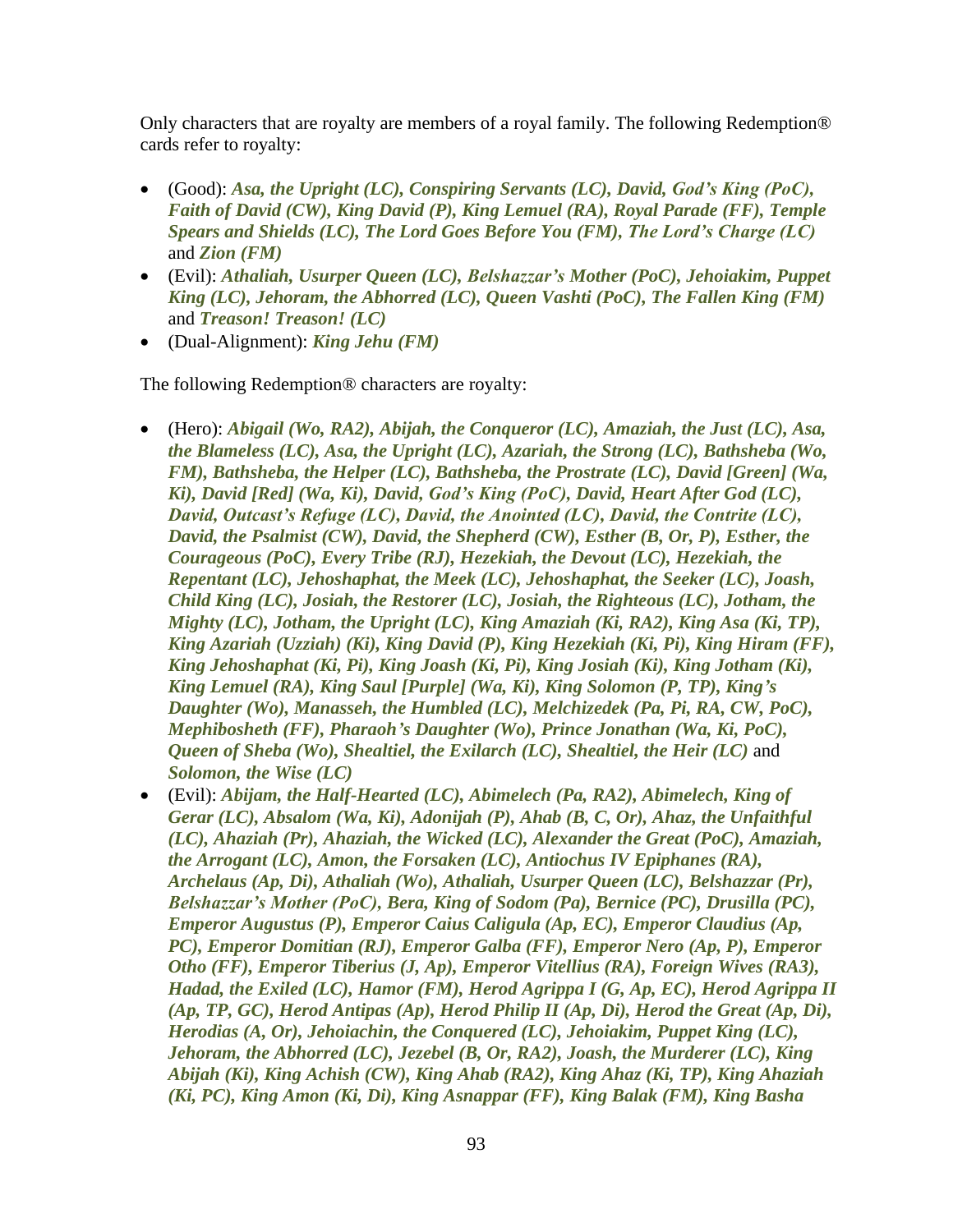Only characters that are royalty are members of a royal family. The following Redemption® cards refer to royalty:

- (Good): ***Asa, the Upright (LC), Conspiring Servants (LC), David, God's King (PoC), Faith of David (CW), King David (P), King Lemuel (RA), Royal Parade (FF), Temple Spears and Shields (LC), The Lord Goes Before You (FM), The Lord's Charge (LC)*** and ***Zion (FM)***
- (Evil): ***Athaliah, Usurper Queen (LC), Belshazzar's Mother (PoC), Jehoiakim, Puppet King (LC), Jehoram, the Abhorred (LC), Queen Vashti (PoC), The Fallen King (FM)*** and ***Treason! Treason! (LC)***
- (Dual-Alignment): ***King Jehu (FM)***

The following Redemption® characters are royalty:

- (Hero): ***Abigail (Wo, RA2), Abijah, the Conqueror (LC), Amaziah, the Just (LC), Asa, the Blameless (LC), Asa, the Upright (LC), Azariah, the Strong (LC), Bathsheba (Wo, FM), Bathsheba, the Helper (LC), Bathsheba, the Prostrate (LC), David [Green] (Wa, Ki), David [Red] (Wa, Ki), David, God's King (PoC), David, Heart After God (LC), David, Outcast's Refuge (LC), David, the Anointed (LC), David, the Contrite (LC), David, the Psalmist (CW), David, the Shepherd (CW), Esther (B, Or, P), Esther, the Courageous (PoC), Every Tribe (RJ), Hezekiah, the Devout (LC), Hezekiah, the Repentant (LC), Jehoshaphat, the Meek (LC), Jehoshaphat, the Seeker (LC), Joash, Child King (LC), Josiah, the Restorer (LC), Josiah, the Righteous (LC), Jotham, the Mighty (LC), Jotham, the Upright (LC), King Amaziah (Ki, RA2), King Asa (Ki, TP), King Azariah (Uzziah) (Ki), King David (P), King Hezekiah (Ki, Pi), King Hiram (FF), King Jehoshaphat (Ki, Pi), King Joash (Ki, Pi), King Josiah (Ki), King Jotham (Ki), King Lemuel (RA), King Saul [Purple] (Wa, Ki), King Solomon (P, TP), King's Daughter (Wo), Manasseh, the Humbled (LC), Melchizedek (Pa, Pi, RA, CW, PoC), Mephibosheth (FF), Pharaoh's Daughter (Wo), Prince Jonathan (Wa, Ki, PoC), Queen of Sheba (Wo), Shealtiel, the Exilarch (LC), Shealtiel, the Heir (LC)*** and ***Solomon, the Wise (LC)***
- (Evil): ***Abijam, the Half-Hearted (LC), Abimelech (Pa, RA2), Abimelech, King of Gerar (LC), Absalom (Wa, Ki), Adonijah (P), Ahab (B, C, Or), Ahaz, the Unfaithful (LC), Ahaziah (Pr), Ahaziah, the Wicked (LC), Alexander the Great (PoC), Amaziah, the Arrogant (LC), Amon, the Forsaken (LC), Antiochus IV Epiphanes (RA), Archelaus (Ap, Di), Athaliah (Wo), Athaliah, Usurper Queen (LC), Belshazzar (Pr), Belshazzar's Mother (PoC), Bera, King of Sodom (Pa), Bernice (PC), Drusilla (PC), Emperor Augustus (P), Emperor Caius Caligula (Ap, EC), Emperor Claudius (Ap, PC), Emperor Domitian (RJ), Emperor Galba (FF), Emperor Nero (Ap, P), Emperor Otho (FF), Emperor Tiberius (J, Ap), Emperor Vitellius (RA), Foreign Wives (RA3), Hadad, the Exiled (LC), Hamor (FM), Herod Agrippa I (G, Ap, EC), Herod Agrippa II (Ap, TP, GC), Herod Antipas (Ap), Herod Philip II (Ap, Di), Herod the Great (Ap, Di), Herodias (A, Or), Jehoiachin, the Conquered (LC), Jehoiakim, Puppet King (LC), Jehoram, the Abhorred (LC), Jezebel (B, Or, RA2), Joash, the Murderer (LC), King Abijah (Ki), King Achish (CW), King Ahab (RA2), King Ahaz (Ki, TP), King Ahaziah (Ki, PC), King Amon (Ki, Di), King Asnappar (FF), King Balak (FM), King Basha***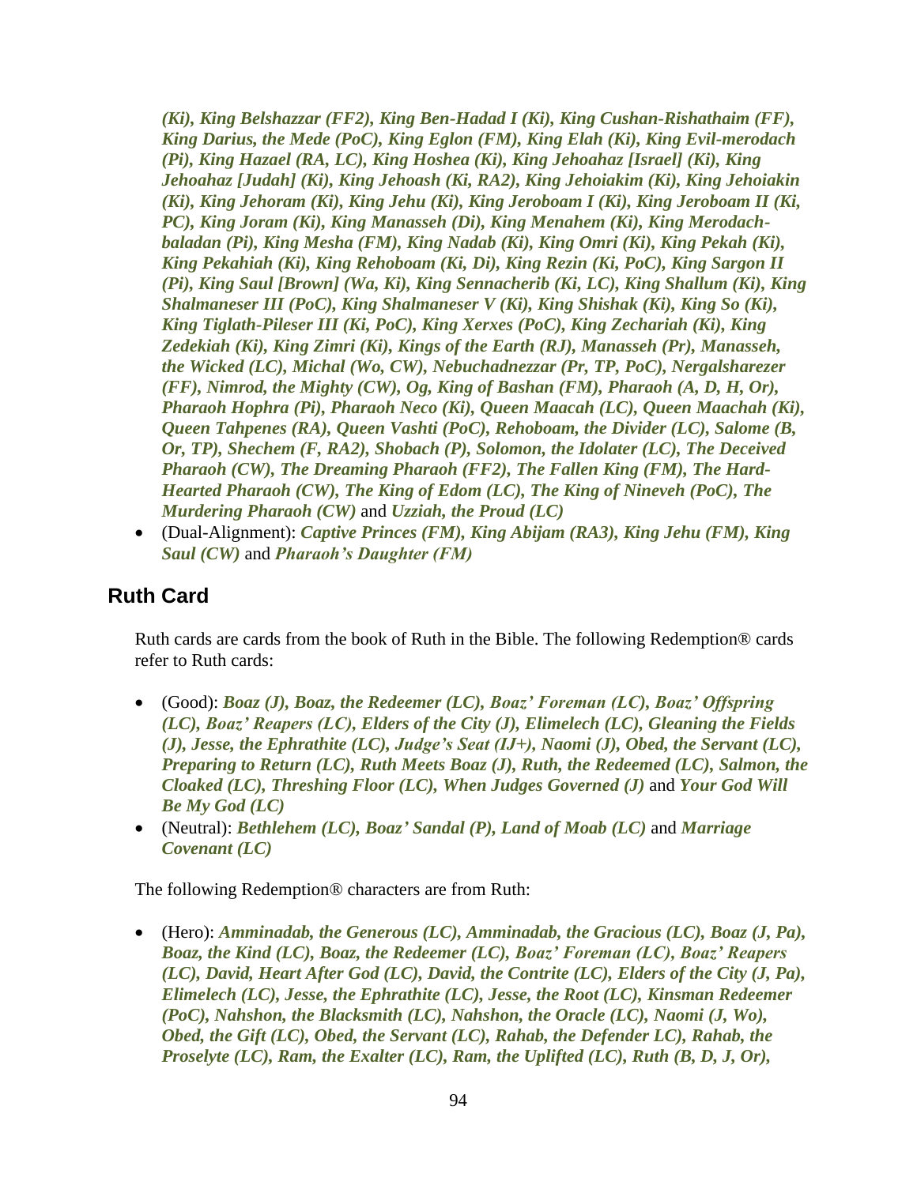*(Ki), King Belshazzar (FF2), King Ben-Hadad I (Ki), King Cushan-Rishathaim (FF), King Darius, the Mede (PoC), King Eglon (FM), King Elah (Ki), King Evil-merodach (Pi), King Hazael (RA, LC), King Hoshea (Ki), King Jehoahaz [Israel] (Ki), King Jehoahaz [Judah] (Ki), King Jehoash (Ki, RA2), King Jehoiakim (Ki), King Jehoiakin (Ki), King Jehoram (Ki), King Jehu (Ki), King Jeroboam I (Ki), King Jeroboam II (Ki, PC), King Joram (Ki), King Manasseh (Di), King Menahem (Ki), King Merodach-baladan (Pi), King Mesha (FM), King Nadab (Ki), King Omri (Ki), King Pekah (Ki), King Pekahiah (Ki), King Rehoboam (Ki, Di), King Rezin (Ki, PoC), King Sargon II (Pi), King Saul [Brown] (Wa, Ki), King Sennacherib (Ki, LC), King Shallum (Ki), King Shalmaneser III (PoC), King Shalmaneser V (Ki), King Shishak (Ki), King So (Ki), King Tiglath-Pileser III (Ki, PoC), King Xerxes (PoC), King Zechariah (Ki), King Zedekiah (Ki), King Zimri (Ki), Kings of the Earth (RJ), Manasseh (Pr), Manasseh, the Wicked (LC), Michal (Wo, CW), Nebuchadnezzar (Pr, TP, PoC), Nergalsharezer (FF), Nimrod, the Mighty (CW), Og, King of Bashan (FM), Pharaoh (A, D, H, Or), Pharaoh Hophra (Pi), Pharaoh Neco (Ki), Queen Maacah (LC), Queen Maachah (Ki), Queen Tahpenes (RA), Queen Vashti (PoC), Rehoboam, the Divider (LC), Salome (B, Or, TP), Shechem (F, RA2), Shobach (P), Solomon, the Idolater (LC), The Deceived Pharaoh (CW), The Dreaming Pharaoh (FF2), The Fallen King (FM), The Hard-Hearted Pharaoh (CW), The King of Edom (LC), The King of Nineveh (PoC), The Murdering Pharaoh (CW)* and *Uzziah, the Proud (LC)*

- (Dual-Alignment): ***Captive Princes (FM), King Abijam (RA3), King Jehu (FM), King Saul (CW)*** and ***Pharaoh's Daughter (FM)***

## Ruth Card

Ruth cards are cards from the book of Ruth in the Bible. The following Redemption® cards refer to Ruth cards:

- (Good): ***Boaz (J), Boaz, the Redeemer (LC), Boaz' Foreman (LC), Boaz' Offspring (LC), Boaz' Reapers (LC), Elders of the City (J), Elimelech (LC), Gleaning the Fields (J), Jesse, the Ephrathite (LC), Judge's Seat (IJ+), Naomi (J), Obed, the Servant (LC), Preparing to Return (LC), Ruth Meets Boaz (J), Ruth, the Redeemed (LC), Salmon, the Cloaked (LC), Threshing Floor (LC), When Judges Governed (J)*** and ***Your God Will Be My God (LC)***
- (Neutral): ***Bethlehem (LC), Boaz' Sandal (P), Land of Moab (LC)*** and ***Marriage Covenant (LC)***

The following Redemption® characters are from Ruth:

- (Hero): ***Amminadab, the Generous (LC), Amminadab, the Gracious (LC), Boaz (J, Pa), Boaz, the Kind (LC), Boaz, the Redeemer (LC), Boaz' Foreman (LC), Boaz' Reapers (LC), David, Heart After God (LC), David, the Contrite (LC), Elders of the City (J, Pa), Elimelech (LC), Jesse, the Ephrathite (LC), Jesse, the Root (LC), Kinsman Redeemer (PoC), Nahshon, the Blacksmith (LC), Nahshon, the Oracle (LC), Naomi (J, Wo), Obed, the Gift (LC), Obed, the Servant (LC), Rahab, the Defender LC), Rahab, the Proselyte (LC), Ram, the Exalter (LC), Ram, the Uplifted (LC), Ruth (B, D, J, Or),***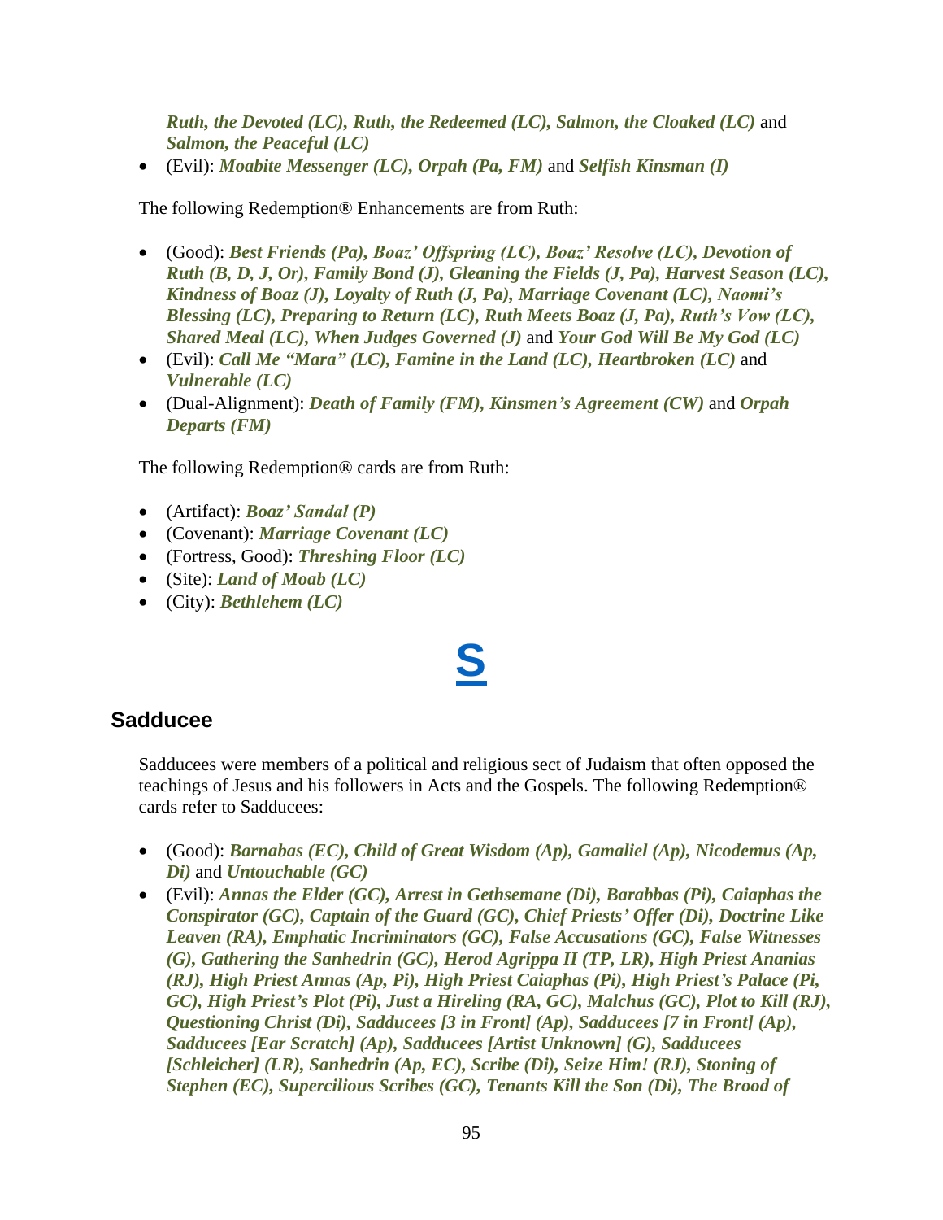*Ruth, the Devoted (LC), Ruth, the Redeemed (LC), Salmon, the Cloaked (LC)* and *Salmon, the Peaceful (LC)*

- (Evil): ***Moabite Messenger (LC), Orpah (Pa, FM)*** and ***Selfish Kinsman (I)***

The following Redemption® Enhancements are from Ruth:

- (Good): ***Best Friends (Pa), Boaz' Offspring (LC), Boaz' Resolve (LC), Devotion of Ruth (B, D, J, Or), Family Bond (J), Gleaning the Fields (J, Pa), Harvest Season (LC), Kindness of Boaz (J), Loyalty of Ruth (J, Pa), Marriage Covenant (LC), Naomi's Blessing (LC), Preparing to Return (LC), Ruth Meets Boaz (J, Pa), Ruth's Vow (LC), Shared Meal (LC), When Judges Governed (J)*** and ***Your God Will Be My God (LC)***
- (Evil): ***Call Me "Mara" (LC), Famine in the Land (LC), Heartbroken (LC)*** and ***Vulnerable (LC)***
- (Dual-Alignment): ***Death of Family (FM), Kinsmen's Agreement (CW)*** and ***Orpah Departs (FM)***

The following Redemption® cards are from Ruth:

- (Artifact): ***Boaz' Sandal (P)***
- (Covenant): ***Marriage Covenant (LC)***
- (Fortress, Good): ***Threshing Floor (LC)***
- (Site): ***Land of Moab (LC)***
- (City): ***Bethlehem (LC)***

# S

## Sadducee

Sadducees were members of a political and religious sect of Judaism that often opposed the teachings of Jesus and his followers in Acts and the Gospels. The following Redemption® cards refer to Sadducees:

- (Good): ***Barnabas (EC), Child of Great Wisdom (Ap), Gamaliel (Ap), Nicodemus (Ap, Di)*** and ***Untouchable (GC)***
- (Evil): ***Annas the Elder (GC), Arrest in Gethsemane (Di), Barabbas (Pi), Caiaphas the Conspirator (GC), Captain of the Guard (GC), Chief Priests' Offer (Di), Doctrine Like Leaven (RA), Emphatic Incriminators (GC), False Accusations (GC), False Witnesses (G), Gathering the Sanhedrin (GC), Herod Agrippa II (TP, LR), High Priest Ananias (RJ), High Priest Annas (Ap, Pi), High Priest Caiaphas (Pi), High Priest's Palace (Pi, GC), High Priest's Plot (Pi), Just a Hireling (RA, GC), Malchus (GC), Plot to Kill (RJ), Questioning Christ (Di), Sadducees [3 in Front] (Ap), Sadducees [7 in Front] (Ap), Sadducees [Ear Scratch] (Ap), Sadducees [Artist Unknown] (G), Sadducees [Schleicher] (LR), Sanhedrin (Ap, EC), Scribe (Di), Seize Him! (RJ), Stoning of Stephen (EC), Supercilious Scribes (GC), Tenants Kill the Son (Di), The Brood of***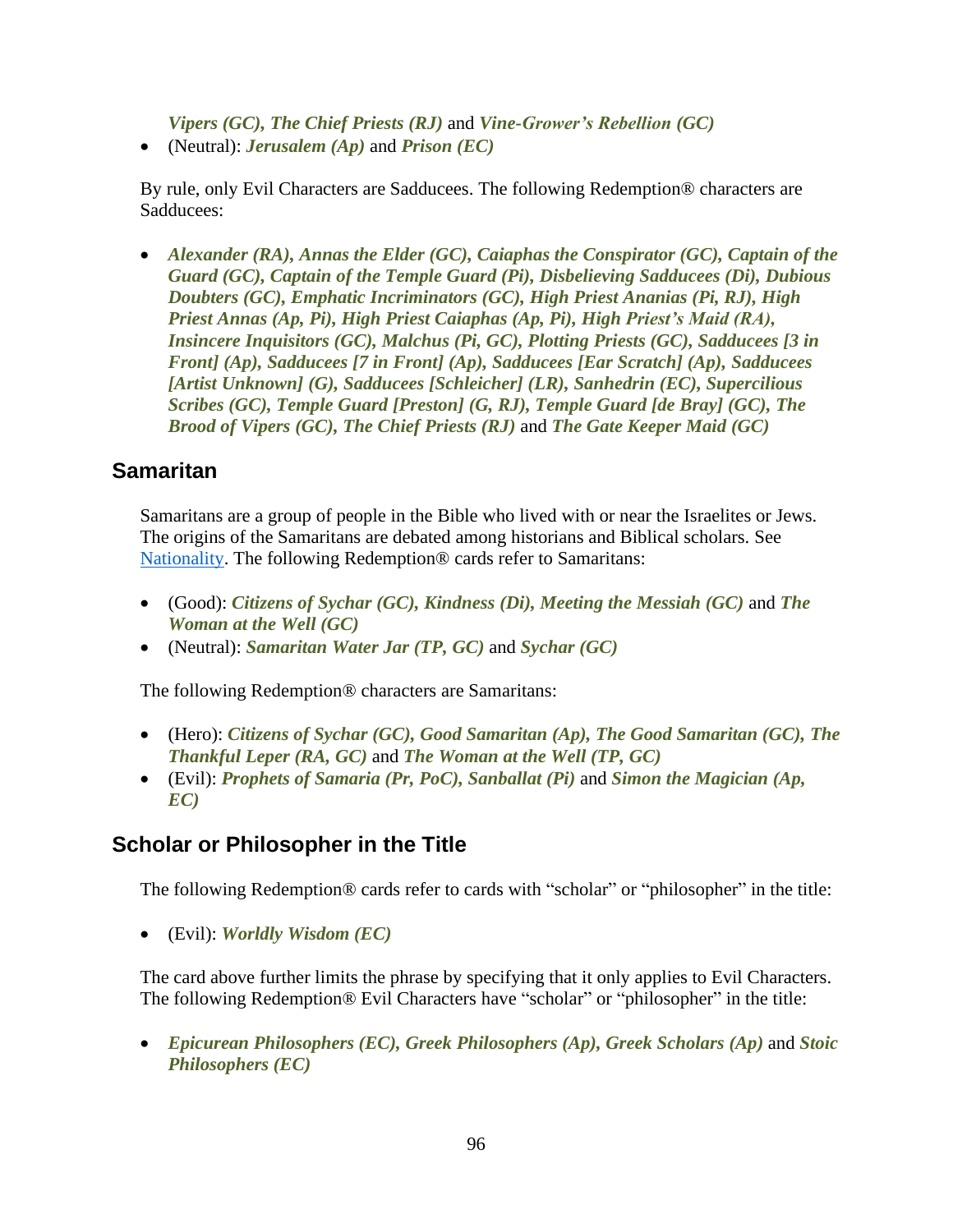*Vipers (GC), The Chief Priests (RJ)* and *Vine-Grower's Rebellion (GC)*
- (Neutral): ***Jerusalem (Ap)*** and ***Prison (EC)***

By rule, only Evil Characters are Sadducees. The following Redemption® characters are Sadducees:

- ***Alexander (RA), Annas the Elder (GC), Caiaphas the Conspirator (GC), Captain of the Guard (GC), Captain of the Temple Guard (Pi), Disbelieving Sadducees (Di), Dubious Doubters (GC), Emphatic Incriminators (GC), High Priest Ananias (Pi, RJ), High Priest Annas (Ap, Pi), High Priest Caiaphas (Ap, Pi), High Priest's Maid (RA), Insincere Inquisitors (GC), Malchus (Pi, GC), Plotting Priests (GC), Sadducees [3 in Front] (Ap), Sadducees [7 in Front] (Ap), Sadducees [Ear Scratch] (Ap), Sadducees [Artist Unknown] (G), Sadducees [Schleicher] (LR), Sanhedrin (EC), Supercilious Scribes (GC), Temple Guard [Preston] (G, RJ), Temple Guard [de Bray] (GC), The Brood of Vipers (GC), The Chief Priests (RJ)*** and ***The Gate Keeper Maid (GC)***

## Samaritan

Samaritans are a group of people in the Bible who lived with or near the Israelites or Jews. The origins of the Samaritans are debated among historians and Biblical scholars. See Nationality. The following Redemption® cards refer to Samaritans:

- (Good): ***Citizens of Sychar (GC), Kindness (Di), Meeting the Messiah (GC)*** and ***The Woman at the Well (GC)***
- (Neutral): ***Samaritan Water Jar (TP, GC)*** and ***Sychar (GC)***

The following Redemption® characters are Samaritans:

- (Hero): ***Citizens of Sychar (GC), Good Samaritan (Ap), The Good Samaritan (GC), The Thankful Leper (RA, GC)*** and ***The Woman at the Well (TP, GC)***
- (Evil): ***Prophets of Samaria (Pr, PoC), Sanballat (Pi)*** and ***Simon the Magician (Ap, EC)***

## Scholar or Philosopher in the Title

The following Redemption® cards refer to cards with "scholar" or "philosopher" in the title:

- (Evil): ***Worldly Wisdom (EC)***

The card above further limits the phrase by specifying that it only applies to Evil Characters. The following Redemption® Evil Characters have "scholar" or "philosopher" in the title:

- ***Epicurean Philosophers (EC), Greek Philosophers (Ap), Greek Scholars (Ap)*** and ***Stoic Philosophers (EC)***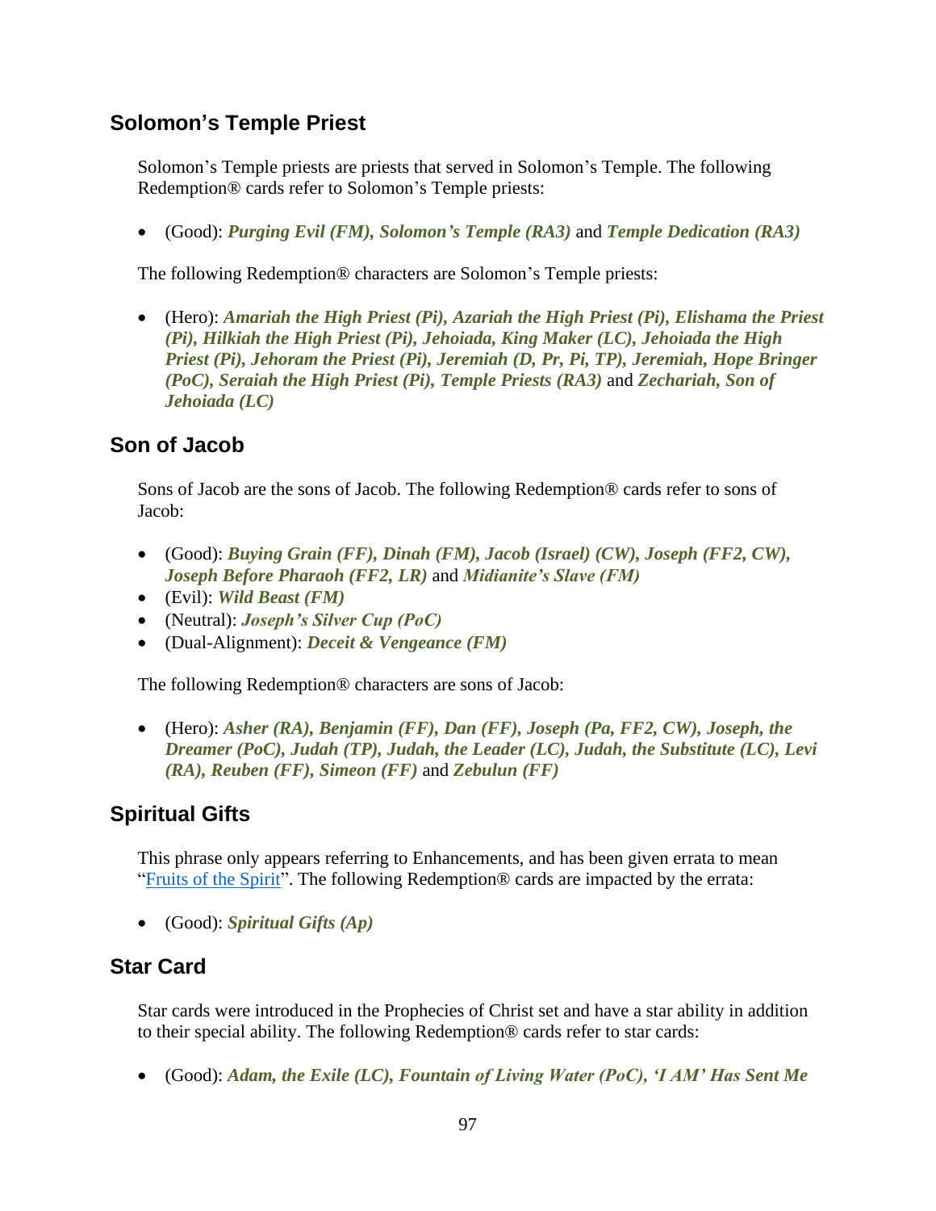## Solomon's Temple Priest

Solomon's Temple priests are priests that served in Solomon's Temple. The following Redemption® cards refer to Solomon's Temple priests:

- (Good): ***Purging Evil (FM), Solomon's Temple (RA3)*** and ***Temple Dedication (RA3)***

The following Redemption® characters are Solomon's Temple priests:

- (Hero): ***Amariah the High Priest (Pi), Azariah the High Priest (Pi), Elishama the Priest (Pi), Hilkiah the High Priest (Pi), Jehoiada, King Maker (LC), Jehoiada the High Priest (Pi), Jehoram the Priest (Pi), Jeremiah (D, Pr, Pi, TP), Jeremiah, Hope Bringer (PoC), Seraiah the High Priest (Pi), Temple Priests (RA3)*** and ***Zechariah, Son of Jehoiada (LC)***

## Son of Jacob

Sons of Jacob are the sons of Jacob. The following Redemption® cards refer to sons of Jacob:

- (Good): ***Buying Grain (FF), Dinah (FM), Jacob (Israel) (CW), Joseph (FF2, CW), Joseph Before Pharaoh (FF2, LR)*** and ***Midianite's Slave (FM)***
- (Evil): ***Wild Beast (FM)***
- (Neutral): ***Joseph's Silver Cup (PoC)***
- (Dual-Alignment): ***Deceit & Vengeance (FM)***

The following Redemption® characters are sons of Jacob:

- (Hero): ***Asher (RA), Benjamin (FF), Dan (FF), Joseph (Pa, FF2, CW), Joseph, the Dreamer (PoC), Judah (TP), Judah, the Leader (LC), Judah, the Substitute (LC), Levi (RA), Reuben (FF), Simeon (FF)*** and ***Zebulun (FF)***

## Spiritual Gifts

This phrase only appears referring to Enhancements, and has been given errata to mean "Fruits of the Spirit". The following Redemption® cards are impacted by the errata:

- (Good): ***Spiritual Gifts (Ap)***

## Star Card

Star cards were introduced in the Prophecies of Christ set and have a star ability in addition to their special ability. The following Redemption® cards refer to star cards:

- (Good): ***Adam, the Exile (LC), Fountain of Living Water (PoC), 'I AM' Has Sent Me***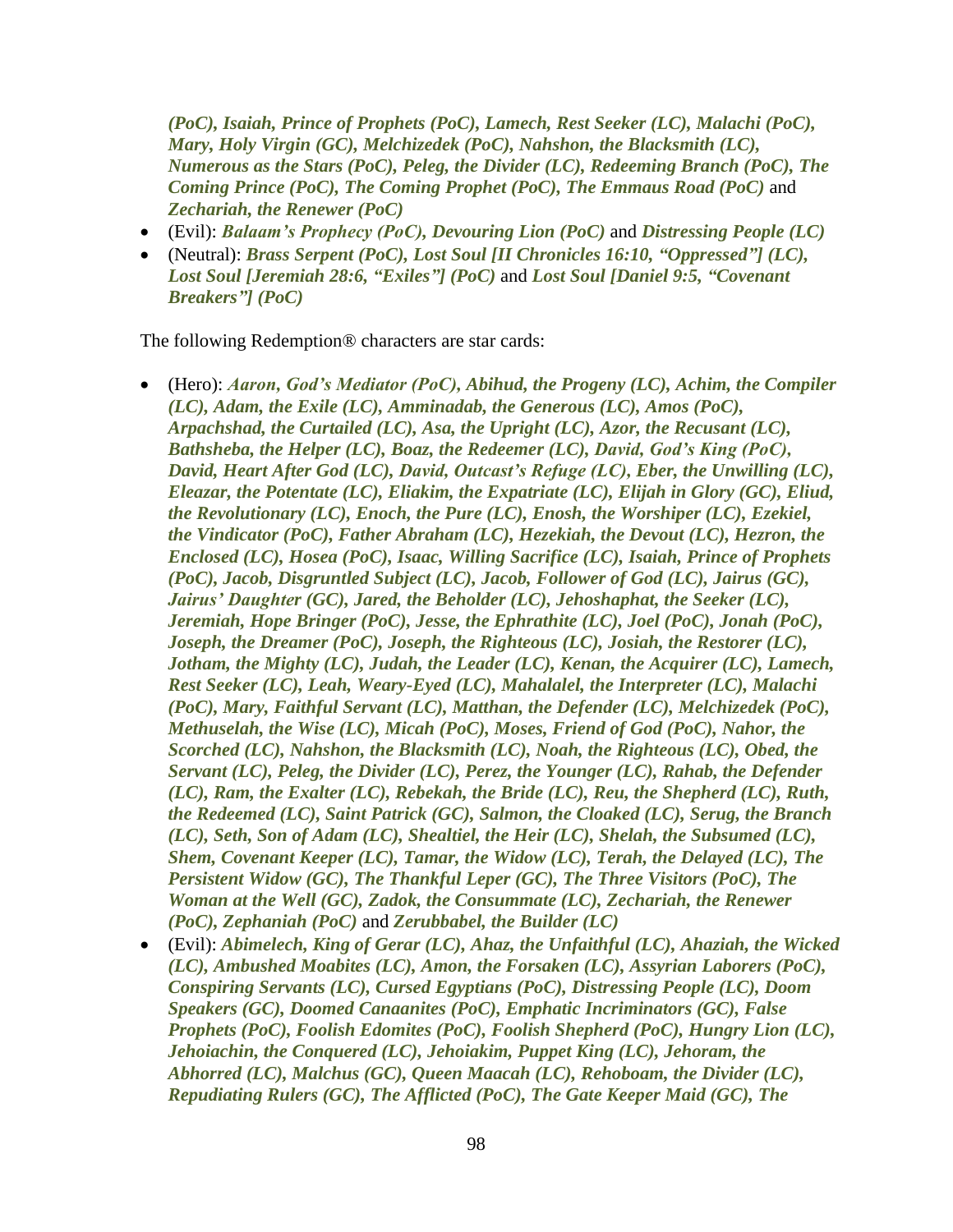*(PoC), Isaiah, Prince of Prophets (PoC), Lamech, Rest Seeker (LC), Malachi (PoC), Mary, Holy Virgin (GC), Melchizedek (PoC), Nahshon, the Blacksmith (LC), Numerous as the Stars (PoC), Peleg, the Divider (LC), Redeeming Branch (PoC), The Coming Prince (PoC), The Coming Prophet (PoC), The Emmaus Road (PoC)* and *Zechariah, the Renewer (PoC)*

- (Evil): ***Balaam's Prophecy (PoC), Devouring Lion (PoC)*** and ***Distressing People (LC)***
- (Neutral): ***Brass Serpent (PoC), Lost Soul [II Chronicles 16:10, "Oppressed"] (LC), Lost Soul [Jeremiah 28:6, "Exiles"] (PoC)*** and ***Lost Soul [Daniel 9:5, "Covenant Breakers"] (PoC)***

The following Redemption® characters are star cards:

- (Hero): ***Aaron, God's Mediator (PoC), Abihud, the Progeny (LC), Achim, the Compiler (LC), Adam, the Exile (LC), Amminadab, the Generous (LC), Amos (PoC), Arpachshad, the Curtailed (LC), Asa, the Upright (LC), Azor, the Recusant (LC), Bathsheba, the Helper (LC), Boaz, the Redeemer (LC), David, God's King (PoC), David, Heart After God (LC), David, Outcast's Refuge (LC), Eber, the Unwilling (LC), Eleazar, the Potentate (LC), Eliakim, the Expatriate (LC), Elijah in Glory (GC), Eliud, the Revolutionary (LC), Enoch, the Pure (LC), Enosh, the Worshiper (LC), Ezekiel, the Vindicator (PoC), Father Abraham (LC), Hezekiah, the Devout (LC), Hezron, the Enclosed (LC), Hosea (PoC), Isaac, Willing Sacrifice (LC), Isaiah, Prince of Prophets (PoC), Jacob, Disgruntled Subject (LC), Jacob, Follower of God (LC), Jairus (GC), Jairus' Daughter (GC), Jared, the Beholder (LC), Jehoshaphat, the Seeker (LC), Jeremiah, Hope Bringer (PoC), Jesse, the Ephrathite (LC), Joel (PoC), Jonah (PoC), Joseph, the Dreamer (PoC), Joseph, the Righteous (LC), Josiah, the Restorer (LC), Jotham, the Mighty (LC), Judah, the Leader (LC), Kenan, the Acquirer (LC), Lamech, Rest Seeker (LC), Leah, Weary-Eyed (LC), Mahalalel, the Interpreter (LC), Malachi (PoC), Mary, Faithful Servant (LC), Matthan, the Defender (LC), Melchizedek (PoC), Methuselah, the Wise (LC), Micah (PoC), Moses, Friend of God (PoC), Nahor, the Scorched (LC), Nahshon, the Blacksmith (LC), Noah, the Righteous (LC), Obed, the Servant (LC), Peleg, the Divider (LC), Perez, the Younger (LC), Rahab, the Defender (LC), Ram, the Exalter (LC), Rebekah, the Bride (LC), Reu, the Shepherd (LC), Ruth, the Redeemed (LC), Saint Patrick (GC), Salmon, the Cloaked (LC), Serug, the Branch (LC), Seth, Son of Adam (LC), Shealtiel, the Heir (LC), Shelah, the Subsumed (LC), Shem, Covenant Keeper (LC), Tamar, the Widow (LC), Terah, the Delayed (LC), The Persistent Widow (GC), The Thankful Leper (GC), The Three Visitors (PoC), The Woman at the Well (GC), Zadok, the Consummate (LC), Zechariah, the Renewer (PoC), Zephaniah (PoC)*** and ***Zerubbabel, the Builder (LC)***
- (Evil): ***Abimelech, King of Gerar (LC), Ahaz, the Unfaithful (LC), Ahaziah, the Wicked (LC), Ambushed Moabites (LC), Amon, the Forsaken (LC), Assyrian Laborers (PoC), Conspiring Servants (LC), Cursed Egyptians (PoC), Distressing People (LC), Doom Speakers (GC), Doomed Canaanites (PoC), Emphatic Incriminators (GC), False Prophets (PoC), Foolish Edomites (PoC), Foolish Shepherd (PoC), Hungry Lion (LC), Jehoiachin, the Conquered (LC), Jehoiakim, Puppet King (LC), Jehoram, the Abhorred (LC), Malchus (GC), Queen Maacah (LC), Rehoboam, the Divider (LC), Repudiating Rulers (GC), The Afflicted (PoC), The Gate Keeper Maid (GC), The***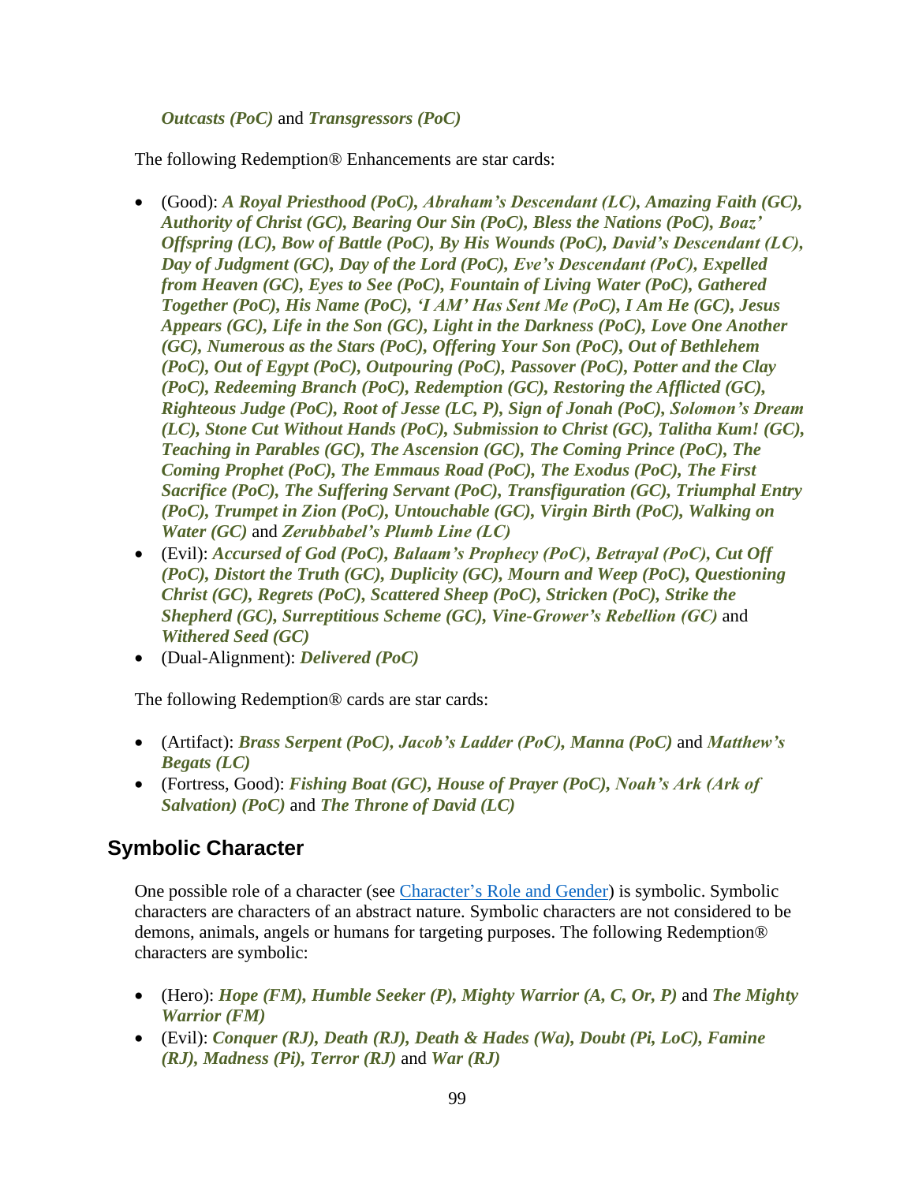***Outcasts (PoC)*** and ***Transgressors (PoC)***

The following Redemption® Enhancements are star cards:

- (Good): ***A Royal Priesthood (PoC), Abraham's Descendant (LC), Amazing Faith (GC), Authority of Christ (GC), Bearing Our Sin (PoC), Bless the Nations (PoC), Boaz' Offspring (LC), Bow of Battle (PoC), By His Wounds (PoC), David's Descendant (LC), Day of Judgment (GC), Day of the Lord (PoC), Eve's Descendant (PoC), Expelled from Heaven (GC), Eyes to See (PoC), Fountain of Living Water (PoC), Gathered Together (PoC), His Name (PoC), 'I AM' Has Sent Me (PoC), I Am He (GC), Jesus Appears (GC), Life in the Son (GC), Light in the Darkness (PoC), Love One Another (GC), Numerous as the Stars (PoC), Offering Your Son (PoC), Out of Bethlehem (PoC), Out of Egypt (PoC), Outpouring (PoC), Passover (PoC), Potter and the Clay (PoC), Redeeming Branch (PoC), Redemption (GC), Restoring the Afflicted (GC), Righteous Judge (PoC), Root of Jesse (LC, P), Sign of Jonah (PoC), Solomon's Dream (LC), Stone Cut Without Hands (PoC), Submission to Christ (GC), Talitha Kum! (GC), Teaching in Parables (GC), The Ascension (GC), The Coming Prince (PoC), The Coming Prophet (PoC), The Emmaus Road (PoC), The Exodus (PoC), The First Sacrifice (PoC), The Suffering Servant (PoC), Transfiguration (GC), Triumphal Entry (PoC), Trumpet in Zion (PoC), Untouchable (GC), Virgin Birth (PoC), Walking on Water (GC)*** and ***Zerubbabel's Plumb Line (LC)***
- (Evil): ***Accursed of God (PoC), Balaam's Prophecy (PoC), Betrayal (PoC), Cut Off (PoC), Distort the Truth (GC), Duplicity (GC), Mourn and Weep (PoC), Questioning Christ (GC), Regrets (PoC), Scattered Sheep (PoC), Stricken (PoC), Strike the Shepherd (GC), Surreptitious Scheme (GC), Vine-Grower's Rebellion (GC)*** and ***Withered Seed (GC)***
- (Dual-Alignment): ***Delivered (PoC)***

The following Redemption® cards are star cards:

- (Artifact): ***Brass Serpent (PoC), Jacob's Ladder (PoC), Manna (PoC)*** and ***Matthew's Begats (LC)***
- (Fortress, Good): ***Fishing Boat (GC), House of Prayer (PoC), Noah's Ark (Ark of Salvation) (PoC)*** and ***The Throne of David (LC)***

## Symbolic Character

One possible role of a character (see Character's Role and Gender) is symbolic. Symbolic characters are characters of an abstract nature. Symbolic characters are not considered to be demons, animals, angels or humans for targeting purposes. The following Redemption® characters are symbolic:

- (Hero): ***Hope (FM), Humble Seeker (P), Mighty Warrior (A, C, Or, P)*** and ***The Mighty Warrior (FM)***
- (Evil): ***Conquer (RJ), Death (RJ), Death & Hades (Wa), Doubt (Pi, LoC), Famine (RJ), Madness (Pi), Terror (RJ)*** and ***War (RJ)***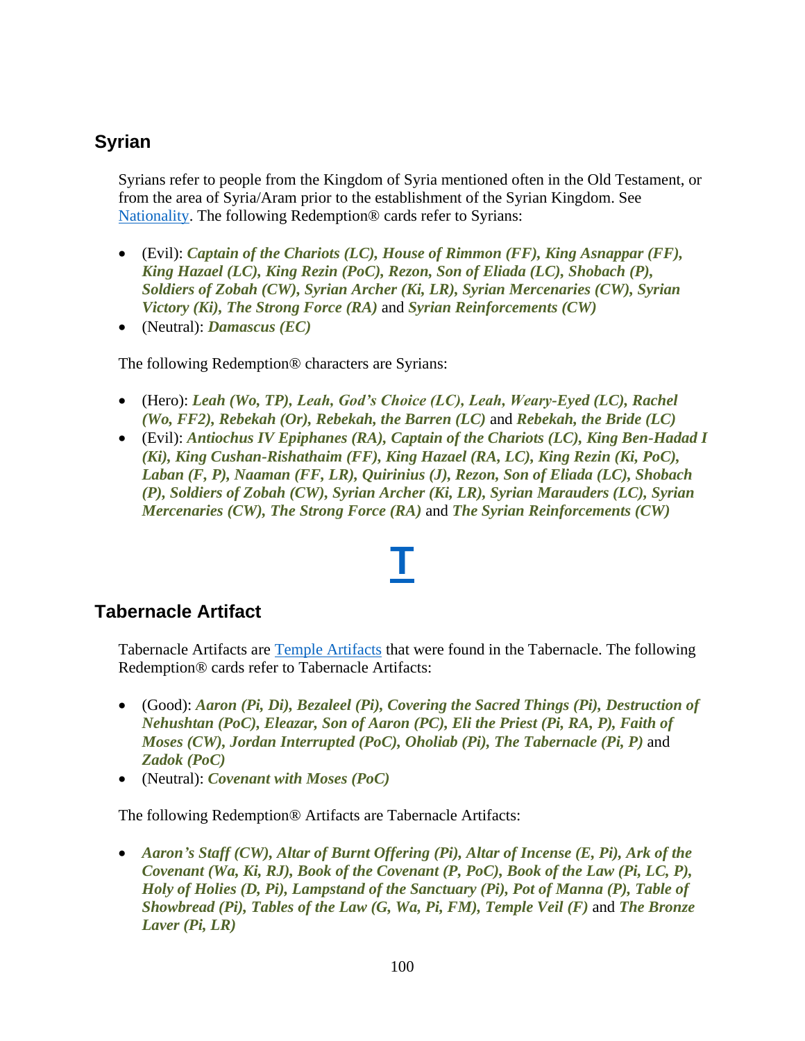## Syrian

Syrians refer to people from the Kingdom of Syria mentioned often in the Old Testament, or from the area of Syria/Aram prior to the establishment of the Syrian Kingdom. See Nationality. The following Redemption® cards refer to Syrians:

- (Evil): ***Captain of the Chariots (LC), House of Rimmon (FF), King Asnappar (FF), King Hazael (LC), King Rezin (PoC), Rezon, Son of Eliada (LC), Shobach (P), Soldiers of Zobah (CW), Syrian Archer (Ki, LR), Syrian Mercenaries (CW), Syrian Victory (Ki), The Strong Force (RA)*** and ***Syrian Reinforcements (CW)***
- (Neutral): ***Damascus (EC)***

The following Redemption® characters are Syrians:

- (Hero): ***Leah (Wo, TP), Leah, God's Choice (LC), Leah, Weary-Eyed (LC), Rachel (Wo, FF2), Rebekah (Or), Rebekah, the Barren (LC)*** and ***Rebekah, the Bride (LC)***
- (Evil): ***Antiochus IV Epiphanes (RA), Captain of the Chariots (LC), King Ben-Hadad I (Ki), King Cushan-Rishathaim (FF), King Hazael (RA, LC), King Rezin (Ki, PoC), Laban (F, P), Naaman (FF, LR), Quirinius (J), Rezon, Son of Eliada (LC), Shobach (P), Soldiers of Zobah (CW), Syrian Archer (Ki, LR), Syrian Marauders (LC), Syrian Mercenaries (CW), The Strong Force (RA)*** and ***The Syrian Reinforcements (CW)***

# T

## Tabernacle Artifact

Tabernacle Artifacts are Temple Artifacts that were found in the Tabernacle. The following Redemption® cards refer to Tabernacle Artifacts:

- (Good): ***Aaron (Pi, Di), Bezaleel (Pi), Covering the Sacred Things (Pi), Destruction of Nehushtan (PoC), Eleazar, Son of Aaron (PC), Eli the Priest (Pi, RA, P), Faith of Moses (CW), Jordan Interrupted (PoC), Oholiab (Pi), The Tabernacle (Pi, P)*** and ***Zadok (PoC)***
- (Neutral): ***Covenant with Moses (PoC)***

The following Redemption® Artifacts are Tabernacle Artifacts:

- ***Aaron's Staff (CW), Altar of Burnt Offering (Pi), Altar of Incense (E, Pi), Ark of the Covenant (Wa, Ki, RJ), Book of the Covenant (P, PoC), Book of the Law (Pi, LC, P), Holy of Holies (D, Pi), Lampstand of the Sanctuary (Pi), Pot of Manna (P), Table of Showbread (Pi), Tables of the Law (G, Wa, Pi, FM), Temple Veil (F)*** and ***The Bronze Laver (Pi, LR)***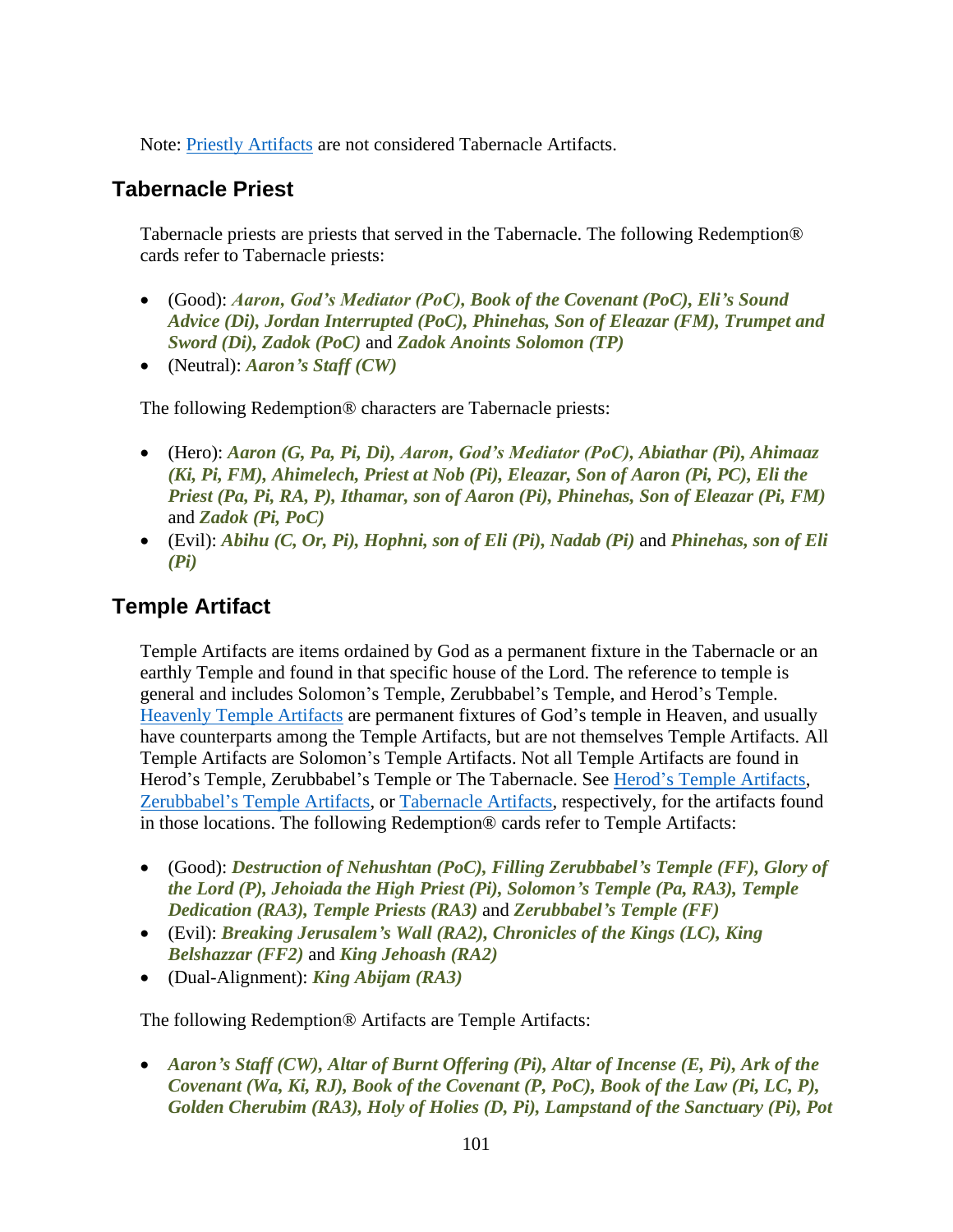Note: Priestly Artifacts are not considered Tabernacle Artifacts.

## Tabernacle Priest

Tabernacle priests are priests that served in the Tabernacle. The following Redemption® cards refer to Tabernacle priests:

- (Good): ***Aaron, God's Mediator (PoC), Book of the Covenant (PoC), Eli's Sound Advice (Di), Jordan Interrupted (PoC), Phinehas, Son of Eleazar (FM), Trumpet and Sword (Di), Zadok (PoC)*** and ***Zadok Anoints Solomon (TP)***
- (Neutral): ***Aaron's Staff (CW)***

The following Redemption® characters are Tabernacle priests:

- (Hero): ***Aaron (G, Pa, Pi, Di), Aaron, God's Mediator (PoC), Abiathar (Pi), Ahimaaz (Ki, Pi, FM), Ahimelech, Priest at Nob (Pi), Eleazar, Son of Aaron (Pi, PC), Eli the Priest (Pa, Pi, RA, P), Ithamar, son of Aaron (Pi), Phinehas, Son of Eleazar (Pi, FM)*** and ***Zadok (Pi, PoC)***
- (Evil): ***Abihu (C, Or, Pi), Hophni, son of Eli (Pi), Nadab (Pi)*** and ***Phinehas, son of Eli (Pi)***

## Temple Artifact

Temple Artifacts are items ordained by God as a permanent fixture in the Tabernacle or an earthly Temple and found in that specific house of the Lord. The reference to temple is general and includes Solomon's Temple, Zerubbabel's Temple, and Herod's Temple. Heavenly Temple Artifacts are permanent fixtures of God's temple in Heaven, and usually have counterparts among the Temple Artifacts, but are not themselves Temple Artifacts. All Temple Artifacts are Solomon's Temple Artifacts. Not all Temple Artifacts are found in Herod's Temple, Zerubbabel's Temple or The Tabernacle. See Herod's Temple Artifacts, Zerubbabel's Temple Artifacts, or Tabernacle Artifacts, respectively, for the artifacts found in those locations. The following Redemption® cards refer to Temple Artifacts:

- (Good): ***Destruction of Nehushtan (PoC), Filling Zerubbabel's Temple (FF), Glory of the Lord (P), Jehoiada the High Priest (Pi), Solomon's Temple (Pa, RA3), Temple Dedication (RA3), Temple Priests (RA3)*** and ***Zerubbabel's Temple (FF)***
- (Evil): ***Breaking Jerusalem's Wall (RA2), Chronicles of the Kings (LC), King Belshazzar (FF2)*** and ***King Jehoash (RA2)***
- (Dual-Alignment): ***King Abijam (RA3)***

The following Redemption® Artifacts are Temple Artifacts:

- ***Aaron's Staff (CW), Altar of Burnt Offering (Pi), Altar of Incense (E, Pi), Ark of the Covenant (Wa, Ki, RJ), Book of the Covenant (P, PoC), Book of the Law (Pi, LC, P), Golden Cherubim (RA3), Holy of Holies (D, Pi), Lampstand of the Sanctuary (Pi), Pot***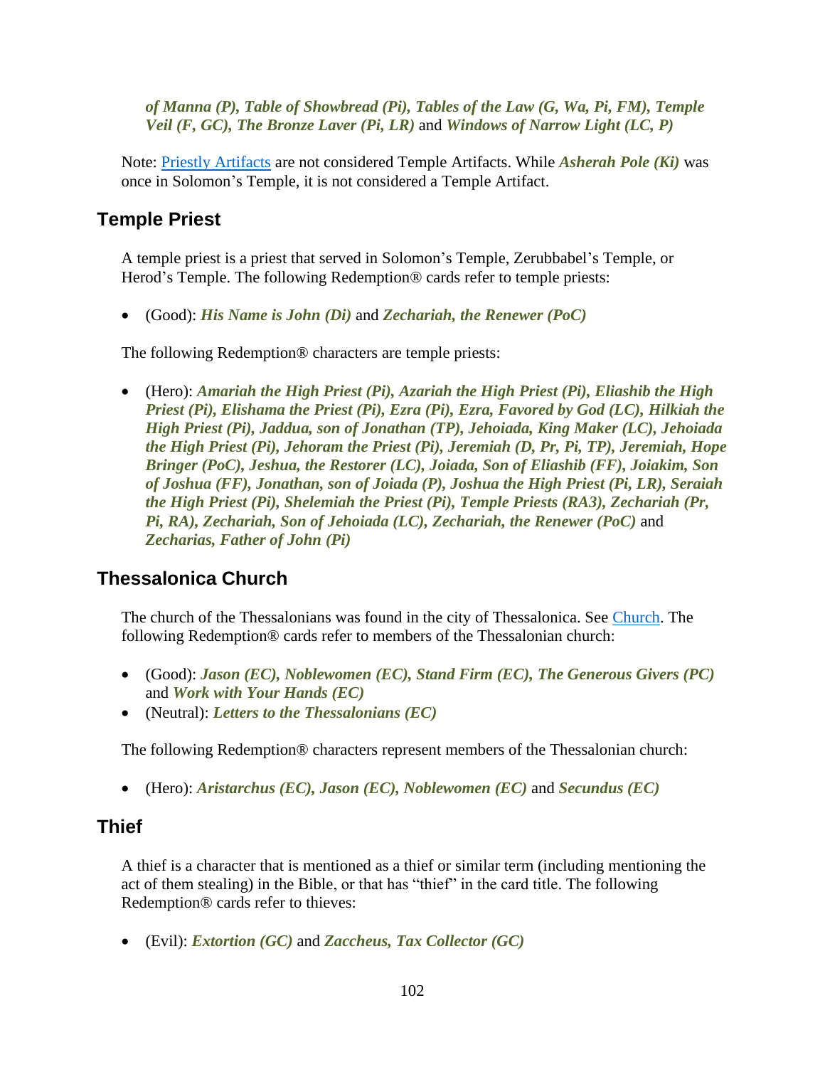***of Manna (P), Table of Showbread (Pi), Tables of the Law (G, Wa, Pi, FM), Temple Veil (F, GC), The Bronze Laver (Pi, LR)*** and ***Windows of Narrow Light (LC, P)***

Note: Priestly Artifacts are not considered Temple Artifacts. While ***Asherah Pole (Ki)*** was once in Solomon's Temple, it is not considered a Temple Artifact.

## Temple Priest

A temple priest is a priest that served in Solomon's Temple, Zerubbabel's Temple, or Herod's Temple. The following Redemption® cards refer to temple priests:

- (Good): ***His Name is John (Di)*** and ***Zechariah, the Renewer (PoC)***

The following Redemption® characters are temple priests:

- (Hero): ***Amariah the High Priest (Pi), Azariah the High Priest (Pi), Eliashib the High Priest (Pi), Elishama the Priest (Pi), Ezra (Pi), Ezra, Favored by God (LC), Hilkiah the High Priest (Pi), Jaddua, son of Jonathan (TP), Jehoiada, King Maker (LC), Jehoiada the High Priest (Pi), Jehoram the Priest (Pi), Jeremiah (D, Pr, Pi, TP), Jeremiah, Hope Bringer (PoC), Jeshua, the Restorer (LC), Joiada, Son of Eliashib (FF), Joiakim, Son of Joshua (FF), Jonathan, son of Joiada (P), Joshua the High Priest (Pi, LR), Seraiah the High Priest (Pi), Shelemiah the Priest (Pi), Temple Priests (RA3), Zechariah (Pr, Pi, RA), Zechariah, Son of Jehoiada (LC), Zechariah, the Renewer (PoC)*** and ***Zecharias, Father of John (Pi)***

## Thessalonica Church

The church of the Thessalonians was found in the city of Thessalonica. See Church. The following Redemption® cards refer to members of the Thessalonian church:

- (Good): ***Jason (EC), Noblewomen (EC), Stand Firm (EC), The Generous Givers (PC)*** and ***Work with Your Hands (EC)***
- (Neutral): ***Letters to the Thessalonians (EC)***

The following Redemption® characters represent members of the Thessalonian church:

- (Hero): ***Aristarchus (EC), Jason (EC), Noblewomen (EC)*** and ***Secundus (EC)***

## Thief

A thief is a character that is mentioned as a thief or similar term (including mentioning the act of them stealing) in the Bible, or that has "thief" in the card title. The following Redemption® cards refer to thieves:

- (Evil): ***Extortion (GC)*** and ***Zaccheus, Tax Collector (GC)***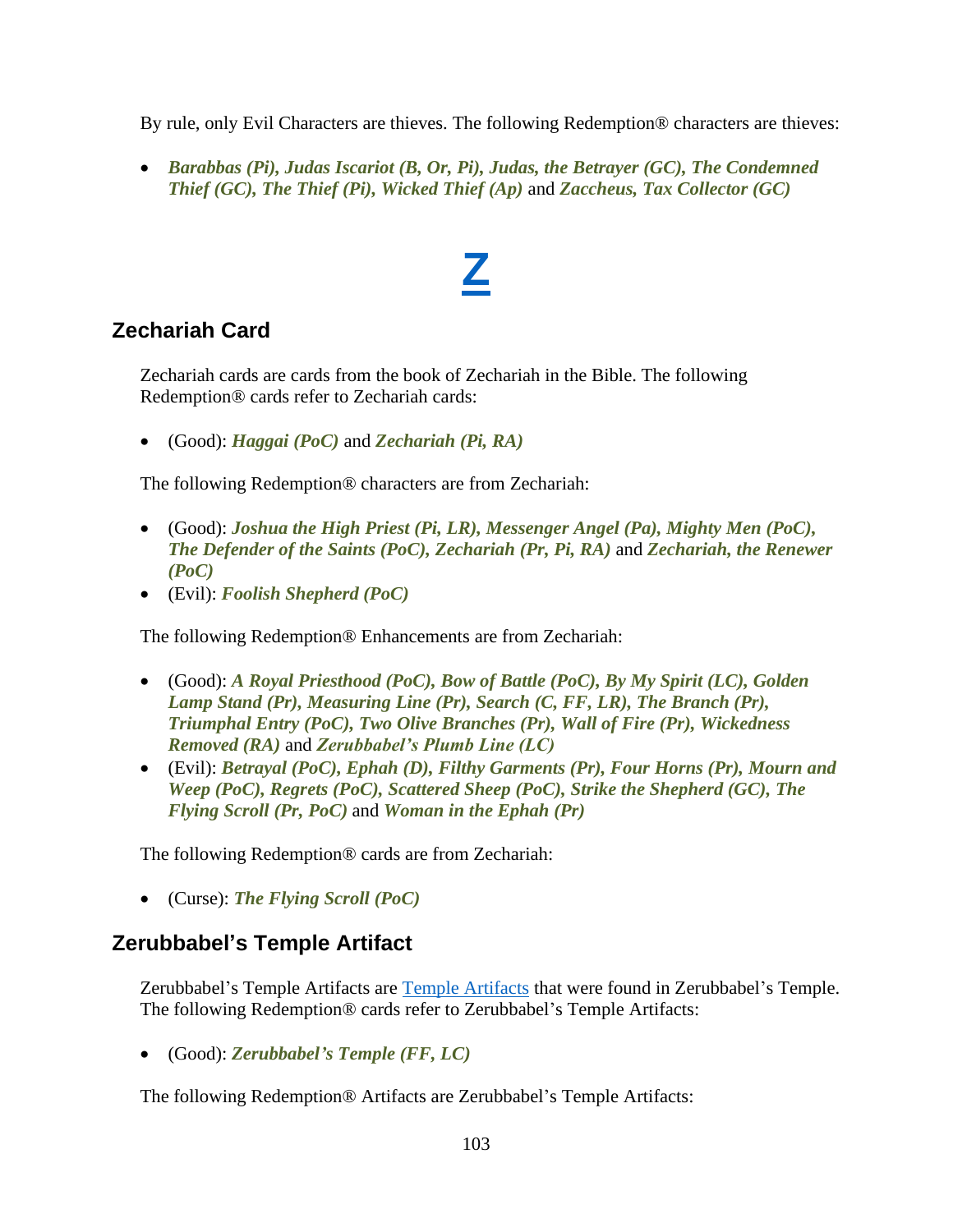By rule, only Evil Characters are thieves. The following Redemption® characters are thieves:

- ***Barabbas (Pi), Judas Iscariot (B, Or, Pi), Judas, the Betrayer (GC), The Condemned Thief (GC), The Thief (Pi), Wicked Thief (Ap)*** and ***Zaccheus, Tax Collector (GC)***

# Z

## Zechariah Card

Zechariah cards are cards from the book of Zechariah in the Bible. The following Redemption® cards refer to Zechariah cards:

- (Good): ***Haggai (PoC)*** and ***Zechariah (Pi, RA)***

The following Redemption® characters are from Zechariah:

- (Good): ***Joshua the High Priest (Pi, LR), Messenger Angel (Pa), Mighty Men (PoC), The Defender of the Saints (PoC), Zechariah (Pr, Pi, RA)*** and ***Zechariah, the Renewer (PoC)***
- (Evil): ***Foolish Shepherd (PoC)***

The following Redemption® Enhancements are from Zechariah:

- (Good): ***A Royal Priesthood (PoC), Bow of Battle (PoC), By My Spirit (LC), Golden Lamp Stand (Pr), Measuring Line (Pr), Search (C, FF, LR), The Branch (Pr), Triumphal Entry (PoC), Two Olive Branches (Pr), Wall of Fire (Pr), Wickedness Removed (RA)*** and ***Zerubbabel's Plumb Line (LC)***
- (Evil): ***Betrayal (PoC), Ephah (D), Filthy Garments (Pr), Four Horns (Pr), Mourn and Weep (PoC), Regrets (PoC), Scattered Sheep (PoC), Strike the Shepherd (GC), The Flying Scroll (Pr, PoC)*** and ***Woman in the Ephah (Pr)***

The following Redemption® cards are from Zechariah:

- (Curse): ***The Flying Scroll (PoC)***

## Zerubbabel's Temple Artifact

Zerubbabel's Temple Artifacts are Temple Artifacts that were found in Zerubbabel's Temple. The following Redemption® cards refer to Zerubbabel's Temple Artifacts:

- (Good): ***Zerubbabel's Temple (FF, LC)***

The following Redemption® Artifacts are Zerubbabel's Temple Artifacts: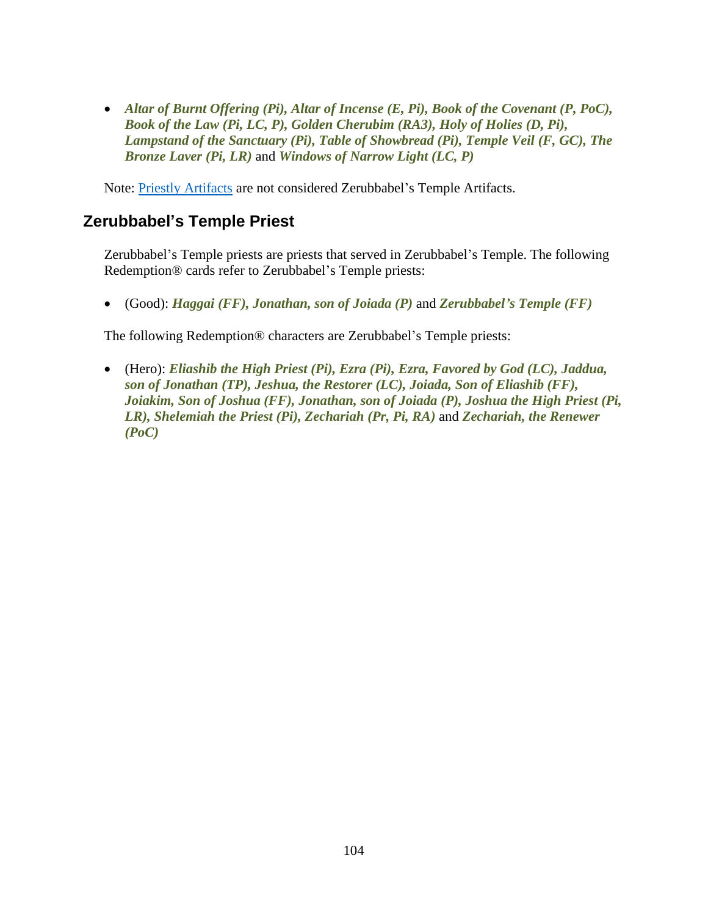- ***Altar of Burnt Offering (Pi), Altar of Incense (E, Pi), Book of the Covenant (P, PoC), Book of the Law (Pi, LC, P), Golden Cherubim (RA3), Holy of Holies (D, Pi), Lampstand of the Sanctuary (Pi), Table of Showbread (Pi), Temple Veil (F, GC), The Bronze Laver (Pi, LR)*** and ***Windows of Narrow Light (LC, P)***

Note: [Priestly Artifacts]() are not considered Zerubbabel's Temple Artifacts.

## Zerubbabel's Temple Priest

Zerubbabel's Temple priests are priests that served in Zerubbabel's Temple. The following Redemption® cards refer to Zerubbabel's Temple priests:

- (Good): ***Haggai (FF), Jonathan, son of Joiada (P)*** and ***Zerubbabel's Temple (FF)***

The following Redemption® characters are Zerubbabel's Temple priests:

- (Hero): ***Eliashib the High Priest (Pi), Ezra (Pi), Ezra, Favored by God (LC), Jaddua, son of Jonathan (TP), Jeshua, the Restorer (LC), Joiada, Son of Eliashib (FF), Joiakim, Son of Joshua (FF), Jonathan, son of Joiada (P), Joshua the High Priest (Pi, LR), Shelemiah the Priest (Pi), Zechariah (Pr, Pi, RA)*** and ***Zechariah, the Renewer (PoC)***